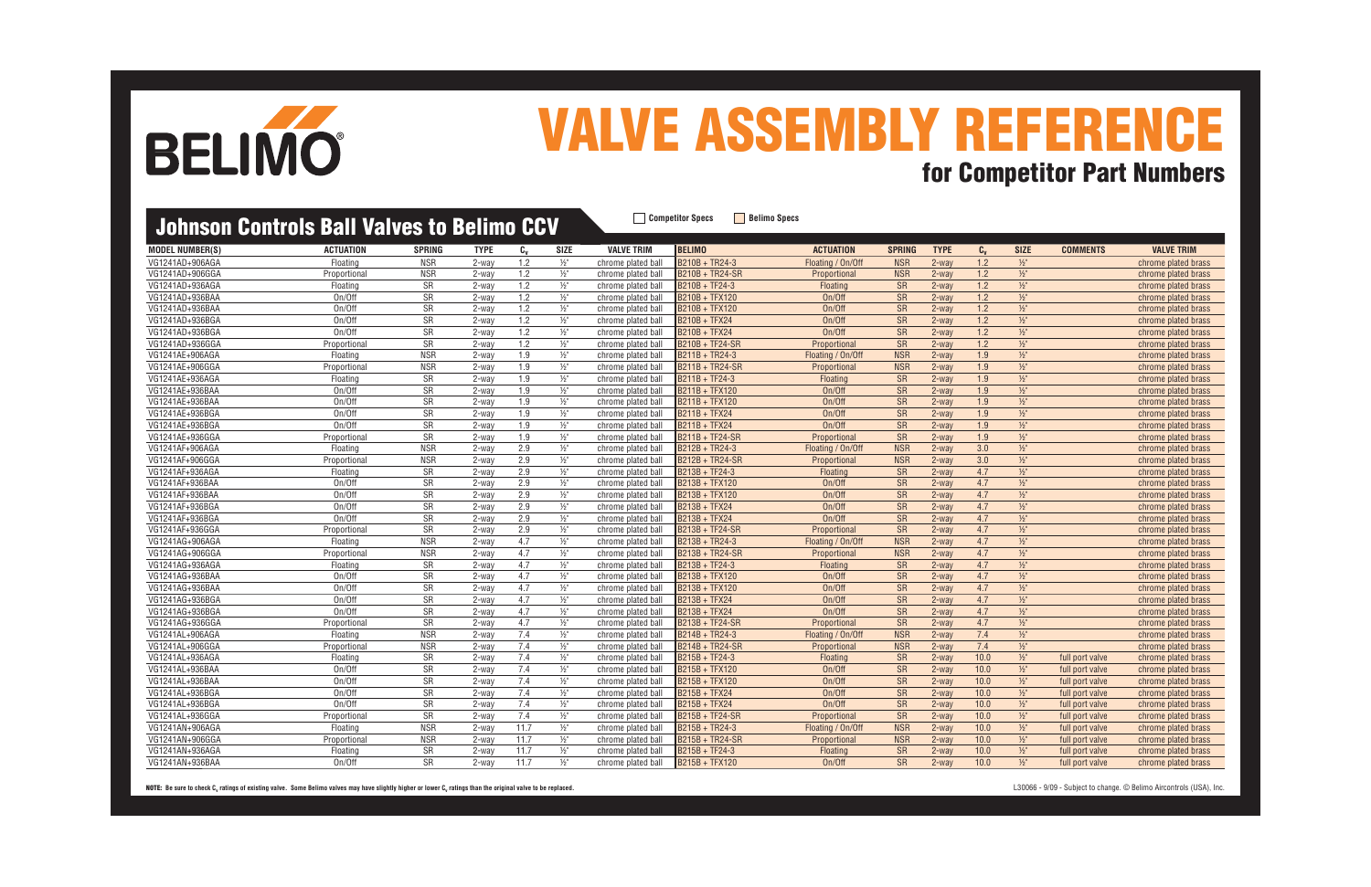BELIMO

# VALVE ASSEMBLY REFERENCE

## for Competitor Part Numbers

## Johnson Controls Ball Valves to Belimo CCV

Competitor Specs | Belimo Specs

| MODEL NUMBER(S) | ACTUATION | SPRING | TYPE | $C_v$ | SIZE | VALVE TRIM | BELIMO | ACTUATION | SPRING | TYPE | $C_v$ | SIZE | COMMENTS | VALVE TRIM |
|---|---|---|---|---|---|---|---|---|---|---|---|---|---|---|
| VG1241AD+906AGA | Floating | NSR | 2-way | 1.2 | ½" | chrome plated ball | B210B + TR24-3 | Floating / On/Off | NSR | 2-way | 1.2 | ½" | | chrome plated brass |
| VG1241AD+906GGA | Proportional | NSR | 2-way | 1.2 | ½" | chrome plated ball | B210B + TR24-SR | Proportional | NSR | 2-way | 1.2 | ½" | | chrome plated brass |
| VG1241AD+936AGA | Floating | SR | 2-way | 1.2 | ½" | chrome plated ball | B210B + TF24-3 | Floating | SR | 2-way | 1.2 | ½" | | chrome plated brass |
| VG1241AD+936BAA | On/Off | SR | 2-way | 1.2 | ½" | chrome plated ball | B210B + TFX120 | On/Off | SR | 2-way | 1.2 | ½" | | chrome plated brass |
| VG1241AD+936BAA | On/Off | SR | 2-way | 1.2 | ½" | chrome plated ball | B210B + TFX120 | On/Off | SR | 2-way | 1.2 | ½" | | chrome plated brass |
| VG1241AD+936BGA | On/Off | SR | 2-way | 1.2 | ½" | chrome plated ball | B210B + TFX24 | On/Off | SR | 2-way | 1.2 | ½" | | chrome plated brass |
| VG1241AD+936BGA | On/Off | SR | 2-way | 1.2 | ½" | chrome plated ball | B210B + TFX24 | On/Off | SR | 2-way | 1.2 | ½" | | chrome plated brass |
| VG1241AD+936GGA | Proportional | SR | 2-way | 1.2 | ½" | chrome plated ball | B210B + TF24-SR | Proportional | SR | 2-way | 1.2 | ½" | | chrome plated brass |
| VG1241AE+906AGA | Floating | NSR | 2-way | 1.9 | ½" | chrome plated ball | B211B + TR24-3 | Floating / On/Off | NSR | 2-way | 1.9 | ½" | | chrome plated brass |
| VG1241AE+906GGA | Proportional | NSR | 2-way | 1.9 | ½" | chrome plated ball | B211B + TR24-SR | Proportional | NSR | 2-way | 1.9 | ½" | | chrome plated brass |
| VG1241AE+936AGA | Floating | SR | 2-way | 1.9 | ½" | chrome plated ball | B211B + TF24-3 | Floating | SR | 2-way | 1.9 | ½" | | chrome plated brass |
| VG1241AE+936BAA | On/Off | SR | 2-way | 1.9 | ½" | chrome plated ball | B211B + TFX120 | On/Off | SR | 2-way | 1.9 | ½" | | chrome plated brass |
| VG1241AE+936BAA | On/Off | SR | 2-way | 1.9 | ½" | chrome plated ball | B211B + TFX120 | On/Off | SR | 2-way | 1.9 | ½" | | chrome plated brass |
| VG1241AE+936BGA | On/Off | SR | 2-way | 1.9 | ½" | chrome plated ball | B211B + TFX24 | On/Off | SR | 2-way | 1.9 | ½" | | chrome plated brass |
| VG1241AE+936BGA | On/Off | SR | 2-way | 1.9 | ½" | chrome plated ball | B211B + TFX24 | On/Off | SR | 2-way | 1.9 | ½" | | chrome plated brass |
| VG1241AE+936GGA | Proportional | SR | 2-way | 1.9 | ½" | chrome plated ball | B211B + TF24-SR | Proportional | SR | 2-way | 1.9 | ½" | | chrome plated brass |
| VG1241AF+906AGA | Floating | NSR | 2-way | 2.9 | ½" | chrome plated ball | B212B + TR24-3 | Floating / On/Off | NSR | 2-way | 3.0 | ½" | | chrome plated brass |
| VG1241AF+906GGA | Proportional | NSR | 2-way | 2.9 | ½" | chrome plated ball | B212B + TR24-SR | Proportional | NSR | 2-way | 3.0 | ½" | | chrome plated brass |
| VG1241AF+936AGA | Floating | SR | 2-way | 2.9 | ½" | chrome plated ball | B213B + TF24-3 | Floating | SR | 2-way | 4.7 | ½" | | chrome plated brass |
| VG1241AF+936BAA | On/Off | SR | 2-way | 2.9 | ½" | chrome plated ball | B213B + TFX120 | On/Off | SR | 2-way | 4.7 | ½" | | chrome plated brass |
| VG1241AF+936BAA | On/Off | SR | 2-way | 2.9 | ½" | chrome plated ball | B213B + TFX120 | On/Off | SR | 2-way | 4.7 | ½" | | chrome plated brass |
| VG1241AF+936BGA | On/Off | SR | 2-way | 2.9 | ½" | chrome plated ball | B213B + TFX24 | On/Off | SR | 2-way | 4.7 | ½" | | chrome plated brass |
| VG1241AF+936BGA | On/Off | SR | 2-way | 2.9 | ½" | chrome plated ball | B213B + TFX24 | On/Off | SR | 2-way | 4.7 | ½" | | chrome plated brass |
| VG1241AF+936GGA | Proportional | SR | 2-way | 2.9 | ½" | chrome plated ball | B213B + TF24-SR | Proportional | SR | 2-way | 4.7 | ½" | | chrome plated brass |
| VG1241AG+906AGA | Floating | NSR | 2-way | 4.7 | ½" | chrome plated ball | B213B + TR24-3 | Floating / On/Off | NSR | 2-way | 4.7 | ½" | | chrome plated brass |
| VG1241AG+906GGA | Proportional | NSR | 2-way | 4.7 | ½" | chrome plated ball | B213B + TR24-SR | Proportional | NSR | 2-way | 4.7 | ½" | | chrome plated brass |
| VG1241AG+936AGA | Floating | SR | 2-way | 4.7 | ½" | chrome plated ball | B213B + TF24-3 | Floating | SR | 2-way | 4.7 | ½" | | chrome plated brass |
| VG1241AG+936BAA | On/Off | SR | 2-way | 4.7 | ½" | chrome plated ball | B213B + TFX120 | On/Off | SR | 2-way | 4.7 | ½" | | chrome plated brass |
| VG1241AG+936BAA | On/Off | SR | 2-way | 4.7 | ½" | chrome plated ball | B213B + TFX120 | On/Off | SR | 2-way | 4.7 | ½" | | chrome plated brass |
| VG1241AG+936BGA | On/Off | SR | 2-way | 4.7 | ½" | chrome plated ball | B213B + TFX24 | On/Off | SR | 2-way | 4.7 | ½" | | chrome plated brass |
| VG1241AG+936BGA | On/Off | SR | 2-way | 4.7 | ½" | chrome plated ball | B213B + TFX24 | On/Off | SR | 2-way | 4.7 | ½" | | chrome plated brass |
| VG1241AG+936GGA | Proportional | SR | 2-way | 4.7 | ½" | chrome plated ball | B213B + TF24-SR | Proportional | SR | 2-way | 4.7 | ½" | | chrome plated brass |
| VG1241AL+906AGA | Floating | NSR | 2-way | 7.4 | ½" | chrome plated ball | B214B + TR24-3 | Floating / On/Off | NSR | 2-way | 7.4 | ½" | | chrome plated brass |
| VG1241AL+906GGA | Proportional | NSR | 2-way | 7.4 | ½" | chrome plated ball | B214B + TR24-SR | Proportional | NSR | 2-way | 7.4 | ½" | | chrome plated brass |
| VG1241AL+936AGA | Floating | SR | 2-way | 7.4 | ½" | chrome plated ball | B215B + TF24-3 | Floating | SR | 2-way | 10.0 | ½" | full port valve | chrome plated brass |
| VG1241AL+936BAA | On/Off | SR | 2-way | 7.4 | ½" | chrome plated ball | B215B + TFX120 | On/Off | SR | 2-way | 10.0 | ½" | full port valve | chrome plated brass |
| VG1241AL+936BAA | On/Off | SR | 2-way | 7.4 | ½" | chrome plated ball | B215B + TFX120 | On/Off | SR | 2-way | 10.0 | ½" | full port valve | chrome plated brass |
| VG1241AL+936BGA | On/Off | SR | 2-way | 7.4 | ½" | chrome plated ball | B215B + TFX24 | On/Off | SR | 2-way | 10.0 | ½" | full port valve | chrome plated brass |
| VG1241AL+936BGA | On/Off | SR | 2-way | 7.4 | ½" | chrome plated ball | B215B + TFX24 | On/Off | SR | 2-way | 10.0 | ½" | full port valve | chrome plated brass |
| VG1241AL+936GGA | Proportional | SR | 2-way | 7.4 | ½" | chrome plated ball | B215B + TF24-SR | Proportional | SR | 2-way | 10.0 | ½" | full port valve | chrome plated brass |
| VG1241AN+906AGA | Floating | NSR | 2-way | 11.7 | ½" | chrome plated ball | B215B + TR24-3 | Floating / On/Off | NSR | 2-way | 10.0 | ½" | full port valve | chrome plated brass |
| VG1241AN+906GGA | Proportional | NSR | 2-way | 11.7 | ½" | chrome plated ball | B215B + TR24-SR | Proportional | NSR | 2-way | 10.0 | ½" | full port valve | chrome plated brass |
| VG1241AN+936AGA | Floating | SR | 2-way | 11.7 | ½" | chrome plated ball | B215B + TF24-3 | Floating | SR | 2-way | 10.0 | ½" | full port valve | chrome plated brass |
| VG1241AN+936BAA | On/Off | SR | 2-way | 11.7 | ½" | chrome plated ball | B215B + TFX120 | On/Off | SR | 2-way | 10.0 | ½" | full port valve | chrome plated brass |

**NOTE: Be sure to check $C_v$ ratings of existing valve. Some Belimo valves may have slightly higher or lower $C_v$ ratings than the original valve to be replaced.**

L30066 - 9/09 - Subject to change. © Belimo Aircontrols (USA), Inc.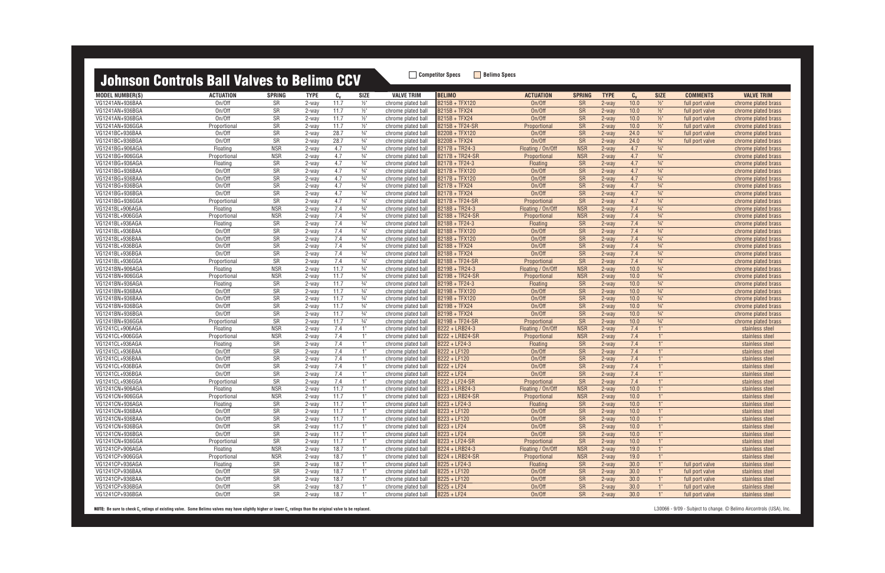# Johnson Controls Ball Valves to Belimo CCV

Competitor Specs | Belimo Specs

| MODEL NUMBER(S) | ACTUATION | SPRING | TYPE | $C_v$ | SIZE | VALVE TRIM | BELIMO | ACTUATION | SPRING | TYPE | $C_v$ | SIZE | COMMENTS | VALVE TRIM |
|---|---|---|---|---|---|---|---|---|---|---|---|---|---|---|
| VG1241AN+936BAA | On/Off | SR | 2-way | 11.7 | ½" | chrome plated ball | B215B + TFX120 | On/Off | SR | 2-way | 10.0 | ½" | full port valve | chrome plated brass |
| VG1241AN+936BGA | On/Off | SR | 2-way | 11.7 | ½" | chrome plated ball | B215B + TFX24 | On/Off | SR | 2-way | 10.0 | ½" | full port valve | chrome plated brass |
| VG1241AN+936BGA | On/Off | SR | 2-way | 11.7 | ½" | chrome plated ball | B215B + TFX24 | On/Off | SR | 2-way | 10.0 | ½" | full port valve | chrome plated brass |
| VG1241AN+936GGA | Proportional | SR | 2-way | 11.7 | ½" | chrome plated ball | B215B + TF24-SR | Proportional | SR | 2-way | 10.0 | ½" | full port valve | chrome plated brass |
| VG1241BC+936BAA | On/Off | SR | 2-way | 28.7 | ¾" | chrome plated ball | B220B + TFX120 | On/Off | SR | 2-way | 24.0 | ¾" | full port valve | chrome plated brass |
| VG1241BC+936BGA | On/Off | SR | 2-way | 28.7 | ¾" | chrome plated ball | B220B + TFX24 | On/Off | SR | 2-way | 24.0 | ¾" | full port valve | chrome plated brass |
| VG1241BG+906AGA | Floating | NSR | 2-way | 4.7 | ¾" | chrome plated ball | B217B + TR24-3 | Floating / On/Off | NSR | 2-way | 4.7 | ¾" | | chrome plated brass |
| VG1241BG+906GGA | Proportional | NSR | 2-way | 4.7 | ¾" | chrome plated ball | B217B + TR24-SR | Proportional | NSR | 2-way | 4.7 | ¾" | | chrome plated brass |
| VG1241BG+936AGA | Floating | SR | 2-way | 4.7 | ¾" | chrome plated ball | B217B + TF24-3 | Floating | SR | 2-way | 4.7 | ¾" | | chrome plated brass |
| VG1241BG+936BAA | On/Off | SR | 2-way | 4.7 | ¾" | chrome plated ball | B217B + TFX120 | On/Off | SR | 2-way | 4.7 | ¾" | | chrome plated brass |
| VG1241BG+936BAA | On/Off | SR | 2-way | 4.7 | ¾" | chrome plated ball | B217B + TFX120 | On/Off | SR | 2-way | 4.7 | ¾" | | chrome plated brass |
| VG1241BG+936BGA | On/Off | SR | 2-way | 4.7 | ¾" | chrome plated ball | B217B + TFX24 | On/Off | SR | 2-way | 4.7 | ¾" | | chrome plated brass |
| VG1241BG+936BGA | On/Off | SR | 2-way | 4.7 | ¾" | chrome plated ball | B217B + TFX24 | On/Off | SR | 2-way | 4.7 | ¾" | | chrome plated brass |
| VG1241BG+936GGA | Proportional | SR | 2-way | 4.7 | ¾" | chrome plated ball | B217B + TF24-SR | Proportional | SR | 2-way | 4.7 | ¾" | | chrome plated brass |
| VG1241BL+906AGA | Floating | NSR | 2-way | 7.4 | ¾" | chrome plated ball | B218B + TR24-3 | Floating / On/Off | NSR | 2-way | 7.4 | ¾" | | chrome plated brass |
| VG1241BL+906GGA | Proportional | NSR | 2-way | 7.4 | ¾" | chrome plated ball | B218B + TR24-SR | Proportional | NSR | 2-way | 7.4 | ¾" | | chrome plated brass |
| VG1241BL+936AGA | Floating | SR | 2-way | 7.4 | ¾" | chrome plated ball | B218B + TF24-3 | Floating | SR | 2-way | 7.4 | ¾" | | chrome plated brass |
| VG1241BL+936BAA | On/Off | SR | 2-way | 7.4 | ¾" | chrome plated ball | B218B + TFX120 | On/Off | SR | 2-way | 7.4 | ¾" | | chrome plated brass |
| VG1241BL+936BAA | On/Off | SR | 2-way | 7.4 | ¾" | chrome plated ball | B218B + TFX120 | On/Off | SR | 2-way | 7.4 | ¾" | | chrome plated brass |
| VG1241BL+936BGA | On/Off | SR | 2-way | 7.4 | ¾" | chrome plated ball | B218B + TFX24 | On/Off | SR | 2-way | 7.4 | ¾" | | chrome plated brass |
| VG1241BL+936BGA | On/Off | SR | 2-way | 7.4 | ¾" | chrome plated ball | B218B + TFX24 | On/Off | SR | 2-way | 7.4 | ¾" | | chrome plated brass |
| VG1241BL+936GGA | Proportional | SR | 2-way | 7.4 | ¾" | chrome plated ball | B218B + TF24-SR | Proportional | SR | 2-way | 7.4 | ¾" | | chrome plated brass |
| VG1241BN+906AGA | Floating | NSR | 2-way | 11.7 | ¾" | chrome plated ball | B219B + TR24-3 | Floating / On/Off | NSR | 2-way | 10.0 | ¾" | | chrome plated brass |
| VG1241BN+906GGA | Proportional | NSR | 2-way | 11.7 | ¾" | chrome plated ball | B219B + TR24-SR | Proportional | NSR | 2-way | 10.0 | ¾" | | chrome plated brass |
| VG1241BN+936AGA | Floating | SR | 2-way | 11.7 | ¾" | chrome plated ball | B219B + TF24-3 | Floating | SR | 2-way | 10.0 | ¾" | | chrome plated brass |
| VG1241BN+936BAA | On/Off | SR | 2-way | 11.7 | ¾" | chrome plated ball | B219B + TFX120 | On/Off | SR | 2-way | 10.0 | ¾" | | chrome plated brass |
| VG1241BN+936BAA | On/Off | SR | 2-way | 11.7 | ¾" | chrome plated ball | B219B + TFX120 | On/Off | SR | 2-way | 10.0 | ¾" | | chrome plated brass |
| VG1241BN+936BGA | On/Off | SR | 2-way | 11.7 | ¾" | chrome plated ball | B219B + TFX24 | On/Off | SR | 2-way | 10.0 | ¾" | | chrome plated brass |
| VG1241BN+936BGA | On/Off | SR | 2-way | 11.7 | ¾" | chrome plated ball | B219B + TFX24 | On/Off | SR | 2-way | 10.0 | ¾" | | chrome plated brass |
| VG1241BN+936GGA | Proportional | SR | 2-way | 11.7 | ¾" | chrome plated ball | B219B + TF24-SR | Proportional | SR | 2-way | 10.0 | ¾" | | chrome plated brass |
| VG1241CL+906AGA | Floating | NSR | 2-way | 7.4 | 1" | chrome plated ball | B222 + LRB24-3 | Floating / On/Off | NSR | 2-way | 7.4 | 1" | | stainless steel |
| VG1241CL+906GGA | Proportional | NSR | 2-way | 7.4 | 1" | chrome plated ball | B222 + LRB24-SR | Proportional | NSR | 2-way | 7.4 | 1" | | stainless steel |
| VG1241CL+936AGA | Floating | SR | 2-way | 7.4 | 1" | chrome plated ball | B222 + LF24-3 | Floating | SR | 2-way | 7.4 | 1" | | stainless steel |
| VG1241CL+936BAA | On/Off | SR | 2-way | 7.4 | 1" | chrome plated ball | B222 + LF120 | On/Off | SR | 2-way | 7.4 | 1" | | stainless steel |
| VG1241CL+936BAA | On/Off | SR | 2-way | 7.4 | 1" | chrome plated ball | B222 + LF120 | On/Off | SR | 2-way | 7.4 | 1" | | stainless steel |
| VG1241CL+936BGA | On/Off | SR | 2-way | 7.4 | 1" | chrome plated ball | B222 + LF24 | On/Off | SR | 2-way | 7.4 | 1" | | stainless steel |
| VG1241CL+936BGA | On/Off | SR | 2-way | 7.4 | 1" | chrome plated ball | B222 + LF24 | On/Off | SR | 2-way | 7.4 | 1" | | stainless steel |
| VG1241CL+936GGA | Proportional | SR | 2-way | 7.4 | 1" | chrome plated ball | B222 + LF24-SR | Proportional | SR | 2-way | 7.4 | 1" | | stainless steel |
| VG1241CN+906AGA | Floating | NSR | 2-way | 11.7 | 1" | chrome plated ball | B223 + LRB24-3 | Floating / On/Off | NSR | 2-way | 10.0 | 1" | | stainless steel |
| VG1241CN+906GGA | Proportional | NSR | 2-way | 11.7 | 1" | chrome plated ball | B223 + LRB24-SR | Proportional | NSR | 2-way | 10.0 | 1" | | stainless steel |
| VG1241CN+936AGA | Floating | SR | 2-way | 11.7 | 1" | chrome plated ball | B223 + LF24-3 | Floating | SR | 2-way | 10.0 | 1" | | stainless steel |
| VG1241CN+936BAA | On/Off | SR | 2-way | 11.7 | 1" | chrome plated ball | B223 + LF120 | On/Off | SR | 2-way | 10.0 | 1" | | stainless steel |
| VG1241CN+936BAA | On/Off | SR | 2-way | 11.7 | 1" | chrome plated ball | B223 + LF120 | On/Off | SR | 2-way | 10.0 | 1" | | stainless steel |
| VG1241CN+936BGA | On/Off | SR | 2-way | 11.7 | 1" | chrome plated ball | B223 + LF24 | On/Off | SR | 2-way | 10.0 | 1" | | stainless steel |
| VG1241CN+936BGA | On/Off | SR | 2-way | 11.7 | 1" | chrome plated ball | B223 + LF24 | On/Off | SR | 2-way | 10.0 | 1" | | stainless steel |
| VG1241CN+936GGA | Proportional | SR | 2-way | 11.7 | 1" | chrome plated ball | B223 + LF24-SR | Proportional | SR | 2-way | 10.0 | 1" | | stainless steel |
| VG1241CP+906AGA | Floating | NSR | 2-way | 18.7 | 1" | chrome plated ball | B224 + LRB24-3 | Floating / On/Off | NSR | 2-way | 19.0 | 1" | | stainless steel |
| VG1241CP+906GGA | Proportional | NSR | 2-way | 18.7 | 1" | chrome plated ball | B224 + LRB24-SR | Proportional | NSR | 2-way | 19.0 | 1" | | stainless steel |
| VG1241CP+936AGA | Floating | SR | 2-way | 18.7 | 1" | chrome plated ball | B225 + LF24-3 | Floating | SR | 2-way | 30.0 | 1" | full port valve | stainless steel |
| VG1241CP+936BAA | On/Off | SR | 2-way | 18.7 | 1" | chrome plated ball | B225 + LF120 | On/Off | SR | 2-way | 30.0 | 1" | full port valve | stainless steel |
| VG1241CP+936BAA | On/Off | SR | 2-way | 18.7 | 1" | chrome plated ball | B225 + LF120 | On/Off | SR | 2-way | 30.0 | 1" | full port valve | stainless steel |
| VG1241CP+936BGA | On/Off | SR | 2-way | 18.7 | 1" | chrome plated ball | B225 + LF24 | On/Off | SR | 2-way | 30.0 | 1" | full port valve | stainless steel |
| VG1241CP+936BGA | On/Off | SR | 2-way | 18.7 | 1" | chrome plated ball | B225 + LF24 | On/Off | SR | 2-way | 30.0 | 1" | full port valve | stainless steel |

**NOTE:** Be sure to check $C_v$ ratings of existing valve. Some Belimo valves may have slightly higher or lower $C_v$ ratings than the original valve to be replaced.

L30066 - 9/09 - Subject to change. © Belimo Aircontrols (USA), Inc.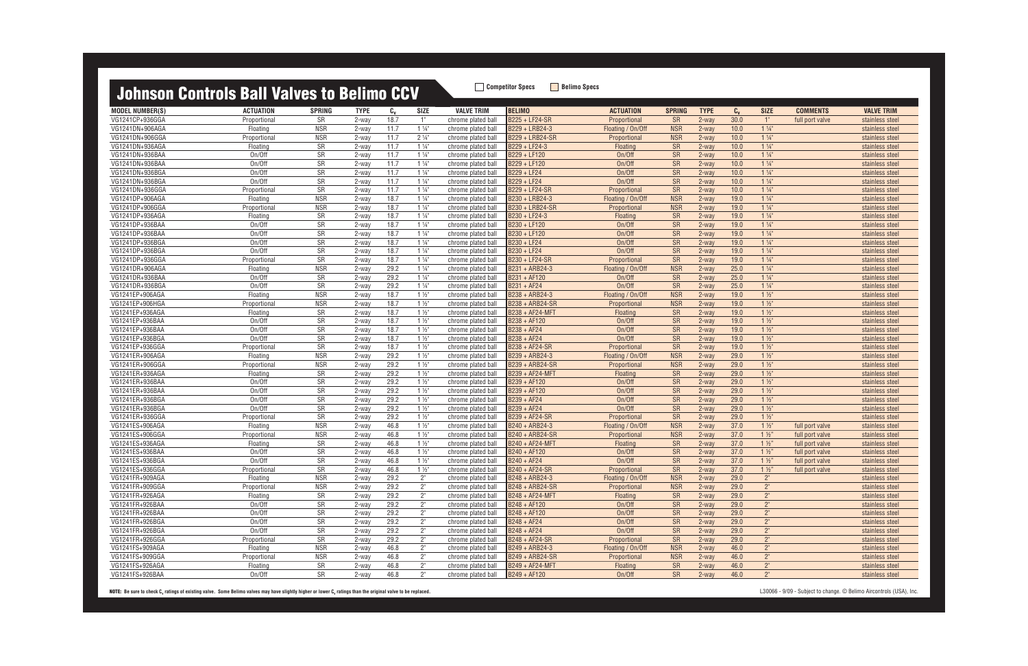# Johnson Controls Ball Valves to Belimo CCV

Competitor Specs | Belimo Specs

| MODEL NUMBER(S) | ACTUATION | SPRING | TYPE | $C_v$ | SIZE | VALVE TRIM | BELIMO | ACTUATION | SPRING | TYPE | $C_v$ | SIZE | COMMENTS | VALVE TRIM |
|---|---|---|---|---|---|---|---|---|---|---|---|---|---|---|
| VG1241CP+936GGA | Proportional | SR | 2-way | 18.7 | 1" | chrome plated ball | B225 + LF24-SR | Proportional | SR | 2-way | 30.0 | 1" | full port valve | stainless steel |
| VG1241DN+906AGA | Floating | NSR | 2-way | 11.7 | 1 ¼" | chrome plated ball | B229 + LRB24-3 | Floating / On/Off | NSR | 2-way | 10.0 | 1 ¼" | | stainless steel |
| VG1241DN+906GGA | Proportional | NSR | 2-way | 11.7 | 2 ¼" | chrome plated ball | B229 + LRB24-SR | Proportional | NSR | 2-way | 10.0 | 1 ¼" | | stainless steel |
| VG1241DN+936AGA | Floating | SR | 2-way | 11.7 | 1 ¼" | chrome plated ball | B229 + LF24-3 | Floating | SR | 2-way | 10.0 | 1 ¼" | | stainless steel |
| VG1241DN+936BAA | On/Off | SR | 2-way | 11.7 | 1 ¼" | chrome plated ball | B229 + LF120 | On/Off | SR | 2-way | 10.0 | 1 ¼" | | stainless steel |
| VG1241DN+936BAA | On/Off | SR | 2-way | 11.7 | 1 ¼" | chrome plated ball | B229 + LF120 | On/Off | SR | 2-way | 10.0 | 1 ¼" | | stainless steel |
| VG1241DN+936BGA | On/Off | SR | 2-way | 11.7 | 1 ¼" | chrome plated ball | B229 + LF24 | On/Off | SR | 2-way | 10.0 | 1 ¼" | | stainless steel |
| VG1241DN+936BGA | On/Off | SR | 2-way | 11.7 | 1 ¼" | chrome plated ball | B229 + LF24 | On/Off | SR | 2-way | 10.0 | 1 ¼" | | stainless steel |
| VG1241DN+936GGA | Proportional | SR | 2-way | 11.7 | 1 ¼" | chrome plated ball | B229 + LF24-SR | Proportional | SR | 2-way | 10.0 | 1 ¼" | | stainless steel |
| VG1241DP+906AGA | Floating | NSR | 2-way | 18.7 | 1 ¼" | chrome plated ball | B230 + LRB24-3 | Floating / On/Off | NSR | 2-way | 19.0 | 1 ¼" | | stainless steel |
| VG1241DP+906GGA | Proportional | NSR | 2-way | 18.7 | 1 ¼" | chrome plated ball | B230 + LRB24-SR | Proportional | NSR | 2-way | 19.0 | 1 ¼" | | stainless steel |
| VG1241DP+936AGA | Floating | SR | 2-way | 18.7 | 1 ¼" | chrome plated ball | B230 + LF24-3 | Floating | SR | 2-way | 19.0 | 1 ¼" | | stainless steel |
| VG1241DP+936BAA | On/Off | SR | 2-way | 18.7 | 1 ¼" | chrome plated ball | B230 + LF120 | On/Off | SR | 2-way | 19.0 | 1 ¼" | | stainless steel |
| VG1241DP+936BAA | On/Off | SR | 2-way | 18.7 | 1 ¼" | chrome plated ball | B230 + LF120 | On/Off | SR | 2-way | 19.0 | 1 ¼" | | stainless steel |
| VG1241DP+936BGA | On/Off | SR | 2-way | 18.7 | 1 ¼" | chrome plated ball | B230 + LF24 | On/Off | SR | 2-way | 19.0 | 1 ¼" | | stainless steel |
| VG1241DP+936BGA | On/Off | SR | 2-way | 18.7 | 1 ¼" | chrome plated ball | B230 + LF24 | On/Off | SR | 2-way | 19.0 | 1 ¼" | | stainless steel |
| VG1241DP+936GGA | Proportional | SR | 2-way | 18.7 | 1 ¼" | chrome plated ball | B230 + LF24-SR | Proportional | SR | 2-way | 19.0 | 1 ¼" | | stainless steel |
| VG1241DR+906AGA | Floating | NSR | 2-way | 29.2 | 1 ¼" | chrome plated ball | B231 + ARB24-3 | Floating / On/Off | NSR | 2-way | 25.0 | 1 ¼" | | stainless steel |
| VG1241DR+936BAA | On/Off | SR | 2-way | 29.2 | 1 ¼" | chrome plated ball | B231 + AF120 | On/Off | SR | 2-way | 25.0 | 1 ¼" | | stainless steel |
| VG1241DR+936BGA | On/Off | SR | 2-way | 29.2 | 1 ¼" | chrome plated ball | B231 + AF24 | On/Off | SR | 2-way | 25.0 | 1 ¼" | | stainless steel |
| VG1241EP+906AGA | Floating | NSR | 2-way | 18.7 | 1 ½" | chrome plated ball | B238 + ARB24-3 | Floating / On/Off | NSR | 2-way | 19.0 | 1 ½" | | stainless steel |
| VG1241EP+906HGA | Proportional | NSR | 2-way | 18.7 | 1 ½" | chrome plated ball | B238 + ARB24-SR | Proportional | NSR | 2-way | 19.0 | 1 ½" | | stainless steel |
| VG1241EP+936AGA | Floating | SR | 2-way | 18.7 | 1 ½" | chrome plated ball | B238 + AF24-MFT | Floating | SR | 2-way | 19.0 | 1 ½" | | stainless steel |
| VG1241EP+936BAA | On/Off | SR | 2-way | 18.7 | 1 ½" | chrome plated ball | B238 + AF120 | On/Off | SR | 2-way | 19.0 | 1 ½" | | stainless steel |
| VG1241EP+936BAA | On/Off | SR | 2-way | 18.7 | 1 ½" | chrome plated ball | B238 + AF24 | On/Off | SR | 2-way | 19.0 | 1 ½" | | stainless steel |
| VG1241EP+936BGA | On/Off | SR | 2-way | 18.7 | 1 ½" | chrome plated ball | B238 + AF24 | On/Off | SR | 2-way | 19.0 | 1 ½" | | stainless steel |
| VG1241EP+936GGA | Proportional | SR | 2-way | 18.7 | 1 ½" | chrome plated ball | B238 + AF24-SR | Proportional | SR | 2-way | 19.0 | 1 ½" | | stainless steel |
| VG1241ER+906AGA | Floating | NSR | 2-way | 29.2 | 1 ½" | chrome plated ball | B239 + ARB24-3 | Floating / On/Off | NSR | 2-way | 29.0 | 1 ½" | | stainless steel |
| VG1241ER+906GGA | Proportional | NSR | 2-way | 29.2 | 1 ½" | chrome plated ball | B239 + ARB24-SR | Proportional | NSR | 2-way | 29.0 | 1 ½" | | stainless steel |
| VG1241ER+936AGA | Floating | SR | 2-way | 29.2 | 1 ½" | chrome plated ball | B239 + AF24-MFT | Floating | SR | 2-way | 29.0 | 1 ½" | | stainless steel |
| VG1241ER+936BAA | On/Off | SR | 2-way | 29.2 | 1 ½" | chrome plated ball | B239 + AF120 | On/Off | SR | 2-way | 29.0 | 1 ½" | | stainless steel |
| VG1241ER+936BAA | On/Off | SR | 2-way | 29.2 | 1 ½" | chrome plated ball | B239 + AF120 | On/Off | SR | 2-way | 29.0 | 1 ½" | | stainless steel |
| VG1241ER+936BGA | On/Off | SR | 2-way | 29.2 | 1 ½" | chrome plated ball | B239 + AF24 | On/Off | SR | 2-way | 29.0 | 1 ½" | | stainless steel |
| VG1241ER+936BGA | On/Off | SR | 2-way | 29.2 | 1 ½" | chrome plated ball | B239 + AF24 | On/Off | SR | 2-way | 29.0 | 1 ½" | | stainless steel |
| VG1241ER+936GGA | Proportional | SR | 2-way | 29.2 | 1 ½" | chrome plated ball | B239 + AF24-SR | Proportional | SR | 2-way | 29.0 | 1 ½" | | stainless steel |
| VG1241ES+906AGA | Floating | NSR | 2-way | 46.8 | 1 ½" | chrome plated ball | B240 + ARB24-3 | Floating / On/Off | NSR | 2-way | 37.0 | 1 ½" | full port valve | stainless steel |
| VG1241ES+906GGA | Proportional | NSR | 2-way | 46.8 | 1 ½" | chrome plated ball | B240 + ARB24-SR | Proportional | NSR | 2-way | 37.0 | 1 ½" | full port valve | stainless steel |
| VG1241ES+936AGA | Floating | SR | 2-way | 46.8 | 1 ½" | chrome plated ball | B240 + AF24-MFT | Floating | SR | 2-way | 37.0 | 1 ½" | full port valve | stainless steel |
| VG1241ES+936BAA | On/Off | SR | 2-way | 46.8 | 1 ½" | chrome plated ball | B240 + AF120 | On/Off | SR | 2-way | 37.0 | 1 ½" | full port valve | stainless steel |
| VG1241ES+936BGA | On/Off | SR | 2-way | 46.8 | 1 ½" | chrome plated ball | B240 + AF24 | On/Off | SR | 2-way | 37.0 | 1 ½" | full port valve | stainless steel |
| VG1241ES+936GGA | Proportional | SR | 2-way | 46.8 | 1 ½" | chrome plated ball | B240 + AF24-SR | Proportional | SR | 2-way | 37.0 | 1 ½" | full port valve | stainless steel |
| VG1241FR+909AGA | Floating | NSR | 2-way | 29.2 | 2" | chrome plated ball | B248 + ARB24-3 | Floating / On/Off | NSR | 2-way | 29.0 | 2" | | stainless steel |
| VG1241FR+909GGA | Proportional | NSR | 2-way | 29.2 | 2" | chrome plated ball | B248 + ARB24-SR | Proportional | NSR | 2-way | 29.0 | 2" | | stainless steel |
| VG1241FR+926AGA | Floating | SR | 2-way | 29.2 | 2" | chrome plated ball | B248 + AF24-MFT | Floating | SR | 2-way | 29.0 | 2" | | stainless steel |
| VG1241FR+926BAA | On/Off | SR | 2-way | 29.2 | 2" | chrome plated ball | B248 + AF120 | On/Off | SR | 2-way | 29.0 | 2" | | stainless steel |
| VG1241FR+926BAA | On/Off | SR | 2-way | 29.2 | 2" | chrome plated ball | B248 + AF120 | On/Off | SR | 2-way | 29.0 | 2" | | stainless steel |
| VG1241FR+926BGA | On/Off | SR | 2-way | 29.2 | 2" | chrome plated ball | B248 + AF24 | On/Off | SR | 2-way | 29.0 | 2" | | stainless steel |
| VG1241FR+926BGA | On/Off | SR | 2-way | 29.2 | 2" | chrome plated ball | B248 + AF24 | On/Off | SR | 2-way | 29.0 | 2" | | stainless steel |
| VG1241FR+926GGA | Proportional | SR | 2-way | 29.2 | 2" | chrome plated ball | B248 + AF24-SR | Proportional | SR | 2-way | 29.0 | 2" | | stainless steel |
| VG1241FS+909AGA | Floating | NSR | 2-way | 46.8 | 2" | chrome plated ball | B249 + ARB24-3 | Floating / On/Off | NSR | 2-way | 46.0 | 2" | | stainless steel |
| VG1241FS+909GGA | Proportional | NSR | 2-way | 46.8 | 2" | chrome plated ball | B249 + ARB24-SR | Proportional | NSR | 2-way | 46.0 | 2" | | stainless steel |
| VG1241FS+926AGA | Floating | SR | 2-way | 46.8 | 2" | chrome plated ball | B249 + AF24-MFT | Floating | SR | 2-way | 46.0 | 2" | | stainless steel |
| VG1241FS+926BAA | On/Off | SR | 2-way | 46.8 | 2" | chrome plated ball | B249 + AF120 | On/Off | SR | 2-way | 46.0 | 2" | | stainless steel |

**NOTE: Be sure to check $C_v$ ratings of existing valve. Some Belimo valves may have slightly higher or lower $C_v$ ratings than the original valve to be replaced.**

L30066 - 9/09 - Subject to change. © Belimo Aircontrols (USA), Inc.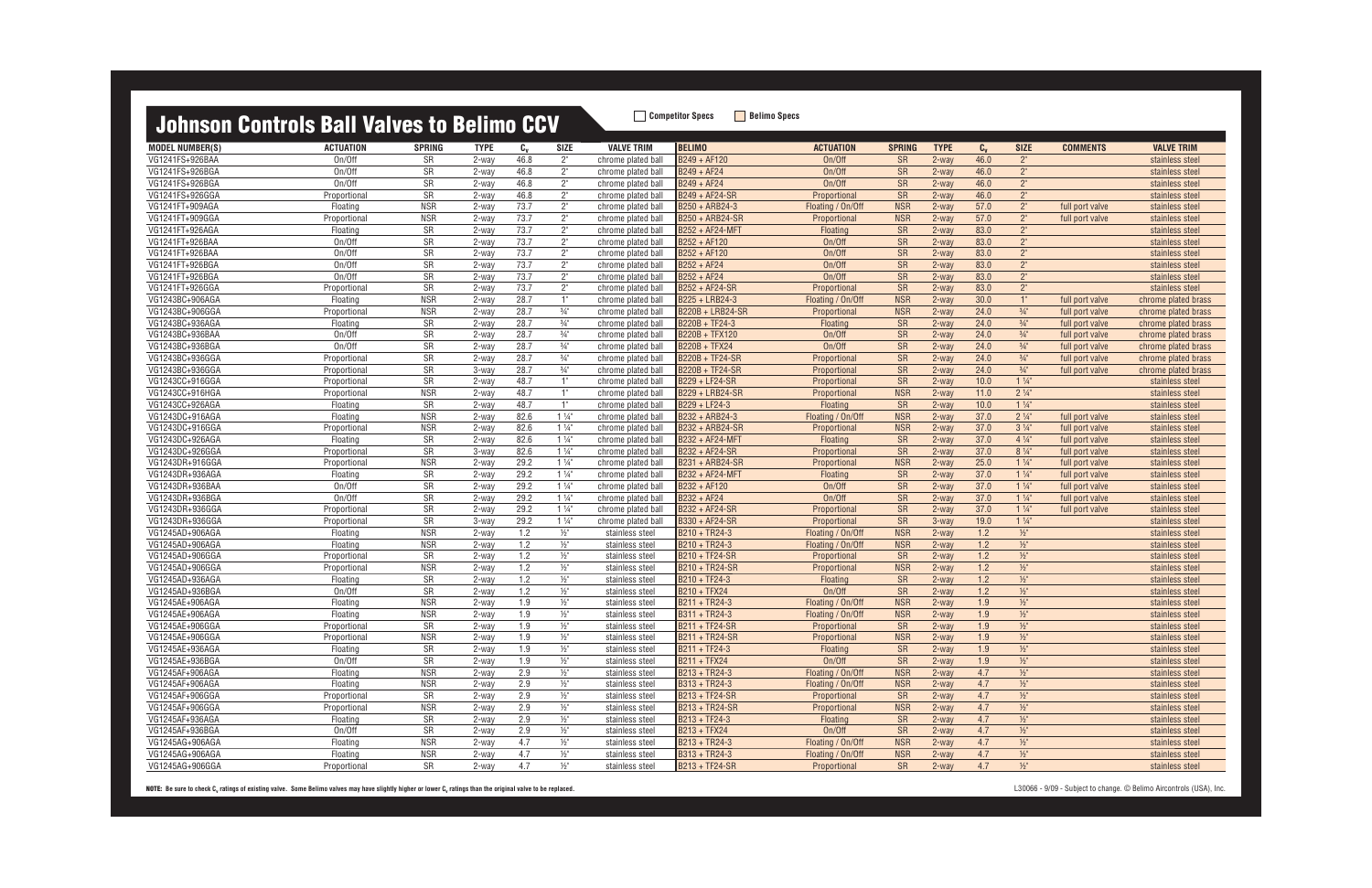# Johnson Controls Ball Valves to Belimo CCV

Competitor Specs | Belimo Specs

| MODEL NUMBER(S) | ACTUATION | SPRING | TYPE | $C_v$ | SIZE | VALVE TRIM | BELIMO | ACTUATION | SPRING | TYPE | $C_v$ | SIZE | COMMENTS | VALVE TRIM |
|---|---|---|---|---|---|---|---|---|---|---|---|---|---|---|
| VG1241FS+926BAA | On/Off | SR | 2-way | 46.8 | 2" | chrome plated ball | B249 + AF120 | On/Off | SR | 2-way | 46.0 | 2" | | stainless steel |
| VG1241FS+926BGA | On/Off | SR | 2-way | 46.8 | 2" | chrome plated ball | B249 + AF24 | On/Off | SR | 2-way | 46.0 | 2" | | stainless steel |
| VG1241FS+926BGA | On/Off | SR | 2-way | 46.8 | 2" | chrome plated ball | B249 + AF24 | On/Off | SR | 2-way | 46.0 | 2" | | stainless steel |
| VG1241FS+926GGA | Proportional | SR | 2-way | 46.8 | 2" | chrome plated ball | B249 + AF24-SR | Proportional | SR | 2-way | 46.0 | 2" | | stainless steel |
| VG1241FT+909AGA | Floating | NSR | 2-way | 73.7 | 2" | chrome plated ball | B250 + ARB24-3 | Floating / On/Off | NSR | 2-way | 57.0 | 2" | full port valve | stainless steel |
| VG1241FT+909GGA | Proportional | NSR | 2-way | 73.7 | 2" | chrome plated ball | B250 + ARB24-SR | Proportional | NSR | 2-way | 57.0 | 2" | full port valve | stainless steel |
| VG1241FT+926AGA | Floating | SR | 2-way | 73.7 | 2" | chrome plated ball | B252 + AF24-MFT | Floating | SR | 2-way | 83.0 | 2" | | stainless steel |
| VG1241FT+926BAA | On/Off | SR | 2-way | 73.7 | 2" | chrome plated ball | B252 + AF120 | On/Off | SR | 2-way | 83.0 | 2" | | stainless steel |
| VG1241FT+926BAA | On/Off | SR | 2-way | 73.7 | 2" | chrome plated ball | B252 + AF120 | On/Off | SR | 2-way | 83.0 | 2" | | stainless steel |
| VG1241FT+926BGA | On/Off | SR | 2-way | 73.7 | 2" | chrome plated ball | B252 + AF24 | On/Off | SR | 2-way | 83.0 | 2" | | stainless steel |
| VG1241FT+926BGA | On/Off | SR | 2-way | 73.7 | 2" | chrome plated ball | B252 + AF24 | On/Off | SR | 2-way | 83.0 | 2" | | stainless steel |
| VG1241FT+926GGA | Proportional | SR | 2-way | 73.7 | 2" | chrome plated ball | B252 + AF24-SR | Proportional | SR | 2-way | 83.0 | 2" | | stainless steel |
| VG1243BC+906AGA | Floating | NSR | 2-way | 28.7 | 1" | chrome plated ball | B225 + LRB24-3 | Floating / On/Off | NSR | 2-way | 30.0 | 1" | full port valve | chrome plated brass |
| VG1243BC+906GGA | Proportional | NSR | 2-way | 28.7 | ¾" | chrome plated ball | B220B + LRB24-SR | Proportional | NSR | 2-way | 24.0 | ¾" | full port valve | chrome plated brass |
| VG1243BC+936AGA | Floating | SR | 2-way | 28.7 | ¾" | chrome plated ball | B220B + TF24-3 | Floating | SR | 2-way | 24.0 | ¾" | full port valve | chrome plated brass |
| VG1243BC+936BAA | On/Off | SR | 2-way | 28.7 | ¾" | chrome plated ball | B220B + TFX120 | On/Off | SR | 2-way | 24.0 | ¾" | full port valve | chrome plated brass |
| VG1243BC+936BGA | On/Off | SR | 2-way | 28.7 | ¾" | chrome plated ball | B220B + TFX24 | On/Off | SR | 2-way | 24.0 | ¾" | full port valve | chrome plated brass |
| VG1243BC+936GGA | Proportional | SR | 2-way | 28.7 | ¾" | chrome plated ball | B220B + TF24-SR | Proportional | SR | 2-way | 24.0 | ¾" | full port valve | chrome plated brass |
| VG1243BC+936GGA | Proportional | SR | 3-way | 28.7 | ¾" | chrome plated ball | B220B + TF24-SR | Proportional | SR | 2-way | 24.0 | ¾" | full port valve | chrome plated brass |
| VG1243CC+916GGA | Proportional | SR | 2-way | 48.7 | 1" | chrome plated ball | B229 + LF24-SR | Proportional | SR | 2-way | 10.0 | 1 ¼" | | stainless steel |
| VG1243CC+916HGA | Proportional | NSR | 2-way | 48.7 | 1" | chrome plated ball | B229 + LRB24-SR | Proportional | NSR | 2-way | 11.0 | 2 ¼" | | stainless steel |
| VG1243CC+926AGA | Floating | SR | 2-way | 48.7 | 1" | chrome plated ball | B229 + LF24-3 | Floating | SR | 2-way | 10.0 | 1 ¼" | | stainless steel |
| VG1243DC+916AGA | Floating | NSR | 2-way | 82.6 | 1 ¼" | chrome plated ball | B232 + ARB24-3 | Floating / On/Off | NSR | 2-way | 37.0 | 2 ¼" | full port valve | stainless steel |
| VG1243DC+916GGA | Proportional | NSR | 2-way | 82.6 | 1 ¼" | chrome plated ball | B232 + ARB24-SR | Proportional | NSR | 2-way | 37.0 | 3 ¼" | full port valve | stainless steel |
| VG1243DC+926AGA | Floating | SR | 2-way | 82.6 | 1 ¼" | chrome plated ball | B232 + AF24-MFT | Floating | SR | 2-way | 37.0 | 4 ¼" | full port valve | stainless steel |
| VG1243DC+926GGA | Proportional | SR | 3-way | 82.6 | 1 ¼" | chrome plated ball | B232 + AF24-SR | Proportional | SR | 2-way | 37.0 | 8 ¼" | full port valve | stainless steel |
| VG1243DR+916GGA | Proportional | NSR | 2-way | 29.2 | 1 ¼" | chrome plated ball | B231 + ARB24-SR | Proportional | NSR | 2-way | 25.0 | 1 ¼" | full port valve | stainless steel |
| VG1243DR+936AGA | Floating | SR | 2-way | 29.2 | 1 ¼" | chrome plated ball | B232 + AF24-MFT | Floating | SR | 2-way | 37.0 | 1 ¼" | full port valve | stainless steel |
| VG1243DR+936BAA | On/Off | SR | 2-way | 29.2 | 1 ¼" | chrome plated ball | B232 + AF120 | On/Off | SR | 2-way | 37.0 | 1 ¼" | full port valve | stainless steel |
| VG1243DR+936BGA | On/Off | SR | 2-way | 29.2 | 1 ¼" | chrome plated ball | B232 + AF24 | On/Off | SR | 2-way | 37.0 | 1 ¼" | full port valve | stainless steel |
| VG1243DR+936GGA | Proportional | SR | 2-way | 29.2 | 1 ¼" | chrome plated ball | B232 + AF24-SR | Proportional | SR | 2-way | 37.0 | 1 ¼" | full port valve | stainless steel |
| VG1243DR+936GGA | Proportional | SR | 3-way | 29.2 | 1 ¼" | chrome plated ball | B330 + AF24-SR | Proportional | SR | 3-way | 19.0 | 1 ¼" | | stainless steel |
| VG1245AD+906AGA | Floating | NSR | 2-way | 1.2 | ½" | stainless steel | B210 + TR24-3 | Floating / On/Off | NSR | 2-way | 1.2 | ½" | | stainless steel |
| VG1245AD+906AGA | Floating | NSR | 2-way | 1.2 | ½" | stainless steel | B210 + TR24-3 | Floating / On/Off | NSR | 2-way | 1.2 | ½" | | stainless steel |
| VG1245AD+906GGA | Proportional | SR | 2-way | 1.2 | ½" | stainless steel | B210 + TF24-SR | Proportional | SR | 2-way | 1.2 | ½" | | stainless steel |
| VG1245AD+906GGA | Proportional | NSR | 2-way | 1.2 | ½" | stainless steel | B210 + TR24-SR | Proportional | NSR | 2-way | 1.2 | ½" | | stainless steel |
| VG1245AD+936AGA | Floating | SR | 2-way | 1.2 | ½" | stainless steel | B210 + TF24-3 | Floating | SR | 2-way | 1.2 | ½" | | stainless steel |
| VG1245AD+936BGA | On/Off | SR | 2-way | 1.2 | ½" | stainless steel | B210 + TFX24 | On/Off | SR | 2-way | 1.2 | ½" | | stainless steel |
| VG1245AE+906AGA | Floating | NSR | 2-way | 1.9 | ½" | stainless steel | B211 + TR24-3 | Floating / On/Off | NSR | 2-way | 1.9 | ½" | | stainless steel |
| VG1245AE+906AGA | Floating | NSR | 2-way | 1.9 | ½" | stainless steel | B311 + TR24-3 | Floating / On/Off | NSR | 2-way | 1.9 | ½" | | stainless steel |
| VG1245AE+906GGA | Proportional | SR | 2-way | 1.9 | ½" | stainless steel | B211 + TF24-SR | Proportional | SR | 2-way | 1.9 | ½" | | stainless steel |
| VG1245AE+906GGA | Proportional | NSR | 2-way | 1.9 | ½" | stainless steel | B211 + TR24-SR | Proportional | NSR | 2-way | 1.9 | ½" | | stainless steel |
| VG1245AE+936AGA | Floating | SR | 2-way | 1.9 | ½" | stainless steel | B211 + TF24-3 | Floating | SR | 2-way | 1.9 | ½" | | stainless steel |
| VG1245AE+936BGA | On/Off | SR | 2-way | 1.9 | ½" | stainless steel | B211 + TFX24 | On/Off | SR | 2-way | 1.9 | ½" | | stainless steel |
| VG1245AF+906AGA | Floating | NSR | 2-way | 2.9 | ½" | stainless steel | B213 + TR24-3 | Floating / On/Off | NSR | 2-way | 4.7 | ½" | | stainless steel |
| VG1245AF+906AGA | Floating | NSR | 2-way | 2.9 | ½" | stainless steel | B313 + TR24-3 | Floating / On/Off | NSR | 2-way | 4.7 | ½" | | stainless steel |
| VG1245AF+906GGA | Proportional | SR | 2-way | 2.9 | ½" | stainless steel | B213 + TF24-SR | Proportional | SR | 2-way | 4.7 | ½" | | stainless steel |
| VG1245AF+906GGA | Proportional | NSR | 2-way | 2.9 | ½" | stainless steel | B213 + TR24-SR | Proportional | NSR | 2-way | 4.7 | ½" | | stainless steel |
| VG1245AF+936AGA | Floating | SR | 2-way | 2.9 | ½" | stainless steel | B213 + TF24-3 | Floating | SR | 2-way | 4.7 | ½" | | stainless steel |
| VG1245AF+936BGA | On/Off | SR | 2-way | 2.9 | ½" | stainless steel | B213 + TFX24 | On/Off | SR | 2-way | 4.7 | ½" | | stainless steel |
| VG1245AG+906AGA | Floating | NSR | 2-way | 4.7 | ½" | stainless steel | B213 + TR24-3 | Floating / On/Off | NSR | 2-way | 4.7 | ½" | | stainless steel |
| VG1245AG+906AGA | Floating | NSR | 2-way | 4.7 | ½" | stainless steel | B313 + TR24-3 | Floating / On/Off | NSR | 2-way | 4.7 | ½" | | stainless steel |
| VG1245AG+906GGA | Proportional | SR | 2-way | 4.7 | ½" | stainless steel | B213 + TF24-SR | Proportional | SR | 2-way | 4.7 | ½" | | stainless steel |

**NOTE:** Be sure to check $C_v$ ratings of existing valve. Some Belimo valves may have slightly higher or lower $C_v$ ratings than the original valve to be replaced.

L30066 - 9/09 - Subject to change. © Belimo Aircontrols (USA), Inc.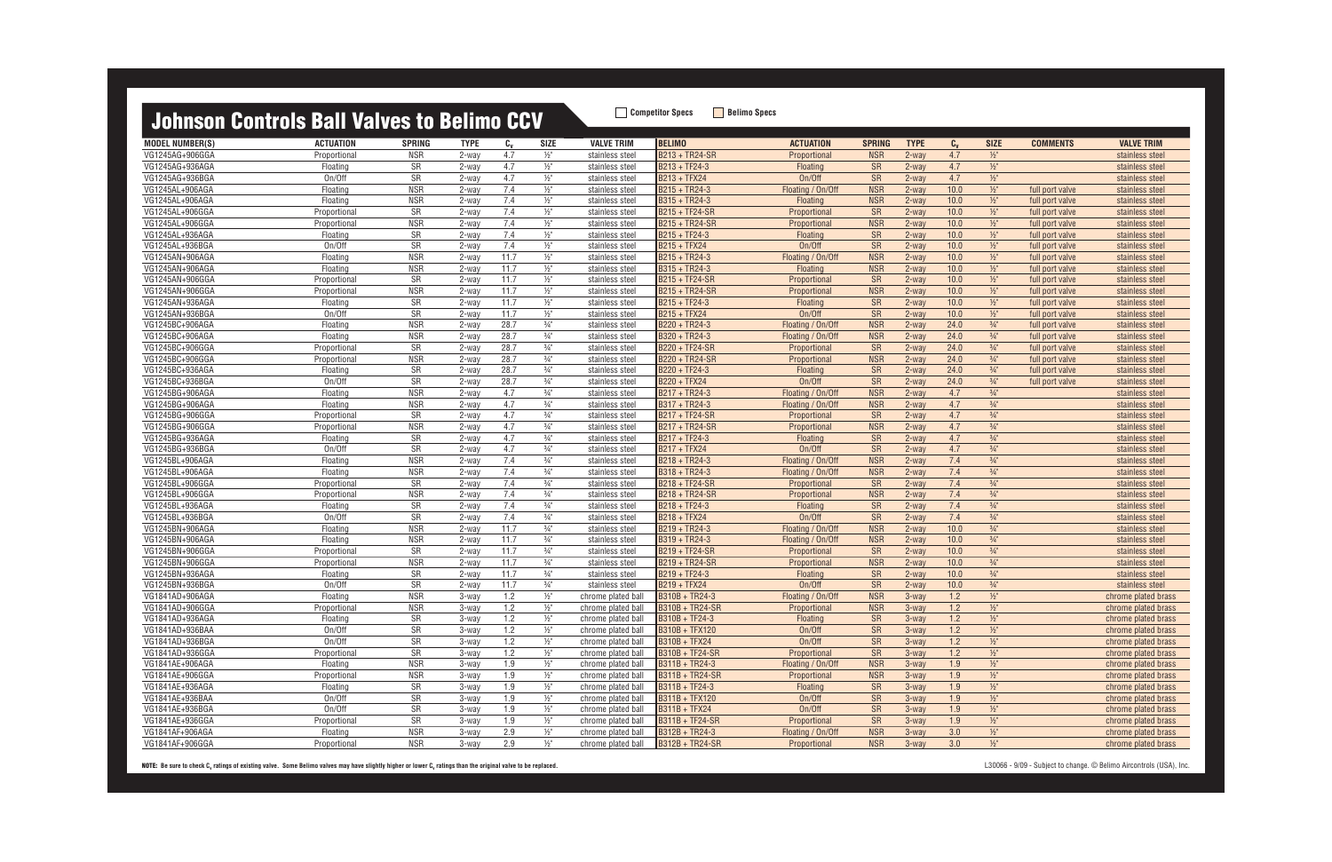# Johnson Controls Ball Valves to Belimo CCV

Competitor Specs | Belimo Specs

| MODEL NUMBER(S) | ACTUATION | SPRING | TYPE | $C_v$ | SIZE | VALVE TRIM | BELIMO | ACTUATION | SPRING | TYPE | $C_v$ | SIZE | COMMENTS | VALVE TRIM |
|---|---|---|---|---|---|---|---|---|---|---|---|---|---|---|
| VG1245AG+906GGA | Proportional | NSR | 2-way | 4.7 | ½" | stainless steel | B213 + TR24-SR | Proportional | NSR | 2-way | 4.7 | ½" | | stainless steel |
| VG1245AG+936AGA | Floating | SR | 2-way | 4.7 | ½" | stainless steel | B213 + TF24-3 | Floating | SR | 2-way | 4.7 | ½" | | stainless steel |
| VG1245AG+936BGA | On/Off | SR | 2-way | 4.7 | ½" | stainless steel | B213 + TFX24 | On/Off | SR | 2-way | 4.7 | ½" | | stainless steel |
| VG1245AL+906AGA | Floating | NSR | 2-way | 7.4 | ½" | stainless steel | B215 + TR24-3 | Floating / On/Off | NSR | 2-way | 10.0 | ½" | full port valve | stainless steel |
| VG1245AL+906AGA | Floating | NSR | 2-way | 7.4 | ½" | stainless steel | B315 + TR24-3 | Floating | NSR | 2-way | 10.0 | ½" | full port valve | stainless steel |
| VG1245AL+906GGA | Proportional | SR | 2-way | 7.4 | ½" | stainless steel | B215 + TF24-SR | Proportional | SR | 2-way | 10.0 | ½" | full port valve | stainless steel |
| VG1245AL+906GGA | Proportional | NSR | 2-way | 7.4 | ½" | stainless steel | B215 + TR24-SR | Proportional | NSR | 2-way | 10.0 | ½" | full port valve | stainless steel |
| VG1245AL+936AGA | Floating | SR | 2-way | 7.4 | ½" | stainless steel | B215 + TF24-3 | Floating | SR | 2-way | 10.0 | ½" | full port valve | stainless steel |
| VG1245AL+936BGA | On/Off | SR | 2-way | 7.4 | ½" | stainless steel | B215 + TFX24 | On/Off | SR | 2-way | 10.0 | ½" | full port valve | stainless steel |
| VG1245AN+906AGA | Floating | NSR | 2-way | 11.7 | ½" | stainless steel | B215 + TR24-3 | Floating / On/Off | NSR | 2-way | 10.0 | ½" | full port valve | stainless steel |
| VG1245AN+906AGA | Floating | NSR | 2-way | 11.7 | ½" | stainless steel | B315 + TR24-3 | Floating | NSR | 2-way | 10.0 | ½" | full port valve | stainless steel |
| VG1245AN+906GGA | Proportional | SR | 2-way | 11.7 | ½" | stainless steel | B215 + TF24-SR | Proportional | SR | 2-way | 10.0 | ½" | full port valve | stainless steel |
| VG1245AN+906GGA | Proportional | NSR | 2-way | 11.7 | ½" | stainless steel | B215 + TR24-SR | Proportional | NSR | 2-way | 10.0 | ½" | full port valve | stainless steel |
| VG1245AN+936AGA | Floating | SR | 2-way | 11.7 | ½" | stainless steel | B215 + TF24-3 | Floating | SR | 2-way | 10.0 | ½" | full port valve | stainless steel |
| VG1245AN+936BGA | On/Off | SR | 2-way | 11.7 | ½" | stainless steel | B215 + TFX24 | On/Off | SR | 2-way | 10.0 | ½" | full port valve | stainless steel |
| VG1245BC+906AGA | Floating | NSR | 2-way | 28.7 | ¾" | stainless steel | B220 + TR24-3 | Floating / On/Off | NSR | 2-way | 24.0 | ¾" | full port valve | stainless steel |
| VG1245BC+906AGA | Floating | NSR | 2-way | 28.7 | ¾" | stainless steel | B320 + TR24-3 | Floating / On/Off | NSR | 2-way | 24.0 | ¾" | full port valve | stainless steel |
| VG1245BC+906GGA | Proportional | SR | 2-way | 28.7 | ¾" | stainless steel | B220 + TF24-SR | Proportional | SR | 2-way | 24.0 | ¾" | full port valve | stainless steel |
| VG1245BC+906GGA | Proportional | NSR | 2-way | 28.7 | ¾" | stainless steel | B220 + TR24-SR | Proportional | NSR | 2-way | 24.0 | ¾" | full port valve | stainless steel |
| VG1245BC+936AGA | Floating | SR | 2-way | 28.7 | ¾" | stainless steel | B220 + TF24-3 | Floating | SR | 2-way | 24.0 | ¾" | full port valve | stainless steel |
| VG1245BC+936BGA | On/Off | SR | 2-way | 28.7 | ¾" | stainless steel | B220 + TFX24 | On/Off | SR | 2-way | 24.0 | ¾" | full port valve | stainless steel |
| VG1245BG+906AGA | Floating | NSR | 2-way | 4.7 | ¾" | stainless steel | B217 + TR24-3 | Floating / On/Off | NSR | 2-way | 4.7 | ¾" | | stainless steel |
| VG1245BG+906AGA | Floating | NSR | 2-way | 4.7 | ¾" | stainless steel | B317 + TR24-3 | Floating / On/Off | NSR | 2-way | 4.7 | ¾" | | stainless steel |
| VG1245BG+906GGA | Proportional | SR | 2-way | 4.7 | ¾" | stainless steel | B217 + TF24-SR | Proportional | SR | 2-way | 4.7 | ¾" | | stainless steel |
| VG1245BG+906GGA | Proportional | NSR | 2-way | 4.7 | ¾" | stainless steel | B217 + TR24-SR | Proportional | NSR | 2-way | 4.7 | ¾" | | stainless steel |
| VG1245BG+936AGA | Floating | SR | 2-way | 4.7 | ¾" | stainless steel | B217 + TF24-3 | Floating | SR | 2-way | 4.7 | ¾" | | stainless steel |
| VG1245BG+936BGA | On/Off | SR | 2-way | 4.7 | ¾" | stainless steel | B217 + TFX24 | On/Off | SR | 2-way | 4.7 | ¾" | | stainless steel |
| VG1245BL+906AGA | Floating | NSR | 2-way | 7.4 | ¾" | stainless steel | B218 + TR24-3 | Floating / On/Off | NSR | 2-way | 7.4 | ¾" | | stainless steel |
| VG1245BL+906AGA | Floating | NSR | 2-way | 7.4 | ¾" | stainless steel | B318 + TR24-3 | Floating / On/Off | NSR | 2-way | 7.4 | ¾" | | stainless steel |
| VG1245BL+906GGA | Proportional | SR | 2-way | 7.4 | ¾" | stainless steel | B218 + TF24-SR | Proportional | SR | 2-way | 7.4 | ¾" | | stainless steel |
| VG1245BL+906GGA | Proportional | NSR | 2-way | 7.4 | ¾" | stainless steel | B218 + TR24-SR | Proportional | NSR | 2-way | 7.4 | ¾" | | stainless steel |
| VG1245BL+936AGA | Floating | SR | 2-way | 7.4 | ¾" | stainless steel | B218 + TF24-3 | Floating | SR | 2-way | 7.4 | ¾" | | stainless steel |
| VG1245BL+936BGA | On/Off | SR | 2-way | 7.4 | ¾" | stainless steel | B218 + TFX24 | On/Off | SR | 2-way | 7.4 | ¾" | | stainless steel |
| VG1245BN+906AGA | Floating | NSR | 2-way | 11.7 | ¾" | stainless steel | B219 + TR24-3 | Floating / On/Off | NSR | 2-way | 10.0 | ¾" | | stainless steel |
| VG1245BN+906AGA | Floating | NSR | 2-way | 11.7 | ¾" | stainless steel | B319 + TR24-3 | Floating / On/Off | NSR | 2-way | 10.0 | ¾" | | stainless steel |
| VG1245BN+906GGA | Proportional | SR | 2-way | 11.7 | ¾" | stainless steel | B219 + TF24-SR | Proportional | SR | 2-way | 10.0 | ¾" | | stainless steel |
| VG1245BN+906GGA | Proportional | NSR | 2-way | 11.7 | ¾" | stainless steel | B219 + TR24-SR | Proportional | NSR | 2-way | 10.0 | ¾" | | stainless steel |
| VG1245BN+936AGA | Floating | SR | 2-way | 11.7 | ¾" | stainless steel | B219 + TF24-3 | Floating | SR | 2-way | 10.0 | ¾" | | stainless steel |
| VG1245BN+936BGA | On/Off | SR | 2-way | 11.7 | ¾" | stainless steel | B219 + TFX24 | On/Off | SR | 2-way | 10.0 | ¾" | | stainless steel |
| VG1841AD+906AGA | Floating | NSR | 3-way | 1.2 | ½" | chrome plated ball | B310B + TR24-3 | Floating / On/Off | NSR | 3-way | 1.2 | ½" | | chrome plated brass |
| VG1841AD+906GGA | Proportional | NSR | 3-way | 1.2 | ½" | chrome plated ball | B310B + TR24-SR | Proportional | NSR | 3-way | 1.2 | ½" | | chrome plated brass |
| VG1841AD+936AGA | Floating | SR | 3-way | 1.2 | ½" | chrome plated ball | B310B + TF24-3 | Floating | SR | 3-way | 1.2 | ½" | | chrome plated brass |
| VG1841AD+936BAA | On/Off | SR | 3-way | 1.2 | ½" | chrome plated ball | B310B + TFX120 | On/Off | SR | 3-way | 1.2 | ½" | | chrome plated brass |
| VG1841AD+936BGA | On/Off | SR | 3-way | 1.2 | ½" | chrome plated ball | B310B + TFX24 | On/Off | SR | 3-way | 1.2 | ½" | | chrome plated brass |
| VG1841AD+936GGA | Proportional | SR | 3-way | 1.2 | ½" | chrome plated ball | B310B + TF24-SR | Proportional | SR | 3-way | 1.2 | ½" | | chrome plated brass |
| VG1841AE+906AGA | Floating | NSR | 3-way | 1.9 | ½" | chrome plated ball | B311B + TR24-3 | Floating / On/Off | NSR | 3-way | 1.9 | ½" | | chrome plated brass |
| VG1841AE+906GGA | Proportional | NSR | 3-way | 1.9 | ½" | chrome plated ball | B311B + TR24-SR | Proportional | NSR | 3-way | 1.9 | ½" | | chrome plated brass |
| VG1841AE+936AGA | Floating | SR | 3-way | 1.9 | ½" | chrome plated ball | B311B + TF24-3 | Floating | SR | 3-way | 1.9 | ½" | | chrome plated brass |
| VG1841AE+936BAA | On/Off | SR | 3-way | 1.9 | ½" | chrome plated ball | B311B + TFX120 | On/Off | SR | 3-way | 1.9 | ½" | | chrome plated brass |
| VG1841AE+936BGA | On/Off | SR | 3-way | 1.9 | ½" | chrome plated ball | B311B + TFX24 | On/Off | SR | 3-way | 1.9 | ½" | | chrome plated brass |
| VG1841AE+936GGA | Proportional | SR | 3-way | 1.9 | ½" | chrome plated ball | B311B + TF24-SR | Proportional | SR | 3-way | 1.9 | ½" | | chrome plated brass |
| VG1841AF+906AGA | Floating | NSR | 3-way | 2.9 | ½" | chrome plated ball | B312B + TR24-3 | Floating / On/Off | NSR | 3-way | 3.0 | ½" | | chrome plated brass |
| VG1841AF+906GGA | Proportional | NSR | 3-way | 2.9 | ½" | chrome plated ball | B312B + TR24-SR | Proportional | NSR | 3-way | 3.0 | ½" | | chrome plated brass |

**NOTE:** Be sure to check $C_v$ ratings of existing valve. Some Belimo valves may have slightly higher or lower $C_v$ ratings than the original valve to be replaced.

L30066 - 9/09 - Subject to change. © Belimo Aircontrols (USA), Inc.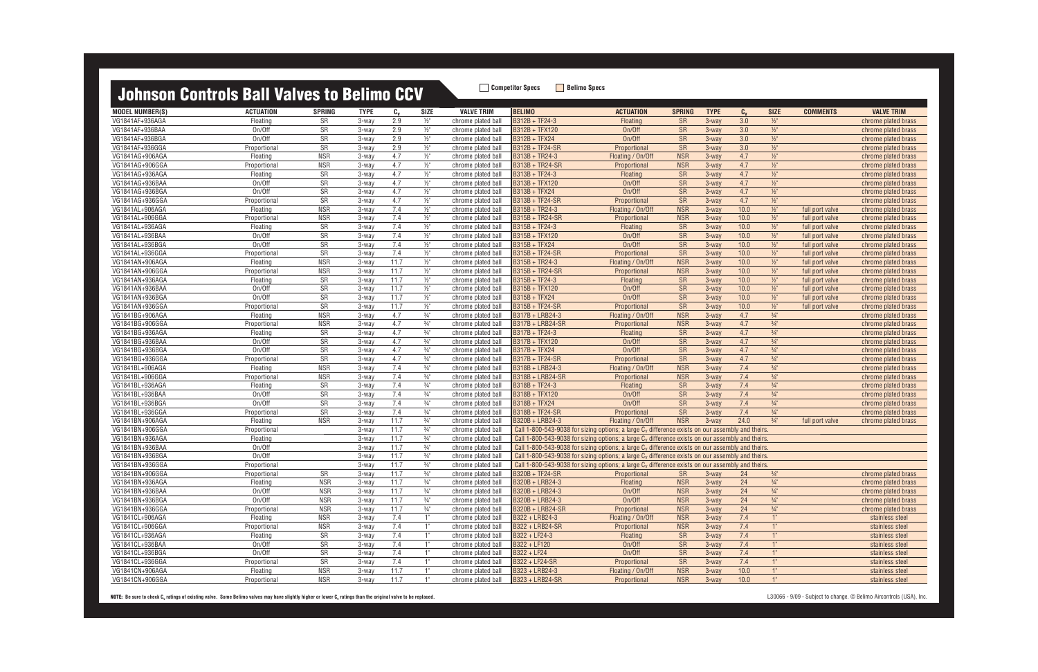## Johnson Controls Ball Valves to Belimo CCV

Competitor Specs | Belimo Specs

| MODEL NUMBER(S) | ACTUATION | SPRING | TYPE | $C_v$ | SIZE | VALVE TRIM | BELIMO | ACTUATION | SPRING | TYPE | $C_v$ | SIZE | COMMENTS | VALVE TRIM |
|---|---|---|---|---|---|---|---|---|---|---|---|---|---|---|
| VG1841AF+936AGA | Floating | SR | 3-way | 2.9 | ½" | chrome plated ball | B312B + TF24-3 | Floating | SR | 3-way | 3.0 | ½" | | chrome plated brass |
| VG1841AF+936BAA | On/Off | SR | 3-way | 2.9 | ½" | chrome plated ball | B312B + TFX120 | On/Off | SR | 3-way | 3.0 | ½" | | chrome plated brass |
| VG1841AF+936BGA | On/Off | SR | 3-way | 2.9 | ½" | chrome plated ball | B312B + TFX24 | On/Off | SR | 3-way | 3.0 | ½" | | chrome plated brass |
| VG1841AF+936GGA | Proportional | SR | 3-way | 2.9 | ½" | chrome plated ball | B312B + TF24-SR | Proportional | SR | 3-way | 3.0 | ½" | | chrome plated brass |
| VG1841AG+906AGA | Floating | NSR | 3-way | 4.7 | ½" | chrome plated ball | B313B + TR24-3 | Floating / On/Off | NSR | 3-way | 4.7 | ½" | | chrome plated brass |
| VG1841AG+906GGA | Proportional | NSR | 3-way | 4.7 | ½" | chrome plated ball | B313B + TR24-SR | Proportional | NSR | 3-way | 4.7 | ½" | | chrome plated brass |
| VG1841AG+936AGA | Floating | SR | 3-way | 4.7 | ½" | chrome plated ball | B313B + TF24-3 | Floating | SR | 3-way | 4.7 | ½" | | chrome plated brass |
| VG1841AG+936BAA | On/Off | SR | 3-way | 4.7 | ½" | chrome plated ball | B313B + TFX120 | On/Off | SR | 3-way | 4.7 | ½" | | chrome plated brass |
| VG1841AG+936BGA | On/Off | SR | 3-way | 4.7 | ½" | chrome plated ball | B313B + TFX24 | On/Off | SR | 3-way | 4.7 | ½" | | chrome plated brass |
| VG1841AG+936GGA | Proportional | SR | 3-way | 4.7 | ½" | chrome plated ball | B313B + TF24-SR | Proportional | SR | 3-way | 4.7 | ½" | | chrome plated brass |
| VG1841AL+906AGA | Floating | NSR | 3-way | 7.4 | ½" | chrome plated ball | B315B + TR24-3 | Floating / On/Off | NSR | 3-way | 10.0 | ½" | full port valve | chrome plated brass |
| VG1841AL+906GGA | Proportional | NSR | 3-way | 7.4 | ½" | chrome plated ball | B315B + TR24-SR | Proportional | NSR | 3-way | 10.0 | ½" | full port valve | chrome plated brass |
| VG1841AL+936AGA | Floating | SR | 3-way | 7.4 | ½" | chrome plated ball | B315B + TF24-3 | Floating | SR | 3-way | 10.0 | ½" | full port valve | chrome plated brass |
| VG1841AL+936BAA | On/Off | SR | 3-way | 7.4 | ½" | chrome plated ball | B315B + TFX120 | On/Off | SR | 3-way | 10.0 | ½" | full port valve | chrome plated brass |
| VG1841AL+936BGA | On/Off | SR | 3-way | 7.4 | ½" | chrome plated ball | B315B + TFX24 | On/Off | SR | 3-way | 10.0 | ½" | full port valve | chrome plated brass |
| VG1841AL+936GGA | Proportional | SR | 3-way | 7.4 | ½" | chrome plated ball | B315B + TF24-SR | Proportional | SR | 3-way | 10.0 | ½" | full port valve | chrome plated brass |
| VG1841AN+906AGA | Floating | NSR | 3-way | 11.7 | ½" | chrome plated ball | B315B + TR24-3 | Floating / On/Off | NSR | 3-way | 10.0 | ½" | full port valve | chrome plated brass |
| VG1841AN+906GGA | Proportional | NSR | 3-way | 11.7 | ½" | chrome plated ball | B315B + TR24-SR | Proportional | NSR | 3-way | 10.0 | ½" | full port valve | chrome plated brass |
| VG1841AN+936AGA | Floating | SR | 3-way | 11.7 | ½" | chrome plated ball | B315B + TF24-3 | Floating | SR | 3-way | 10.0 | ½" | full port valve | chrome plated brass |
| VG1841AN+936BAA | On/Off | SR | 3-way | 11.7 | ½" | chrome plated ball | B315B + TFX120 | On/Off | SR | 3-way | 10.0 | ½" | full port valve | chrome plated brass |
| VG1841AN+936BGA | On/Off | SR | 3-way | 11.7 | ½" | chrome plated ball | B315B + TFX24 | On/Off | SR | 3-way | 10.0 | ½" | full port valve | chrome plated brass |
| VG1841AN+936GGA | Proportional | SR | 3-way | 11.7 | ½" | chrome plated ball | B315B + TF24-SR | Proportional | SR | 3-way | 10.0 | ½" | full port valve | chrome plated brass |
| VG1841BG+906AGA | Floating | NSR | 3-way | 4.7 | ¾" | chrome plated ball | B317B + LRB24-3 | Floating / On/Off | NSR | 3-way | 4.7 | ¾" | | chrome plated brass |
| VG1841BG+906GGA | Proportional | NSR | 3-way | 4.7 | ¾" | chrome plated ball | B317B + LRB24-SR | Proportional | NSR | 3-way | 4.7 | ¾" | | chrome plated brass |
| VG1841BG+936AGA | Floating | SR | 3-way | 4.7 | ¾" | chrome plated ball | B317B + TF24-3 | Floating | SR | 3-way | 4.7 | ¾" | | chrome plated brass |
| VG1841BG+936BAA | On/Off | SR | 3-way | 4.7 | ¾" | chrome plated ball | B317B + TFX120 | On/Off | SR | 3-way | 4.7 | ¾" | | chrome plated brass |
| VG1841BG+936BGA | On/Off | SR | 3-way | 4.7 | ¾" | chrome plated ball | B317B + TFX24 | On/Off | SR | 3-way | 4.7 | ¾" | | chrome plated brass |
| VG1841BG+936GGA | Proportional | SR | 3-way | 4.7 | ¾" | chrome plated ball | B317B + TF24-SR | Proportional | SR | 3-way | 4.7 | ¾" | | chrome plated brass |
| VG1841BL+906AGA | Floating | NSR | 3-way | 7.4 | ¾" | chrome plated ball | B318B + LRB24-3 | Floating / On/Off | NSR | 3-way | 7.4 | ¾" | | chrome plated brass |
| VG1841BL+906GGA | Proportional | NSR | 3-way | 7.4 | ¾" | chrome plated ball | B318B + LRB24-SR | Proportional | NSR | 3-way | 7.4 | ¾" | | chrome plated brass |
| VG1841BL+936AGA | Floating | SR | 3-way | 7.4 | ¾" | chrome plated ball | B318B + TF24-3 | Floating | SR | 3-way | 7.4 | ¾" | | chrome plated brass |
| VG1841BL+936BAA | On/Off | SR | 3-way | 7.4 | ¾" | chrome plated ball | B318B + TFX120 | On/Off | SR | 3-way | 7.4 | ¾" | | chrome plated brass |
| VG1841BL+936BGA | On/Off | SR | 3-way | 7.4 | ¾" | chrome plated ball | B318B + TFX24 | On/Off | SR | 3-way | 7.4 | ¾" | | chrome plated brass |
| VG1841BL+936GGA | Proportional | SR | 3-way | 7.4 | ¾" | chrome plated ball | B318B + TF24-SR | Proportional | SR | 3-way | 7.4 | ¾" | | chrome plated brass |
| VG1841BN+906AGA | Floating | NSR | 3-way | 11.7 | ¾" | chrome plated ball | B320B + LRB24-3 | Floating / On/Off | NSR | 3-way | 24.0 | ¾" | full port valve | chrome plated brass |
| VG1841BN+906GGA | Proportional | | 3-way | 11.7 | ¾" | chrome plated ball | Call 1-800-543-9038 for sizing options; a large $C_v$ difference exists on our assembly and theirs. | | | | | | | |
| VG1841BN+936AGA | Floating | | 3-way | 11.7 | ¾" | chrome plated ball | Call 1-800-543-9038 for sizing options; a large $C_v$ difference exists on our assembly and theirs. | | | | | | | |
| VG1841BN+936BAA | On/Off | | 3-way | 11.7 | ¾" | chrome plated ball | Call 1-800-543-9038 for sizing options; a large $C_v$ difference exists on our assembly and theirs. | | | | | | | |
| VG1841BN+936BGA | On/Off | | 3-way | 11.7 | ¾" | chrome plated ball | Call 1-800-543-9038 for sizing options; a large $C_v$ difference exists on our assembly and theirs. | | | | | | | |
| VG1841BN+936GGA | Proportional | | 3-way | 11.7 | ¾" | chrome plated ball | Call 1-800-543-9038 for sizing options; a large $C_v$ difference exists on our assembly and theirs. | | | | | | | |
| VG1841BN+906GGA | Proportional | SR | 3-way | 11.7 | ¾" | chrome plated ball | B320B + TF24-SR | Proportional | SR | 3-way | 24 | ¾" | | chrome plated brass |
| VG1841BN+936AGA | Floating | NSR | 3-way | 11.7 | ¾" | chrome plated ball | B320B + LRB24-3 | Floating | NSR | 3-way | 24 | ¾" | | chrome plated brass |
| VG1841BN+936BAA | On/Off | NSR | 3-way | 11.7 | ¾" | chrome plated ball | B320B + LRB24-3 | On/Off | NSR | 3-way | 24 | ¾" | | chrome plated brass |
| VG1841BN+936BGA | On/Off | NSR | 3-way | 11.7 | ¾" | chrome plated ball | B320B + LRB24-3 | On/Off | NSR | 3-way | 24 | ¾" | | chrome plated brass |
| VG1841BN+936GGA | Proportional | NSR | 3-way | 11.7 | ¾" | chrome plated ball | B320B + LRB24-SR | Proportional | NSR | 3-way | 24 | ¾" | | chrome plated brass |
| VG1841CL+906AGA | Floating | NSR | 3-way | 7.4 | 1" | chrome plated ball | B322 + LRB24-3 | Floating / On/Off | NSR | 3-way | 7.4 | 1" | | stainless steel |
| VG1841CL+906GGA | Proportional | NSR | 3-way | 7.4 | 1" | chrome plated ball | B322 + LRB24-SR | Proportional | NSR | 3-way | 7.4 | 1" | | stainless steel |
| VG1841CL+936AGA | Floating | SR | 3-way | 7.4 | 1" | chrome plated ball | B322 + LF24-3 | Floating | SR | 3-way | 7.4 | 1" | | stainless steel |
| VG1841CL+936BAA | On/Off | SR | 3-way | 7.4 | 1" | chrome plated ball | B322 + LF120 | On/Off | SR | 3-way | 7.4 | 1" | | stainless steel |
| VG1841CL+936BGA | On/Off | SR | 3-way | 7.4 | 1" | chrome plated ball | B322 + LF24 | On/Off | SR | 3-way | 7.4 | 1" | | stainless steel |
| VG1841CL+936GGA | Proportional | SR | 3-way | 7.4 | 1" | chrome plated ball | B322 + LF24-SR | Proportional | SR | 3-way | 7.4 | 1" | | stainless steel |
| VG1841CN+906AGA | Floating | NSR | 3-way | 11.7 | 1" | chrome plated ball | B323 + LRB24-3 | Floating / On/Off | NSR | 3-way | 10.0 | 1" | | stainless steel |
| VG1841CN+906GGA | Proportional | NSR | 3-way | 11.7 | 1" | chrome plated ball | B323 + LRB24-SR | Proportional | NSR | 3-way | 10.0 | 1" | | stainless steel |

**NOTE:** Be sure to check $C_v$ ratings of existing valve. Some Belimo valves may have slightly higher or lower $C_v$ ratings than the original valve to be replaced.

L30066 - 9/09 - Subject to change. © Belimo Aircontrols (USA), Inc.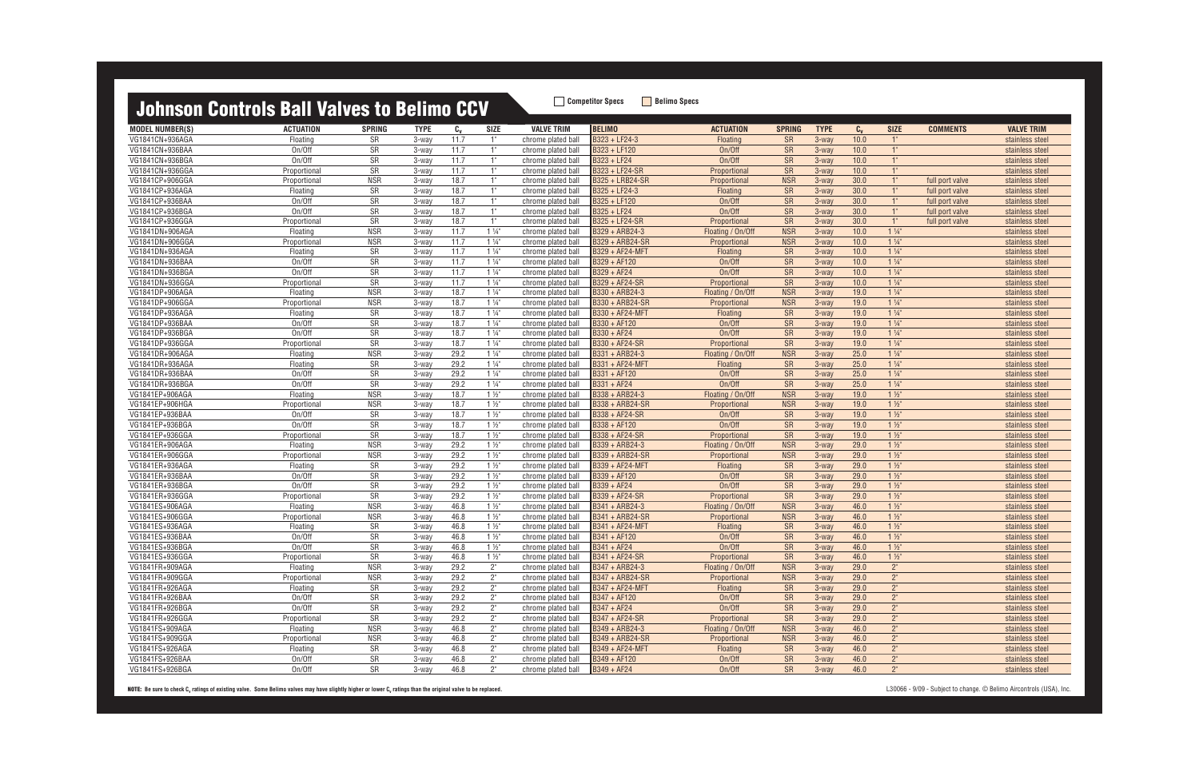# Johnson Controls Ball Valves to Belimo CCV

Competitor Specs | Belimo Specs

| MODEL NUMBER(S) | ACTUATION | SPRING | TYPE | $C_v$ | SIZE | VALVE TRIM | BELIMO | ACTUATION | SPRING | TYPE | $C_v$ | SIZE | COMMENTS | VALVE TRIM |
|---|---|---|---|---|---|---|---|---|---|---|---|---|---|---|
| VG1841CN+936AGA | Floating | SR | 3-way | 11.7 | 1" | chrome plated ball | B323 + LF24-3 | Floating | SR | 3-way | 10.0 | 1" | | stainless steel |
| VG1841CN+936BAA | On/Off | SR | 3-way | 11.7 | 1" | chrome plated ball | B323 + LF120 | On/Off | SR | 3-way | 10.0 | 1" | | stainless steel |
| VG1841CN+936BGA | On/Off | SR | 3-way | 11.7 | 1" | chrome plated ball | B323 + LF24 | On/Off | SR | 3-way | 10.0 | 1" | | stainless steel |
| VG1841CN+936GGA | Proportional | SR | 3-way | 11.7 | 1" | chrome plated ball | B323 + LF24-SR | Proportional | SR | 3-way | 10.0 | 1" | | stainless steel |
| VG1841CP+906GGA | Proportional | NSR | 3-way | 18.7 | 1" | chrome plated ball | B325 + LRB24-SR | Proportional | NSR | 3-way | 30.0 | 1" | full port valve | stainless steel |
| VG1841CP+936AGA | Floating | SR | 3-way | 18.7 | 1" | chrome plated ball | B325 + LF24-3 | Floating | SR | 3-way | 30.0 | 1" | full port valve | stainless steel |
| VG1841CP+936BAA | On/Off | SR | 3-way | 18.7 | 1" | chrome plated ball | B325 + LF120 | On/Off | SR | 3-way | 30.0 | 1" | full port valve | stainless steel |
| VG1841CP+936BGA | On/Off | SR | 3-way | 18.7 | 1" | chrome plated ball | B325 + LF24 | On/Off | SR | 3-way | 30.0 | 1" | full port valve | stainless steel |
| VG1841CP+936GGA | Proportional | SR | 3-way | 18.7 | 1" | chrome plated ball | B325 + LF24-SR | Proportional | SR | 3-way | 30.0 | 1" | full port valve | stainless steel |
| VG1841DN+906AGA | Floating | NSR | 3-way | 11.7 | 1 ¼" | chrome plated ball | B329 + ARB24-3 | Floating / On/Off | NSR | 3-way | 10.0 | 1 ¼" | | stainless steel |
| VG1841DN+906GGA | Proportional | NSR | 3-way | 11.7 | 1 ¼" | chrome plated ball | B329 + ARB24-SR | Proportional | NSR | 3-way | 10.0 | 1 ¼" | | stainless steel |
| VG1841DN+936AGA | Floating | SR | 3-way | 11.7 | 1 ¼" | chrome plated ball | B329 + AF24-MFT | Floating | SR | 3-way | 10.0 | 1 ¼" | | stainless steel |
| VG1841DN+936BAA | On/Off | SR | 3-way | 11.7 | 1 ¼" | chrome plated ball | B329 + AF120 | On/Off | SR | 3-way | 10.0 | 1 ¼" | | stainless steel |
| VG1841DN+936BGA | On/Off | SR | 3-way | 11.7 | 1 ¼" | chrome plated ball | B329 + AF24 | On/Off | SR | 3-way | 10.0 | 1 ¼" | | stainless steel |
| VG1841DN+936GGA | Proportional | SR | 3-way | 11.7 | 1 ¼" | chrome plated ball | B329 + AF24-SR | Proportional | SR | 3-way | 10.0 | 1 ¼" | | stainless steel |
| VG1841DP+906AGA | Floating | NSR | 3-way | 18.7 | 1 ¼" | chrome plated ball | B330 + ARB24-3 | Floating / On/Off | NSR | 3-way | 19.0 | 1 ¼" | | stainless steel |
| VG1841DP+906GGA | Proportional | NSR | 3-way | 18.7 | 1 ¼" | chrome plated ball | B330 + ARB24-SR | Proportional | NSR | 3-way | 19.0 | 1 ¼" | | stainless steel |
| VG1841DP+936AGA | Floating | SR | 3-way | 18.7 | 1 ¼" | chrome plated ball | B330 + AF24-MFT | Floating | SR | 3-way | 19.0 | 1 ¼" | | stainless steel |
| VG1841DP+936BAA | On/Off | SR | 3-way | 18.7 | 1 ¼" | chrome plated ball | B330 + AF120 | On/Off | SR | 3-way | 19.0 | 1 ¼" | | stainless steel |
| VG1841DP+936BGA | On/Off | SR | 3-way | 18.7 | 1 ¼" | chrome plated ball | B330 + AF24 | On/Off | SR | 3-way | 19.0 | 1 ¼" | | stainless steel |
| VG1841DP+936GGA | Proportional | SR | 3-way | 18.7 | 1 ¼" | chrome plated ball | B330 + AF24-SR | Proportional | SR | 3-way | 19.0 | 1 ¼" | | stainless steel |
| VG1841DR+906AGA | Floating | NSR | 3-way | 29.2 | 1 ¼" | chrome plated ball | B331 + ARB24-3 | Floating / On/Off | NSR | 3-way | 25.0 | 1 ¼" | | stainless steel |
| VG1841DR+936AGA | Floating | SR | 3-way | 29.2 | 1 ¼" | chrome plated ball | B331 + AF24-MFT | Floating | SR | 3-way | 25.0 | 1 ¼" | | stainless steel |
| VG1841DR+936BAA | On/Off | SR | 3-way | 29.2 | 1 ¼" | chrome plated ball | B331 + AF120 | On/Off | SR | 3-way | 25.0 | 1 ¼" | | stainless steel |
| VG1841DR+936BGA | On/Off | SR | 3-way | 29.2 | 1 ¼" | chrome plated ball | B331 + AF24 | On/Off | SR | 3-way | 25.0 | 1 ¼" | | stainless steel |
| VG1841EP+906AGA | Floating | NSR | 3-way | 18.7 | 1 ½" | chrome plated ball | B338 + ARB24-3 | Floating / On/Off | NSR | 3-way | 19.0 | 1 ½" | | stainless steel |
| VG1841EP+906HGA | Proportional | NSR | 3-way | 18.7 | 1 ½" | chrome plated ball | B338 + ARB24-SR | Proportional | NSR | 3-way | 19.0 | 1 ½" | | stainless steel |
| VG1841EP+936BAA | On/Off | SR | 3-way | 18.7 | 1 ½" | chrome plated ball | B338 + AF24-SR | On/Off | SR | 3-way | 19.0 | 1 ½" | | stainless steel |
| VG1841EP+936BGA | On/Off | SR | 3-way | 18.7 | 1 ½" | chrome plated ball | B338 + AF120 | On/Off | SR | 3-way | 19.0 | 1 ½" | | stainless steel |
| VG1841EP+936GGA | Proportional | SR | 3-way | 18.7 | 1 ½" | chrome plated ball | B338 + AF24-SR | Proportional | SR | 3-way | 19.0 | 1 ½" | | stainless steel |
| VG1841ER+906AGA | Floating | NSR | 3-way | 29.2 | 1 ½" | chrome plated ball | B339 + ARB24-3 | Floating / On/Off | NSR | 3-way | 29.0 | 1 ½" | | stainless steel |
| VG1841ER+906GGA | Proportional | NSR | 3-way | 29.2 | 1 ½" | chrome plated ball | B339 + ARB24-SR | Proportional | NSR | 3-way | 29.0 | 1 ½" | | stainless steel |
| VG1841ER+936AGA | Floating | SR | 3-way | 29.2 | 1 ½" | chrome plated ball | B339 + AF24-MFT | Floating | SR | 3-way | 29.0 | 1 ½" | | stainless steel |
| VG1841ER+936BAA | On/Off | SR | 3-way | 29.2 | 1 ½" | chrome plated ball | B339 + AF120 | On/Off | SR | 3-way | 29.0 | 1 ½" | | stainless steel |
| VG1841ER+936BGA | On/Off | SR | 3-way | 29.2 | 1 ½" | chrome plated ball | B339 + AF24 | On/Off | SR | 3-way | 29.0 | 1 ½" | | stainless steel |
| VG1841ER+936GGA | Proportional | SR | 3-way | 29.2 | 1 ½" | chrome plated ball | B339 + AF24-SR | Proportional | SR | 3-way | 29.0 | 1 ½" | | stainless steel |
| VG1841ES+906AGA | Floating | NSR | 3-way | 46.8 | 1 ½" | chrome plated ball | B341 + ARB24-3 | Floating / On/Off | NSR | 3-way | 46.0 | 1 ½" | | stainless steel |
| VG1841ES+906GGA | Proportional | NSR | 3-way | 46.8 | 1 ½" | chrome plated ball | B341 + ARB24-SR | Proportional | NSR | 3-way | 46.0 | 1 ½" | | stainless steel |
| VG1841ES+936AGA | Floating | SR | 3-way | 46.8 | 1 ½" | chrome plated ball | B341 + AF24-MFT | Floating | SR | 3-way | 46.0 | 1 ½" | | stainless steel |
| VG1841ES+936BAA | On/Off | SR | 3-way | 46.8 | 1 ½" | chrome plated ball | B341 + AF120 | On/Off | SR | 3-way | 46.0 | 1 ½" | | stainless steel |
| VG1841ES+936BGA | On/Off | SR | 3-way | 46.8 | 1 ½" | chrome plated ball | B341 + AF24 | On/Off | SR | 3-way | 46.0 | 1 ½" | | stainless steel |
| VG1841ES+936GGA | Proportional | SR | 3-way | 46.8 | 1 ½" | chrome plated ball | B341 + AF24-SR | Proportional | SR | 3-way | 46.0 | 1 ½" | | stainless steel |
| VG1841FR+909AGA | Floating | NSR | 3-way | 29.2 | 2" | chrome plated ball | B347 + ARB24-3 | Floating / On/Off | NSR | 3-way | 29.0 | 2" | | stainless steel |
| VG1841FR+909GGA | Proportional | NSR | 3-way | 29.2 | 2" | chrome plated ball | B347 + ARB24-SR | Proportional | NSR | 3-way | 29.0 | 2" | | stainless steel |
| VG1841FR+926AGA | Floating | SR | 3-way | 29.2 | 2" | chrome plated ball | B347 + AF24-MFT | Floating | SR | 3-way | 29.0 | 2" | | stainless steel |
| VG1841FR+926BAA | On/Off | SR | 3-way | 29.2 | 2" | chrome plated ball | B347 + AF120 | On/Off | SR | 3-way | 29.0 | 2" | | stainless steel |
| VG1841FR+926BGA | On/Off | SR | 3-way | 29.2 | 2" | chrome plated ball | B347 + AF24 | On/Off | SR | 3-way | 29.0 | 2" | | stainless steel |
| VG1841FR+926GGA | Proportional | SR | 3-way | 29.2 | 2" | chrome plated ball | B347 + AF24-SR | Proportional | SR | 3-way | 29.0 | 2" | | stainless steel |
| VG1841FS+909AGA | Floating | NSR | 3-way | 46.8 | 2" | chrome plated ball | B349 + ARB24-3 | Floating / On/Off | NSR | 3-way | 46.0 | 2" | | stainless steel |
| VG1841FS+909GGA | Proportional | NSR | 3-way | 46.8 | 2" | chrome plated ball | B349 + ARB24-SR | Proportional | NSR | 3-way | 46.0 | 2" | | stainless steel |
| VG1841FS+926AGA | Floating | SR | 3-way | 46.8 | 2" | chrome plated ball | B349 + AF24-MFT | Floating | SR | 3-way | 46.0 | 2" | | stainless steel |
| VG1841FS+926BAA | On/Off | SR | 3-way | 46.8 | 2" | chrome plated ball | B349 + AF120 | On/Off | SR | 3-way | 46.0 | 2" | | stainless steel |
| VG1841FS+926BGA | On/Off | SR | 3-way | 46.8 | 2" | chrome plated ball | B349 + AF24 | On/Off | SR | 3-way | 46.0 | 2" | | stainless steel |

**NOTE:** Be sure to check $C_v$ ratings of existing valve. Some Belimo valves may have slightly higher or lower $C_v$ ratings than the original valve to be replaced.

L30066 - 9/09 - Subject to change. © Belimo Aircontrols (USA), Inc.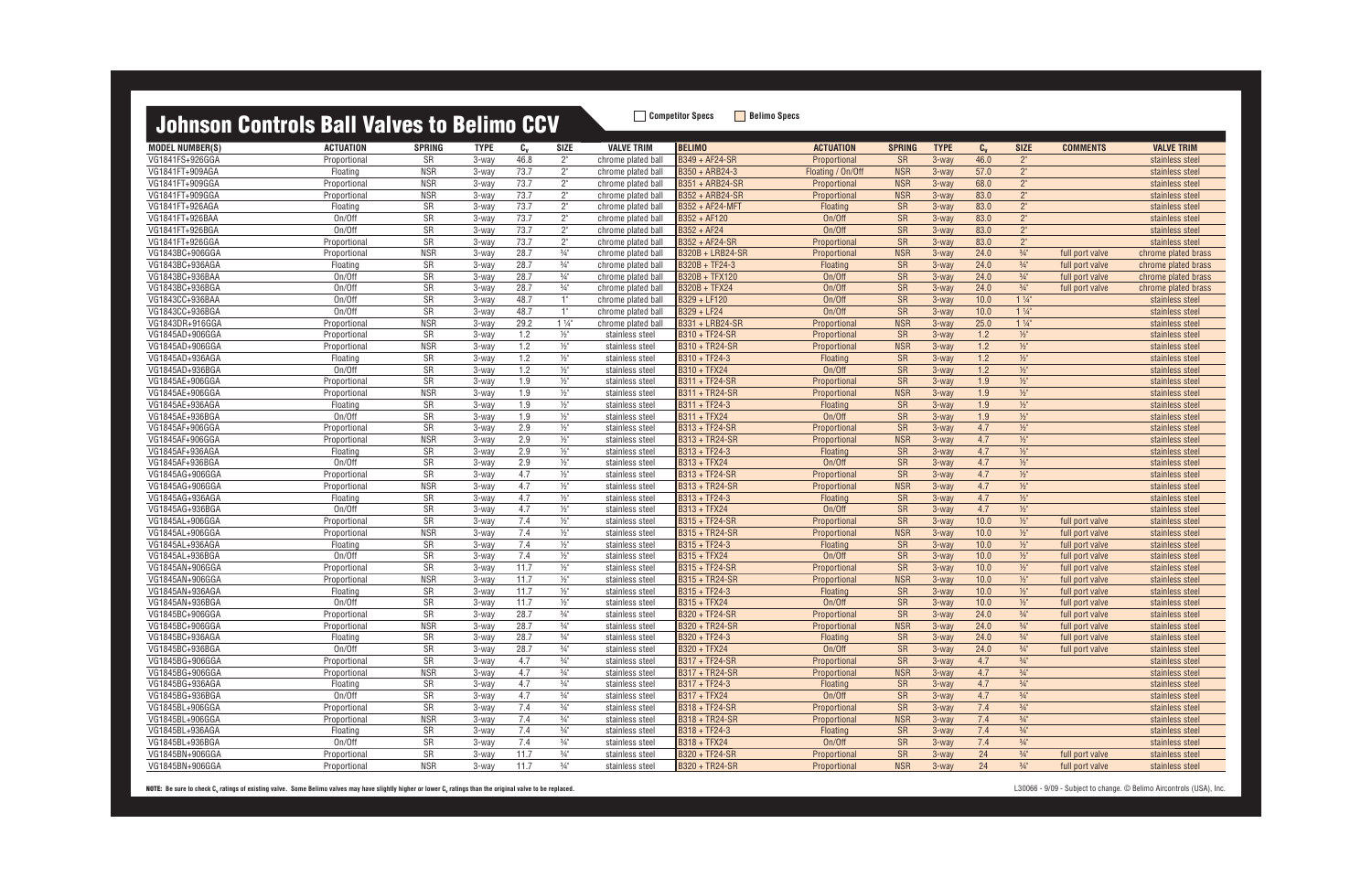# Johnson Controls Ball Valves to Belimo CCV

Competitor Specs | Belimo Specs

| MODEL NUMBER(S) | ACTUATION | SPRING | TYPE | $C_v$ | SIZE | VALVE TRIM | BELIMO | ACTUATION | SPRING | TYPE | $C_v$ | SIZE | COMMENTS | VALVE TRIM |
|---|---|---|---|---|---|---|---|---|---|---|---|---|---|---|
| VG1841FS+926GGA | Proportional | SR | 3-way | 46.8 | 2" | chrome plated ball | B349 + AF24-SR | Proportional | SR | 3-way | 46.0 | 2" | | stainless steel |
| VG1841FT+909AGA | Floating | NSR | 3-way | 73.7 | 2" | chrome plated ball | B350 + ARB24-3 | Floating / On/Off | NSR | 3-way | 57.0 | 2" | | stainless steel |
| VG1841FT+909GGA | Proportional | NSR | 3-way | 73.7 | 2" | chrome plated ball | B351 + ARB24-SR | Proportional | NSR | 3-way | 68.0 | 2" | | stainless steel |
| VG1841FT+909GGA | Proportional | NSR | 3-way | 73.7 | 2" | chrome plated ball | B352 + ARB24-SR | Proportional | NSR | 3-way | 83.0 | 2" | | stainless steel |
| VG1841FT+926AGA | Floating | SR | 3-way | 73.7 | 2" | chrome plated ball | B352 + AF24-MFT | Floating | SR | 3-way | 83.0 | 2" | | stainless steel |
| VG1841FT+926BAA | On/Off | SR | 3-way | 73.7 | 2" | chrome plated ball | B352 + AF120 | On/Off | SR | 3-way | 83.0 | 2" | | stainless steel |
| VG1841FT+926BGA | On/Off | SR | 3-way | 73.7 | 2" | chrome plated ball | B352 + AF24 | On/Off | SR | 3-way | 83.0 | 2" | | stainless steel |
| VG1841FT+926GGA | Proportional | SR | 3-way | 73.7 | 2" | chrome plated ball | B352 + AF24-SR | Proportional | SR | 3-way | 83.0 | 2" | | stainless steel |
| VG1843BC+906GGA | Proportional | NSR | 3-way | 28.7 | ¾" | chrome plated ball | B320B + LRB24-SR | Proportional | NSR | 3-way | 24.0 | ¾" | full port valve | chrome plated brass |
| VG1843BC+936AGA | Floating | SR | 3-way | 28.7 | ¾" | chrome plated ball | B320B + TF24-3 | Floating | SR | 3-way | 24.0 | ¾" | full port valve | chrome plated brass |
| VG1843BC+936BAA | On/Off | SR | 3-way | 28.7 | ¾" | chrome plated ball | B320B + TFX120 | On/Off | SR | 3-way | 24.0 | ¾" | full port valve | chrome plated brass |
| VG1843BC+936BGA | On/Off | SR | 3-way | 28.7 | ¾" | chrome plated ball | B320B + TFX24 | On/Off | SR | 3-way | 24.0 | ¾" | full port valve | chrome plated brass |
| VG1843CC+936BAA | On/Off | SR | 3-way | 48.7 | 1" | chrome plated ball | B329 + LF120 | On/Off | SR | 3-way | 10.0 | 1 ¼" | | stainless steel |
| VG1843CC+936BGA | On/Off | SR | 3-way | 48.7 | 1" | chrome plated ball | B329 + LF24 | On/Off | SR | 3-way | 10.0 | 1 ¼" | | stainless steel |
| VG1843DR+916GGA | Proportional | NSR | 3-way | 29.2 | 1 ¼" | chrome plated ball | B331 + LRB24-SR | Proportional | NSR | 3-way | 25.0 | 1 ¼" | | stainless steel |
| VG1845AD+906GGA | Proportional | SR | 3-way | 1.2 | ½" | stainless steel | B310 + TF24-SR | Proportional | SR | 3-way | 1.2 | ½" | | stainless steel |
| VG1845AD+906GGA | Proportional | NSR | 3-way | 1.2 | ½" | stainless steel | B310 + TR24-SR | Proportional | NSR | 3-way | 1.2 | ½" | | stainless steel |
| VG1845AD+936AGA | Floating | SR | 3-way | 1.2 | ½" | stainless steel | B310 + TF24-3 | Floating | SR | 3-way | 1.2 | ½" | | stainless steel |
| VG1845AD+936BGA | On/Off | SR | 3-way | 1.2 | ½" | stainless steel | B310 + TFX24 | On/Off | SR | 3-way | 1.2 | ½" | | stainless steel |
| VG1845AE+906GGA | Proportional | SR | 3-way | 1.9 | ½" | stainless steel | B311 + TF24-SR | Proportional | SR | 3-way | 1.9 | ½" | | stainless steel |
| VG1845AE+906GGA | Proportional | NSR | 3-way | 1.9 | ½" | stainless steel | B311 + TR24-SR | Proportional | NSR | 3-way | 1.9 | ½" | | stainless steel |
| VG1845AE+936AGA | Floating | SR | 3-way | 1.9 | ½" | stainless steel | B311 + TF24-3 | Floating | SR | 3-way | 1.9 | ½" | | stainless steel |
| VG1845AE+936BGA | On/Off | SR | 3-way | 1.9 | ½" | stainless steel | B311 + TFX24 | On/Off | SR | 3-way | 1.9 | ½" | | stainless steel |
| VG1845AF+906GGA | Proportional | SR | 3-way | 2.9 | ½" | stainless steel | B313 + TF24-SR | Proportional | SR | 3-way | 4.7 | ½" | | stainless steel |
| VG1845AF+906GGA | Proportional | NSR | 3-way | 2.9 | ½" | stainless steel | B313 + TR24-SR | Proportional | NSR | 3-way | 4.7 | ½" | | stainless steel |
| VG1845AF+936AGA | Floating | SR | 3-way | 2.9 | ½" | stainless steel | B313 + TF24-3 | Floating | SR | 3-way | 4.7 | ½" | | stainless steel |
| VG1845AF+936BGA | On/Off | SR | 3-way | 2.9 | ½" | stainless steel | B313 + TFX24 | On/Off | SR | 3-way | 4.7 | ½" | | stainless steel |
| VG1845AG+906GGA | Proportional | SR | 3-way | 4.7 | ½" | stainless steel | B313 + TF24-SR | Proportional | SR | 3-way | 4.7 | ½" | | stainless steel |
| VG1845AG+906GGA | Proportional | NSR | 3-way | 4.7 | ½" | stainless steel | B313 + TR24-SR | Proportional | NSR | 3-way | 4.7 | ½" | | stainless steel |
| VG1845AG+936AGA | Floating | SR | 3-way | 4.7 | ½" | stainless steel | B313 + TF24-3 | Floating | SR | 3-way | 4.7 | ½" | | stainless steel |
| VG1845AG+936BGA | On/Off | SR | 3-way | 4.7 | ½" | stainless steel | B313 + TFX24 | On/Off | SR | 3-way | 4.7 | ½" | | stainless steel |
| VG1845AL+906GGA | Proportional | SR | 3-way | 7.4 | ½" | stainless steel | B315 + TF24-SR | Proportional | SR | 3-way | 10.0 | ½" | full port valve | stainless steel |
| VG1845AL+906GGA | Proportional | NSR | 3-way | 7.4 | ½" | stainless steel | B315 + TR24-SR | Proportional | NSR | 3-way | 10.0 | ½" | full port valve | stainless steel |
| VG1845AL+936AGA | Floating | SR | 3-way | 7.4 | ½" | stainless steel | B315 + TF24-3 | Floating | SR | 3-way | 10.0 | ½" | full port valve | stainless steel |
| VG1845AL+936BGA | On/Off | SR | 3-way | 7.4 | ½" | stainless steel | B315 + TFX24 | On/Off | SR | 3-way | 10.0 | ½" | full port valve | stainless steel |
| VG1845AN+906GGA | Proportional | SR | 3-way | 11.7 | ½" | stainless steel | B315 + TF24-SR | Proportional | SR | 3-way | 10.0 | ½" | full port valve | stainless steel |
| VG1845AN+906GGA | Proportional | NSR | 3-way | 11.7 | ½" | stainless steel | B315 + TR24-SR | Proportional | NSR | 3-way | 10.0 | ½" | full port valve | stainless steel |
| VG1845AN+936AGA | Floating | SR | 3-way | 11.7 | ½" | stainless steel | B315 + TF24-3 | Floating | SR | 3-way | 10.0 | ½" | full port valve | stainless steel |
| VG1845AN+936BGA | On/Off | SR | 3-way | 11.7 | ½" | stainless steel | B315 + TFX24 | On/Off | SR | 3-way | 10.0 | ½" | full port valve | stainless steel |
| VG1845BC+906GGA | Proportional | SR | 3-way | 28.7 | ¾" | stainless steel | B320 + TF24-SR | Proportional | SR | 3-way | 24.0 | ¾" | full port valve | stainless steel |
| VG1845BC+906GGA | Proportional | NSR | 3-way | 28.7 | ¾" | stainless steel | B320 + TR24-SR | Proportional | NSR | 3-way | 24.0 | ¾" | full port valve | stainless steel |
| VG1845BC+936AGA | Floating | SR | 3-way | 28.7 | ¾" | stainless steel | B320 + TF24-3 | Floating | SR | 3-way | 24.0 | ¾" | full port valve | stainless steel |
| VG1845BC+936BGA | On/Off | SR | 3-way | 28.7 | ¾" | stainless steel | B320 + TFX24 | On/Off | SR | 3-way | 24.0 | ¾" | full port valve | stainless steel |
| VG1845BG+906GGA | Proportional | SR | 3-way | 4.7 | ¾" | stainless steel | B317 + TF24-SR | Proportional | SR | 3-way | 4.7 | ¾" | | stainless steel |
| VG1845BG+906GGA | Proportional | NSR | 3-way | 4.7 | ¾" | stainless steel | B317 + TR24-SR | Proportional | NSR | 3-way | 4.7 | ¾" | | stainless steel |
| VG1845BG+936AGA | Floating | SR | 3-way | 4.7 | ¾" | stainless steel | B317 + TF24-3 | Floating | SR | 3-way | 4.7 | ¾" | | stainless steel |
| VG1845BG+936BGA | On/Off | SR | 3-way | 4.7 | ¾" | stainless steel | B317 + TFX24 | On/Off | SR | 3-way | 4.7 | ¾" | | stainless steel |
| VG1845BL+906GGA | Proportional | SR | 3-way | 7.4 | ¾" | stainless steel | B318 + TF24-SR | Proportional | SR | 3-way | 7.4 | ¾" | | stainless steel |
| VG1845BL+906GGA | Proportional | NSR | 3-way | 7.4 | ¾" | stainless steel | B318 + TR24-SR | Proportional | NSR | 3-way | 7.4 | ¾" | | stainless steel |
| VG1845BL+936AGA | Floating | SR | 3-way | 7.4 | ¾" | stainless steel | B318 + TF24-3 | Floating | SR | 3-way | 7.4 | ¾" | | stainless steel |
| VG1845BL+936BGA | On/Off | SR | 3-way | 7.4 | ¾" | stainless steel | B318 + TFX24 | On/Off | SR | 3-way | 7.4 | ¾" | | stainless steel |
| VG1845BN+906GGA | Proportional | SR | 3-way | 11.7 | ¾" | stainless steel | B320 + TF24-SR | Proportional | SR | 3-way | 24 | ¾" | full port valve | stainless steel |
| VG1845BN+906GGA | Proportional | NSR | 3-way | 11.7 | ¾" | stainless steel | B320 + TR24-SR | Proportional | NSR | 3-way | 24 | ¾" | full port valve | stainless steel |

**NOTE:** Be sure to check $C_v$ ratings of existing valve. Some Belimo valves may have slightly higher or lower $C_v$ ratings than the original valve to be replaced.

L30066 - 9/09 - Subject to change. © Belimo Aircontrols (USA), Inc.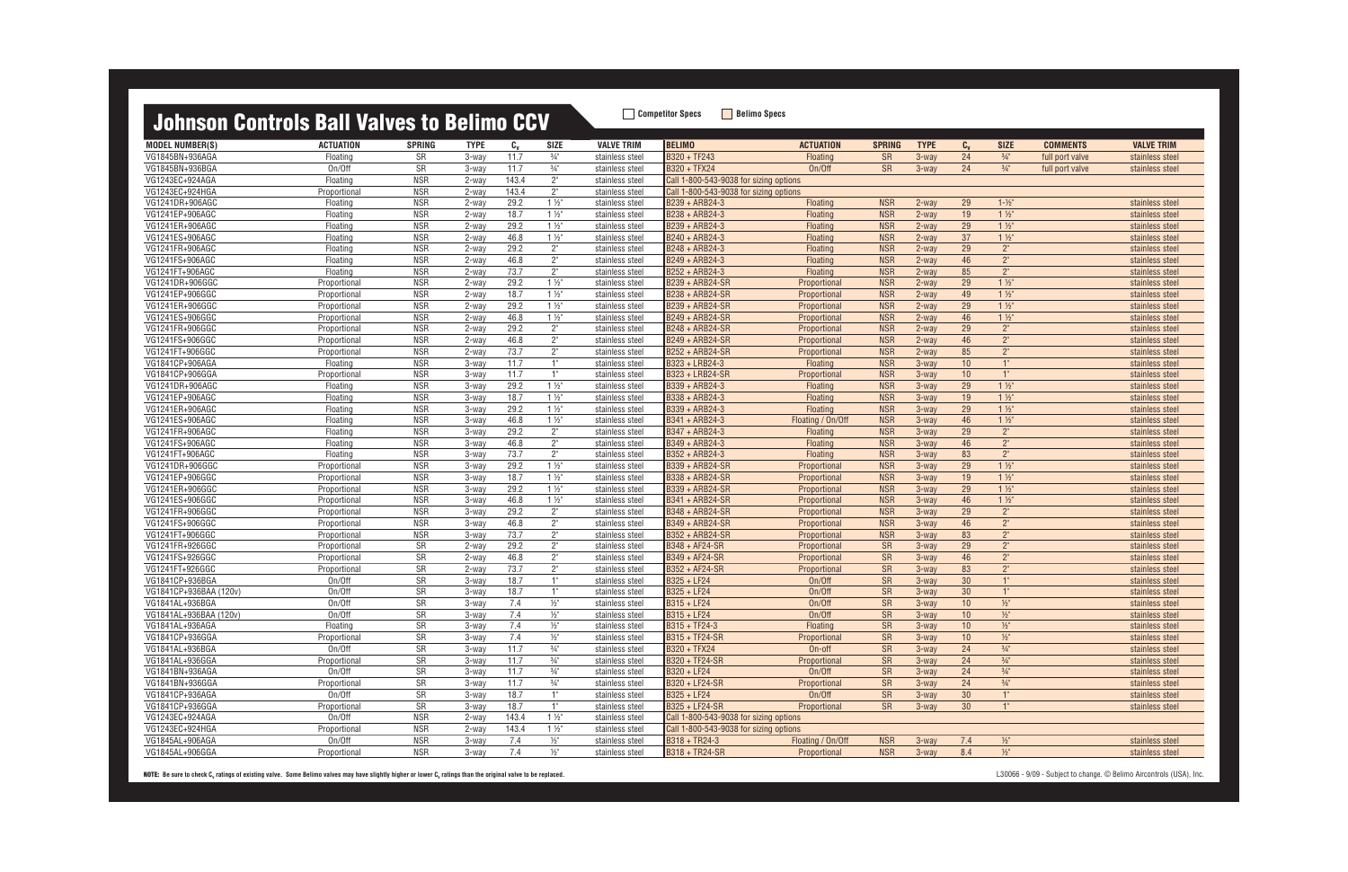# Johnson Controls Ball Valves to Belimo CCV

Competitor Specs | Belimo Specs

| MODEL NUMBER(S) | ACTUATION | SPRING | TYPE | $C_v$ | SIZE | VALVE TRIM | BELIMO | ACTUATION | SPRING | TYPE | $C_v$ | SIZE | COMMENTS | VALVE TRIM |
|---|---|---|---|---|---|---|---|---|---|---|---|---|---|---|
| VG1845BN+936AGA | Floating | SR | 3-way | 11.7 | ¾" | stainless steel | B320 + TF243 | Floating | SR | 3-way | 24 | ¾" | full port valve | stainless steel |
| VG1845BN+936BGA | On/Off | SR | 3-way | 11.7 | ¾" | stainless steel | B320 + TFX24 | On/Off | SR | 3-way | 24 | ¾" | full port valve | stainless steel |
| VG1243EC+924AGA | Floating | NSR | 2-way | 143.4 | 2" | stainless steel | Call 1-800-543-9038 for sizing options | | | | | | | |
| VG1243EC+924HGA | Proportional | NSR | 2-way | 143.4 | 2" | stainless steel | Call 1-800-543-9038 for sizing options | | | | | | | |
| VG1241DR+906AGC | Floating | NSR | 2-way | 29.2 | 1 ½" | stainless steel | B239 + ARB24-3 | Floating | NSR | 2-way | 29 | 1-½" | | stainless steel |
| VG1241EP+906AGC | Floating | NSR | 2-way | 18.7 | 1 ½" | stainless steel | B238 + ARB24-3 | Floating | NSR | 2-way | 19 | 1 ½" | | stainless steel |
| VG1241ER+906AGC | Floating | NSR | 2-way | 29.2 | 1 ½" | stainless steel | B239 + ARB24-3 | Floating | NSR | 2-way | 29 | 1 ½" | | stainless steel |
| VG1241ES+906AGC | Floating | NSR | 2-way | 46.8 | 1 ½" | stainless steel | B240 + ARB24-3 | Floating | NSR | 2-way | 37 | 1 ½" | | stainless steel |
| VG1241FR+906AGC | Floating | NSR | 2-way | 29.2 | 2" | stainless steel | B248 + ARB24-3 | Floating | NSR | 2-way | 29 | 2" | | stainless steel |
| VG1241FS+906AGC | Floating | NSR | 2-way | 46.8 | 2" | stainless steel | B249 + ARB24-3 | Floating | NSR | 2-way | 46 | 2" | | stainless steel |
| VG1241FT+906AGC | Floating | NSR | 2-way | 73.7 | 2" | stainless steel | B252 + ARB24-3 | Floating | NSR | 2-way | 85 | 2" | | stainless steel |
| VG1241DR+906GGC | Proportional | NSR | 2-way | 29.2 | 1 ½" | stainless steel | B239 + ARB24-SR | Proportional | NSR | 2-way | 29 | 1 ½" | | stainless steel |
| VG1241EP+906GGC | Proportional | NSR | 2-way | 18.7 | 1 ½" | stainless steel | B238 + ARB24-SR | Proportional | NSR | 2-way | 49 | 1 ½" | | stainless steel |
| VG1241ER+906GGC | Proportional | NSR | 2-way | 29.2 | 1 ½" | stainless steel | B239 + ARB24-SR | Proportional | NSR | 2-way | 29 | 1 ½" | | stainless steel |
| VG1241ES+906GGC | Proportional | NSR | 2-way | 46.8 | 1 ½" | stainless steel | B249 + ARB24-SR | Proportional | NSR | 2-way | 46 | 1 ½" | | stainless steel |
| VG1241FR+906GGC | Proportional | NSR | 2-way | 29.2 | 2" | stainless steel | B248 + ARB24-SR | Proportional | NSR | 2-way | 29 | 2" | | stainless steel |
| VG1241FS+906GGC | Proportional | NSR | 2-way | 46.8 | 2" | stainless steel | B249 + ARB24-SR | Proportional | NSR | 2-way | 46 | 2" | | stainless steel |
| VG1241FT+906GGC | Proportional | NSR | 2-way | 73.7 | 2" | stainless steel | B252 + ARB24-SR | Proportional | NSR | 2-way | 85 | 2" | | stainless steel |
| VG1841CP+906AGA | Floating | NSR | 3-way | 11.7 | 1" | stainless steel | B323 + LRB24-3 | Floating | NSR | 3-way | 10 | 1" | | stainless steel |
| VG1841CP+906GGA | Proportional | NSR | 3-way | 11.7 | 1" | stainless steel | B323 + LRB24-SR | Proportional | NSR | 3-way | 10 | 1" | | stainless steel |
| VG1241DR+906AGC | Floating | NSR | 3-way | 29.2 | 1 ½" | stainless steel | B339 + ARB24-3 | Floating | NSR | 3-way | 29 | 1 ½" | | stainless steel |
| VG1241EP+906AGC | Floating | NSR | 3-way | 18.7 | 1 ½" | stainless steel | B338 + ARB24-3 | Floating | NSR | 3-way | 19 | 1 ½" | | stainless steel |
| VG1241ER+906AGC | Floating | NSR | 3-way | 29.2 | 1 ½" | stainless steel | B339 + ARB24-3 | Floating | NSR | 3-way | 29 | 1 ½" | | stainless steel |
| VG1241ES+906AGC | Floating | NSR | 3-way | 46.8 | 1 ½" | stainless steel | B341 + ARB24-3 | Floating / On/Off | NSR | 3-way | 46 | 1 ½" | | stainless steel |
| VG1241FR+906AGC | Floating | NSR | 3-way | 29.2 | 2" | stainless steel | B347 + ARB24-3 | Floating | NSR | 3-way | 29 | 2" | | stainless steel |
| VG1241FS+906AGC | Floating | NSR | 3-way | 46.8 | 2" | stainless steel | B349 + ARB24-3 | Floating | NSR | 3-way | 46 | 2" | | stainless steel |
| VG1241FT+906AGC | Floating | NSR | 3-way | 73.7 | 2" | stainless steel | B352 + ARB24-3 | Floating | NSR | 3-way | 83 | 2" | | stainless steel |
| VG1241DR+906GGC | Proportional | NSR | 3-way | 29.2 | 1 ½" | stainless steel | B339 + ARB24-SR | Proportional | NSR | 3-way | 29 | 1 ½" | | stainless steel |
| VG1241EP+906GGC | Proportional | NSR | 3-way | 18.7 | 1 ½" | stainless steel | B338 + ARB24-SR | Proportional | NSR | 3-way | 19 | 1 ½" | | stainless steel |
| VG1241ER+906GGC | Proportional | NSR | 3-way | 29.2 | 1 ½" | stainless steel | B339 + ARB24-SR | Proportional | NSR | 3-way | 29 | 1 ½" | | stainless steel |
| VG1241ES+906GGC | Proportional | NSR | 3-way | 46.8 | 1 ½" | stainless steel | B341 + ARB24-SR | Proportional | NSR | 3-way | 46 | 1 ½" | | stainless steel |
| VG1241FR+906GGC | Proportional | NSR | 3-way | 29.2 | 2" | stainless steel | B348 + ARB24-SR | Proportional | NSR | 3-way | 29 | 2" | | stainless steel |
| VG1241FS+906GGC | Proportional | NSR | 3-way | 46.8 | 2" | stainless steel | B349 + ARB24-SR | Proportional | NSR | 3-way | 46 | 2" | | stainless steel |
| VG1241FT+906GGC | Proportional | NSR | 3-way | 73.7 | 2" | stainless steel | B352 + ARB24-SR | Proportional | NSR | 3-way | 83 | 2" | | stainless steel |
| VG1241FR+926GGC | Proportional | SR | 2-way | 29.2 | 2" | stainless steel | B348 + AF24-SR | Proportional | SR | 3-way | 29 | 2" | | stainless steel |
| VG1241FS+926GGC | Proportional | SR | 2-way | 46.8 | 2" | stainless steel | B349 + AF24-SR | Proportional | SR | 3-way | 46 | 2" | | stainless steel |
| VG1241FT+926GGC | Proportional | SR | 2-way | 73.7 | 2" | stainless steel | B352 + AF24-SR | Proportional | SR | 3-way | 83 | 2" | | stainless steel |
| VG1841CP+936BGA | On/Off | SR | 3-way | 18.7 | 1" | stainless steel | B325 + LF24 | On/Off | SR | 3-way | 30 | 1" | | stainless steel |
| VG1841CP+936BAA (120v) | On/Off | SR | 3-way | 18.7 | 1" | stainless steel | B325 + LF24 | On/Off | SR | 3-way | 30 | 1" | | stainless steel |
| VG1841AL+936BGA | On/Off | SR | 3-way | 7.4 | ½" | stainless steel | B315 + LF24 | On/Off | SR | 3-way | 10 | ½" | | stainless steel |
| VG1841AL+936BAA (120v) | On/Off | SR | 3-way | 7.4 | ½" | stainless steel | B315 + LF24 | On/Off | SR | 3-way | 10 | ½" | | stainless steel |
| VG1841AL+936AGA | Floating | SR | 3-way | 7.4 | ½" | stainless steel | B315 + TF24-3 | Floating | SR | 3-way | 10 | ½" | | stainless steel |
| VG1841CP+936GGA | Proportional | SR | 3-way | 7.4 | ½" | stainless steel | B315 + TF24-SR | Proportional | SR | 3-way | 10 | ½" | | stainless steel |
| VG1841AL+936BGA | On/Off | SR | 3-way | 11.7 | ¾" | stainless steel | B320 + TFX24 | On-off | SR | 3-way | 24 | ¾" | | stainless steel |
| VG1841AL+936GGA | Proportional | SR | 3-way | 11.7 | ¾" | stainless steel | B320 + TF24-SR | Proportional | SR | 3-way | 24 | ¾" | | stainless steel |
| VG1841BN+936AGA | On/Off | SR | 3-way | 11.7 | ¾" | stainless steel | B320 + LF24 | On/Off | SR | 3-way | 24 | ¾" | | stainless steel |
| VG1841BN+936GGA | Proportional | SR | 3-way | 11.7 | ¾" | stainless steel | B320 + LF24-SR | Proportional | SR | 3-way | 24 | ¾" | | stainless steel |
| VG1841CP+936AGA | On/Off | SR | 3-way | 18.7 | 1" | stainless steel | B325 + LF24 | On/Off | SR | 3-way | 30 | 1" | | stainless steel |
| VG1841CP+936GGA | Proportional | SR | 3-way | 18.7 | 1" | stainless steel | B325 + LF24-SR | Proportional | SR | 3-way | 30 | 1" | | stainless steel |
| VG1243EC+924AGA | On/Off | NSR | 2-way | 143.4 | 1 ½" | stainless steel | Call 1-800-543-9038 for sizing options | | | | | | | |
| VG1243EC+924HGA | Proportional | NSR | 2-way | 143.4 | 1 ½" | stainless steel | Call 1-800-543-9038 for sizing options | | | | | | | |
| VG1845AL+906AGA | On/Off | NSR | 3-way | 7.4 | ½" | stainless steel | B318 + TR24-3 | Floating / On/Off | NSR | 3-way | 7.4 | ½" | | stainless steel |
| VG1845AL+906GGA | Proportional | NSR | 3-way | 7.4 | ½" | stainless steel | B318 + TR24-SR | Proportional | NSR | 3-way | 8.4 | ½" | | stainless steel |

**NOTE:** Be sure to check $C_v$ ratings of existing valve. Some Belimo valves may have slightly higher or lower $C_v$ ratings than the original valve to be replaced.

L30066 - 9/09 - Subject to change. © Belimo Aircontrols (USA), Inc.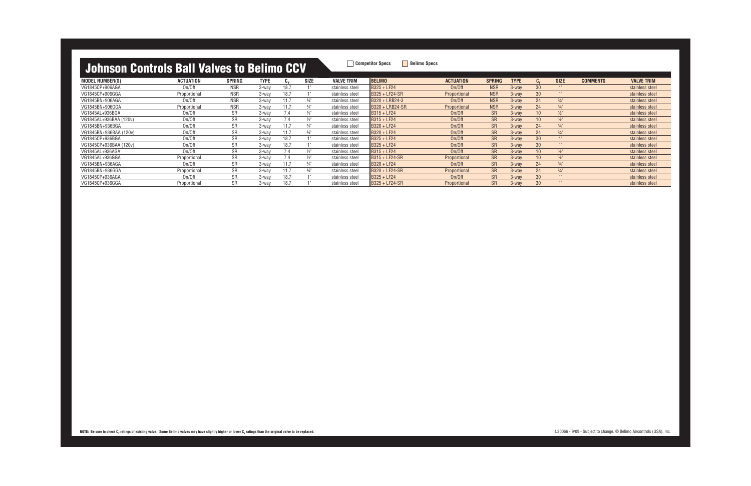# Johnson Controls Ball Valves to Belimo CCV

Competitor Specs | Belimo Specs

| MODEL NUMBER(S) | ACTUATION | SPRING | TYPE | $C_v$ | SIZE | VALVE TRIM | BELIMO | ACTUATION | SPRING | TYPE | $C_v$ | SIZE | COMMENTS | VALVE TRIM |
|---|---|---|---|---|---|---|---|---|---|---|---|---|---|---|
| VG1845CP+906AGA | On/Off | NSR | 3-way | 18.7 | 1" | stainless steel | B325 + LF24 | On/Off | NSR | 3-way | 30 | 1" | | stainless steel |
| VG1845CP+906GGA | Proportional | NSR | 3-way | 18.7 | 1" | stainless steel | B325 + LF24-SR | Proportional | NSR | 3-way | 30 | 1" | | stainless steel |
| VG1845BN+906AGA | On/Off | NSR | 3-way | 11.7 | ¾" | stainless steel | B320 + LRB24-3 | On/Off | NSR | 3-way | 24 | ¾" | | stainless steel |
| VG1845BN+906GGA | Proportional | NSR | 3-way | 11.7 | ¾" | stainless steel | B320 + LRB24-SR | Proportional | NSR | 3-way | 24 | ¾" | | stainless steel |
| VG1845AL+936BGA | On/Off | SR | 3-way | 7.4 | ½" | stainless steel | B315 + LF24 | On/Off | SR | 3-way | 10 | ½" | | stainless steel |
| VG1845AL+936BAA (120v) | On/Off | SR | 3-way | 7.4 | ½" | stainless steel | B315 + LF24 | On/Off | SR | 3-way | 10 | ½" | | stainless steel |
| VG1845BN+936BGA | On/Off | SR | 3-way | 11.7 | ¾" | stainless steel | B320 + LF24 | On/Off | SR | 3-way | 24 | ¾" | | stainless steel |
| VG1845BN+936BAA (120v) | On/Off | SR | 3-way | 11.7 | ¾" | stainless steel | B320 + LF24 | On/Off | SR | 3-way | 24 | ¾" | | stainless steel |
| VG1845CP+936BGA | On/Off | SR | 3-way | 18.7 | 1" | stainless steel | B325 + LF24 | On/Off | SR | 3-way | 30 | 1" | | stainless steel |
| VG1845CP+936BAA (120v) | On/Off | SR | 3-way | 18.7 | 1" | stainless steel | B325 + LF24 | On/Off | SR | 3-way | 30 | 1" | | stainless steel |
| VG1845AL+936AGA | On/Off | SR | 3-way | 7.4 | ½" | stainless steel | B315 + LF24 | On/Off | SR | 3-way | 10 | ½" | | stainless steel |
| VG1845AL+936GGA | Proportional | SR | 3-way | 7.4 | ½" | stainless steel | B315 + LF24-SR | Proportional | SR | 3-way | 10 | ½" | | stainless steel |
| VG1845BN+936AGA | On/Off | SR | 3-way | 11.7 | ¾" | stainless steel | B320 + LF24 | On/Off | SR | 3-way | 24 | ¾" | | stainless steel |
| VG1845BN+936GGA | Proportional | SR | 3-way | 11.7 | ¾" | stainless steel | B320 + LF24-SR | Proportional | SR | 3-way | 24 | ¾" | | stainless steel |
| VG1845CP+936AGA | On/Off | SR | 3-way | 18.7 | 1" | stainless steel | B325 + LF24 | On/Off | SR | 3-way | 30 | 1" | | stainless steel |
| VG1845CP+936GGA | Proportional | SR | 3-way | 18.7 | 1" | stainless steel | B325 + LF24-SR | Proportional | SR | 3-way | 30 | 1" | | stainless steel |

**NOTE: Be sure to check $C_v$ ratings of existing valve. Some Belimo valves may have slightly higher or lower $C_v$ ratings than the original valve to be replaced.**

L30066 - 9/09 - Subject to change. © Belimo Aircontrols (USA), Inc.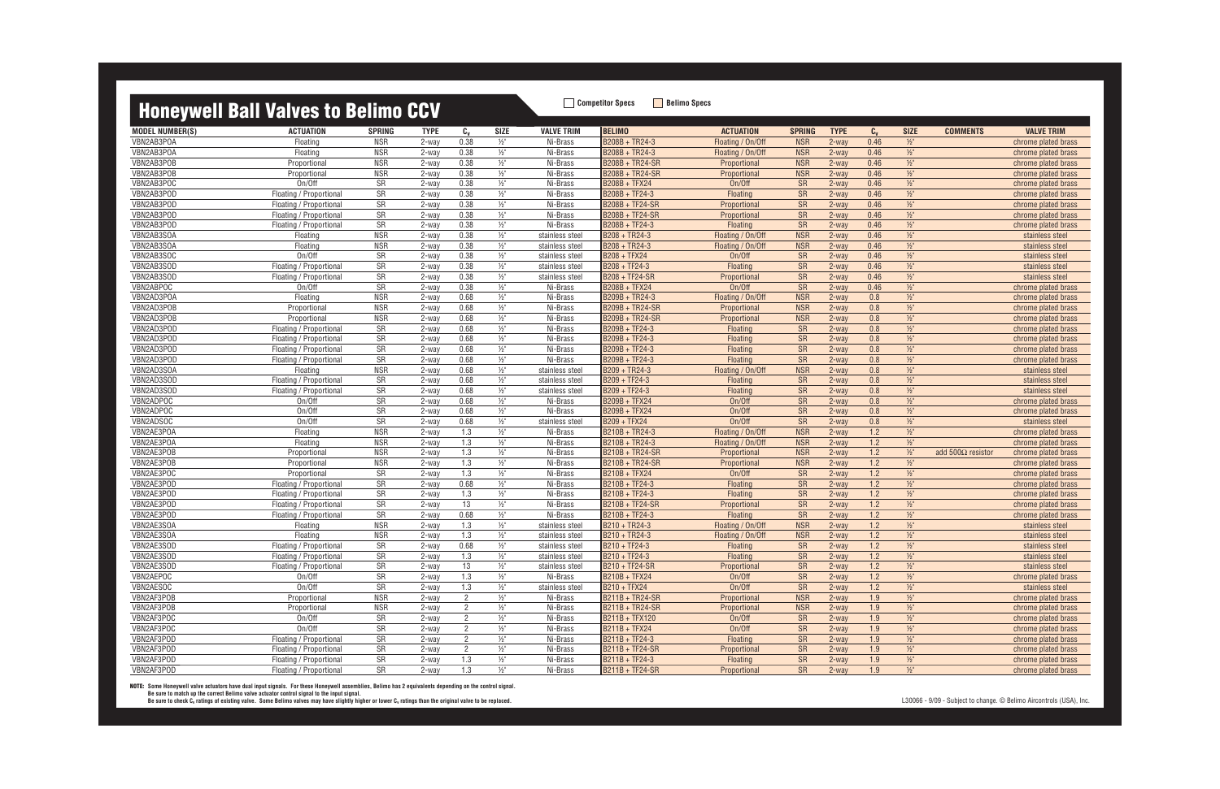# Honeywell Ball Valves to Belimo CCV

Competitor Specs | Belimo Specs

| MODEL NUMBER(S) | ACTUATION | SPRING | TYPE | $C_v$ | SIZE | VALVE TRIM | BELIMO | ACTUATION | SPRING | TYPE | $C_v$ | SIZE | COMMENTS | VALVE TRIM |
|---|---|---|---|---|---|---|---|---|---|---|---|---|---|---|
| VBN2AB3POA | Floating | NSR | 2-way | 0.38 | ½" | Ni-Brass | B208B + TR24-3 | Floating / On/Off | NSR | 2-way | 0.46 | ½" | | chrome plated brass |
| VBN2AB3POA | Floating | NSR | 2-way | 0.38 | ½" | Ni-Brass | B208B + TR24-3 | Floating / On/Off | NSR | 2-way | 0.46 | ½" | | chrome plated brass |
| VBN2AB3POB | Proportional | NSR | 2-way | 0.38 | ½" | Ni-Brass | B208B + TR24-SR | Proportional | NSR | 2-way | 0.46 | ½" | | chrome plated brass |
| VBN2AB3POB | Proportional | NSR | 2-way | 0.38 | ½" | Ni-Brass | B208B + TR24-SR | Proportional | NSR | 2-way | 0.46 | ½" | | chrome plated brass |
| VBN2AB3POC | On/Off | SR | 2-way | 0.38 | ½" | Ni-Brass | B208B + TFX24 | On/Off | SR | 2-way | 0.46 | ½" | | chrome plated brass |
| VBN2AB3POD | Floating / Proportional | SR | 2-way | 0.38 | ½" | Ni-Brass | B208B + TF24-3 | Floating | SR | 2-way | 0.46 | ½" | | chrome plated brass |
| VBN2AB3POD | Floating / Proportional | SR | 2-way | 0.38 | ½" | Ni-Brass | B208B + TF24-SR | Proportional | SR | 2-way | 0.46 | ½" | | chrome plated brass |
| VBN2AB3POD | Floating / Proportional | SR | 2-way | 0.38 | ½" | Ni-Brass | B208B + TF24-SR | Proportional | SR | 2-way | 0.46 | ½" | | chrome plated brass |
| VBN2AB3POD | Floating / Proportional | SR | 2-way | 0.38 | ½" | Ni-Brass | B208B + TF24-3 | Floating | SR | 2-way | 0.46 | ½" | | chrome plated brass |
| VBN2AB3SOA | Floating | NSR | 2-way | 0.38 | ½" | stainless steel | B208 + TR24-3 | Floating / On/Off | NSR | 2-way | 0.46 | ½" | | stainless steel |
| VBN2AB3SOA | Floating | NSR | 2-way | 0.38 | ½" | stainless steel | B208 + TR24-3 | Floating / On/Off | NSR | 2-way | 0.46 | ½" | | stainless steel |
| VBN2AB3SOC | On/Off | SR | 2-way | 0.38 | ½" | stainless steel | B208 + TFX24 | On/Off | SR | 2-way | 0.46 | ½" | | stainless steel |
| VBN2AB3SOD | Floating / Proportional | SR | 2-way | 0.38 | ½" | stainless steel | B208 + TF24-3 | Floating | SR | 2-way | 0.46 | ½" | | stainless steel |
| VBN2AB3SOD | Floating / Proportional | SR | 2-way | 0.38 | ½" | stainless steel | B208 + TF24-SR | Proportional | SR | 2-way | 0.46 | ½" | | stainless steel |
| VBN2ABPOC | On/Off | SR | 2-way | 0.38 | ½" | Ni-Brass | B208B + TFX24 | On/Off | SR | 2-way | 0.46 | ½" | | chrome plated brass |
| VBN2AD3POA | Floating | NSR | 2-way | 0.68 | ½" | Ni-Brass | B209B + TR24-3 | Floating / On/Off | NSR | 2-way | 0.8 | ½" | | chrome plated brass |
| VBN2AD3POB | Proportional | NSR | 2-way | 0.68 | ½" | Ni-Brass | B209B + TR24-SR | Proportional | NSR | 2-way | 0.8 | ½" | | chrome plated brass |
| VBN2AD3POB | Proportional | NSR | 2-way | 0.68 | ½" | Ni-Brass | B209B + TR24-SR | Proportional | NSR | 2-way | 0.8 | ½" | | chrome plated brass |
| VBN2AD3POD | Floating / Proportional | SR | 2-way | 0.68 | ½" | Ni-Brass | B209B + TF24-3 | Floating | SR | 2-way | 0.8 | ½" | | chrome plated brass |
| VBN2AD3POD | Floating / Proportional | SR | 2-way | 0.68 | ½" | Ni-Brass | B209B + TF24-3 | Floating | SR | 2-way | 0.8 | ½" | | chrome plated brass |
| VBN2AD3POD | Floating / Proportional | SR | 2-way | 0.68 | ½" | Ni-Brass | B209B + TF24-3 | Floating | SR | 2-way | 0.8 | ½" | | chrome plated brass |
| VBN2AD3POD | Floating / Proportional | SR | 2-way | 0.68 | ½" | Ni-Brass | B209B + TF24-3 | Floating | SR | 2-way | 0.8 | ½" | | chrome plated brass |
| VBN2AD3SOA | Floating | NSR | 2-way | 0.68 | ½" | stainless steel | B209 + TR24-3 | Floating / On/Off | NSR | 2-way | 0.8 | ½" | | stainless steel |
| VBN2AD3SOD | Floating / Proportional | SR | 2-way | 0.68 | ½" | stainless steel | B209 + TF24-3 | Floating | SR | 2-way | 0.8 | ½" | | stainless steel |
| VBN2AD3SOD | Floating / Proportional | SR | 2-way | 0.68 | ½" | stainless steel | B209 + TF24-3 | Floating | SR | 2-way | 0.8 | ½" | | stainless steel |
| VBN2ADPOC | On/Off | SR | 2-way | 0.68 | ½" | Ni-Brass | B209B + TFX24 | On/Off | SR | 2-way | 0.8 | ½" | | chrome plated brass |
| VBN2ADPOC | On/Off | SR | 2-way | 0.68 | ½" | Ni-Brass | B209B + TFX24 | On/Off | SR | 2-way | 0.8 | ½" | | chrome plated brass |
| VBN2ADSOC | On/Off | SR | 2-way | 0.68 | ½" | stainless steel | B209 + TFX24 | On/Off | SR | 2-way | 0.8 | ½" | | stainless steel |
| VBN2AE3POA | Floating | NSR | 2-way | 1.3 | ½" | Ni-Brass | B210B + TR24-3 | Floating / On/Off | NSR | 2-way | 1.2 | ½" | | chrome plated brass |
| VBN2AE3POA | Floating | NSR | 2-way | 1.3 | ½" | Ni-Brass | B210B + TR24-3 | Floating / On/Off | NSR | 2-way | 1.2 | ½" | | chrome plated brass |
| VBN2AE3POB | Proportional | NSR | 2-way | 1.3 | ½" | Ni-Brass | B210B + TR24-SR | Proportional | NSR | 2-way | 1.2 | ½" | add 500Ω resistor | chrome plated brass |
| VBN2AE3POB | Proportional | NSR | 2-way | 1.3 | ½" | Ni-Brass | B210B + TR24-SR | Proportional | NSR | 2-way | 1.2 | ½" | | chrome plated brass |
| VBN2AE3POC | Proportional | SR | 2-way | 1.3 | ½" | Ni-Brass | B210B + TFX24 | On/Off | SR | 2-way | 1.2 | ½" | | chrome plated brass |
| VBN2AE3POD | Floating / Proportional | SR | 2-way | 0.68 | ½" | Ni-Brass | B210B + TF24-3 | Floating | SR | 2-way | 1.2 | ½" | | chrome plated brass |
| VBN2AE3POD | Floating / Proportional | SR | 2-way | 1.3 | ½" | Ni-Brass | B210B + TF24-3 | Floating | SR | 2-way | 1.2 | ½" | | chrome plated brass |
| VBN2AE3POD | Floating / Proportional | SR | 2-way | 13 | ½" | Ni-Brass | B210B + TF24-SR | Proportional | SR | 2-way | 1.2 | ½" | | chrome plated brass |
| VBN2AE3POD | Floating / Proportional | SR | 2-way | 0.68 | ½" | Ni-Brass | B210B + TF24-3 | Floating | SR | 2-way | 1.2 | ½" | | chrome plated brass |
| VBN2AE3SOA | Floating | NSR | 2-way | 1.3 | ½" | stainless steel | B210 + TR24-3 | Floating / On/Off | NSR | 2-way | 1.2 | ½" | | stainless steel |
| VBN2AE3SOA | Floating | NSR | 2-way | 1.3 | ½" | stainless steel | B210 + TR24-3 | Floating / On/Off | NSR | 2-way | 1.2 | ½" | | stainless steel |
| VBN2AE3SOD | Floating / Proportional | SR | 2-way | 0.68 | ½" | stainless steel | B210 + TF24-3 | Floating | SR | 2-way | 1.2 | ½" | | stainless steel |
| VBN2AE3SOD | Floating / Proportional | SR | 2-way | 1.3 | ½" | stainless steel | B210 + TF24-3 | Floating | SR | 2-way | 1.2 | ½" | | stainless steel |
| VBN2AE3SOD | Floating / Proportional | SR | 2-way | 13 | ½" | stainless steel | B210 + TF24-SR | Proportional | SR | 2-way | 1.2 | ½" | | stainless steel |
| VBN2AEPOC | On/Off | SR | 2-way | 1.3 | ½" | Ni-Brass | B210B + TFX24 | On/Off | SR | 2-way | 1.2 | ½" | | chrome plated brass |
| VBN2AESOC | On/Off | SR | 2-way | 1.3 | ½" | stainless steel | B210 + TFX24 | On/Off | SR | 2-way | 1.2 | ½" | | stainless steel |
| VBN2AF3POB | Proportional | NSR | 2-way | 2 | ½" | Ni-Brass | B211B + TR24-SR | Proportional | NSR | 2-way | 1.9 | ½" | | chrome plated brass |
| VBN2AF3POB | Proportional | NSR | 2-way | 2 | ½" | Ni-Brass | B211B + TR24-SR | Proportional | NSR | 2-way | 1.9 | ½" | | chrome plated brass |
| VBN2AF3POC | On/Off | SR | 2-way | 2 | ½" | Ni-Brass | B211B + TFX120 | On/Off | SR | 2-way | 1.9 | ½" | | chrome plated brass |
| VBN2AF3POC | On/Off | SR | 2-way | 2 | ½" | Ni-Brass | B211B + TFX24 | On/Off | SR | 2-way | 1.9 | ½" | | chrome plated brass |
| VBN2AF3POD | Floating / Proportional | SR | 2-way | 2 | ½" | Ni-Brass | B211B + TF24-3 | Floating | SR | 2-way | 1.9 | ½" | | chrome plated brass |
| VBN2AF3POD | Floating / Proportional | SR | 2-way | 2 | ½" | Ni-Brass | B211B + TF24-SR | Proportional | SR | 2-way | 1.9 | ½" | | chrome plated brass |
| VBN2AF3POD | Floating / Proportional | SR | 2-way | 1.3 | ½" | Ni-Brass | B211B + TF24-3 | Floating | SR | 2-way | 1.9 | ½" | | chrome plated brass |
| VBN2AF3POD | Floating / Proportional | SR | 2-way | 1.3 | ½" | Ni-Brass | B211B + TF24-SR | Proportional | SR | 2-way | 1.9 | ½" | | chrome plated brass |

**NOTE:** Some Honeywell valve actuators have dual input signals. For these Honeywell assemblies, Belimo has 2 equivalents depending on the control signal.
Be sure to match up the correct Belimo valve actuator control signal to the input signal.
Be sure to check $C_v$ ratings of existing valve. Some Belimo valves may have slightly higher or lower $C_v$ ratings than the original valve to be replaced.

L30066 - 9/09 - Subject to change. © Belimo Aircontrols (USA), Inc.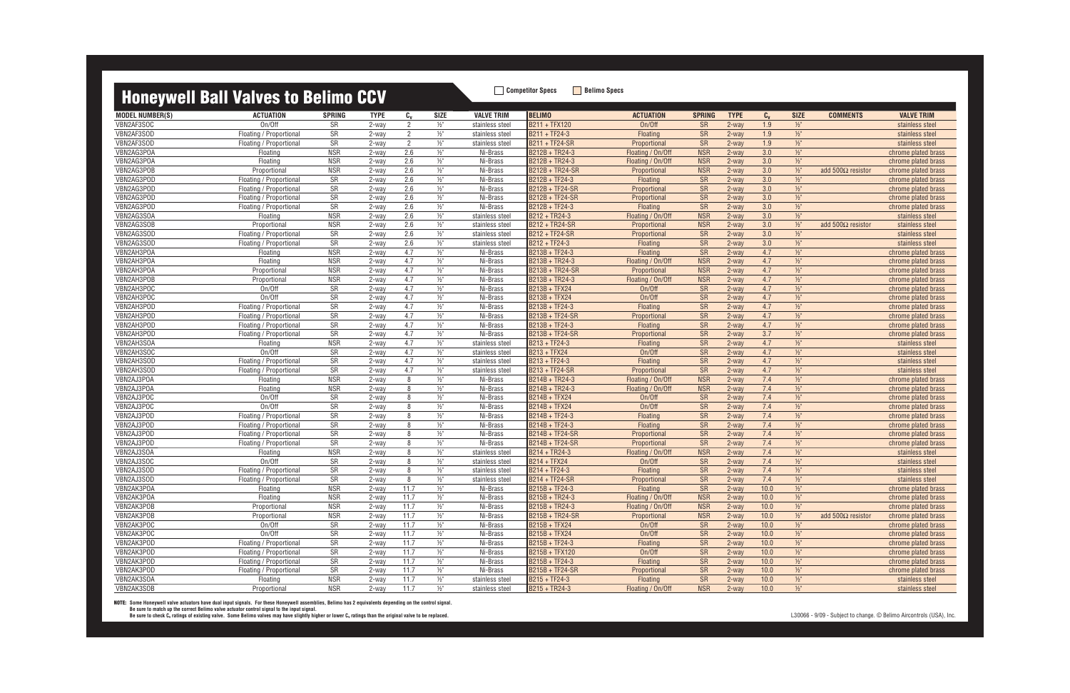# Honeywell Ball Valves to Belimo CCV

Competitor Specs | Belimo Specs

| MODEL NUMBER(S) | ACTUATION | SPRING | TYPE | $C_v$ | SIZE | VALVE TRIM | BELIMO | ACTUATION | SPRING | TYPE | $C_v$ | SIZE | COMMENTS | VALVE TRIM |
|---|---|---|---|---|---|---|---|---|---|---|---|---|---|---|
| VBN2AF3SOC | On/Off | SR | 2-way | 2 | ½" | stainless steel | B211 + TFX120 | On/Off | SR | 2-way | 1.9 | ½" | | stainless steel |
| VBN2AF3SOD | Floating / Proportional | SR | 2-way | 2 | ½" | stainless steel | B211 + TF24-3 | Floating | SR | 2-way | 1.9 | ½" | | stainless steel |
| VBN2AF3SOD | Floating / Proportional | SR | 2-way | 2 | ½" | stainless steel | B211 + TF24-SR | Proportional | SR | 2-way | 1.9 | ½" | | stainless steel |
| VBN2AG3POA | Floating | NSR | 2-way | 2.6 | ½" | Ni-Brass | B212B + TR24-3 | Floating / On/Off | NSR | 2-way | 3.0 | ½" | | chrome plated brass |
| VBN2AG3POA | Floating | NSR | 2-way | 2.6 | ½" | Ni-Brass | B212B + TR24-3 | Floating / On/Off | NSR | 2-way | 3.0 | ½" | | chrome plated brass |
| VBN2AG3POB | Proportional | NSR | 2-way | 2.6 | ½" | Ni-Brass | B212B + TR24-SR | Proportional | NSR | 2-way | 3.0 | ½" | add 500Ω resistor | chrome plated brass |
| VBN2AG3POD | Floating / Proportional | SR | 2-way | 2.6 | ½" | Ni-Brass | B212B + TF24-3 | Floating | SR | 2-way | 3.0 | ½" | | chrome plated brass |
| VBN2AG3POD | Floating / Proportional | SR | 2-way | 2.6 | ½" | Ni-Brass | B212B + TF24-SR | Proportional | SR | 2-way | 3.0 | ½" | | chrome plated brass |
| VBN2AG3POD | Floating / Proportional | SR | 2-way | 2.6 | ½" | Ni-Brass | B212B + TF24-SR | Proportional | SR | 2-way | 3.0 | ½" | | chrome plated brass |
| VBN2AG3POD | Floating / Proportional | SR | 2-way | 2.6 | ½" | Ni-Brass | B212B + TF24-3 | Floating | SR | 2-way | 3.0 | ½" | | chrome plated brass |
| VBN2AG3SOA | Floating | NSR | 2-way | 2.6 | ½" | stainless steel | B212 + TR24-3 | Floating / On/Off | NSR | 2-way | 3.0 | ½" | | stainless steel |
| VBN2AG3SOB | Proportional | NSR | 2-way | 2.6 | ½" | stainless steel | B212 + TR24-SR | Proportional | NSR | 2-way | 3.0 | ½" | add 500Ω resistor | stainless steel |
| VBN2AG3SOD | Floating / Proportional | SR | 2-way | 2.6 | ½" | stainless steel | B212 + TF24-SR | Proportional | SR | 2-way | 3.0 | ½" | | stainless steel |
| VBN2AG3SOD | Floating / Proportional | SR | 2-way | 2.6 | ½" | stainless steel | B212 + TF24-3 | Floating | SR | 2-way | 3.0 | ½" | | stainless steel |
| VBN2AH3POA | Floating | NSR | 2-way | 4.7 | ½" | Ni-Brass | B213B + TF24-3 | Floating | SR | 2-way | 4.7 | ½" | | chrome plated brass |
| VBN2AH3POA | Floating | NSR | 2-way | 4.7 | ½" | Ni-Brass | B213B + TR24-3 | Floating / On/Off | NSR | 2-way | 4.7 | ½" | | chrome plated brass |
| VBN2AH3POA | Proportional | NSR | 2-way | 4.7 | ½" | Ni-Brass | B213B + TF24-SR | Proportional | NSR | 2-way | 4.7 | ½" | | chrome plated brass |
| VBN2AH3POB | Proportional | NSR | 2-way | 4.7 | ½" | Ni-Brass | B213B + TR24-3 | Floating / On/Off | NSR | 2-way | 4.7 | ½" | | chrome plated brass |
| VBN2AH3POC | On/Off | SR | 2-way | 4.7 | ½" | Ni-Brass | B213B + TFX24 | On/Off | SR | 2-way | 4.7 | ½" | | chrome plated brass |
| VBN2AH3POC | On/Off | SR | 2-way | 4.7 | ½" | Ni-Brass | B213B + TFX24 | On/Off | SR | 2-way | 4.7 | ½" | | chrome plated brass |
| VBN2AH3POD | Floating / Proportional | SR | 2-way | 4.7 | ½" | Ni-Brass | B213B + TF24-3 | Floating | SR | 2-way | 4.7 | ½" | | chrome plated brass |
| VBN2AH3POD | Floating / Proportional | SR | 2-way | 4.7 | ½" | Ni-Brass | B213B + TF24-SR | Proportional | SR | 2-way | 4.7 | ½" | | chrome plated brass |
| VBN2AH3POD | Floating / Proportional | SR | 2-way | 4.7 | ½" | Ni-Brass | B213B + TF24-3 | Floating | SR | 2-way | 4.7 | ½" | | chrome plated brass |
| VBN2AH3POD | Floating / Proportional | SR | 2-way | 4.7 | ½" | Ni-Brass | B213B + TF24-SR | Proportional | SR | 2-way | 3.7 | ½" | | chrome plated brass |
| VBN2AH3SOA | Floating | NSR | 2-way | 4.7 | ½" | stainless steel | B213 + TF24-3 | Floating | SR | 2-way | 4.7 | ½" | | stainless steel |
| VBN2AH3SOC | On/Off | SR | 2-way | 4.7 | ½" | stainless steel | B213 + TFX24 | On/Off | SR | 2-way | 4.7 | ½" | | stainless steel |
| VBN2AH3SOD | Floating / Proportional | SR | 2-way | 4.7 | ½" | stainless steel | B213 + TF24-3 | Floating | SR | 2-way | 4.7 | ½" | | stainless steel |
| VBN2AH3SOD | Floating / Proportional | SR | 2-way | 4.7 | ½" | stainless steel | B213 + TF24-SR | Proportional | SR | 2-way | 4.7 | ½" | | stainless steel |
| VBN2AJ3POA | Floating | NSR | 2-way | 8 | ½" | Ni-Brass | B214B + TR24-3 | Floating / On/Off | NSR | 2-way | 7.4 | ½" | | chrome plated brass |
| VBN2AJ3POA | Floating | NSR | 2-way | 8 | ½" | Ni-Brass | B214B + TR24-3 | Floating / On/Off | NSR | 2-way | 7.4 | ½" | | chrome plated brass |
| VBN2AJ3POC | On/Off | SR | 2-way | 8 | ½" | Ni-Brass | B214B + TFX24 | On/Off | SR | 2-way | 7.4 | ½" | | chrome plated brass |
| VBN2AJ3POC | On/Off | SR | 2-way | 8 | ½" | Ni-Brass | B214B + TFX24 | On/Off | SR | 2-way | 7.4 | ½" | | chrome plated brass |
| VBN2AJ3POD | Floating / Proportional | SR | 2-way | 8 | ½" | Ni-Brass | B214B + TF24-3 | Floating | SR | 2-way | 7.4 | ½" | | chrome plated brass |
| VBN2AJ3POD | Floating / Proportional | SR | 2-way | 8 | ½" | Ni-Brass | B214B + TF24-3 | Floating | SR | 2-way | 7.4 | ½" | | chrome plated brass |
| VBN2AJ3POD | Floating / Proportional | SR | 2-way | 8 | ½" | Ni-Brass | B214B + TF24-SR | Proportional | SR | 2-way | 7.4 | ½" | | chrome plated brass |
| VBN2AJ3POD | Floating / Proportional | SR | 2-way | 8 | ½" | Ni-Brass | B214B + TF24-SR | Proportional | SR | 2-way | 7.4 | ½" | | chrome plated brass |
| VBN2AJ3SOA | Floating | NSR | 2-way | 8 | ½" | stainless steel | B214 + TR24-3 | Floating / On/Off | NSR | 2-way | 7.4 | ½" | | stainless steel |
| VBN2AJ3SOC | On/Off | SR | 2-way | 8 | ½" | stainless steel | B214 + TFX24 | On/Off | SR | 2-way | 7.4 | ½" | | stainless steel |
| VBN2AJ3SOD | Floating / Proportional | SR | 2-way | 8 | ½" | stainless steel | B214 + TF24-3 | Floating | SR | 2-way | 7.4 | ½" | | stainless steel |
| VBN2AJ3SOD | Floating / Proportional | SR | 2-way | 8 | ½" | stainless steel | B214 + TF24-SR | Proportional | SR | 2-way | 7.4 | ½" | | stainless steel |
| VBN2AK3POA | Floating | NSR | 2-way | 11.7 | ½" | Ni-Brass | B215B + TF24-3 | Floating | SR | 2-way | 10.0 | ½" | | chrome plated brass |
| VBN2AK3POA | Floating | NSR | 2-way | 11.7 | ½" | Ni-Brass | B215B + TR24-3 | Floating / On/Off | NSR | 2-way | 10.0 | ½" | | chrome plated brass |
| VBN2AK3POB | Proportional | NSR | 2-way | 11.7 | ½" | Ni-Brass | B215B + TR24-3 | Floating / On/Off | NSR | 2-way | 10.0 | ½" | | chrome plated brass |
| VBN2AK3POB | Proportional | NSR | 2-way | 11.7 | ½" | Ni-Brass | B215B + TR24-SR | Proportional | NSR | 2-way | 10.0 | ½" | add 500Ω resistor | chrome plated brass |
| VBN2AK3POC | On/Off | SR | 2-way | 11.7 | ½" | Ni-Brass | B215B + TFX24 | On/Off | SR | 2-way | 10.0 | ½" | | chrome plated brass |
| VBN2AK3POC | On/Off | SR | 2-way | 11.7 | ½" | Ni-Brass | B215B + TFX24 | On/Off | SR | 2-way | 10.0 | ½" | | chrome plated brass |
| VBN2AK3POD | Floating / Proportional | SR | 2-way | 11.7 | ½" | Ni-Brass | B215B + TF24-3 | Floating | SR | 2-way | 10.0 | ½" | | chrome plated brass |
| VBN2AK3POD | Floating / Proportional | SR | 2-way | 11.7 | ½" | Ni-Brass | B215B + TFX120 | On/Off | SR | 2-way | 10.0 | ½" | | chrome plated brass |
| VBN2AK3POD | Floating / Proportional | SR | 2-way | 11.7 | ½" | Ni-Brass | B215B + TF24-3 | Floating | SR | 2-way | 10.0 | ½" | | chrome plated brass |
| VBN2AK3POD | Floating / Proportional | SR | 2-way | 11.7 | ½" | Ni-Brass | B215B + TF24-SR | Proportional | SR | 2-way | 10.0 | ½" | | chrome plated brass |
| VBN2AK3SOA | Floating | NSR | 2-way | 11.7 | ½" | stainless steel | B215 + TF24-3 | Floating | SR | 2-way | 10.0 | ½" | | stainless steel |
| VBN2AK3SOB | Proportional | NSR | 2-way | 11.7 | ½" | stainless steel | B215 + TR24-3 | Floating / On/Off | NSR | 2-way | 10.0 | ½" | | stainless steel |

**NOTE:** Some Honeywell valve actuators have dual input signals. For these Honeywell assemblies, Belimo has 2 equivalents depending on the control signal.
Be sure to match up the correct Belimo valve actuator control signal to the input signal.
Be sure to check $C_v$ ratings of existing valve. Some Belimo valves may have slightly higher or lower $C_v$ ratings than the original valve to be replaced.

L30066 - 9/09 - Subject to change. © Belimo Aircontrols (USA), Inc.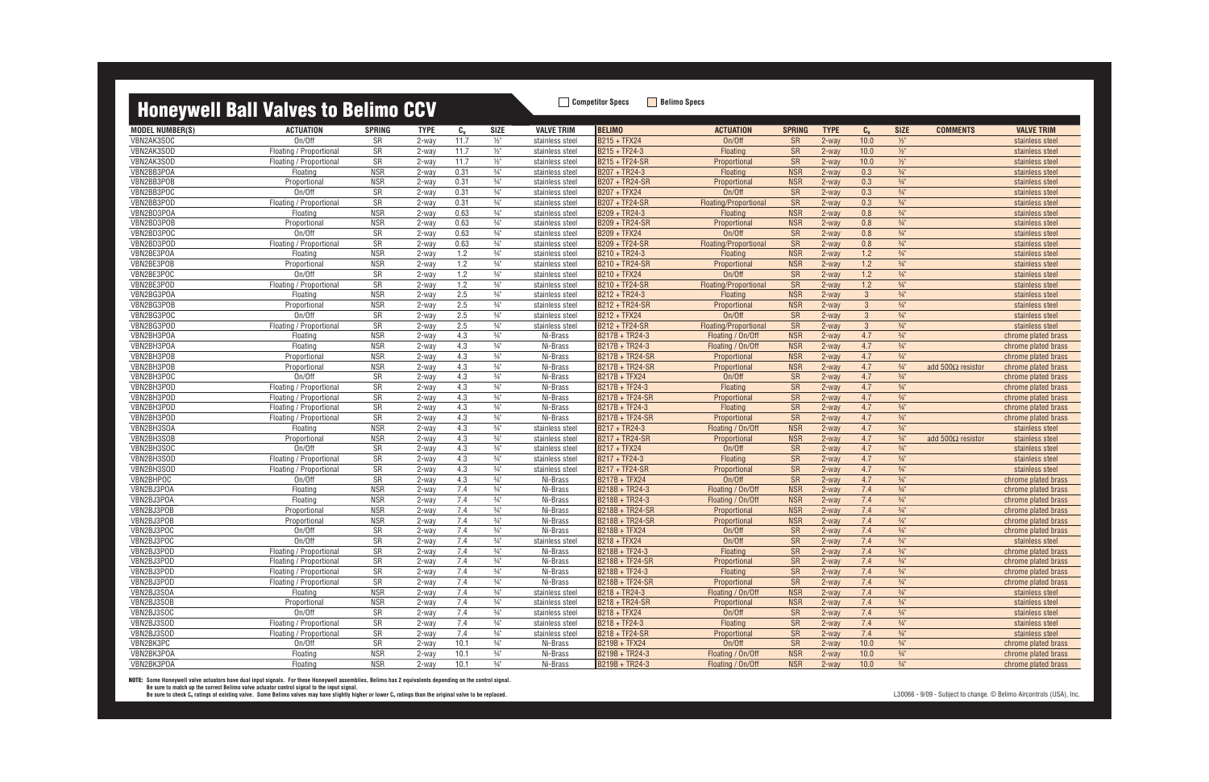# Honeywell Ball Valves to Belimo CCV

Competitor Specs | Belimo Specs

| MODEL NUMBER(S) | ACTUATION | SPRING | TYPE | $C_v$ | SIZE | VALVE TRIM | BELIMO | ACTUATION | SPRING | TYPE | $C_v$ | SIZE | COMMENTS | VALVE TRIM |
|---|---|---|---|---|---|---|---|---|---|---|---|---|---|---|
| VBN2AK3SOC | On/Off | SR | 2-way | 11.7 | ½" | stainless steel | B215 + TFX24 | On/Off | SR | 2-way | 10.0 | ½" | | stainless steel |
| VBN2AK3SOD | Floating / Proportional | SR | 2-way | 11.7 | ½" | stainless steel | B215 + TF24-3 | Floating | SR | 2-way | 10.0 | ½" | | stainless steel |
| VBN2AK3SOD | Floating / Proportional | SR | 2-way | 11.7 | ½" | stainless steel | B215 + TF24-SR | Proportional | SR | 2-way | 10.0 | ½" | | stainless steel |
| VBN2BB3POA | Floating | NSR | 2-way | 0.31 | ¾" | stainless steel | B207 + TR24-3 | Floating | NSR | 2-way | 0.3 | ¾" | | stainless steel |
| VBN2BB3POB | Proportional | NSR | 2-way | 0.31 | ¾" | stainless steel | B207 + TR24-SR | Proportional | NSR | 2-way | 0.3 | ¾" | | stainless steel |
| VBN2BB3POC | On/Off | SR | 2-way | 0.31 | ¾" | stainless steel | B207 + TFX24 | On/Off | SR | 2-way | 0.3 | ¾" | | stainless steel |
| VBN2BB3POD | Floating / Proportional | SR | 2-way | 0.31 | ¾" | stainless steel | B207 + TF24-SR | Floating/Proportional | SR | 2-way | 0.3 | ¾" | | stainless steel |
| VBN2BD3POA | Floating | NSR | 2-way | 0.63 | ¾" | stainless steel | B209 + TR24-3 | Floating | NSR | 2-way | 0.8 | ¾" | | stainless steel |
| VBN2BD3POB | Proportional | NSR | 2-way | 0.63 | ¾" | stainless steel | B209 + TR24-SR | Proportional | NSR | 2-way | 0.8 | ¾" | | stainless steel |
| VBN2BD3POC | On/Off | SR | 2-way | 0.63 | ¾" | stainless steel | B209 + TFX24 | On/Off | SR | 2-way | 0.8 | ¾" | | stainless steel |
| VBN2BD3POD | Floating / Proportional | SR | 2-way | 0.63 | ¾" | stainless steel | B209 + TF24-SR | Floating/Proportional | SR | 2-way | 0.8 | ¾" | | stainless steel |
| VBN2BE3POA | Floating | NSR | 2-way | 1.2 | ¾" | stainless steel | B210 + TR24-3 | Floating | NSR | 2-way | 1.2 | ¾" | | stainless steel |
| VBN2BE3POB | Proportional | NSR | 2-way | 1.2 | ¾" | stainless steel | B210 + TR24-SR | Proportional | NSR | 2-way | 1.2 | ¾" | | stainless steel |
| VBN2BE3POC | On/Off | SR | 2-way | 1.2 | ¾" | stainless steel | B210 + TFX24 | On/Off | SR | 2-way | 1.2 | ¾" | | stainless steel |
| VBN2BE3POD | Floating / Proportional | SR | 2-way | 1.2 | ¾" | stainless steel | B210 + TF24-SR | Floating/Proportional | SR | 2-way | 1.2 | ¾" | | stainless steel |
| VBN2BG3POA | Floating | NSR | 2-way | 2.5 | ¾" | stainless steel | B212 + TR24-3 | Floating | NSR | 2-way | 3 | ¾" | | stainless steel |
| VBN2BG3POB | Proportional | NSR | 2-way | 2.5 | ¾" | stainless steel | B212 + TR24-SR | Proportional | NSR | 2-way | 3 | ¾" | | stainless steel |
| VBN2BG3POC | On/Off | SR | 2-way | 2.5 | ¾" | stainless steel | B212 + TFX24 | On/Off | SR | 2-way | 3 | ¾" | | stainless steel |
| VBN2BG3POD | Floating / Proportional | SR | 2-way | 2.5 | ¾" | stainless steel | B212 + TF24-SR | Floating/Proportional | SR | 2-way | 3 | ¾" | | stainless steel |
| VBN2BH3POA | Floating | NSR | 2-way | 4.3 | ¾" | Ni-Brass | B217B + TR24-3 | Floating / On/Off | NSR | 2-way | 4.7 | ¾" | | chrome plated brass |
| VBN2BH3POA | Floating | NSR | 2-way | 4.3 | ¾" | Ni-Brass | B217B + TR24-3 | Floating / On/Off | NSR | 2-way | 4.7 | ¾" | | chrome plated brass |
| VBN2BH3POB | Proportional | NSR | 2-way | 4.3 | ¾" | Ni-Brass | B217B + TR24-SR | Proportional | NSR | 2-way | 4.7 | ¾" | | chrome plated brass |
| VBN2BH3POB | Proportional | NSR | 2-way | 4.3 | ¾" | Ni-Brass | B217B + TR24-SR | Proportional | NSR | 2-way | 4.7 | ¾" | add 500Ω resistor | chrome plated brass |
| VBN2BH3POC | On/Off | SR | 2-way | 4.3 | ¾" | Ni-Brass | B217B + TFX24 | On/Off | SR | 2-way | 4.7 | ¾" | | chrome plated brass |
| VBN2BH3POD | Floating / Proportional | SR | 2-way | 4.3 | ¾" | Ni-Brass | B217B + TF24-3 | Floating | SR | 2-way | 4.7 | ¾" | | chrome plated brass |
| VBN2BH3POD | Floating / Proportional | SR | 2-way | 4.3 | ¾" | Ni-Brass | B217B + TF24-SR | Proportional | SR | 2-way | 4.7 | ¾" | | chrome plated brass |
| VBN2BH3POD | Floating / Proportional | SR | 2-way | 4.3 | ¾" | Ni-Brass | B217B + TF24-3 | Floating | SR | 2-way | 4.7 | ¾" | | chrome plated brass |
| VBN2BH3POD | Floating / Proportional | SR | 2-way | 4.3 | ¾" | Ni-Brass | B217B + TF24-SR | Proportional | SR | 2-way | 4.7 | ¾" | | chrome plated brass |
| VBN2BH3SOA | Floating | NSR | 2-way | 4.3 | ¾" | stainless steel | B217 + TR24-3 | Floating / On/Off | NSR | 2-way | 4.7 | ¾" | | stainless steel |
| VBN2BH3SOB | Proportional | NSR | 2-way | 4.3 | ¾" | stainless steel | B217 + TR24-SR | Proportional | NSR | 2-way | 4.7 | ¾" | add 500Ω resistor | stainless steel |
| VBN2BH3SOC | On/Off | SR | 2-way | 4.3 | ¾" | stainless steel | B217 + TFX24 | On/Off | SR | 2-way | 4.7 | ¾" | | stainless steel |
| VBN2BH3SOD | Floating / Proportional | SR | 2-way | 4.3 | ¾" | stainless steel | B217 + TF24-3 | Floating | SR | 2-way | 4.7 | ¾" | | stainless steel |
| VBN2BH3SOD | Floating / Proportional | SR | 2-way | 4.3 | ¾" | stainless steel | B217 + TF24-SR | Proportional | SR | 2-way | 4.7 | ¾" | | stainless steel |
| VBN2BHPOC | On/Off | SR | 2-way | 4.3 | ¾" | Ni-Brass | B217B + TFX24 | On/Off | SR | 2-way | 4.7 | ¾" | | chrome plated brass |
| VBN2BJ3POA | Floating | NSR | 2-way | 7.4 | ¾" | Ni-Brass | B218B + TR24-3 | Floating / On/Off | NSR | 2-way | 7.4 | ¾" | | chrome plated brass |
| VBN2BJ3POA | Floating | NSR | 2-way | 7.4 | ¾" | Ni-Brass | B218B + TR24-3 | Floating / On/Off | NSR | 2-way | 7.4 | ¾" | | chrome plated brass |
| VBN2BJ3POB | Proportional | NSR | 2-way | 7.4 | ¾" | Ni-Brass | B218B + TR24-SR | Proportional | NSR | 2-way | 7.4 | ¾" | | chrome plated brass |
| VBN2BJ3POB | Proportional | NSR | 2-way | 7.4 | ¾" | Ni-Brass | B218B + TR24-SR | Proportional | NSR | 2-way | 7.4 | ¾" | | chrome plated brass |
| VBN2BJ3POC | On/Off | SR | 2-way | 7.4 | ¾" | Ni-Brass | B218B + TFX24 | On/Off | SR | 2-way | 7.4 | ¾" | | chrome plated brass |
| VBN2BJ3POC | On/Off | SR | 2-way | 7.4 | ¾" | stainless steel | B218 + TFX24 | On/Off | SR | 2-way | 7.4 | ¾" | | stainless steel |
| VBN2BJ3POD | Floating / Proportional | SR | 2-way | 7.4 | ¾" | Ni-Brass | B218B + TF24-3 | Floating | SR | 2-way | 7.4 | ¾" | | chrome plated brass |
| VBN2BJ3POD | Floating / Proportional | SR | 2-way | 7.4 | ¾" | Ni-Brass | B218B + TF24-SR | Proportional | SR | 2-way | 7.4 | ¾" | | chrome plated brass |
| VBN2BJ3POD | Floating / Proportional | SR | 2-way | 7.4 | ¾" | Ni-Brass | B218B + TF24-3 | Floating | SR | 2-way | 7.4 | ¾" | | chrome plated brass |
| VBN2BJ3POD | Floating / Proportional | SR | 2-way | 7.4 | ¾" | Ni-Brass | B218B + TF24-SR | Proportional | SR | 2-way | 7.4 | ¾" | | chrome plated brass |
| VBN2BJ3SOA | Floating | NSR | 2-way | 7.4 | ¾" | stainless steel | B218 + TR24-3 | Floating / On/Off | NSR | 2-way | 7.4 | ¾" | | stainless steel |
| VBN2BJ3SOB | Proportional | NSR | 2-way | 7.4 | ¾" | stainless steel | B218 + TR24-SR | Proportional | NSR | 2-way | 7.4 | ¾" | | stainless steel |
| VBN2BJ3SOC | On/Off | SR | 2-way | 7.4 | ¾" | stainless steel | B218 + TFX24 | On/Off | SR | 2-way | 7.4 | ¾" | | stainless steel |
| VBN2BJ3SOD | Floating / Proportional | SR | 2-way | 7.4 | ¾" | stainless steel | B218 + TF24-3 | Floating | SR | 2-way | 7.4 | ¾" | | stainless steel |
| VBN2BJ3SOD | Floating / Proportional | SR | 2-way | 7.4 | ¾" | stainless steel | B218 + TF24-SR | Proportional | SR | 2-way | 7.4 | ¾" | | stainless steel |
| VBN2BK3PC | On/Off | SR | 2-way | 10.1 | ¾" | Ni-Brass | B219B + TFX24 | On/Off | SR | 2-way | 10.0 | ¾" | | chrome plated brass |
| VBN2BK3POA | Floating | NSR | 2-way | 10.1 | ¾" | Ni-Brass | B219B + TR24-3 | Floating / On/Off | NSR | 2-way | 10.0 | ¾" | | chrome plated brass |
| VBN2BK3POA | Floating | NSR | 2-way | 10.1 | ¾" | Ni-Brass | B219B + TR24-3 | Floating / On/Off | NSR | 2-way | 10.0 | ¾" | | chrome plated brass |

**NOTE:** Some Honeywell valve actuators have dual input signals. For these Honeywell assemblies, Belimo has 2 equivalents depending on the control signal.
Be sure to match up the correct Belimo valve actuator control signal to the input signal.
Be sure to check $C_v$ ratings of existing valve. Some Belimo valves may have slightly higher or lower $C_v$ ratings than the original valve to be replaced.

L30066 - 9/09 - Subject to change. © Belimo Aircontrols (USA), Inc.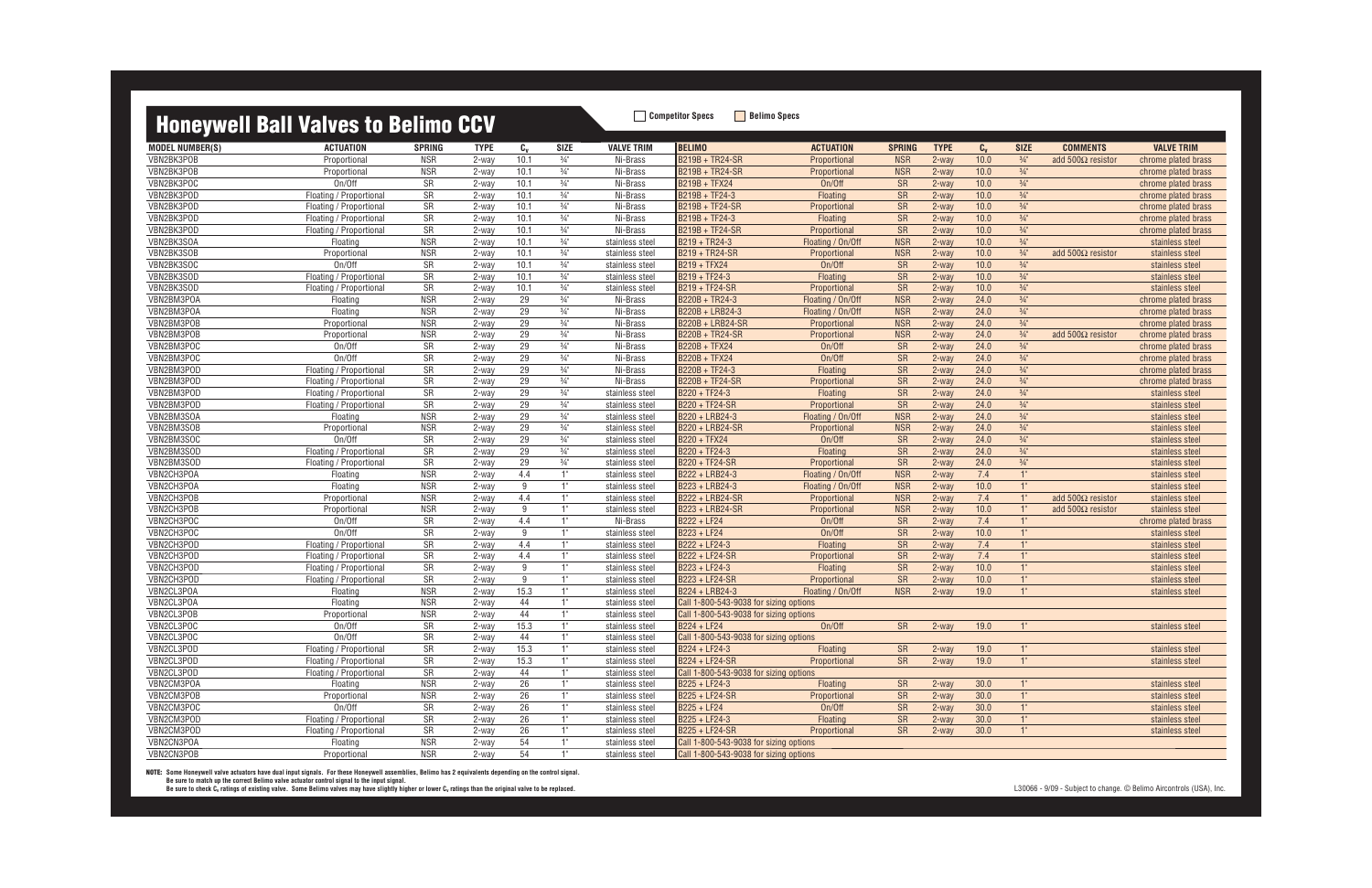# Honeywell Ball Valves to Belimo CCV

Competitor Specs | Belimo Specs

| MODEL NUMBER(S) | ACTUATION | SPRING | TYPE | $C_v$ | SIZE | VALVE TRIM | BELIMO | ACTUATION | SPRING | TYPE | $C_v$ | SIZE | COMMENTS | VALVE TRIM |
|---|---|---|---|---|---|---|---|---|---|---|---|---|---|---|
| VBN2BK3POB | Proportional | NSR | 2-way | 10.1 | ¾" | Ni-Brass | B219B + TR24-SR | Proportional | NSR | 2-way | 10.0 | ¾" | add 500Ω resistor | chrome plated brass |
| VBN2BK3POB | Proportional | NSR | 2-way | 10.1 | ¾" | Ni-Brass | B219B + TR24-SR | Proportional | NSR | 2-way | 10.0 | ¾" | | chrome plated brass |
| VBN2BK3POC | On/Off | SR | 2-way | 10.1 | ¾" | Ni-Brass | B219B + TFX24 | On/Off | SR | 2-way | 10.0 | ¾" | | chrome plated brass |
| VBN2BK3POD | Floating / Proportional | SR | 2-way | 10.1 | ¾" | Ni-Brass | B219B + TF24-3 | Floating | SR | 2-way | 10.0 | ¾" | | chrome plated brass |
| VBN2BK3POD | Floating / Proportional | SR | 2-way | 10.1 | ¾" | Ni-Brass | B219B + TF24-SR | Proportional | SR | 2-way | 10.0 | ¾" | | chrome plated brass |
| VBN2BK3POD | Floating / Proportional | SR | 2-way | 10.1 | ¾" | Ni-Brass | B219B + TF24-3 | Floating | SR | 2-way | 10.0 | ¾" | | chrome plated brass |
| VBN2BK3POD | Floating / Proportional | SR | 2-way | 10.1 | ¾" | Ni-Brass | B219B + TF24-SR | Proportional | SR | 2-way | 10.0 | ¾" | | chrome plated brass |
| VBN2BK3SOA | Floating | NSR | 2-way | 10.1 | ¾" | stainless steel | B219 + TR24-3 | Floating / On/Off | NSR | 2-way | 10.0 | ¾" | | stainless steel |
| VBN2BK3SOB | Proportional | NSR | 2-way | 10.1 | ¾" | stainless steel | B219 + TR24-SR | Proportional | NSR | 2-way | 10.0 | ¾" | add 500Ω resistor | stainless steel |
| VBN2BK3SOC | On/Off | SR | 2-way | 10.1 | ¾" | stainless steel | B219 + TFX24 | On/Off | SR | 2-way | 10.0 | ¾" | | stainless steel |
| VBN2BK3SOD | Floating / Proportional | SR | 2-way | 10.1 | ¾" | stainless steel | B219 + TF24-3 | Floating | SR | 2-way | 10.0 | ¾" | | stainless steel |
| VBN2BK3SOD | Floating / Proportional | SR | 2-way | 10.1 | ¾" | stainless steel | B219 + TF24-SR | Proportional | SR | 2-way | 10.0 | ¾" | | stainless steel |
| VBN2BM3POA | Floating | NSR | 2-way | 29 | ¾" | Ni-Brass | B220B + TR24-3 | Floating / On/Off | NSR | 2-way | 24.0 | ¾" | | chrome plated brass |
| VBN2BM3POA | Floating | NSR | 2-way | 29 | ¾" | Ni-Brass | B220B + LRB24-3 | Floating / On/Off | NSR | 2-way | 24.0 | ¾" | | chrome plated brass |
| VBN2BM3POB | Proportional | NSR | 2-way | 29 | ¾" | Ni-Brass | B220B + LRB24-SR | Proportional | NSR | 2-way | 24.0 | ¾" | | chrome plated brass |
| VBN2BM3POB | Proportional | NSR | 2-way | 29 | ¾" | Ni-Brass | B220B + TR24-SR | Proportional | NSR | 2-way | 24.0 | ¾" | add 500Ω resistor | chrome plated brass |
| VBN2BM3POC | On/Off | SR | 2-way | 29 | ¾" | Ni-Brass | B220B + TFX24 | On/Off | SR | 2-way | 24.0 | ¾" | | chrome plated brass |
| VBN2BM3POC | On/Off | SR | 2-way | 29 | ¾" | Ni-Brass | B220B + TFX24 | On/Off | SR | 2-way | 24.0 | ¾" | | chrome plated brass |
| VBN2BM3POD | Floating / Proportional | SR | 2-way | 29 | ¾" | Ni-Brass | B220B + TF24-3 | Floating | SR | 2-way | 24.0 | ¾" | | chrome plated brass |
| VBN2BM3POD | Floating / Proportional | SR | 2-way | 29 | ¾" | Ni-Brass | B220B + TF24-SR | Proportional | SR | 2-way | 24.0 | ¾" | | chrome plated brass |
| VBN2BM3POD | Floating / Proportional | SR | 2-way | 29 | ¾" | stainless steel | B220 + TF24-3 | Floating | SR | 2-way | 24.0 | ¾" | | stainless steel |
| VBN2BM3POD | Floating / Proportional | SR | 2-way | 29 | ¾" | stainless steel | B220 + TF24-SR | Proportional | SR | 2-way | 24.0 | ¾" | | stainless steel |
| VBN2BM3SOA | Floating | NSR | 2-way | 29 | ¾" | stainless steel | B220 + LRB24-3 | Floating / On/Off | NSR | 2-way | 24.0 | ¾" | | stainless steel |
| VBN2BM3SOB | Proportional | NSR | 2-way | 29 | ¾" | stainless steel | B220 + LRB24-SR | Proportional | NSR | 2-way | 24.0 | ¾" | | stainless steel |
| VBN2BM3SOC | On/Off | SR | 2-way | 29 | ¾" | stainless steel | B220 + TFX24 | On/Off | SR | 2-way | 24.0 | ¾" | | stainless steel |
| VBN2BM3SOD | Floating / Proportional | SR | 2-way | 29 | ¾" | stainless steel | B220 + TF24-3 | Floating | SR | 2-way | 24.0 | ¾" | | stainless steel |
| VBN2BM3SOD | Floating / Proportional | SR | 2-way | 29 | ¾" | stainless steel | B220 + TF24-SR | Proportional | SR | 2-way | 24.0 | ¾" | | stainless steel |
| VBN2CH3POA | Floating | NSR | 2-way | 4.4 | 1" | stainless steel | B222 + LRB24-3 | Floating / On/Off | NSR | 2-way | 7.4 | 1" | | stainless steel |
| VBN2CH3POA | Floating | NSR | 2-way | 9 | 1" | stainless steel | B223 + LRB24-3 | Floating / On/Off | NSR | 2-way | 10.0 | 1" | | stainless steel |
| VBN2CH3POB | Proportional | NSR | 2-way | 4.4 | 1" | stainless steel | B222 + LRB24-SR | Proportional | NSR | 2-way | 7.4 | 1" | add 500Ω resistor | stainless steel |
| VBN2CH3POB | Proportional | NSR | 2-way | 9 | 1" | stainless steel | B223 + LRB24-SR | Proportional | NSR | 2-way | 10.0 | 1" | add 500Ω resistor | stainless steel |
| VBN2CH3POC | On/Off | SR | 2-way | 4.4 | 1" | Ni-Brass | B222 + LF24 | On/Off | SR | 2-way | 7.4 | 1" | | chrome plated brass |
| VBN2CH3POC | On/Off | SR | 2-way | 9 | 1" | stainless steel | B223 + LF24 | On/Off | SR | 2-way | 10.0 | 1" | | stainless steel |
| VBN2CH3POD | Floating / Proportional | SR | 2-way | 4.4 | 1" | stainless steel | B222 + LF24-3 | Floating | SR | 2-way | 7.4 | 1" | | stainless steel |
| VBN2CH3POD | Floating / Proportional | SR | 2-way | 4.4 | 1" | stainless steel | B222 + LF24-SR | Proportional | SR | 2-way | 7.4 | 1" | | stainless steel |
| VBN2CH3POD | Floating / Proportional | SR | 2-way | 9 | 1" | stainless steel | B223 + LF24-3 | Floating | SR | 2-way | 10.0 | 1" | | stainless steel |
| VBN2CH3POD | Floating / Proportional | SR | 2-way | 9 | 1" | stainless steel | B223 + LF24-SR | Proportional | SR | 2-way | 10.0 | 1" | | stainless steel |
| VBN2CL3POA | Floating | NSR | 2-way | 15.3 | 1" | stainless steel | B224 + LRB24-3 | Floating / On/Off | NSR | 2-way | 19.0 | 1" | | stainless steel |
| VBN2CL3POA | Floating | NSR | 2-way | 44 | 1" | stainless steel | Call 1-800-543-9038 for sizing options | | | | | | | |
| VBN2CL3POB | Proportional | NSR | 2-way | 44 | 1" | stainless steel | Call 1-800-543-9038 for sizing options | | | | | | | |
| VBN2CL3POC | On/Off | SR | 2-way | 15.3 | 1" | stainless steel | B224 + LF24 | On/Off | SR | 2-way | 19.0 | 1" | | stainless steel |
| VBN2CL3POC | On/Off | SR | 2-way | 44 | 1" | stainless steel | Call 1-800-543-9038 for sizing options | | | | | | | |
| VBN2CL3POD | Floating / Proportional | SR | 2-way | 15.3 | 1" | stainless steel | B224 + LF24-3 | Floating | SR | 2-way | 19.0 | 1" | | stainless steel |
| VBN2CL3POD | Floating / Proportional | SR | 2-way | 15.3 | 1" | stainless steel | B224 + LF24-SR | Proportional | SR | 2-way | 19.0 | 1" | | stainless steel |
| VBN2CL3POD | Floating / Proportional | SR | 2-way | 44 | 1" | stainless steel | Call 1-800-543-9038 for sizing options | | | | | | | |
| VBN2CM3POA | Floating | NSR | 2-way | 26 | 1" | stainless steel | B225 + LF24-3 | Floating | SR | 2-way | 30.0 | 1" | | stainless steel |
| VBN2CM3POB | Proportional | NSR | 2-way | 26 | 1" | stainless steel | B225 + LF24-SR | Proportional | SR | 2-way | 30.0 | 1" | | stainless steel |
| VBN2CM3POC | On/Off | SR | 2-way | 26 | 1" | stainless steel | B225 + LF24 | On/Off | SR | 2-way | 30.0 | 1" | | stainless steel |
| VBN2CM3POD | Floating / Proportional | SR | 2-way | 26 | 1" | stainless steel | B225 + LF24-3 | Floating | SR | 2-way | 30.0 | 1" | | stainless steel |
| VBN2CM3POD | Floating / Proportional | SR | 2-way | 26 | 1" | stainless steel | B225 + LF24-SR | Proportional | SR | 2-way | 30.0 | 1" | | stainless steel |
| VBN2CN3POA | Floating | NSR | 2-way | 54 | 1" | stainless steel | Call 1-800-543-9038 for sizing options | | | | | | | |
| VBN2CN3POB | Proportional | NSR | 2-way | 54 | 1" | stainless steel | Call 1-800-543-9038 for sizing options | | | | | | | |

**NOTE:** Some Honeywell valve actuators have dual input signals. For these Honeywell assemblies, Belimo has 2 equivalents depending on the control signal.
Be sure to match up the correct Belimo valve actuator control signal to the input signal.
Be sure to check $C_v$ ratings of existing valve. Some Belimo valves may have slightly higher or lower $C_v$ ratings than the original valve to be replaced.

L30066 - 9/09 - Subject to change. © Belimo Aircontrols (USA), Inc.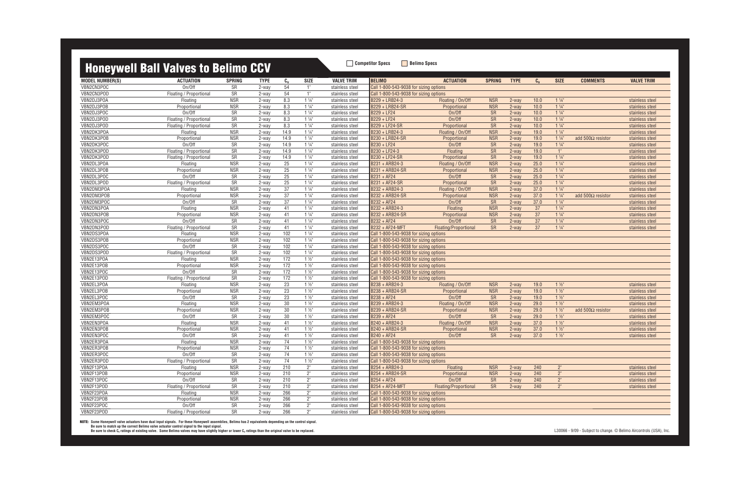# Honeywell Ball Valves to Belimo CCV

Competitor Specs | Belimo Specs

| MODEL NUMBER(S) | ACTUATION | SPRING | TYPE | $C_v$ | SIZE | VALVE TRIM | BELIMO | ACTUATION | SPRING | TYPE | $C_v$ | SIZE | COMMENTS | VALVE TRIM |
|---|---|---|---|---|---|---|---|---|---|---|---|---|---|---|
| VBN2CN3POC | On/Off | SR | 2-way | 54 | 1" | stainless steel | Call 1-800-543-9038 for sizing options | | | | | | | |
| VBN2CN3POD | Floating / Proportional | SR | 2-way | 54 | 1" | stainless steel | Call 1-800-543-9038 for sizing options | | | | | | | |
| VBN2DJ3POA | Floating | NSR | 2-way | 8.3 | 1 ¼" | stainless steel | B229 + LRB24-3 | Floating / On/Off | NSR | 2-way | 10.0 | 1 ¼" | | stainless steel |
| VBN2DJ3POB | Proportional | NSR | 2-way | 8.3 | 1 ¼" | stainless steel | B229 + LRB24-SR | Proportional | NSR | 2-way | 10.0 | 1 ¼" | | stainless steel |
| VBN2DJ3POC | On/Off | SR | 2-way | 8.3 | 1 ¼" | stainless steel | B229 + LF24 | On/Off | SR | 2-way | 10.0 | 1 ¼" | | stainless steel |
| VBN2DJ3POD | Floating / Proportional | SR | 2-way | 8.3 | 1 ¼" | stainless steel | B229 + LF24 | On/Off | SR | 2-way | 10.0 | 1 ¼" | | stainless steel |
| VBN2DJ3POD | Floating / Proportional | SR | 2-way | 8.3 | 1 ¼" | stainless steel | B229 + LF24-SR | Proportional | SR | 2-way | 10.0 | 1 ¼" | | stainless steel |
| VBN2DK3POA | Floating | NSR | 2-way | 14.9 | 1 ¼" | stainless steel | B230 + LRB24-3 | Floating / On/Off | NSR | 2-way | 19.0 | 1 ¼" | | stainless steel |
| VBN2DK3POB | Proportional | NSR | 2-way | 14.9 | 1 ¼" | stainless steel | B230 + LRB24-SR | Proportional | NSR | 2-way | 19.0 | 1 ¼" | add 500Ω resistor | stainless steel |
| VBN2DK3POC | On/Off | SR | 2-way | 14.9 | 1 ¼" | stainless steel | B230 + LF24 | On/Off | SR | 2-way | 19.0 | 1 ¼" | | stainless steel |
| VBN2DK3POD | Floating / Proportional | SR | 2-way | 14.9 | 1 ¼" | stainless steel | B230 + LF24-3 | Floating | SR | 2-way | 19.0 | 1" | | stainless steel |
| VBN2DK3POD | Floating / Proportional | SR | 2-way | 14.9 | 1 ¼" | stainless steel | B230 + LF24-SR | Proportional | SR | 2-way | 19.0 | 1 ¼" | | stainless steel |
| VBN2DL3POA | Floating | NSR | 2-way | 25 | 1 ¼" | stainless steel | B231 + ARB24-3 | Floating / On/Off | NSR | 2-way | 25.0 | 1 ¼" | | stainless steel |
| VBN2DL3POB | Proportional | NSR | 2-way | 25 | 1 ¼" | stainless steel | B231 + ARB24-SR | Proportional | NSR | 2-way | 25.0 | 1 ¼" | | stainless steel |
| VBN2DL3POC | On/Off | SR | 2-way | 25 | 1 ¼" | stainless steel | B231 + AF24 | On/Off | SR | 2-way | 25.0 | 1 ¼" | | stainless steel |
| VBN2DL3POD | Floating / Proportional | SR | 2-way | 25 | 1 ¼" | stainless steel | B231 + AF24-SR | Proportional | SR | 2-way | 25.0 | 1 ¼" | | stainless steel |
| VBN2DM3POA | Floating | NSR | 2-way | 37 | 1 ¼" | stainless steel | B232 + ARB24-3 | Floating / On/Off | NSR | 2-way | 37.0 | 1 ¼" | | stainless steel |
| VBN2DM3POB | Proportional | NSR | 2-way | 37 | 1 ¼" | stainless steel | B232 + ARB24-SR | Proportional | NSR | 2-way | 37.0 | 1 ¼" | add 500Ω resistor | stainless steel |
| VBN2DM3POC | On/Off | SR | 2-way | 37 | 1 ¼" | stainless steel | B232 + AF24 | On/Off | SR | 2-way | 37.0 | 1 ¼" | | stainless steel |
| VBN2DN3POA | Floating | NSR | 2-way | 41 | 1 ¼" | stainless steel | B232 + ARB24-3 | Floating | NSR | 2-way | 37 | 1 ¼" | | stainless steel |
| VBN2DN3POB | Proportional | NSR | 2-way | 41 | 1 ¼" | stainless steel | B232 + ARB24-SR | Proportional | NSR | 2-way | 37 | 1 ¼" | | stainless steel |
| VBN2DN3POC | On/Off | SR | 2-way | 41 | 1 ¼" | stainless steel | B232 + AF24 | On/Off | SR | 2-way | 37 | 1 ¼" | | stainless steel |
| VBN2DN3POD | Floating / Proportional | SR | 2-way | 41 | 1 ¼" | stainless steel | B232 + AF24-MFT | Floating/Proportional | SR | 2-way | 37 | 1 ¼" | | stainless steel |
| VBN2DS3POA | Floating | NSR | 2-way | 102 | 1 ¼" | stainless steel | Call 1-800-543-9038 for sizing options | | | | | | | |
| VBN2DS3POB | Proportional | NSR | 2-way | 102 | 1 ¼" | stainless steel | Call 1-800-543-9038 for sizing options | | | | | | | |
| VBN2DS3POC | On/Off | SR | 2-way | 102 | 1 ¼" | stainless steel | Call 1-800-543-9038 for sizing options | | | | | | | |
| VBN2DS3POD | Floating / Proportional | SR | 2-way | 102 | 1 ¼" | stainless steel | Call 1-800-543-9038 for sizing options | | | | | | | |
| VBN2E13POA | Floating | NSR | 2-way | 172 | 1 ½" | stainless steel | Call 1-800-543-9038 for sizing options | | | | | | | |
| VBN2E13POB | Proportional | NSR | 2-way | 172 | 1 ½" | stainless steel | Call 1-800-543-9038 for sizing options | | | | | | | |
| VBN2E13POC | On/Off | SR | 2-way | 172 | 1 ½" | stainless steel | Call 1-800-543-9038 for sizing options | | | | | | | |
| VBN2E13POD | Floating / Proportional | SR | 2-way | 172 | 1 ½" | stainless steel | Call 1-800-543-9038 for sizing options | | | | | | | |
| VBN2EL3POA | Floating | NSR | 2-way | 23 | 1 ½" | stainless steel | B238 + ARB24-3 | Floating / On/Off | NSR | 2-way | 19.0 | 1 ½" | | stainless steel |
| VBN2EL3POB | Proportional | NSR | 2-way | 23 | 1 ½" | stainless steel | B238 + ARB24-SR | Proportional | NSR | 2-way | 19.0 | 1 ½" | | stainless steel |
| VBN2EL3POC | On/Off | SR | 2-way | 23 | 1 ½" | stainless steel | B238 + AF24 | On/Off | SR | 2-way | 19.0 | 1 ½" | | stainless steel |
| VBN2EM3POA | Floating | NSR | 2-way | 30 | 1 ½" | stainless steel | B239 + ARB24-3 | Floating / On/Off | NSR | 2-way | 29.0 | 1 ½" | | stainless steel |
| VBN2EM3POB | Proportional | NSR | 2-way | 30 | 1 ½" | stainless steel | B239 + ARB24-SR | Proportional | NSR | 2-way | 29.0 | 1 ½" | add 500Ω resistor | stainless steel |
| VBN2EM3POC | On/Off | SR | 2-way | 30 | 1 ½" | stainless steel | B239 + AF24 | On/Off | SR | 2-way | 29.0 | 1 ½" | | stainless steel |
| VBN2EN3POA | Floating | NSR | 2-way | 41 | 1 ½" | stainless steel | B240 + ARB24-3 | Floating / On/Off | NSR | 2-way | 37.0 | 1 ½" | | stainless steel |
| VBN2EN3POB | Proportional | NSR | 2-way | 41 | 1 ½" | stainless steel | B240 + ARB24-SR | Proportional | NSR | 2-way | 37.0 | 1 ½" | | stainless steel |
| VBN2EN3POC | On/Off | SR | 2-way | 41 | 1 ½" | stainless steel | B240 + AF24 | On/Off | SR | 2-way | 37.0 | 1 ½" | | stainless steel |
| VBN2ER3POA | Floating | NSR | 2-way | 74 | 1 ½" | stainless steel | Call 1-800-543-9038 for sizing options | | | | | | | |
| VBN2ER3POB | Proportional | NSR | 2-way | 74 | 1 ½" | stainless steel | Call 1-800-543-9038 for sizing options | | | | | | | |
| VBN2ER3POC | On/Off | SR | 2-way | 74 | 1 ½" | stainless steel | Call 1-800-543-9038 for sizing options | | | | | | | |
| VBN2ER3POD | Floating / Proportional | SR | 2-way | 74 | 1 ½" | stainless steel | Call 1-800-543-9038 for sizing options | | | | | | | |
| VBN2F13POA | Floating | NSR | 2-way | 210 | 2" | stainless steel | B254 + ARB24-3 | Floating | NSR | 2-way | 240 | 2" | | stainless steel |
| VBN2F13POB | Proportional | NSR | 2-way | 210 | 2" | stainless steel | B254 + ARB24-SR | Proportional | NSR | 2-way | 240 | 2" | | stainless steel |
| VBN2F13POC | On/Off | SR | 2-way | 210 | 2" | stainless steel | B254 + AF24 | On/Off | SR | 2-way | 240 | 2" | | stainless steel |
| VBN2F13POD | Floating / Proportional | SR | 2-way | 210 | 2" | stainless steel | B254 + AF24-MFT | Floating/Proportional | SR | 2-way | 240 | 2" | | stainless steel |
| VBN2F23POA | Floating | NSR | 2-way | 266 | 2" | stainless steel | Call 1-800-543-9038 for sizing options | | | | | | | |
| VBN2F23POB | Proportional | NSR | 2-way | 266 | 2" | stainless steel | Call 1-800-543-9038 for sizing options | | | | | | | |
| VBN2F23POC | On/Off | SR | 2-way | 266 | 2" | stainless steel | Call 1-800-543-9038 for sizing options | | | | | | | |
| VBN2F23POD | Floating / Proportional | SR | 2-way | 266 | 2" | stainless steel | Call 1-800-543-9038 for sizing options | | | | | | | |

**NOTE:** Some Honeywell valve actuators have dual input signals. For these Honeywell assemblies, Belimo has 2 equivalents depending on the control signal.
Be sure to match up the correct Belimo valve actuator control signal to the input signal.
Be sure to check $C_v$ ratings of existing valve. Some Belimo valves may have slightly higher or lower $C_v$ ratings than the original valve to be replaced.

L30066 - 9/09 - Subject to change. © Belimo Aircontrols (USA), Inc.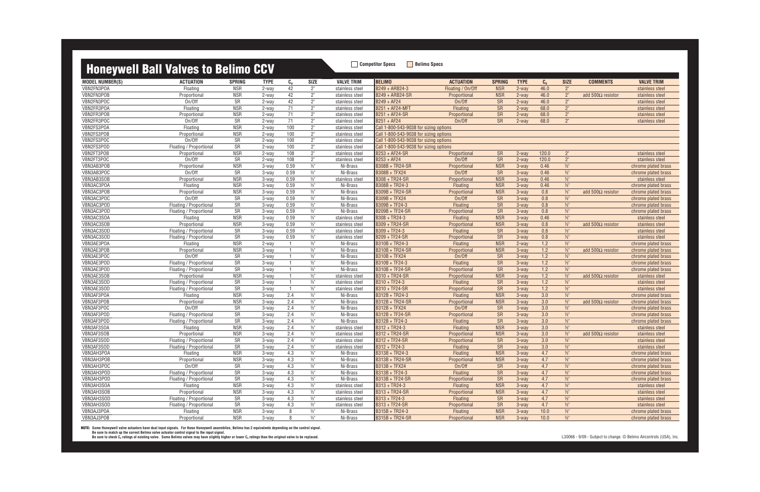# Honeywell Ball Valves to Belimo CCV

Competitor Specs | Belimo Specs

| MODEL NUMBER(S) | ACTUATION | SPRING | TYPE | $C_v$ | SIZE | VALVE TRIM | BELIMO | ACTUATION | SPRING | TYPE | $C_v$ | SIZE | COMMENTS | VALVE TRIM |
|---|---|---|---|---|---|---|---|---|---|---|---|---|---|---|
| VBN2FN3POA | Floating | NSR | 2-way | 42 | 2" | stainless steel | B249 + ARB24-3 | Floating / On/Off | NSR | 2-way | 46.0 | 2" | | stainless steel |
| VBN2FN3POB | Proportional | NSR | 2-way | 42 | 2" | stainless steel | B249 + ARB24-SR | Proportional | NSR | 2-way | 46.0 | 2" | add 500Ω resistor | stainless steel |
| VBN2FN3POC | On/Off | SR | 2-way | 42 | 2" | stainless steel | B249 + AF24 | On/Off | SR | 2-way | 46.0 | 2" | | stainless steel |
| VBN2FR3POA | Floating | NSR | 2-way | 71 | 2" | stainless steel | B251 + AF24-MFT | Floating | SR | 2-way | 68.0 | 2" | | stainless steel |
| VBN2FR3POB | Proportional | NSR | 2-way | 71 | 2" | stainless steel | B251 + AF24-SR | Proportional | SR | 2-way | 68.0 | 2" | | stainless steel |
| VBN2FR3POC | On/Off | SR | 2-way | 71 | 2" | stainless steel | B251 + AF24 | On/Off | SR | 2-way | 68.0 | 2" | | stainless steel |
| VBN2FS3POA | Floating | NSR | 2-way | 100 | 2" | stainless steel | Call 1-800-543-9038 for sizing options | | | | | | | |
| VBN2FS3POB | Proportional | NSR | 2-way | 100 | 2" | stainless steel | Call 1-800-543-9038 for sizing options | | | | | | | |
| VBN2FS3POC | On/Off | SR | 2-way | 100 | 2" | stainless steel | Call 1-800-543-9038 for sizing options | | | | | | | |
| VBN2FS3POD | Floating / Proportional | SR | 2-way | 100 | 2" | stainless steel | Call 1-800-543-9038 for sizing options | | | | | | | |
| VBN2FT3POB | Proportional | NSR | 2-way | 108 | 2" | stainless steel | B253 + AF24-SR | Proportional | SR | 2-way | 120.0 | 2" | | stainless steel |
| VBN2FT3POC | On/Off | SR | 2-way | 108 | 2" | stainless steel | B253 + AF24 | On/Off | SR | 2-way | 120.0 | 2" | | stainless steel |
| VBN3AB3POB | Proportional | NSR | 3-way | 0.59 | ½" | Ni-Brass | B308B + TR24-SR | Proportional | NSR | 3-way | 0.46 | ½" | | chrome plated brass |
| VBN3AB3POC | On/Off | SR | 3-way | 0.59 | ½" | Ni-Brass | B308B + TFX24 | On/Off | SR | 3-way | 0.46 | ½" | | chrome plated brass |
| VBN3AB3SOB | Proportional | NSR | 3-way | 0.59 | ½" | stainless steel | B308 + TR24-SR | Proportional | NSR | 3-way | 0.46 | ½" | | stainless steel |
| VBN3AC3POA | Floating | NSR | 3-way | 0.59 | ½" | Ni-Brass | B308B + TR24-3 | Floating | NSR | 3-way | 0.46 | ½" | | chrome plated brass |
| VBN3AC3POB | Proportional | NSR | 3-way | 0.59 | ½" | Ni-Brass | B309B + TR24-SR | Proportional | NSR | 3-way | 0.8 | ½" | add 500Ω resistor | chrome plated brass |
| VBN3AC3POC | On/Off | SR | 3-way | 0.59 | ½" | Ni-Brass | B309B + TFX24 | On/Off | SR | 3-way | 0.8 | ½" | | chrome plated brass |
| VBN3AC3POD | Floating / Proportional | SR | 3-way | 0.59 | ½" | Ni-Brass | B309B + TF24-3 | Floating | SR | 3-way | 0.8 | ½" | | chrome plated brass |
| VBN3AC3POD | Floating / Proportional | SR | 3-way | 0.59 | ½" | Ni-Brass | B209B + TF24-SR | Proportional | SR | 3-way | 0.8 | ½" | | chrome plated brass |
| VBN3AC3SOA | Floating | NSR | 3-way | 0.59 | ½" | stainless steel | B308 + TR24-3 | Floating | NSR | 3-way | 0.46 | ½" | | stainless steel |
| VBN3AC3SOB | Proportional | NSR | 3-way | 0.59 | ½" | stainless steel | B309 + TR24-SR | Proportional | NSR | 3-way | 0.8 | ½" | add 500Ω resistor | stainless steel |
| VBN3AC3SOD | Floating / Proportional | SR | 3-way | 0.59 | ½" | stainless steel | B309 + TF24-3 | Floating | SR | 3-way | 0.8 | ½" | | stainless steel |
| VBN3AC3SOD | Floating / Proportional | SR | 3-way | 0.59 | ½" | stainless steel | B209 + TF24-SR | Proportional | SR | 3-way | 0.8 | ½" | | stainless steel |
| VBN3AE3POA | Floating | NSR | 2-way | 1 | ½" | Ni-Brass | B310B + TR24-3 | Floating | NSR | 2-way | 1.2 | ½" | | chrome plated brass |
| VBN3AE3POB | Proportional | NSR | 3-way | 1 | ½" | Ni-Brass | B310B + TR24-SR | Proportional | NSR | 3-way | 1.2 | ½" | add 500Ω resistor | chrome plated brass |
| VBN3AE3POC | On/Off | SR | 3-way | 1 | ½" | Ni-Brass | B310B + TFX24 | On/Off | SR | 3-way | 1.2 | ½" | | chrome plated brass |
| VBN3AE3POD | Floating / Proportional | SR | 3-way | 1 | ½" | Ni-Brass | B310B + TF24-3 | Floating | SR | 3-way | 1.2 | ½" | | chrome plated brass |
| VBN3AE3POD | Floating / Proportional | SR | 3-way | 1 | ½" | Ni-Brass | B310B + TF24-SR | Proportional | SR | 3-way | 1.2 | ½" | | chrome plated brass |
| VBN3AE3SOB | Proportional | NSR | 3-way | 1 | ½" | stainless steel | B310 + TR24-SR | Proportional | NSR | 3-way | 1.2 | ½" | add 500Ω resistor | stainless steel |
| VBN3AE3SOD | Floating / Proportional | SR | 3-way | 1 | ½" | stainless steel | B310 + TF24-3 | Floating | SR | 3-way | 1.2 | ½" | | stainless steel |
| VBN3AE3SOD | Floating / Proportional | SR | 3-way | 1 | ½" | stainless steel | B310 + TF24-SR | Proportional | SR | 3-way | 1.2 | ½" | | stainless steel |
| VBN3AF3POA | Floating | NSR | 3-way | 2.4 | ½" | Ni-Brass | B312B + TR24-3 | Floating | NSR | 3-way | 3.0 | ½" | | chrome plated brass |
| VBN3AF3POB | Proportional | NSR | 3-way | 2.4 | ½" | Ni-Brass | B312B + TR24-SR | Proportional | NSR | 3-way | 3.0 | ½" | add 500Ω resistor | chrome plated brass |
| VBN3AF3POC | On/Off | SR | 3-way | 2.4 | ½" | Ni-Brass | B312B + TFX24 | On/Off | SR | 3-way | 3.0 | ½" | | chrome plated brass |
| VBN3AF3POD | Floating / Proportional | SR | 3-way | 2.4 | ½" | Ni-Brass | B312B + TF24-SR | Proportional | SR | 3-way | 3.0 | ½" | | chrome plated brass |
| VBN3AF3POD | Floating / Proportional | SR | 3-way | 2.4 | ½" | Ni-Brass | B312B + TF24-3 | Floating | SR | 3-way | 3.0 | ½" | | chrome plated brass |
| VBN3AF3SOA | Floating | NSR | 3-way | 2.4 | ½" | stainless steel | B312 + TR24-3 | Floating | NSR | 3-way | 3.0 | ½" | | stainless steel |
| VBN3AF3SOB | Proportional | NSR | 3-way | 2.4 | ½" | stainless steel | B312 + TR24-SR | Proportional | NSR | 3-way | 3.0 | ½" | add 500Ω resistor | stainless steel |
| VBN3AF3SOD | Floating / Proportional | SR | 3-way | 2.4 | ½" | stainless steel | B312 + TF24-SR | Proportional | SR | 3-way | 3.0 | ½" | | stainless steel |
| VBN3AF3SOD | Floating / Proportional | SR | 3-way | 2.4 | ½" | stainless steel | B312 + TF24-3 | Floating | SR | 3-way | 3.0 | ½" | | stainless steel |
| VBN3AH3POA | Floating | NSR | 3-way | 4.3 | ½" | Ni-Brass | B313B + TR24-3 | Floating | NSR | 3-way | 4.7 | ½" | | chrome plated brass |
| VBN3AH3POB | Proportional | NSR | 3-way | 4.3 | ½" | Ni-Brass | B313B + TR24-SR | Proportional | NSR | 3-way | 4.7 | ½" | | chrome plated brass |
| VBN3AH3POC | On/Off | SR | 3-way | 4.3 | ½" | Ni-Brass | B313B + TFX24 | On/Off | SR | 3-way | 4.7 | ½" | | chrome plated brass |
| VBN3AH3POD | Floating / Proportional | SR | 3-way | 4.3 | ½" | Ni-Brass | B313B + TF24-3 | Floating | SR | 3-way | 4.7 | ½" | | chrome plated brass |
| VBN3AH3POD | Floating / Proportional | SR | 3-way | 4.3 | ½" | Ni-Brass | B313B + TF24-SR | Proportional | SR | 3-way | 4.7 | ½" | | chrome plated brass |
| VBN3AH3SOA | Floating | NSR | 3-way | 4.3 | ½" | stainless steel | B313 + TR24-3 | Floating | NSR | 3-way | 4.7 | ½" | | stainless steel |
| VBN3AH3SOB | Proportional | NSR | 3-way | 4.3 | ½" | stainless steel | B313 + TR24-SR | Proportional | NSR | 3-way | 4.7 | ½" | | stainless steel |
| VBN3AH3SOD | Floating / Proportional | SR | 3-way | 4.3 | ½" | stainless steel | B313 + TF24-3 | Floating | SR | 3-way | 4.7 | ½" | | stainless steel |
| VBN3AH3SOD | Floating / Proportional | SR | 3-way | 4.3 | ½" | stainless steel | B313 + TF24-SR | Proportional | SR | 3-way | 4.7 | ½" | | stainless steel |
| VBN3AJ3POA | Floating | NSR | 3-way | 8 | ½" | Ni-Brass | B315B + TR24-3 | Floating | NSR | 3-way | 10.0 | ½" | | chrome plated brass |
| VBN3AJ3POB | Proportional | NSR | 3-way | 8 | ½" | Ni-Brass | B315B + TR24-SR | Proportional | NSR | 3-way | 10.0 | ½" | | chrome plated brass |

**NOTE:** Some Honeywell valve actuators have dual input signals. For these Honeywell assemblies, Belimo has 2 equivalents depending on the control signal.
Be sure to match up the correct Belimo valve actuator control signal to the input signal.
Be sure to check $C_v$ ratings of existing valve. Some Belimo valves may have slightly higher or lower $C_v$ ratings than the original valve to be replaced.

L30066 - 9/09 - Subject to change. © Belimo Aircontrols (USA), Inc.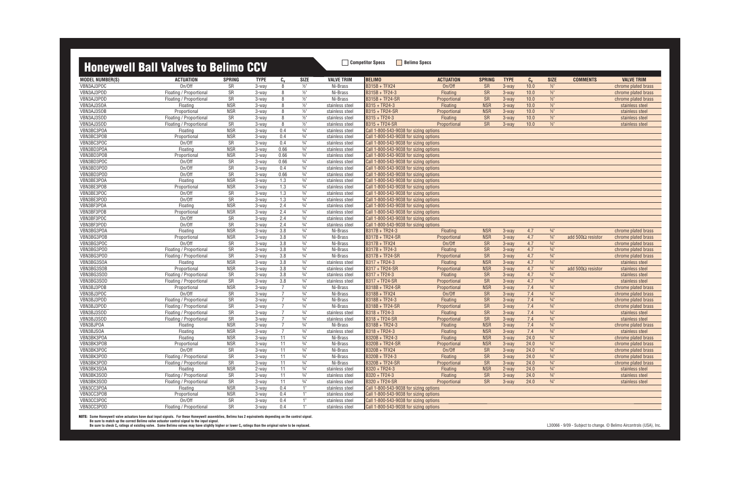# Honeywell Ball Valves to Belimo CCV

Competitor Specs | Belimo Specs

| MODEL NUMBER(S) | ACTUATION | SPRING | TYPE | $C_v$ | SIZE | VALVE TRIM | BELIMO | ACTUATION | SPRING | TYPE | $C_v$ | SIZE | COMMENTS | VALVE TRIM |
|---|---|---|---|---|---|---|---|---|---|---|---|---|---|---|
| VBN3AJ3POC | On/Off | SR | 3-way | 8 | ½" | Ni-Brass | B315B + TFX24 | On/Off | SR | 3-way | 10.0 | ½" | | chrome plated brass |
| VBN3AJ3POD | Floating / Proportional | SR | 3-way | 8 | ½" | Ni-Brass | B315B + TF24-3 | Floating | SR | 3-way | 10.0 | ½" | | chrome plated brass |
| VBN3AJ3POD | Floating / Proportional | SR | 3-way | 8 | ½" | Ni-Brass | B315B + TF24-SR | Proportional | SR | 3-way | 10.0 | ½" | | chrome plated brass |
| VBN3AJ3SOA | Floating | NSR | 3-way | 8 | ½" | stainless steel | B315 + TR24-3 | Floating | NSR | 3-way | 10.0 | ½" | | stainless steel |
| VBN3AJ3SOB | Proportional | NSR | 3-way | 8 | ½" | stainless steel | B315 + TR24-SR | Proportional | NSR | 3-way | 10.0 | ½" | | stainless steel |
| VBN3AJ3SOD | Floating / Proportional | SR | 3-way | 8 | ½" | stainless steel | B315 + TF24-3 | Floating | SR | 3-way | 10.0 | ½" | | stainless steel |
| VBN3AJ3SOD | Floating / Proportional | SR | 3-way | 8 | ½" | stainless steel | B315 + TF24-SR | Proportional | SR | 3-way | 10.0 | ½" | | stainless steel |
| VBN3BC3POA | Floating | NSR | 3-way | 0.4 | ¾" | stainless steel | Call 1-800-543-9038 for sizing options | | | | | | | |
| VBN3BC3POB | Proportional | NSR | 3-way | 0.4 | ¾" | stainless steel | Call 1-800-543-9038 for sizing options | | | | | | | |
| VBN3BC3POC | On/Off | SR | 3-way | 0.4 | ¾" | stainless steel | Call 1-800-543-9038 for sizing options | | | | | | | |
| VBN3BD3POA | Floating | NSR | 3-way | 0.66 | ¾" | stainless steel | Call 1-800-543-9038 for sizing options | | | | | | | |
| VBN3BD3POB | Proportional | NSR | 3-way | 0.66 | ¾" | stainless steel | Call 1-800-543-9038 for sizing options | | | | | | | |
| VBN3BD3POC | On/Off | SR | 3-way | 0.66 | ¾" | stainless steel | Call 1-800-543-9038 for sizing options | | | | | | | |
| VBN3BD3POD | On/Off | SR | 3-way | 0.4 | ¾" | stainless steel | Call 1-800-543-9038 for sizing options | | | | | | | |
| VBN3BD3POD | On/Off | SR | 3-way | 0.66 | ¾" | stainless steel | Call 1-800-543-9038 for sizing options | | | | | | | |
| VBN3BE3POA | Floating | NSR | 3-way | 1.3 | ¾" | stainless steel | Call 1-800-543-9038 for sizing options | | | | | | | |
| VBN3BE3POB | Proportional | NSR | 3-way | 1.3 | ¾" | stainless steel | Call 1-800-543-9038 for sizing options | | | | | | | |
| VBN3BE3POC | On/Off | SR | 3-way | 1.3 | ¾" | stainless steel | Call 1-800-543-9038 for sizing options | | | | | | | |
| VBN3BE3POD | On/Off | SR | 3-way | 1.3 | ¾" | stainless steel | Call 1-800-543-9038 for sizing options | | | | | | | |
| VBN3BF3POA | Floating | NSR | 3-way | 2.4 | ¾" | stainless steel | Call 1-800-543-9038 for sizing options | | | | | | | |
| VBN3BF3POB | Proportional | NSR | 3-way | 2.4 | ¾" | stainless steel | Call 1-800-543-9038 for sizing options | | | | | | | |
| VBN3BF3POC | On/Off | SR | 3-way | 2.4 | ¾" | stainless steel | Call 1-800-543-9038 for sizing options | | | | | | | |
| VBN3BF3POD | On/Off | SR | 3-way | 2.4 | ¾" | stainless steel | Call 1-800-543-9038 for sizing options | | | | | | | |
| VBN3BG3POA | Floating | NSR | 3-way | 3.8 | ¾" | Ni-Brass | B317B + TR24-3 | Floating | NSR | 3-way | 4.7 | ¾" | | chrome plated brass |
| VBN3BG3POB | Proportional | NSR | 3-way | 3.8 | ¾" | Ni-Brass | B317B + TR24-SR | Proportional | NSR | 3-way | 4.7 | ¾" | add 500Ω resistor | chrome plated brass |
| VBN3BG3POC | On/Off | SR | 3-way | 3.8 | ¾" | Ni-Brass | B317B + TFX24 | On/Off | SR | 3-way | 4.7 | ¾" | | chrome plated brass |
| VBN3BG3POD | Floating / Proportional | SR | 3-way | 3.8 | ¾" | Ni-Brass | B317B + TF24-3 | Floating | SR | 3-way | 4.7 | ¾" | | chrome plated brass |
| VBN3BG3POD | Floating / Proportional | SR | 3-way | 3.8 | ¾" | Ni-Brass | B317B + TF24-SR | Proportional | SR | 3-way | 4.7 | ¾" | | chrome plated brass |
| VBN3BG3SOA | Floating | NSR | 3-way | 3.8 | ¾" | stainless steel | B317 + TR24-3 | Floating | NSR | 3-way | 4.7 | ¾" | | stainless steel |
| VBN3BG3SOB | Proportional | NSR | 3-way | 3.8 | ¾" | stainless steel | B317 + TR24-SR | Proportional | NSR | 3-way | 4.7 | ¾" | add 500Ω resistor | stainless steel |
| VBN3BG3SOD | Floating / Proportional | SR | 3-way | 3.8 | ¾" | stainless steel | B317 + TF24-3 | Floating | SR | 3-way | 4.7 | ¾" | | stainless steel |
| VBN3BG3SOD | Floating / Proportional | SR | 3-way | 3.8 | ¾" | stainless steel | B317 + TF24-SR | Proportional | SR | 3-way | 4.7 | ¾" | | stainless steel |
| VBN3BJ3POB | Proportional | NSR | 3-way | 7 | ¾" | Ni-Brass | B318B + TR24-SR | Proportional | NSR | 3-way | 7.4 | ¾" | | chrome plated brass |
| VBN3BJ3POC | On/Off | SR | 3-way | 7 | ¾" | Ni-Brass | B318B + TFX24 | On/Off | SR | 3-way | 7.4 | ¾" | | chrome plated brass |
| VBN3BJ3POD | Floating / Proportional | SR | 3-way | 7 | ¾" | Ni-Brass | B318B + TF24-3 | Floating | SR | 3-way | 7.4 | ¾" | | chrome plated brass |
| VBN3BJ3POD | Floating / Proportional | SR | 3-way | 7 | ¾" | Ni-Brass | B318B + TF24-SR | Proportional | SR | 3-way | 7.4 | ¾" | | chrome plated brass |
| VBN3BJ3SOD | Floating / Proportional | SR | 3-way | 7 | ¾" | stainless steel | B318 + TF24-3 | Floating | SR | 3-way | 7.4 | ¾" | | stainless steel |
| VBN3BJ3SOD | Floating / Proportional | SR | 3-way | 7 | ¾" | stainless steel | B318 + TF24-SR | Proportional | SR | 3-way | 7.4 | ¾" | | stainless steel |
| VBN3BJPOA | Floating | NSR | 3-way | 7 | ¾" | Ni-Brass | B318B + TR24-3 | Floating | NSR | 3-way | 7.4 | ¾" | | chrome plated brass |
| VBN3BJSOA | Floating | NSR | 3-way | 7 | ¾" | stainless steel | B318 + TR24-3 | Floating | NSR | 3-way | 7.4 | ¾" | | stainless steel |
| VBN3BK3POA | Floating | NSR | 3-way | 11 | ¾" | Ni-Brass | B320B + TR24-3 | Floating | NSR | 3-way | 24.0 | ¾" | | chrome plated brass |
| VBN3BK3POB | Proportional | NSR | 3-way | 11 | ¾" | Ni-Brass | B320B + TR24-SR | Proportional | NSR | 3-way | 24.0 | ¾" | | chrome plated brass |
| VBN3BK3POC | On/Off | SR | 3-way | 11 | ¾" | Ni-Brass | B320B + TFX24 | On/Off | SR | 3-way | 24.0 | ¾" | | chrome plated brass |
| VBN3BK3POD | Floating / Proportional | SR | 3-way | 11 | ¾" | Ni-Brass | B320B + TF24-3 | Floating | SR | 3-way | 24.0 | ¾" | | chrome plated brass |
| VBN3BK3POD | Floating / Proportional | SR | 3-way | 11 | ¾" | Ni-Brass | B320B + TF24-SR | Proportional | SR | 3-way | 24.0 | ¾" | | chrome plated brass |
| VBN3BK3SOA | Floating | NSR | 2-way | 11 | ¾" | stainless steel | B320 + TR24-3 | Floating | NSR | 2-way | 24.0 | ¾" | | stainless steel |
| VBN3BK3SOD | Floating / Proportional | SR | 3-way | 11 | ¾" | stainless steel | B320 + TF24-3 | Floating | SR | 3-way | 24.0 | ¾" | | stainless steel |
| VBN3BK3SOD | Floating / Proportional | SR | 3-way | 11 | ¾" | stainless steel | B320 + TF24-SR | Proportional | SR | 3-way | 24.0 | ¾" | | stainless steel |
| VBN3CC3POA | Floating | NSR | 3-way | 0.4 | 1" | stainless steel | Call 1-800-543-9038 for sizing options | | | | | | | |
| VBN3CC3POB | Proportional | NSR | 3-way | 0.4 | 1" | stainless steel | Call 1-800-543-9038 for sizing options | | | | | | | |
| VBN3CC3POC | On/Off | SR | 3-way | 0.4 | 1" | stainless steel | Call 1-800-543-9038 for sizing options | | | | | | | |
| VBN3CC3POD | Floating / Proportional | SR | 3-way | 0.4 | 1" | stainless steel | Call 1-800-543-9038 for sizing options | | | | | | | |

**NOTE:** Some Honeywell valve actuators have dual input signals. For these Honeywell assemblies, Belimo has 2 equivalents depending on the control signal.
Be sure to match up the correct Belimo valve actuator control signal to the input signal.
Be sure to check $C_v$ ratings of existing valve. Some Belimo valves may have slightly higher or lower $C_v$ ratings than the original valve to be replaced.

L30066 - 9/09 - Subject to change. © Belimo Aircontrols (USA), Inc.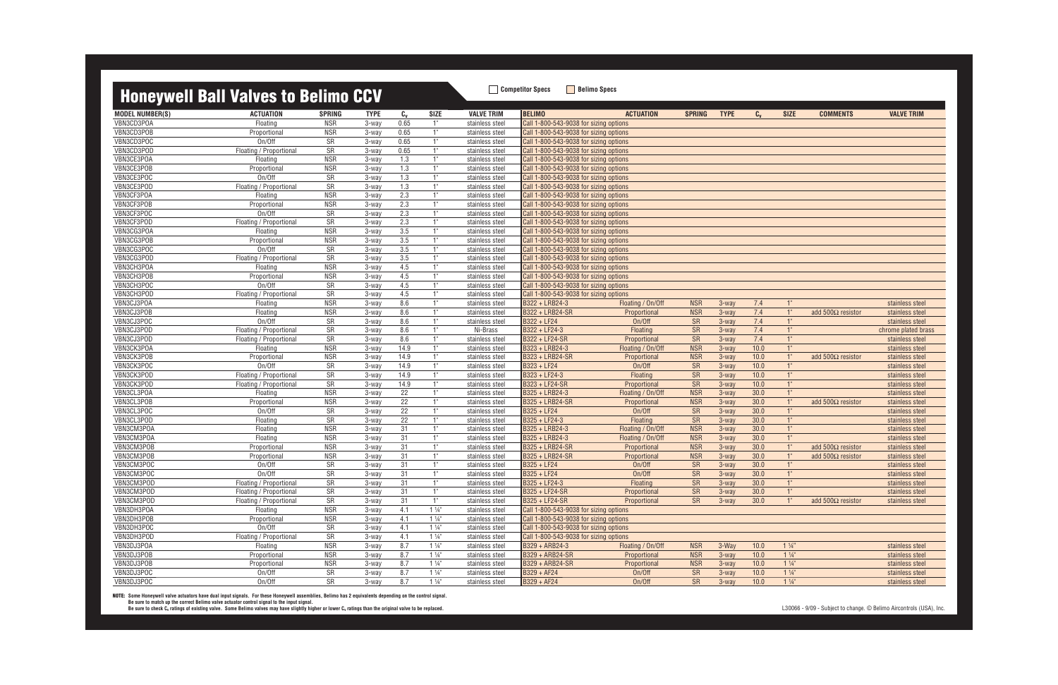# Honeywell Ball Valves to Belimo CCV

Competitor Specs | Belimo Specs

| MODEL NUMBER(S) | ACTUATION | SPRING | TYPE | $C_v$ | SIZE | VALVE TRIM | BELIMO | ACTUATION | SPRING | TYPE | $C_v$ | SIZE | COMMENTS | VALVE TRIM |
|---|---|---|---|---|---|---|---|---|---|---|---|---|---|---|
| VBN3CD3POA | Floating | NSR | 3-way | 0.65 | 1" | stainless steel | Call 1-800-543-9038 for sizing options | | | | | | | |
| VBN3CD3POB | Proportional | NSR | 3-way | 0.65 | 1" | stainless steel | Call 1-800-543-9038 for sizing options | | | | | | | |
| VBN3CD3POC | On/Off | SR | 3-way | 0.65 | 1" | stainless steel | Call 1-800-543-9038 for sizing options | | | | | | | |
| VBN3CD3POD | Floating / Proportional | SR | 3-way | 0.65 | 1" | stainless steel | Call 1-800-543-9038 for sizing options | | | | | | | |
| VBN3CE3POA | Floating | NSR | 3-way | 1.3 | 1" | stainless steel | Call 1-800-543-9038 for sizing options | | | | | | | |
| VBN3CE3POB | Proportional | NSR | 3-way | 1.3 | 1" | stainless steel | Call 1-800-543-9038 for sizing options | | | | | | | |
| VBN3CE3POC | On/Off | SR | 3-way | 1.3 | 1" | stainless steel | Call 1-800-543-9038 for sizing options | | | | | | | |
| VBN3CE3POD | Floating / Proportional | SR | 3-way | 1.3 | 1" | stainless steel | Call 1-800-543-9038 for sizing options | | | | | | | |
| VBN3CF3POA | Floating | NSR | 3-way | 2.3 | 1" | stainless steel | Call 1-800-543-9038 for sizing options | | | | | | | |
| VBN3CF3POB | Proportional | NSR | 3-way | 2.3 | 1" | stainless steel | Call 1-800-543-9038 for sizing options | | | | | | | |
| VBN3CF3POC | On/Off | SR | 3-way | 2.3 | 1" | stainless steel | Call 1-800-543-9038 for sizing options | | | | | | | |
| VBN3CF3POD | Floating / Proportional | SR | 3-way | 2.3 | 1" | stainless steel | Call 1-800-543-9038 for sizing options | | | | | | | |
| VBN3CG3POA | Floating | NSR | 3-way | 3.5 | 1" | stainless steel | Call 1-800-543-9038 for sizing options | | | | | | | |
| VBN3CG3POB | Proportional | NSR | 3-way | 3.5 | 1" | stainless steel | Call 1-800-543-9038 for sizing options | | | | | | | |
| VBN3CG3POC | On/Off | SR | 3-way | 3.5 | 1" | stainless steel | Call 1-800-543-9038 for sizing options | | | | | | | |
| VBN3CG3POD | Floating / Proportional | SR | 3-way | 3.5 | 1" | stainless steel | Call 1-800-543-9038 for sizing options | | | | | | | |
| VBN3CH3POA | Floating | NSR | 3-way | 4.5 | 1" | stainless steel | Call 1-800-543-9038 for sizing options | | | | | | | |
| VBN3CH3POB | Proportional | NSR | 3-way | 4.5 | 1" | stainless steel | Call 1-800-543-9038 for sizing options | | | | | | | |
| VBN3CH3POC | On/Off | SR | 3-way | 4.5 | 1" | stainless steel | Call 1-800-543-9038 for sizing options | | | | | | | |
| VBN3CH3POD | Floating / Proportional | SR | 3-way | 4.5 | 1" | stainless steel | Call 1-800-543-9038 for sizing options | | | | | | | |
| VBN3CJ3POA | Floating | NSR | 3-way | 8.6 | 1" | stainless steel | B322 + LRB24-3 | Floating / On/Off | NSR | 3-way | 7.4 | 1" | | stainless steel |
| VBN3CJ3POB | Floating | NSR | 3-way | 8.6 | 1" | stainless steel | B322 + LRB24-SR | Proportional | NSR | 3-way | 7.4 | 1" | add 500Ω resistor | stainless steel |
| VBN3CJ3POC | On/Off | SR | 3-way | 8.6 | 1" | stainless steel | B322 + LF24 | On/Off | SR | 3-way | 7.4 | 1" | | stainless steel |
| VBN3CJ3POD | Floating / Proportional | SR | 3-way | 8.6 | 1" | Ni-Brass | B322 + LF24-3 | Floating | SR | 3-way | 7.4 | 1" | | chrome plated brass |
| VBN3CJ3POD | Floating / Proportional | SR | 3-way | 8.6 | 1" | stainless steel | B322 + LF24-SR | Proportional | SR | 3-way | 7.4 | 1" | | stainless steel |
| VBN3CK3POA | Floating | NSR | 3-way | 14.9 | 1" | stainless steel | B323 + LRB24-3 | Floating / On/Off | NSR | 3-way | 10.0 | 1" | | stainless steel |
| VBN3CK3POB | Proportional | NSR | 3-way | 14.9 | 1" | stainless steel | B323 + LRB24-SR | Proportional | NSR | 3-way | 10.0 | 1" | add 500Ω resistor | stainless steel |
| VBN3CK3POC | On/Off | SR | 3-way | 14.9 | 1" | stainless steel | B323 + LF24 | On/Off | SR | 3-way | 10.0 | 1" | | stainless steel |
| VBN3CK3POD | Floating / Proportional | SR | 3-way | 14.9 | 1" | stainless steel | B323 + LF24-3 | Floating | SR | 3-way | 10.0 | 1" | | stainless steel |
| VBN3CK3POD | Floating / Proportional | SR | 3-way | 14.9 | 1" | stainless steel | B323 + LF24-SR | Proportional | SR | 3-way | 10.0 | 1" | | stainless steel |
| VBN3CL3POA | Floating | NSR | 3-way | 22 | 1" | stainless steel | B325 + LRB24-3 | Floating / On/Off | NSR | 3-way | 30.0 | 1" | | stainless steel |
| VBN3CL3POB | Proportional | NSR | 3-way | 22 | 1" | stainless steel | B325 + LRB24-SR | Proportional | NSR | 3-way | 30.0 | 1" | add 500Ω resistor | stainless steel |
| VBN3CL3POC | On/Off | SR | 3-way | 22 | 1" | stainless steel | B325 + LF24 | On/Off | SR | 3-way | 30.0 | 1" | | stainless steel |
| VBN3CL3POD | Floating | SR | 3-way | 22 | 1" | stainless steel | B325 + LF24-3 | Floating | SR | 3-way | 30.0 | 1" | | stainless steel |
| VBN3CM3POA | Floating | NSR | 3-way | 31 | 1" | stainless steel | B325 + LRB24-3 | Floating / On/Off | NSR | 3-way | 30.0 | 1" | | stainless steel |
| VBN3CM3POA | Floating | NSR | 3-way | 31 | 1" | stainless steel | B325 + LRB24-3 | Floating / On/Off | NSR | 3-way | 30.0 | 1" | | stainless steel |
| VBN3CM3POB | Proportional | NSR | 3-way | 31 | 1" | stainless steel | B325 + LRB24-SR | Proportional | NSR | 3-way | 30.0 | 1" | add 500Ω resistor | stainless steel |
| VBN3CM3POB | Proportional | NSR | 3-way | 31 | 1" | stainless steel | B325 + LRB24-SR | Proportional | NSR | 3-way | 30.0 | 1" | add 500Ω resistor | stainless steel |
| VBN3CM3POC | On/Off | SR | 3-way | 31 | 1" | stainless steel | B325 + LF24 | On/Off | SR | 3-way | 30.0 | 1" | | stainless steel |
| VBN3CM3POC | On/Off | SR | 3-way | 31 | 1" | stainless steel | B325 + LF24 | On/Off | SR | 3-way | 30.0 | 1" | | stainless steel |
| VBN3CM3POD | Floating / Proportional | SR | 3-way | 31 | 1" | stainless steel | B325 + LF24-3 | Floating | SR | 3-way | 30.0 | 1" | | stainless steel |
| VBN3CM3POD | Floating / Proportional | SR | 3-way | 31 | 1" | stainless steel | B325 + LF24-SR | Proportional | SR | 3-way | 30.0 | 1" | | stainless steel |
| VBN3CM3POD | Floating / Proportional | SR | 3-way | 31 | 1" | stainless steel | B325 + LF24-SR | Proportional | SR | 3-way | 30.0 | 1" | add 500Ω resistor | stainless steel |
| VBN3DH3POA | Floating | NSR | 3-way | 4.1 | 1 ¼" | stainless steel | Call 1-800-543-9038 for sizing options | | | | | | | |
| VBN3DH3POB | Proportional | NSR | 3-way | 4.1 | 1 ¼" | stainless steel | Call 1-800-543-9038 for sizing options | | | | | | | |
| VBN3DH3POC | On/Off | SR | 3-way | 4.1 | 1 ¼" | stainless steel | Call 1-800-543-9038 for sizing options | | | | | | | |
| VBN3DH3POD | Floating / Proportional | SR | 3-way | 4.1 | 1 ¼" | stainless steel | Call 1-800-543-9038 for sizing options | | | | | | | |
| VBN3DJ3POA | Floating | NSR | 3-way | 8.7 | 1 ¼" | stainless steel | B329 + ARB24-3 | Floating / On/Off | NSR | 3-Way | 10.0 | 1 ¼" | | stainless steel |
| VBN3DJ3POB | Proportional | NSR | 3-way | 8.7 | 1 ¼" | stainless steel | B329 + ARB24-SR | Proportional | NSR | 3-way | 10.0 | 1 ¼" | | stainless steel |
| VBN3DJ3POB | Proportional | NSR | 3-way | 8.7 | 1 ¼" | stainless steel | B329 + ARB24-SR | Proportional | NSR | 3-way | 10.0 | 1 ¼" | | stainless steel |
| VBN3DJ3POC | On/Off | SR | 3-way | 8.7 | 1 ¼" | stainless steel | B329 + AF24 | On/Off | SR | 3-way | 10.0 | 1 ¼" | | stainless steel |
| VBN3DJ3POC | On/Off | SR | 3-way | 8.7 | 1 ¼" | stainless steel | B329 + AF24 | On/Off | SR | 3-way | 10.0 | 1 ¼" | | stainless steel |

**NOTE:** Some Honeywell valve actuators have dual input signals. For these Honeywell assemblies, Belimo has 2 equivalents depending on the control signal.
Be sure to match up the correct Belimo valve actuator control signal to the input signal.
Be sure to check $C_v$ ratings of existing valve. Some Belimo valves may have slightly higher or lower $C_v$ ratings than the original valve to be replaced.

L30066 - 9/09 - Subject to change. © Belimo Aircontrols (USA), Inc.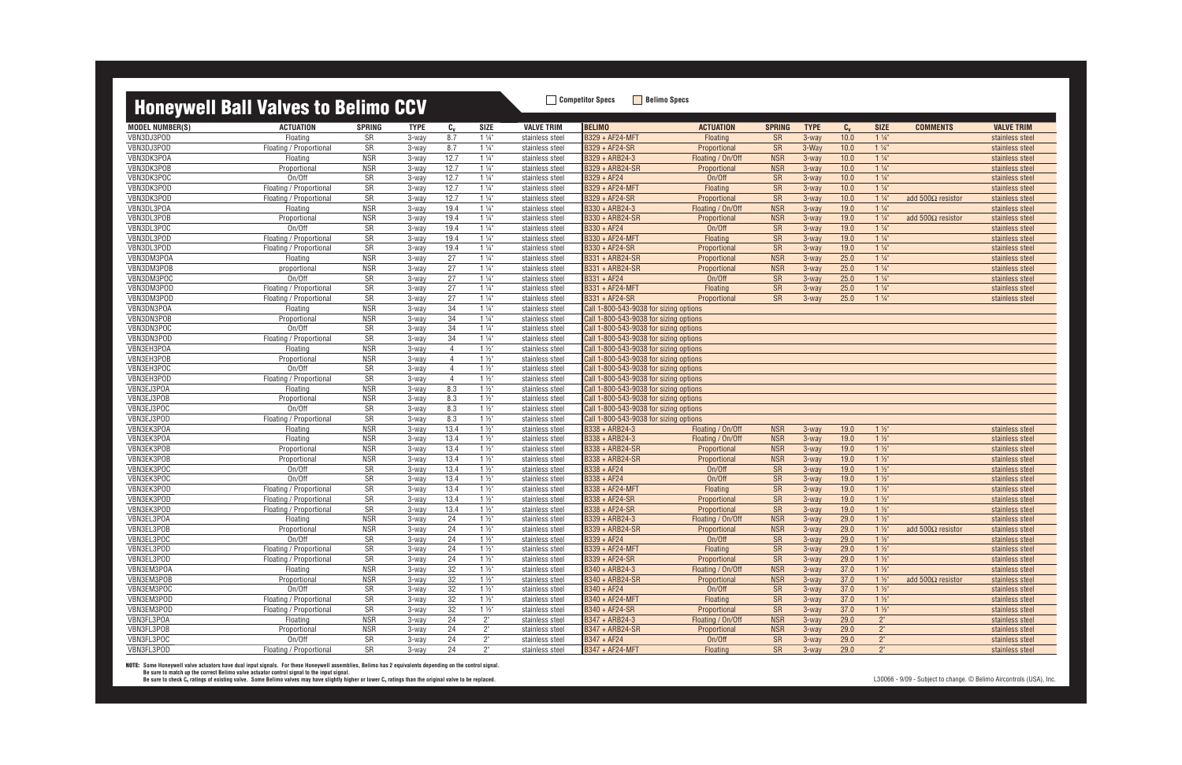# Honeywell Ball Valves to Belimo CCV

Competitor Specs | Belimo Specs

| MODEL NUMBER(S) | ACTUATION | SPRING | TYPE | $C_v$ | SIZE | VALVE TRIM | BELIMO | ACTUATION | SPRING | TYPE | $C_v$ | SIZE | COMMENTS | VALVE TRIM |
|---|---|---|---|---|---|---|---|---|---|---|---|---|---|---|
| VBN3DJ3POD | Floating | SR | 3-way | 8.7 | 1 ¼" | stainless steel | B329 + AF24-MFT | Floating | SR | 3-way | 10.0 | 1 ¼" | | stainless steel |
| VBN3DJ3POD | Floating / Proportional | SR | 3-way | 8.7 | 1 ¼" | stainless steel | B329 + AF24-SR | Proportional | SR | 3-Way | 10.0 | 1 ¼" | | stainless steel |
| VBN3DK3POA | Floating | NSR | 3-way | 12.7 | 1 ¼" | stainless steel | B329 + ARB24-3 | Floating / On/Off | NSR | 3-way | 10.0 | 1 ¼" | | stainless steel |
| VBN3DK3POB | Proportional | NSR | 3-way | 12.7 | 1 ¼" | stainless steel | B329 + ARB24-SR | Proportional | NSR | 3-way | 10.0 | 1 ¼" | | stainless steel |
| VBN3DK3POC | On/Off | SR | 3-way | 12.7 | 1 ¼" | stainless steel | B329 + AF24 | On/Off | SR | 3-way | 10.0 | 1 ¼" | | stainless steel |
| VBN3DK3POD | Floating / Proportional | SR | 3-way | 12.7 | 1 ¼" | stainless steel | B329 + AF24-MFT | Floating | SR | 3-way | 10.0 | 1 ¼" | | stainless steel |
| VBN3DK3POD | Floating / Proportional | SR | 3-way | 12.7 | 1 ¼" | stainless steel | B329 + AF24-SR | Proportional | SR | 3-way | 10.0 | 1 ¼" | add 500Ω resistor | stainless steel |
| VBN3DL3POA | Floating | NSR | 3-way | 19.4 | 1 ¼" | stainless steel | B330 + ARB24-3 | Floating / On/Off | NSR | 3-way | 19.0 | 1 ¼" | | stainless steel |
| VBN3DL3POB | Proportional | NSR | 3-way | 19.4 | 1 ¼" | stainless steel | B330 + ARB24-SR | Proportional | NSR | 3-way | 19.0 | 1 ¼" | add 500Ω resistor | stainless steel |
| VBN3DL3POC | On/Off | SR | 3-way | 19.4 | 1 ¼" | stainless steel | B330 + AF24 | On/Off | SR | 3-way | 19.0 | 1 ¼" | | stainless steel |
| VBN3DL3POD | Floating / Proportional | SR | 3-way | 19.4 | 1 ¼" | stainless steel | B330 + AF24-MFT | Floating | SR | 3-way | 19.0 | 1 ¼" | | stainless steel |
| VBN3DL3POD | Floating / Proportional | SR | 3-way | 19.4 | 1 ¼" | stainless steel | B330 + AF24-SR | Proportional | SR | 3-way | 19.0 | 1 ¼" | | stainless steel |
| VBN3DM3POA | Floating | NSR | 3-way | 27 | 1 ¼" | stainless steel | B331 + ARB24-SR | Proportional | NSR | 3-way | 25.0 | 1 ¼" | | stainless steel |
| VBN3DM3POB | proportional | NSR | 3-way | 27 | 1 ¼" | stainless steel | B331 + ARB24-SR | Proportional | NSR | 3-way | 25.0 | 1 ¼" | | stainless steel |
| VBN3DM3POC | On/Off | SR | 3-way | 27 | 1 ¼" | stainless steel | B331 + AF24 | On/Off | SR | 3-way | 25.0 | 1 ¼" | | stainless steel |
| VBN3DM3POD | Floating / Proportional | SR | 3-way | 27 | 1 ¼" | stainless steel | B331 + AF24-MFT | Floating | SR | 3-way | 25.0 | 1 ¼" | | stainless steel |
| VBN3DM3POD | Floating / Proportional | SR | 3-way | 27 | 1 ¼" | stainless steel | B331 + AF24-SR | Proportional | SR | 3-way | 25.0 | 1 ¼" | | stainless steel |
| VBN3DN3POA | Floating | NSR | 3-way | 34 | 1 ¼" | stainless steel | Call 1-800-543-9038 for sizing options | | | | | | | |
| VBN3DN3POB | Proportional | NSR | 3-way | 34 | 1 ¼" | stainless steel | Call 1-800-543-9038 for sizing options | | | | | | | |
| VBN3DN3POC | On/Off | SR | 3-way | 34 | 1 ¼" | stainless steel | Call 1-800-543-9038 for sizing options | | | | | | | |
| VBN3DN3POD | Floating / Proportional | SR | 3-way | 34 | 1 ¼" | stainless steel | Call 1-800-543-9038 for sizing options | | | | | | | |
| VBN3EH3POA | Floating | NSR | 3-way | 4 | 1 ½" | stainless steel | Call 1-800-543-9038 for sizing options | | | | | | | |
| VBN3EH3POB | Proportional | NSR | 3-way | 4 | 1 ½" | stainless steel | Call 1-800-543-9038 for sizing options | | | | | | | |
| VBN3EH3POC | On/Off | SR | 3-way | 4 | 1 ½" | stainless steel | Call 1-800-543-9038 for sizing options | | | | | | | |
| VBN3EH3POD | Floating / Proportional | SR | 3-way | 4 | 1 ½" | stainless steel | Call 1-800-543-9038 for sizing options | | | | | | | |
| VBN3EJ3POA | Floating | NSR | 3-way | 8.3 | 1 ½" | stainless steel | Call 1-800-543-9038 for sizing options | | | | | | | |
| VBN3EJ3POB | Proportional | NSR | 3-way | 8.3 | 1 ½" | stainless steel | Call 1-800-543-9038 for sizing options | | | | | | | |
| VBN3EJ3POC | On/Off | SR | 3-way | 8.3 | 1 ½" | stainless steel | Call 1-800-543-9038 for sizing options | | | | | | | |
| VBN3EJ3POD | Floating / Proportional | SR | 3-way | 8.3 | 1 ½" | stainless steel | Call 1-800-543-9038 for sizing options | | | | | | | |
| VBN3EK3POA | Floating | NSR | 3-way | 13.4 | 1 ½" | stainless steel | B338 + ARB24-3 | Floating / On/Off | NSR | 3-way | 19.0 | 1 ½" | | stainless steel |
| VBN3EK3POA | Floating | NSR | 3-way | 13.4 | 1 ½" | stainless steel | B338 + ARB24-3 | Floating / On/Off | NSR | 3-way | 19.0 | 1 ½" | | stainless steel |
| VBN3EK3POB | Proportional | NSR | 3-way | 13.4 | 1 ½" | stainless steel | B338 + ARB24-SR | Proportional | NSR | 3-way | 19.0 | 1 ½" | | stainless steel |
| VBN3EK3POB | Proportional | NSR | 3-way | 13.4 | 1 ½" | stainless steel | B338 + ARB24-SR | Proportional | NSR | 3-way | 19.0 | 1 ½" | | stainless steel |
| VBN3EK3POC | On/Off | SR | 3-way | 13.4 | 1 ½" | stainless steel | B338 + AF24 | On/Off | SR | 3-way | 19.0 | 1 ½" | | stainless steel |
| VBN3EK3POC | On/Off | SR | 3-way | 13.4 | 1 ½" | stainless steel | B338 + AF24 | On/Off | SR | 3-way | 19.0 | 1 ½" | | stainless steel |
| VBN3EK3POD | Floating / Proportional | SR | 3-way | 13.4 | 1 ½" | stainless steel | B338 + AF24-MFT | Floating | SR | 3-way | 19.0 | 1 ½" | | stainless steel |
| VBN3EK3POD | Floating / Proportional | SR | 3-way | 13.4 | 1 ½" | stainless steel | B338 + AF24-SR | Proportional | SR | 3-way | 19.0 | 1 ½" | | stainless steel |
| VBN3EK3POD | Floating / Proportional | SR | 3-way | 13.4 | 1 ½" | stainless steel | B338 + AF24-SR | Proportional | SR | 3-way | 19.0 | 1 ½" | | stainless steel |
| VBN3EL3POA | Floating | NSR | 3-way | 24 | 1 ½" | stainless steel | B339 + ARB24-3 | Floating / On/Off | NSR | 3-way | 29.0 | 1 ½" | | stainless steel |
| VBN3EL3POB | Proportional | NSR | 3-way | 24 | 1 ½" | stainless steel | B339 + ARB24-SR | Proportional | NSR | 3-way | 29.0 | 1 ½" | add 500Ω resistor | stainless steel |
| VBN3EL3POC | On/Off | SR | 3-way | 24 | 1 ½" | stainless steel | B339 + AF24 | On/Off | SR | 3-way | 29.0 | 1 ½" | | stainless steel |
| VBN3EL3POD | Floating / Proportional | SR | 3-way | 24 | 1 ½" | stainless steel | B339 + AF24-MFT | Floating | SR | 3-way | 29.0 | 1 ½" | | stainless steel |
| VBN3EL3POD | Floating / Proportional | SR | 3-way | 24 | 1 ½" | stainless steel | B339 + AF24-SR | Proportional | SR | 3-way | 29.0 | 1 ½" | | stainless steel |
| VBN3EM3POA | Floating | NSR | 3-way | 32 | 1 ½" | stainless steel | B340 + ARB24-3 | Floating / On/Off | NSR | 3-way | 37.0 | 1 ½" | | stainless steel |
| VBN3EM3POB | Proportional | NSR | 3-way | 32 | 1 ½" | stainless steel | B340 + ARB24-SR | Proportional | NSR | 3-way | 37.0 | 1 ½" | add 500Ω resistor | stainless steel |
| VBN3EM3POC | On/Off | SR | 3-way | 32 | 1 ½" | stainless steel | B340 + AF24 | On/Off | SR | 3-way | 37.0 | 1 ½" | | stainless steel |
| VBN3EM3POD | Floating / Proportional | SR | 3-way | 32 | 1 ½" | stainless steel | B340 + AF24-MFT | Floating | SR | 3-way | 37.0 | 1 ½" | | stainless steel |
| VBN3EM3POD | Floating / Proportional | SR | 3-way | 32 | 1 ½" | stainless steel | B340 + AF24-SR | Proportional | SR | 3-way | 37.0 | 1 ½" | | stainless steel |
| VBN3FL3POA | Floating | NSR | 3-way | 24 | 2" | stainless steel | B347 + ARB24-3 | Floating / On/Off | NSR | 3-way | 29.0 | 2" | | stainless steel |
| VBN3FL3POB | Proportional | NSR | 3-way | 24 | 2" | stainless steel | B347 + ARB24-SR | Proportional | NSR | 3-way | 29.0 | 2" | | stainless steel |
| VBN3FL3POC | On/Off | SR | 3-way | 24 | 2" | stainless steel | B347 + AF24 | On/Off | SR | 3-way | 29.0 | 2" | | stainless steel |
| VBN3FL3POD | Floating / Proportional | SR | 3-way | 24 | 2" | stainless steel | B347 + AF24-MFT | Floating | SR | 3-way | 29.0 | 2" | | stainless steel |

**NOTE:** Some Honeywell valve actuators have dual input signals. For these Honeywell assemblies, Belimo has 2 equivalents depending on the control signal.
Be sure to match up the correct Belimo valve actuator control signal to the input signal.
Be sure to check $C_v$ ratings of existing valve. Some Belimo valves may have slightly higher or lower $C_v$ ratings than the original valve to be replaced.

L30066 - 9/09 - Subject to change. © Belimo Aircontrols (USA), Inc.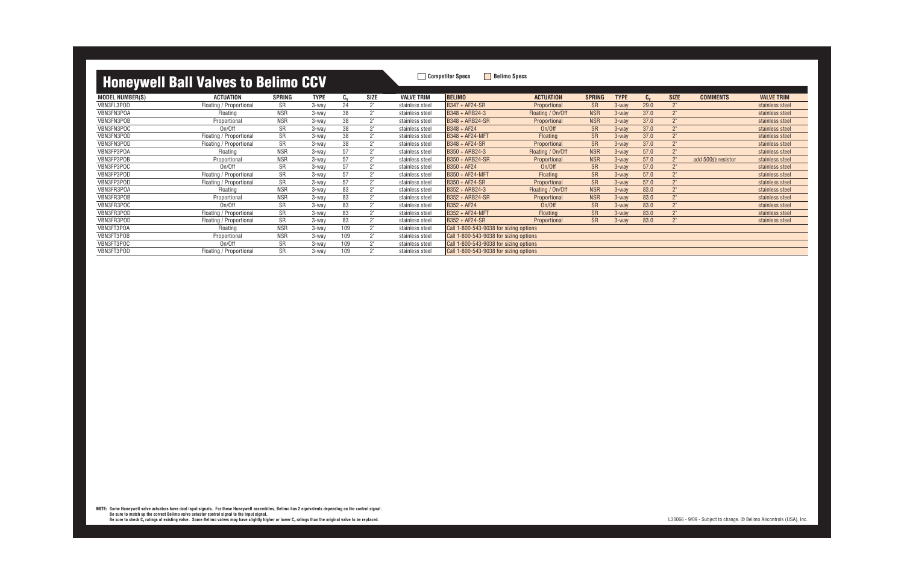# Honeywell Ball Valves to Belimo CCV

Competitor Specs | Belimo Specs

| MODEL NUMBER(S) | ACTUATION | SPRING | TYPE | $C_v$ | SIZE | VALVE TRIM | BELIMO | ACTUATION | SPRING | TYPE | $C_v$ | SIZE | COMMENTS | VALVE TRIM |
|---|---|---|---|---|---|---|---|---|---|---|---|---|---|---|
| VBN3FL3POD | Floating / Proportional | SR | 3-way | 24 | 2" | stainless steel | B347 + AF24-SR | Proportional | SR | 3-way | 29.0 | 2" | | stainless steel |
| VBN3FN3POA | Floating | NSR | 3-way | 38 | 2" | stainless steel | B348 + ARB24-3 | Floating / On/Off | NSR | 3-way | 37.0 | 2" | | stainless steel |
| VBN3FN3POB | Proportional | NSR | 3-way | 38 | 2" | stainless steel | B348 + ARB24-SR | Proportional | NSR | 3-way | 37.0 | 2" | | stainless steel |
| VBN3FN3POC | On/Off | SR | 3-way | 38 | 2" | stainless steel | B348 + AF24 | On/Off | SR | 3-way | 37.0 | 2" | | stainless steel |
| VBN3FN3POD | Floating / Proportional | SR | 3-way | 38 | 2" | stainless steel | B348 + AF24-MFT | Floating | SR | 3-way | 37.0 | 2" | | stainless steel |
| VBN3FN3POD | Floating / Proportional | SR | 3-way | 38 | 2" | stainless steel | B348 + AF24-SR | Proportional | SR | 3-way | 37.0 | 2" | | stainless steel |
| VBN3FP3POA | Floating | NSR | 3-way | 57 | 2" | stainless steel | B350 + ARB24-3 | Floating / On/Off | NSR | 3-way | 57.0 | 2" | | stainless steel |
| VBN3FP3POB | Proportional | NSR | 3-way | 57 | 2" | stainless steel | B350 + ARB24-SR | Proportional | NSR | 3-way | 57.0 | 2" | add 500Ω resistor | stainless steel |
| VBN3FP3POC | On/Off | SR | 3-way | 57 | 2" | stainless steel | B350 + AF24 | On/Off | SR | 3-way | 57.0 | 2" | | stainless steel |
| VBN3FP3POD | Floating / Proportional | SR | 3-way | 57 | 2" | stainless steel | B350 + AF24-MFT | Floating | SR | 3-way | 57.0 | 2" | | stainless steel |
| VBN3FP3POD | Floating / Proportional | SR | 3-way | 57 | 2" | stainless steel | B350 + AF24-SR | Proportional | SR | 3-way | 57.0 | 2" | | stainless steel |
| VBN3FR3POA | Floating | NSR | 3-way | 83 | 2" | stainless steel | B352 + ARB24-3 | Floating / On/Off | NSR | 3-way | 83.0 | 2" | | stainless steel |
| VBN3FR3POB | Proportional | NSR | 3-way | 83 | 2" | stainless steel | B352 + ARB24-SR | Proportional | NSR | 3-way | 83.0 | 2" | | stainless steel |
| VBN3FR3POC | On/Off | SR | 3-way | 83 | 2" | stainless steel | B352 + AF24 | On/Off | SR | 3-way | 83.0 | 2" | | stainless steel |
| VBN3FR3POD | Floating / Proportional | SR | 3-way | 83 | 2" | stainless steel | B352 + AF24-MFT | Floating | SR | 3-way | 83.0 | 2" | | stainless steel |
| VBN3FR3POD | Floating / Proportional | SR | 3-way | 83 | 2" | stainless steel | B352 + AF24-SR | Proportional | SR | 3-way | 83.0 | 2" | | stainless steel |
| VBN3FT3POA | Floating | NSR | 3-way | 109 | 2" | stainless steel | Call 1-800-543-9038 for sizing options | | | | | | | |
| VBN3FT3POB | Proportional | NSR | 3-way | 109 | 2" | stainless steel | Call 1-800-543-9038 for sizing options | | | | | | | |
| VBN3FT3POC | On/Off | SR | 3-way | 109 | 2" | stainless steel | Call 1-800-543-9038 for sizing options | | | | | | | |
| VBN3FT3POD | Floating / Proportional | SR | 3-way | 109 | 2" | stainless steel | Call 1-800-543-9038 for sizing options | | | | | | | |

**NOTE:** Some Honeywell valve actuators have dual input signals. For these Honeywell assemblies, Belimo has 2 equivalents depending on the control signal.
Be sure to match up the correct Belimo valve actuator control signal to the input signal.
Be sure to check $C_v$ ratings of existing valve. Some Belimo valves may have slightly higher or lower $C_v$ ratings than the original valve to be replaced.

L30066 - 9/09 - Subject to change. © Belimo Aircontrols (USA), Inc.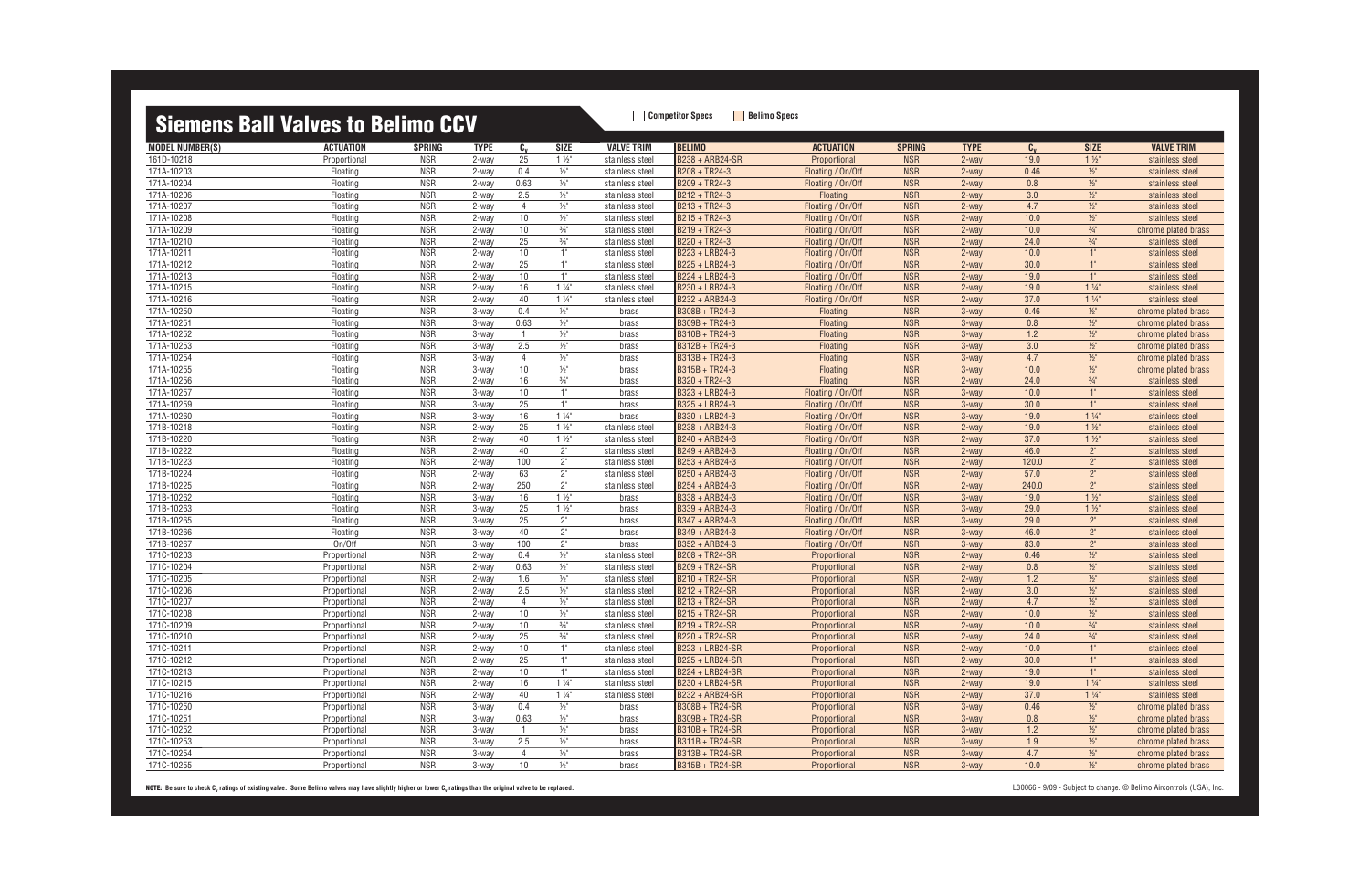# Siemens Ball Valves to Belimo CCV

Competitor Specs | Belimo Specs

| MODEL NUMBER(S) | ACTUATION | SPRING | TYPE | $C_v$ | SIZE | VALVE TRIM | BELIMO | ACTUATION | SPRING | TYPE | $C_v$ | SIZE | VALVE TRIM |
|---|---|---|---|---|---|---|---|---|---|---|---|---|---|
| 161D-10218 | Proportional | NSR | 2-way | 25 | 1 ½" | stainless steel | B238 + ARB24-SR | Proportional | NSR | 2-way | 19.0 | 1 ½" | stainless steel |
| 171A-10203 | Floating | NSR | 2-way | 0.4 | ½" | stainless steel | B208 + TR24-3 | Floating / On/Off | NSR | 2-way | 0.46 | ½" | stainless steel |
| 171A-10204 | Floating | NSR | 2-way | 0.63 | ½" | stainless steel | B209 + TR24-3 | Floating / On/Off | NSR | 2-way | 0.8 | ½" | stainless steel |
| 171A-10206 | Floating | NSR | 2-way | 2.5 | ½" | stainless steel | B212 + TR24-3 | Floating | NSR | 2-way | 3.0 | ½" | stainless steel |
| 171A-10207 | Floating | NSR | 2-way | 4 | ½" | stainless steel | B213 + TR24-3 | Floating / On/Off | NSR | 2-way | 4.7 | ½" | stainless steel |
| 171A-10208 | Floating | NSR | 2-way | 10 | ½" | stainless steel | B215 + TR24-3 | Floating / On/Off | NSR | 2-way | 10.0 | ½" | stainless steel |
| 171A-10209 | Floating | NSR | 2-way | 10 | ¾" | stainless steel | B219 + TR24-3 | Floating / On/Off | NSR | 2-way | 10.0 | ¾" | chrome plated brass |
| 171A-10210 | Floating | NSR | 2-way | 25 | ¾" | stainless steel | B220 + TR24-3 | Floating / On/Off | NSR | 2-way | 24.0 | ¾" | stainless steel |
| 171A-10211 | Floating | NSR | 2-way | 10 | 1" | stainless steel | B223 + LRB24-3 | Floating / On/Off | NSR | 2-way | 10.0 | 1" | stainless steel |
| 171A-10212 | Floating | NSR | 2-way | 25 | 1" | stainless steel | B225 + LRB24-3 | Floating / On/Off | NSR | 2-way | 30.0 | 1" | stainless steel |
| 171A-10213 | Floating | NSR | 2-way | 10 | 1" | stainless steel | B224 + LRB24-3 | Floating / On/Off | NSR | 2-way | 19.0 | 1" | stainless steel |
| 171A-10215 | Floating | NSR | 2-way | 16 | 1 ¼" | stainless steel | B230 + LRB24-3 | Floating / On/Off | NSR | 2-way | 19.0 | 1 ¼" | stainless steel |
| 171A-10216 | Floating | NSR | 2-way | 40 | 1 ¼" | stainless steel | B232 + ARB24-3 | Floating / On/Off | NSR | 2-way | 37.0 | 1 ¼" | stainless steel |
| 171A-10250 | Floating | NSR | 3-way | 0.4 | ½" | brass | B308B + TR24-3 | Floating | NSR | 3-way | 0.46 | ½" | chrome plated brass |
| 171A-10251 | Floating | NSR | 3-way | 0.63 | ½" | brass | B309B + TR24-3 | Floating | NSR | 3-way | 0.8 | ½" | chrome plated brass |
| 171A-10252 | Floating | NSR | 3-way | 1 | ½" | brass | B310B + TR24-3 | Floating | NSR | 3-way | 1.2 | ½" | chrome plated brass |
| 171A-10253 | Floating | NSR | 3-way | 2.5 | ½" | brass | B312B + TR24-3 | Floating | NSR | 3-way | 3.0 | ½" | chrome plated brass |
| 171A-10254 | Floating | NSR | 3-way | 4 | ½" | brass | B313B + TR24-3 | Floating | NSR | 3-way | 4.7 | ½" | chrome plated brass |
| 171A-10255 | Floating | NSR | 3-way | 10 | ½" | brass | B315B + TR24-3 | Floating | NSR | 3-way | 10.0 | ½" | chrome plated brass |
| 171A-10256 | Floating | NSR | 2-way | 16 | ¾" | brass | B320 + TR24-3 | Floating | NSR | 2-way | 24.0 | ¾" | stainless steel |
| 171A-10257 | Floating | NSR | 3-way | 10 | 1" | brass | B323 + LRB24-3 | Floating / On/Off | NSR | 3-way | 10.0 | 1" | stainless steel |
| 171A-10259 | Floating | NSR | 3-way | 25 | 1" | brass | B325 + LRB24-3 | Floating / On/Off | NSR | 3-way | 30.0 | 1" | stainless steel |
| 171A-10260 | Floating | NSR | 3-way | 16 | 1 ¼" | brass | B330 + LRB24-3 | Floating / On/Off | NSR | 3-way | 19.0 | 1 ¼" | stainless steel |
| 171B-10218 | Floating | NSR | 2-way | 25 | 1 ½" | stainless steel | B238 + ARB24-3 | Floating / On/Off | NSR | 2-way | 19.0 | 1 ½" | stainless steel |
| 171B-10220 | Floating | NSR | 2-way | 40 | 1 ½" | stainless steel | B240 + ARB24-3 | Floating / On/Off | NSR | 2-way | 37.0 | 1 ½" | stainless steel |
| 171B-10222 | Floating | NSR | 2-way | 40 | 2" | stainless steel | B249 + ARB24-3 | Floating / On/Off | NSR | 2-way | 46.0 | 2" | stainless steel |
| 171B-10223 | Floating | NSR | 2-way | 100 | 2" | stainless steel | B253 + ARB24-3 | Floating / On/Off | NSR | 2-way | 120.0 | 2" | stainless steel |
| 171B-10224 | Floating | NSR | 2-way | 63 | 2" | stainless steel | B250 + ARB24-3 | Floating / On/Off | NSR | 2-way | 57.0 | 2" | stainless steel |
| 171B-10225 | Floating | NSR | 2-way | 250 | 2" | stainless steel | B254 + ARB24-3 | Floating / On/Off | NSR | 2-way | 240.0 | 2" | stainless steel |
| 171B-10262 | Floating | NSR | 3-way | 16 | 1 ½" | brass | B338 + ARB24-3 | Floating / On/Off | NSR | 3-way | 19.0 | 1 ½" | stainless steel |
| 171B-10263 | Floating | NSR | 3-way | 25 | 1 ½" | brass | B339 + ARB24-3 | Floating / On/Off | NSR | 3-way | 29.0 | 1 ½" | stainless steel |
| 171B-10265 | Floating | NSR | 3-way | 25 | 2" | brass | B347 + ARB24-3 | Floating / On/Off | NSR | 3-way | 29.0 | 2" | stainless steel |
| 171B-10266 | Floating | NSR | 3-way | 40 | 2" | brass | B349 + ARB24-3 | Floating / On/Off | NSR | 3-way | 46.0 | 2" | stainless steel |
| 171B-10267 | On/Off | NSR | 3-way | 100 | 2" | brass | B352 + ARB24-3 | Floating / On/Off | NSR | 3-way | 83.0 | 2" | stainless steel |
| 171C-10203 | Proportional | NSR | 2-way | 0.4 | ½" | stainless steel | B208 + TR24-SR | Proportional | NSR | 2-way | 0.46 | ½" | stainless steel |
| 171C-10204 | Proportional | NSR | 2-way | 0.63 | ½" | stainless steel | B209 + TR24-SR | Proportional | NSR | 2-way | 0.8 | ½" | stainless steel |
| 171C-10205 | Proportional | NSR | 2-way | 1.6 | ½" | stainless steel | B210 + TR24-SR | Proportional | NSR | 2-way | 1.2 | ½" | stainless steel |
| 171C-10206 | Proportional | NSR | 2-way | 2.5 | ½" | stainless steel | B212 + TR24-SR | Proportional | NSR | 2-way | 3.0 | ½" | stainless steel |
| 171C-10207 | Proportional | NSR | 2-way | 4 | ½" | stainless steel | B213 + TR24-SR | Proportional | NSR | 2-way | 4.7 | ½" | stainless steel |
| 171C-10208 | Proportional | NSR | 2-way | 10 | ½" | stainless steel | B215 + TR24-SR | Proportional | NSR | 2-way | 10.0 | ½" | stainless steel |
| 171C-10209 | Proportional | NSR | 2-way | 10 | ¾" | stainless steel | B219 + TR24-SR | Proportional | NSR | 2-way | 10.0 | ¾" | stainless steel |
| 171C-10210 | Proportional | NSR | 2-way | 25 | ¾" | stainless steel | B220 + TR24-SR | Proportional | NSR | 2-way | 24.0 | ¾" | stainless steel |
| 171C-10211 | Proportional | NSR | 2-way | 10 | 1" | stainless steel | B223 + LRB24-SR | Proportional | NSR | 2-way | 10.0 | 1" | stainless steel |
| 171C-10212 | Proportional | NSR | 2-way | 25 | 1" | stainless steel | B225 + LRB24-SR | Proportional | NSR | 2-way | 30.0 | 1" | stainless steel |
| 171C-10213 | Proportional | NSR | 2-way | 10 | 1" | stainless steel | B224 + LRB24-SR | Proportional | NSR | 2-way | 19.0 | 1" | stainless steel |
| 171C-10215 | Proportional | NSR | 2-way | 16 | 1 ¼" | stainless steel | B230 + LRB24-SR | Proportional | NSR | 2-way | 19.0 | 1 ¼" | stainless steel |
| 171C-10216 | Proportional | NSR | 2-way | 40 | 1 ¼" | stainless steel | B232 + ARB24-SR | Proportional | NSR | 2-way | 37.0 | 1 ¼" | stainless steel |
| 171C-10250 | Proportional | NSR | 3-way | 0.4 | ½" | brass | B308B + TR24-SR | Proportional | NSR | 3-way | 0.46 | ½" | chrome plated brass |
| 171C-10251 | Proportional | NSR | 3-way | 0.63 | ½" | brass | B309B + TR24-SR | Proportional | NSR | 3-way | 0.8 | ½" | chrome plated brass |
| 171C-10252 | Proportional | NSR | 3-way | 1 | ½" | brass | B310B + TR24-SR | Proportional | NSR | 3-way | 1.2 | ½" | chrome plated brass |
| 171C-10253 | Proportional | NSR | 3-way | 2.5 | ½" | brass | B311B + TR24-SR | Proportional | NSR | 3-way | 1.9 | ½" | chrome plated brass |
| 171C-10254 | Proportional | NSR | 3-way | 4 | ½" | brass | B313B + TR24-SR | Proportional | NSR | 3-way | 4.7 | ½" | chrome plated brass |
| 171C-10255 | Proportional | NSR | 3-way | 10 | ½" | brass | B315B + TR24-SR | Proportional | NSR | 3-way | 10.0 | ½" | chrome plated brass |

**NOTE:** Be sure to check $C_v$ ratings of existing valve. Some Belimo valves may have slightly higher or lower $C_v$ ratings than the original valve to be replaced.

L30066 - 9/09 - Subject to change. © Belimo Aircontrols (USA), Inc.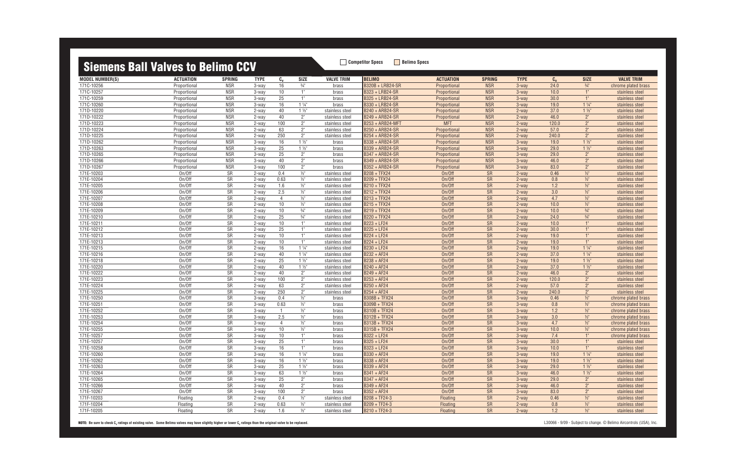# Siemens Ball Valves to Belimo CCV

Competitor Specs | Belimo Specs

| MODEL NUMBER(S) | ACTUATION | SPRING | TYPE | $C_v$ | SIZE | VALVE TRIM | BELIMO | ACTUATION | SPRING | TYPE | $C_v$ | SIZE | VALVE TRIM |
|---|---|---|---|---|---|---|---|---|---|---|---|---|---|
| 171C-10256 | Proportional | NSR | 3-way | 16 | ¾" | brass | B320B + LRB24-SR | Proportional | NSR | 3-way | 24.0 | ¾" | chrome plated brass |
| 171C-10257 | Proportional | NSR | 3-way | 10 | 1" | brass | B323 + LRB24-SR | Proportional | NSR | 3-way | 10.0 | 1" | stainless steel |
| 171C-10259 | Proportional | NSR | 3-way | 25 | 1" | brass | B325 + LRB24-SR | Proportional | NSR | 3-way | 30.0 | 1" | stainless steel |
| 171C-10260 | Proportional | NSR | 3-way | 16 | 1 ¼" | brass | B330 + LRB24-SR | Proportional | NSR | 3-way | 19.0 | 1 ¼" | stainless steel |
| 171D-10220 | Proportional | NSR | 2-way | 40 | 1 ½" | stainless steel | B240 + ARB24-SR | Proportional | NSR | 2-way | 37.0 | 1 ½" | stainless steel |
| 171D-10222 | Proportional | NSR | 2-way | 40 | 2" | stainless steel | B249 + ARB24-SR | Proportional | NSR | 2-way | 46.0 | 2" | stainless steel |
| 171D-10223 | Proportional | NSR | 2-way | 100 | 2" | stainless steel | B253 + ARB24-MFT | MFT | NSR | 2-way | 120.0 | 2" | stainless steel |
| 171D-10224 | Proportional | NSR | 2-way | 63 | 2" | stainless steel | B250 + ARB24-SR | Proportional | NSR | 2-way | 57.0 | 2" | stainless steel |
| 171D-10225 | Proportional | NSR | 2-way | 250 | 2" | stainless steel | B254 + ARB24-SR | Proportional | NSR | 2-way | 240.0 | 2" | stainless steel |
| 171D-10262 | Proportional | NSR | 3-way | 16 | 1 ½" | brass | B338 + ARB24-SR | Proportional | NSR | 3-way | 19.0 | 1 ½" | stainless steel |
| 171D-10263 | Proportional | NSR | 3-way | 25 | 1 ½" | brass | B339 + ARB24-SR | Proportional | NSR | 3-way | 29.0 | 1 ½" | stainless steel |
| 171D-10265 | Proportional | NSR | 3-way | 25 | 2" | brass | B347 + ARB24-SR | Proportional | NSR | 3-way | 29.0 | 2" | stainless steel |
| 171D-10266 | Proportional | NSR | 3-way | 40 | 2" | brass | B349 + ARB24-SR | Proportional | NSR | 3-way | 46.0 | 2" | stainless steel |
| 171D-10267 | Proportional | NSR | 3-way | 100 | 2" | brass | B352 + ARB24-SR | Proportional | NSR | 3-way | 83.0 | 2" | stainless steel |
| 171E-10203 | On/Off | SR | 2-way | 0.4 | ½" | stainless steel | B208 + TFX24 | On/Off | SR | 2-way | 0.46 | ½" | stainless steel |
| 171E-10204 | On/Off | SR | 2-way | 0.63 | ½" | stainless steel | B209 + TFX24 | On/Off | SR | 2-way | 0.8 | ½" | stainless steel |
| 171E-10205 | On/Off | SR | 2-way | 1.6 | ½" | stainless steel | B210 + TFX24 | On/Off | SR | 2-way | 1.2 | ½" | stainless steel |
| 171E-10206 | On/Off | SR | 2-way | 2.5 | ½" | stainless steel | B212 + TFX24 | On/Off | SR | 2-way | 3.0 | ½" | stainless steel |
| 171E-10207 | On/Off | SR | 2-way | 4 | ½" | stainless steel | B213 + TFX24 | On/Off | SR | 2-way | 4.7 | ½" | stainless steel |
| 171E-10208 | On/Off | SR | 2-way | 10 | ½" | stainless steel | B215 + TFX24 | On/Off | SR | 2-way | 10.0 | ½" | stainless steel |
| 171E-10209 | On/Off | SR | 2-way | 10 | ¾" | stainless steel | B219 + TFX24 | On/Off | SR | 2-way | 10.0 | ¾" | stainless steel |
| 171E-10210 | On/Off | SR | 2-way | 25 | ¾" | stainless steel | B220 + TFX24 | On/Off | SR | 2-way | 24.0 | ¾" | stainless steel |
| 171E-10211 | On/Off | SR | 2-way | 10 | 1" | stainless steel | B223 + LF24 | On/Off | SR | 2-way | 10.0 | 1" | stainless steel |
| 171E-10212 | On/Off | SR | 2-way | 25 | 1" | stainless steel | B225 + LF24 | On/Off | SR | 2-way | 30.0 | 1" | stainless steel |
| 171E-10213 | On/Off | SR | 2-way | 10 | 1" | stainless steel | B224 + LF24 | On/Off | SR | 2-way | 19.0 | 1" | stainless steel |
| 171E-10213 | On/Off | SR | 2-way | 10 | 1" | stainless steel | B224 + LF24 | On/Off | SR | 2-way | 19.0 | 1" | stainless steel |
| 171E-10215 | On/Off | SR | 2-way | 16 | 1 ¼" | stainless steel | B230 + LF24 | On/Off | SR | 2-way | 19.0 | 1 ¼" | stainless steel |
| 171E-10216 | On/Off | SR | 2-way | 40 | 1 ¼" | stainless steel | B232 + AF24 | On/Off | SR | 2-way | 37.0 | 1 ¼" | stainless steel |
| 171E-10218 | On/Off | SR | 2-way | 25 | 1 ½" | stainless steel | B238 + AF24 | On/Off | SR | 2-way | 19.0 | 1 ½" | stainless steel |
| 171E-10220 | On/Off | SR | 2-way | 40 | 1 ½" | stainless steel | B240 + AF24 | On/Off | SR | 2-way | 37.0 | 1 ½" | stainless steel |
| 171E-10222 | On/Off | SR | 2-way | 40 | 2" | stainless steel | B249 + AF24 | On/Off | SR | 2-way | 46.0 | 2" | stainless steel |
| 171E-10223 | On/Off | SR | 2-way | 100 | 2" | stainless steel | B253 + AF24 | On/Off | SR | 2-way | 120.0 | 2" | stainless steel |
| 171E-10224 | On/Off | SR | 2-way | 63 | 2" | stainless steel | B250 + AF24 | On/Off | SR | 2-way | 57.0 | 2" | stainless steel |
| 171E-10225 | On/Off | SR | 2-way | 250 | 2" | stainless steel | B254 + AF24 | On/Off | SR | 2-way | 240.0 | 2" | stainless steel |
| 171E-10250 | On/Off | SR | 3-way | 0.4 | ½" | brass | B308B + TFX24 | On/Off | SR | 3-way | 0.46 | ½" | chrome plated brass |
| 171E-10251 | On/Off | SR | 3-way | 0.63 | ½" | brass | B309B + TFX24 | On/Off | SR | 3-way | 0.8 | ½" | chrome plated brass |
| 171E-10252 | On/Off | SR | 3-way | 1 | ½" | brass | B310B + TFX24 | On/Off | SR | 3-way | 1.2 | ½" | chrome plated brass |
| 171E-10253 | On/Off | SR | 3-way | 2.5 | ½" | brass | B312B + TFX24 | On/Off | SR | 3-way | 3.0 | ½" | chrome plated brass |
| 171E-10254 | On/Off | SR | 3-way | 4 | ½" | brass | B313B + TFX24 | On/Off | SR | 3-way | 4.7 | ½" | chrome plated brass |
| 171E-10255 | On/Off | SR | 3-way | 10 | ½" | brass | B315B + TFX24 | On/Off | SR | 3-way | 10.0 | ½" | chrome plated brass |
| 171E-10257 | On/Off | SR | 3-way | 10 | 1" | brass | B322 + LF24 | On/Off | SR | 3-way | 7.4 | 1" | chrome plated brass |
| 171E-10257 | On/Off | SR | 3-way | 25 | 1" | brass | B325 + LF24 | On/Off | SR | 3-way | 30.0 | 1" | stainless steel |
| 171E-10258 | On/Off | SR | 3-way | 16 | 1" | brass | B323 + LF24 | On/Off | SR | 3-way | 10.0 | 1" | stainless steel |
| 171E-10260 | On/Off | SR | 3-way | 16 | 1 ¼" | brass | B330 + AF24 | On/Off | SR | 3-way | 19.0 | 1 ¼" | stainless steel |
| 171E-10262 | On/Off | SR | 3-way | 16 | 1 ½" | brass | B338 + AF24 | On/Off | SR | 3-way | 19.0 | 1 ½" | stainless steel |
| 171E-10263 | On/Off | SR | 3-way | 25 | 1 ½" | brass | B339 + AF24 | On/Off | SR | 3-way | 29.0 | 1 ½" | stainless steel |
| 171E-10264 | On/Off | SR | 3-way | 63 | 1 ½" | brass | B341 + AF24 | On/Off | SR | 3-way | 46.0 | 1 ½" | stainless steel |
| 171E-10265 | On/Off | SR | 3-way | 25 | 2" | brass | B347 + AF24 | On/Off | SR | 3-way | 29.0 | 2" | stainless steel |
| 171E-10266 | On/Off | SR | 3-way | 40 | 2" | brass | B349 + AF24 | On/Off | SR | 3-way | 46.0 | 2" | stainless steel |
| 171E-10267 | On/Off | SR | 3-way | 100 | 2" | brass | B352 + AF24 | On/Off | SR | 3-way | 83.0 | 2" | stainless steel |
| 171F-10203 | Floating | SR | 2-way | 0.4 | ½" | stainless steel | B208 + TF24-3 | Floating | SR | 2-way | 0.46 | ½" | stainless steel |
| 171F-10204 | Floating | SR | 2-way | 0.63 | ½" | stainless steel | B209 + TF24-3 | Floating | SR | 2-way | 0.8 | ½" | stainless steel |
| 171F-10205 | Floating | SR | 2-way | 1.6 | ½" | stainless steel | B210 + TF24-3 | Floating | SR | 2-way | 1.2 | ½" | stainless steel |

**NOTE:** Be sure to check $C_v$ ratings of existing valve. Some Belimo valves may have slightly higher or lower $C_v$ ratings than the original valve to be replaced.

L30066 - 9/09 - Subject to change. © Belimo Aircontrols (USA), Inc.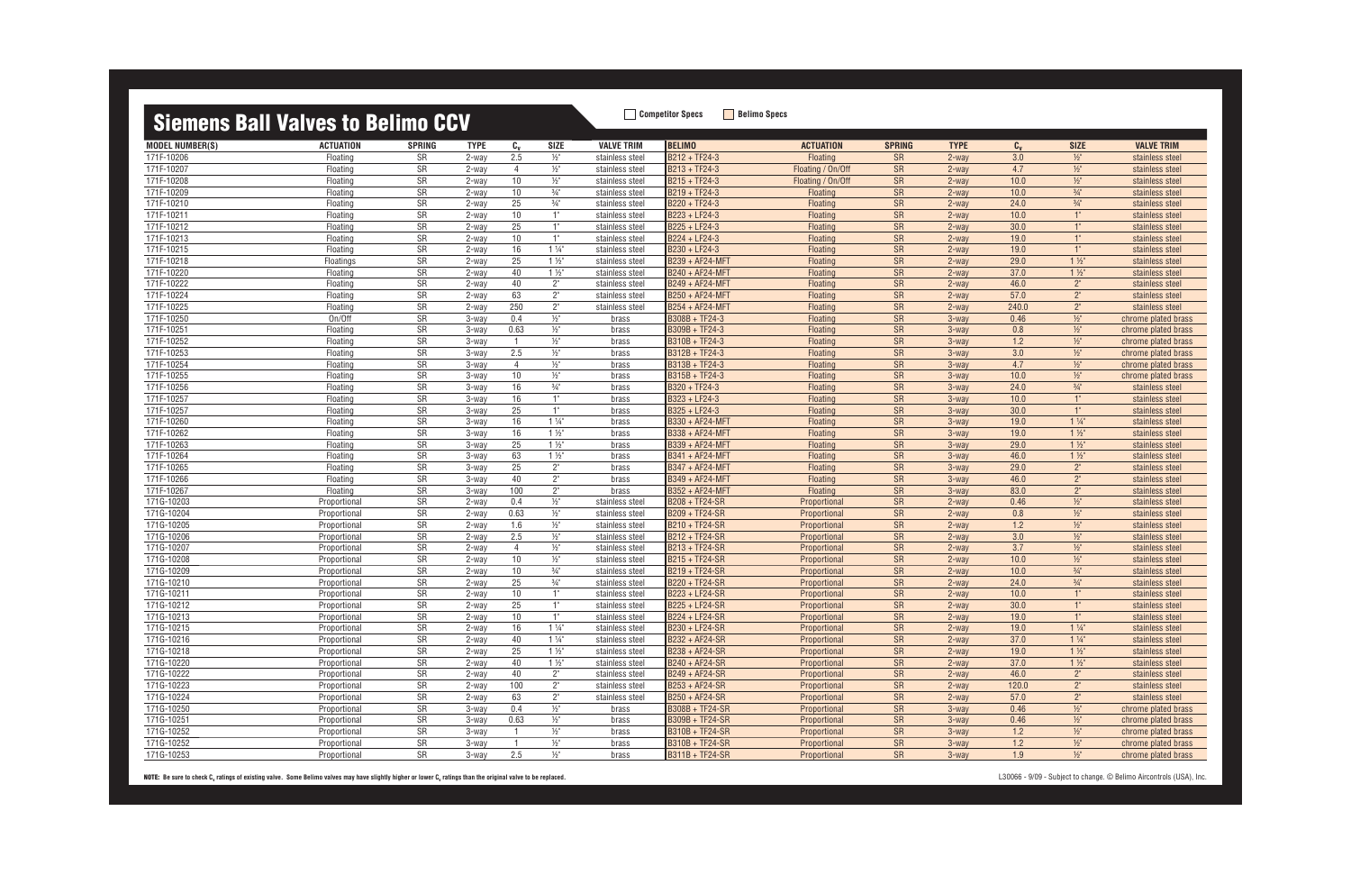## Siemens Ball Valves to Belimo CCV

Competitor Specs | Belimo Specs

| MODEL NUMBER(S) | ACTUATION | SPRING | TYPE | $C_v$ | SIZE | VALVE TRIM | BELIMO | ACTUATION | SPRING | TYPE | $C_v$ | SIZE | VALVE TRIM |
|---|---|---|---|---|---|---|---|---|---|---|---|---|---|
| 171F-10206 | Floating | SR | 2-way | 2.5 | ½" | stainless steel | B212 + TF24-3 | Floating | SR | 2-way | 3.0 | ½" | stainless steel |
| 171F-10207 | Floating | SR | 2-way | 4 | ½" | stainless steel | B213 + TF24-3 | Floating / On/Off | SR | 2-way | 4.7 | ½" | stainless steel |
| 171F-10208 | Floating | SR | 2-way | 10 | ½" | stainless steel | B215 + TF24-3 | Floating / On/Off | SR | 2-way | 10.0 | ½" | stainless steel |
| 171F-10209 | Floating | SR | 2-way | 10 | ¾" | stainless steel | B219 + TF24-3 | Floating | SR | 2-way | 10.0 | ¾" | stainless steel |
| 171F-10210 | Floating | SR | 2-way | 25 | ¾" | stainless steel | B220 + TF24-3 | Floating | SR | 2-way | 24.0 | ¾" | stainless steel |
| 171F-10211 | Floating | SR | 2-way | 10 | 1" | stainless steel | B223 + LF24-3 | Floating | SR | 2-way | 10.0 | 1" | stainless steel |
| 171F-10212 | Floating | SR | 2-way | 25 | 1" | stainless steel | B225 + LF24-3 | Floating | SR | 2-way | 30.0 | 1" | stainless steel |
| 171F-10213 | Floating | SR | 2-way | 10 | 1" | stainless steel | B224 + LF24-3 | Floating | SR | 2-way | 19.0 | 1" | stainless steel |
| 171F-10215 | Floating | SR | 2-way | 16 | 1 ¼" | stainless steel | B230 + LF24-3 | Floating | SR | 2-way | 19.0 | 1" | stainless steel |
| 171F-10218 | Floatings | SR | 2-way | 25 | 1 ½" | stainless steel | B239 + AF24-MFT | Floating | SR | 2-way | 29.0 | 1 ½" | stainless steel |
| 171F-10220 | Floating | SR | 2-way | 40 | 1 ½" | stainless steel | B240 + AF24-MFT | Floating | SR | 2-way | 37.0 | 1 ½" | stainless steel |
| 171F-10222 | Floating | SR | 2-way | 40 | 2" | stainless steel | B249 + AF24-MFT | Floating | SR | 2-way | 46.0 | 2" | stainless steel |
| 171F-10224 | Floating | SR | 2-way | 63 | 2" | stainless steel | B250 + AF24-MFT | Floating | SR | 2-way | 57.0 | 2" | stainless steel |
| 171F-10225 | Floating | SR | 2-way | 250 | 2" | stainless steel | B254 + AF24-MFT | Floating | SR | 2-way | 240.0 | 2" | stainless steel |
| 171F-10250 | On/Off | SR | 3-way | 0.4 | ½" | brass | B308B + TF24-3 | Floating | SR | 3-way | 0.46 | ½" | chrome plated brass |
| 171F-10251 | Floating | SR | 3-way | 0.63 | ½" | brass | B309B + TF24-3 | Floating | SR | 3-way | 0.8 | ½" | chrome plated brass |
| 171F-10252 | Floating | SR | 3-way | 1 | ½" | brass | B310B + TF24-3 | Floating | SR | 3-way | 1.2 | ½" | chrome plated brass |
| 171F-10253 | Floating | SR | 3-way | 2.5 | ½" | brass | B312B + TF24-3 | Floating | SR | 3-way | 3.0 | ½" | chrome plated brass |
| 171F-10254 | Floating | SR | 3-way | 4 | ½" | brass | B313B + TF24-3 | Floating | SR | 3-way | 4.7 | ½" | chrome plated brass |
| 171F-10255 | Floating | SR | 3-way | 10 | ½" | brass | B315B + TF24-3 | Floating | SR | 3-way | 10.0 | ½" | chrome plated brass |
| 171F-10256 | Floating | SR | 3-way | 16 | ¾" | brass | B320 + TF24-3 | Floating | SR | 3-way | 24.0 | ¾" | stainless steel |
| 171F-10257 | Floating | SR | 3-way | 16 | 1" | brass | B323 + LF24-3 | Floating | SR | 3-way | 10.0 | 1" | stainless steel |
| 171F-10257 | Floating | SR | 3-way | 25 | 1" | brass | B325 + LF24-3 | Floating | SR | 3-way | 30.0 | 1" | stainless steel |
| 171F-10260 | Floating | SR | 3-way | 16 | 1 ¼" | brass | B330 + AF24-MFT | Floating | SR | 3-way | 19.0 | 1 ¼" | stainless steel |
| 171F-10262 | Floating | SR | 3-way | 16 | 1 ½" | brass | B338 + AF24-MFT | Floating | SR | 3-way | 19.0 | 1 ½" | stainless steel |
| 171F-10263 | Floating | SR | 3-way | 25 | 1 ½" | brass | B339 + AF24-MFT | Floating | SR | 3-way | 29.0 | 1 ½" | stainless steel |
| 171F-10264 | Floating | SR | 3-way | 63 | 1 ½" | brass | B341 + AF24-MFT | Floating | SR | 3-way | 46.0 | 1 ½" | stainless steel |
| 171F-10265 | Floating | SR | 3-way | 25 | 2" | brass | B347 + AF24-MFT | Floating | SR | 3-way | 29.0 | 2" | stainless steel |
| 171F-10266 | Floating | SR | 3-way | 40 | 2" | brass | B349 + AF24-MFT | Floating | SR | 3-way | 46.0 | 2" | stainless steel |
| 171F-10267 | Floating | SR | 3-way | 100 | 2" | brass | B352 + AF24-MFT | Floating | SR | 3-way | 83.0 | 2" | stainless steel |
| 171G-10203 | Proportional | SR | 2-way | 0.4 | ½" | stainless steel | B208 + TF24-SR | Proportional | SR | 2-way | 0.46 | ½" | stainless steel |
| 171G-10204 | Proportional | SR | 2-way | 0.63 | ½" | stainless steel | B209 + TF24-SR | Proportional | SR | 2-way | 0.8 | ½" | stainless steel |
| 171G-10205 | Proportional | SR | 2-way | 1.6 | ½" | stainless steel | B210 + TF24-SR | Proportional | SR | 2-way | 1.2 | ½" | stainless steel |
| 171G-10206 | Proportional | SR | 2-way | 2.5 | ½" | stainless steel | B212 + TF24-SR | Proportional | SR | 2-way | 3.0 | ½" | stainless steel |
| 171G-10207 | Proportional | SR | 2-way | 4 | ½" | stainless steel | B213 + TF24-SR | Proportional | SR | 2-way | 3.7 | ½" | stainless steel |
| 171G-10208 | Proportional | SR | 2-way | 10 | ½" | stainless steel | B215 + TF24-SR | Proportional | SR | 2-way | 10.0 | ½" | stainless steel |
| 171G-10209 | Proportional | SR | 2-way | 10 | ¾" | stainless steel | B219 + TF24-SR | Proportional | SR | 2-way | 10.0 | ¾" | stainless steel |
| 171G-10210 | Proportional | SR | 2-way | 25 | ¾" | stainless steel | B220 + TF24-SR | Proportional | SR | 2-way | 24.0 | ¾" | stainless steel |
| 171G-10211 | Proportional | SR | 2-way | 10 | 1" | stainless steel | B223 + LF24-SR | Proportional | SR | 2-way | 10.0 | 1" | stainless steel |
| 171G-10212 | Proportional | SR | 2-way | 25 | 1" | stainless steel | B225 + LF24-SR | Proportional | SR | 2-way | 30.0 | 1" | stainless steel |
| 171G-10213 | Proportional | SR | 2-way | 10 | 1" | stainless steel | B224 + LF24-SR | Proportional | SR | 2-way | 19.0 | 1" | stainless steel |
| 171G-10215 | Proportional | SR | 2-way | 16 | 1 ¼" | stainless steel | B230 + LF24-SR | Proportional | SR | 2-way | 19.0 | 1 ¼" | stainless steel |
| 171G-10216 | Proportional | SR | 2-way | 40 | 1 ¼" | stainless steel | B232 + AF24-SR | Proportional | SR | 2-way | 37.0 | 1 ¼" | stainless steel |
| 171G-10218 | Proportional | SR | 2-way | 25 | 1 ½" | stainless steel | B238 + AF24-SR | Proportional | SR | 2-way | 19.0 | 1 ½" | stainless steel |
| 171G-10220 | Proportional | SR | 2-way | 40 | 1 ½" | stainless steel | B240 + AF24-SR | Proportional | SR | 2-way | 37.0 | 1 ½" | stainless steel |
| 171G-10222 | Proportional | SR | 2-way | 40 | 2" | stainless steel | B249 + AF24-SR | Proportional | SR | 2-way | 46.0 | 2" | stainless steel |
| 171G-10223 | Proportional | SR | 2-way | 100 | 2" | stainless steel | B253 + AF24-SR | Proportional | SR | 2-way | 120.0 | 2" | stainless steel |
| 171G-10224 | Proportional | SR | 2-way | 63 | 2" | stainless steel | B250 + AF24-SR | Proportional | SR | 2-way | 57.0 | 2" | stainless steel |
| 171G-10250 | Proportional | SR | 3-way | 0.4 | ½" | brass | B308B + TF24-SR | Proportional | SR | 3-way | 0.46 | ½" | chrome plated brass |
| 171G-10251 | Proportional | SR | 3-way | 0.63 | ½" | brass | B309B + TF24-SR | Proportional | SR | 3-way | 0.46 | ½" | chrome plated brass |
| 171G-10252 | Proportional | SR | 3-way | 1 | ½" | brass | B310B + TF24-SR | Proportional | SR | 3-way | 1.2 | ½" | chrome plated brass |
| 171G-10252 | Proportional | SR | 3-way | 1 | ½" | brass | B310B + TF24-SR | Proportional | SR | 3-way | 1.2 | ½" | chrome plated brass |
| 171G-10253 | Proportional | SR | 3-way | 2.5 | ½" | brass | B311B + TF24-SR | Proportional | SR | 3-way | 1.9 | ½" | chrome plated brass |

**NOTE:** Be sure to check $C_v$ ratings of existing valve. Some Belimo valves may have slightly higher or lower $C_v$ ratings than the original valve to be replaced.

L30066 - 9/09 - Subject to change. © Belimo Aircontrols (USA), Inc.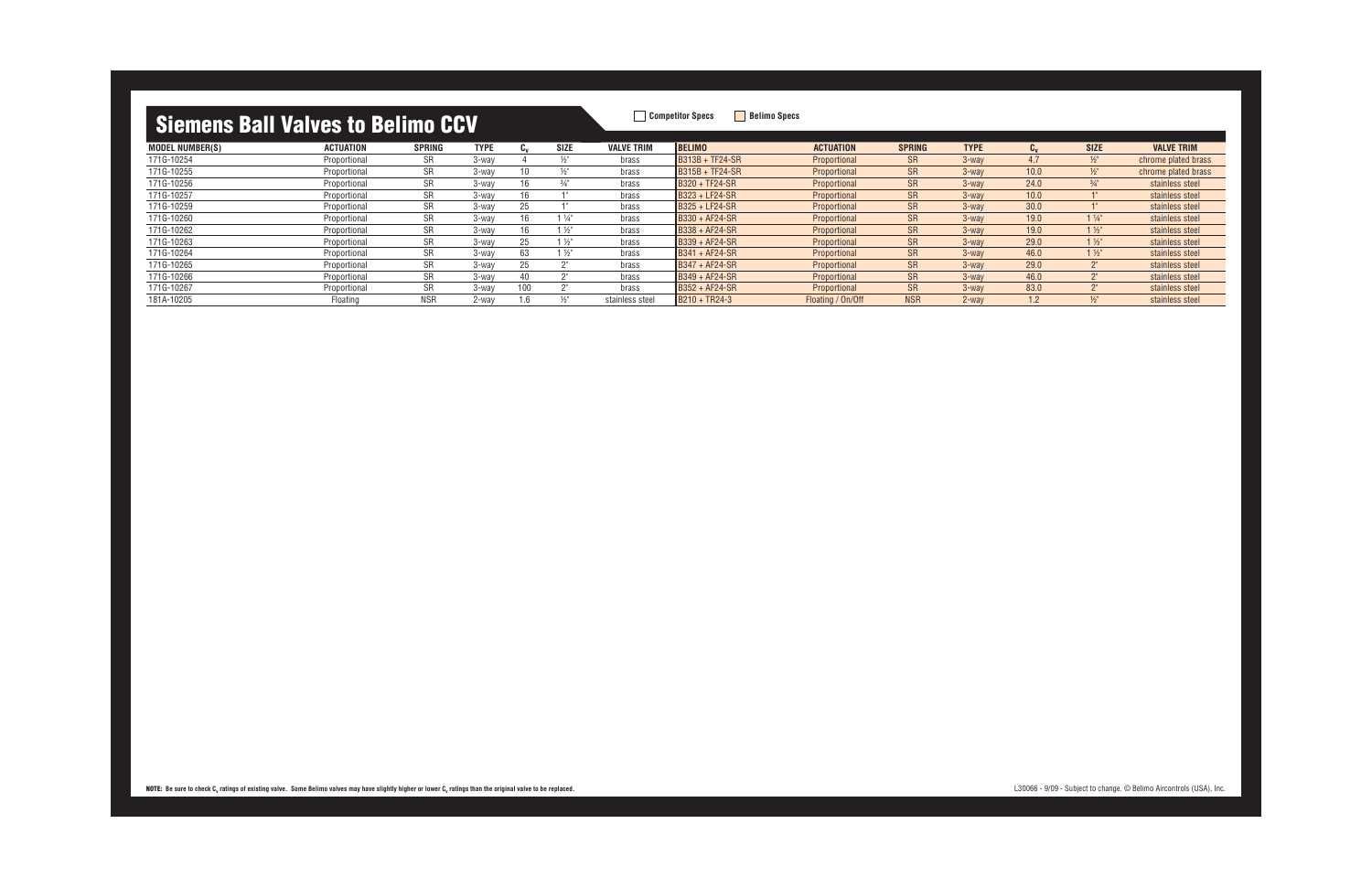## Siemens Ball Valves to Belimo CCV

Competitor Specs | Belimo Specs

| MODEL NUMBER(S) | ACTUATION | SPRING | TYPE | $C_v$ | SIZE | VALVE TRIM | BELIMO | ACTUATION | SPRING | TYPE | $C_v$ | SIZE | VALVE TRIM |
|---|---|---|---|---|---|---|---|---|---|---|---|---|---|
| 171G-10254 | Proportional | SR | 3-way | 4 | ½" | brass | B313B + TF24-SR | Proportional | SR | 3-way | 4.7 | ½" | chrome plated brass |
| 171G-10255 | Proportional | SR | 3-way | 10 | ½" | brass | B315B + TF24-SR | Proportional | SR | 3-way | 10.0 | ½" | chrome plated brass |
| 171G-10256 | Proportional | SR | 3-way | 16 | ¾" | brass | B320 + TF24-SR | Proportional | SR | 3-way | 24.0 | ¾" | stainless steel |
| 171G-10257 | Proportional | SR | 3-way | 16 | 1" | brass | B323 + LF24-SR | Proportional | SR | 3-way | 10.0 | 1" | stainless steel |
| 171G-10259 | Proportional | SR | 3-way | 25 | 1" | brass | B325 + LF24-SR | Proportional | SR | 3-way | 30.0 | 1" | stainless steel |
| 171G-10260 | Proportional | SR | 3-way | 16 | 1 ¼" | brass | B330 + AF24-SR | Proportional | SR | 3-way | 19.0 | 1 ¼" | stainless steel |
| 171G-10262 | Proportional | SR | 3-way | 16 | 1 ½" | brass | B338 + AF24-SR | Proportional | SR | 3-way | 19.0 | 1 ½" | stainless steel |
| 171G-10263 | Proportional | SR | 3-way | 25 | 1 ½" | brass | B339 + AF24-SR | Proportional | SR | 3-way | 29.0 | 1 ½" | stainless steel |
| 171G-10264 | Proportional | SR | 3-way | 63 | 1 ½" | brass | B341 + AF24-SR | Proportional | SR | 3-way | 46.0 | 1 ½" | stainless steel |
| 171G-10265 | Proportional | SR | 3-way | 25 | 2" | brass | B347 + AF24-SR | Proportional | SR | 3-way | 29.0 | 2" | stainless steel |
| 171G-10266 | Proportional | SR | 3-way | 40 | 2" | brass | B349 + AF24-SR | Proportional | SR | 3-way | 46.0 | 2" | stainless steel |
| 171G-10267 | Proportional | SR | 3-way | 100 | 2" | brass | B352 + AF24-SR | Proportional | SR | 3-way | 83.0 | 2" | stainless steel |
| 181A-10205 | Floating | NSR | 2-way | 1.6 | ½" | stainless steel | B210 + TR24-3 | Floating / On/Off | NSR | 2-way | 1.2 | ½" | stainless steel |

**NOTE:** Be sure to check $C_v$ ratings of existing valve. Some Belimo valves may have slightly higher or lower $C_v$ ratings than the original valve to be replaced.

L30066 - 9/09 - Subject to change. © Belimo Aircontrols (USA), Inc.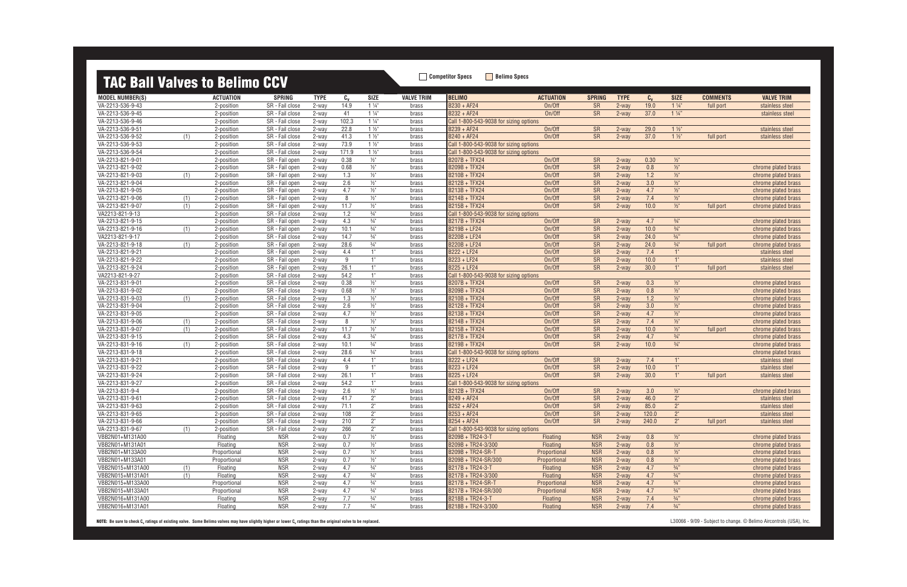# TAC Ball Valves to Belimo CCV

Competitor Specs | Belimo Specs

| MODEL NUMBER(S) | | ACTUATION | SPRING | TYPE | $C_v$ | SIZE | VALVE TRIM | BELIMO | ACTUATION | SPRING | TYPE | $C_v$ | SIZE | COMMENTS | VALVE TRIM |
|---|---|---|---|---|---|---|---|---|---|---|---|---|---|---|---|
| VA-2213-536-9-43 | | 2-position | SR - Fail close | 2-way | 14.9 | 1 ¼" | brass | B230 + AF24 | On/Off | SR | 2-way | 19.0 | 1 ¼" | full port | stainless steel |
| VA-2213-536-9-45 | | 2-position | SR - Fail close | 2-way | 41 | 1 ¼" | brass | B232 + AF24 | On/Off | SR | 2-way | 37.0 | 1 ¼" | | stainless steel |
| VA-2213-536-9-46 | | 2-position | SR - Fail close | 2-way | 102.3 | 1 ¼" | brass | Call 1-800-543-9038 for sizing options | | | | | | | |
| VA-2213-536-9-51 | | 2-position | SR - Fail close | 2-way | 22.8 | 1 ½" | brass | B239 + AF24 | On/Off | SR | 2-way | 29.0 | 1 ½" | | stainless steel |
| VA-2213-536-9-52 | (1) | 2-position | SR - Fail close | 2-way | 41.3 | 1 ½" | brass | B240 + AF24 | On/Off | SR | 2-way | 37.0 | 1 ½" | full port | stainless steel |
| VA-2213-536-9-53 | | 2-position | SR - Fail close | 2-way | 73.9 | 1 ½" | brass | Call 1-800-543-9038 for sizing options | | | | | | | |
| VA-2213-536-9-54 | | 2-position | SR - Fail close | 2-way | 171.9 | 1 ½" | brass | Call 1-800-543-9038 for sizing options | | | | | | | |
| VA-2213-821-9-01 | | 2-position | SR - Fail open | 2-way | 0.38 | ½" | brass | B207B + TFX24 | On/Off | SR | 2-way | 0.30 | ½" | | |
| VA-2213-821-9-02 | | 2-position | SR - Fail open | 2-way | 0.68 | ½" | brass | B209B + TFX24 | On/Off | SR | 2-way | 0.8 | ½" | | chrome plated brass |
| VA-2213-821-9-03 | (1) | 2-position | SR - Fail open | 2-way | 1.3 | ½" | brass | B210B + TFX24 | On/Off | SR | 2-way | 1.2 | ½" | | chrome plated brass |
| VA-2213-821-9-04 | | 2-position | SR - Fail open | 2-way | 2.6 | ½" | brass | B212B + TFX24 | On/Off | SR | 2-way | 3.0 | ½" | | chrome plated brass |
| VA-2213-821-9-05 | | 2-position | SR - Fail open | 2-way | 4.7 | ½" | brass | B213B + TFX24 | On/Off | SR | 2-way | 4.7 | ½" | | chrome plated brass |
| VA-2213-821-9-06 | (1) | 2-position | SR - Fail open | 2-way | 8 | ½" | brass | B214B + TFX24 | On/Off | SR | 2-way | 7.4 | ½" | | chrome plated brass |
| VA-2213-821-9-07 | (1) | 2-position | SR - Fail open | 2-way | 11.7 | ½" | brass | B215B + TFX24 | On/Off | SR | 2-way | 10.0 | ½" | full port | chrome plated brass |
| VA2213-821-9-13 | | 2-position | SR - Fail close | 2-way | 1.2 | ¾" | brass | Call 1-800-543-9038 for sizing options | | | | | | | |
| VA-2213-821-9-15 | | 2-position | SR - Fail open | 2-way | 4.3 | ¾" | brass | B217B + TFX24 | On/Off | SR | 2-way | 4.7 | ¾" | | chrome plated brass |
| VA-2213-821-9-16 | (1) | 2-position | SR - Fail open | 2-way | 10.1 | ¾" | brass | B219B + LF24 | On/Off | SR | 2-way | 10.0 | ¾" | | chrome plated brass |
| VA2213-821-9-17 | | 2-position | SR - Fail close | 2-way | 14.7 | ¾" | brass | B220B + LF24 | On/Off | SR | 2-way | 24.0 | ¾" | | chrome plated brass |
| VA-2213-821-9-18 | (1) | 2-position | SR - Fail open | 2-way | 28.6 | ¾" | brass | B220B + LF24 | On/Off | SR | 2-way | 24.0 | ¾" | full port | chrome plated brass |
| VA-2213-821-9-21 | | 2-position | SR - Fail open | 2-way | 4.4 | 1" | brass | B222 + LF24 | On/Off | SR | 2-way | 7.4 | 1" | | stainless steel |
| VA-2213-821-9-22 | | 2-position | SR - Fail open | 2-way | 9 | 1" | brass | B223 + LF24 | On/Off | SR | 2-way | 10.0 | 1" | | stainless steel |
| VA-2213-821-9-24 | | 2-position | SR - Fail open | 2-way | 26.1 | 1" | brass | B225 + LF24 | On/Off | SR | 2-way | 30.0 | 1" | full port | stainless steel |
| VA2213-821-9-27 | | 2-position | SR - Fail close | 2-way | 54.2 | 1" | brass | Call 1-800-543-9038 for sizing options | | | | | | | |
| VA-2213-831-9-01 | | 2-position | SR - Fail close | 2-way | 0.38 | ½" | brass | B207B + TFX24 | On/Off | SR | 2-way | 0.3 | ½" | | chrome plated brass |
| VA-2213-831-9-02 | | 2-position | SR - Fail close | 2-way | 0.68 | ½" | brass | B209B + TFX24 | On/Off | SR | 2-way | 0.8 | ½" | | chrome plated brass |
| VA-2213-831-9-03 | (1) | 2-position | SR - Fail close | 2-way | 1.3 | ½" | brass | B210B + TFX24 | On/Off | SR | 2-way | 1.2 | ½" | | chrome plated brass |
| VA-2213-831-9-04 | | 2-position | SR - Fail close | 2-way | 2.6 | ½" | brass | B212B + TFX24 | On/Off | SR | 2-way | 3.0 | ½" | | chrome plated brass |
| VA-2213-831-9-05 | | 2-position | SR - Fail close | 2-way | 4.7 | ½" | brass | B213B + TFX24 | On/Off | SR | 2-way | 4.7 | ½" | | chrome plated brass |
| VA-2213-831-9-06 | (1) | 2-position | SR - Fail close | 2-way | 8 | ½" | brass | B214B + TFX24 | On/Off | SR | 2-way | 7.4 | ½" | | chrome plated brass |
| VA-2213-831-9-07 | (1) | 2-position | SR - Fail close | 2-way | 11.7 | ½" | brass | B215B + TFX24 | On/Off | SR | 2-way | 10.0 | ½" | full port | chrome plated brass |
| VA-2213-831-9-15 | | 2-position | SR - Fail close | 2-way | 4.3 | ¾" | brass | B217B + TFX24 | On/Off | SR | 2-way | 4.7 | ¾" | | chrome plated brass |
| VA-2213-831-9-16 | (1) | 2-position | SR - Fail close | 2-way | 10.1 | ¾" | brass | B219B + TFX24 | On/Off | SR | 2-way | 10.0 | ¾" | | chrome plated brass |
| VA-2213-831-9-18 | | 2-position | SR - Fail close | 2-way | 28.6 | ¾" | brass | Call 1-800-543-9038 for sizing options | | | | | | | chrome plated brass |
| VA-2213-831-9-21 | | 2-position | SR - Fail close | 2-way | 4.4 | 1" | brass | B222 + LF24 | On/Off | SR | 2-way | 7.4 | 1" | | stainless steel |
| VA-2213-831-9-22 | | 2-position | SR - Fail close | 2-way | 9 | 1" | brass | B223 + LF24 | On/Off | SR | 2-way | 10.0 | 1" | | stainless steel |
| VA-2213-831-9-24 | | 2-position | SR - Fail close | 2-way | 26.1 | 1" | brass | B225 + LF24 | On/Off | SR | 2-way | 30.0 | 1" | full port | stainless steel |
| VA-2213-831-9-27 | | 2-position | SR - Fail close | 2-way | 54.2 | 1" | brass | Call 1-800-543-9038 for sizing options | | | | | | | |
| VA-2213-831-9-4 | | 2-position | SR - Fail close | 2-way | 2.6 | ½" | brass | B212B + TFX24 | On/Off | SR | 2-way | 3.0 | ½" | | chrome plated brass |
| VA-2213-831-9-61 | | 2-position | SR - Fail close | 2-way | 41.7 | 2" | brass | B249 + AF24 | On/Off | SR | 2-way | 46.0 | 2" | | stainless steel |
| VA-2213-831-9-63 | | 2-position | SR - Fail close | 2-way | 71.1 | 2" | brass | B252 + AF24 | On/Off | SR | 2-way | 85.0 | 2" | | stainless steel |
| VA-2213-831-9-65 | | 2-position | SR - Fail close | 2-way | 108 | 2" | brass | B253 + AF24 | On/Off | SR | 2-way | 120.0 | 2" | | stainless steel |
| VA-2213-831-9-66 | | 2-position | SR - Fail close | 2-way | 210 | 2" | brass | B254 + AF24 | On/Off | SR | 2-way | 240.0 | 2" | full port | stainless steel |
| VA-2213-831-9-67 | (1) | 2-position | SR - Fail close | 2-way | 266 | 2" | brass | Call 1-800-543-9038 for sizing options | | | | | | | |
| VBB2N01+M131A00 | | Floating | NSR | 2-way | 0.7 | ½" | brass | B209B + TR24-3-T | Floating | NSR | 2-way | 0.8 | ½" | | chrome plated brass |
| VBB2N01+M131A01 | | Floating | NSR | 2-way | 0.7 | ½" | brass | B209B + TR24-3/300 | Floating | NSR | 2-way | 0.8 | ½" | | chrome plated brass |
| VBB2N01+M133A00 | | Proportional | NSR | 2-way | 0.7 | ½" | brass | B209B + TR24-SR-T | Proportional | NSR | 2-way | 0.8 | ½" | | chrome plated brass |
| VBB2N01+M133A01 | | Proportional | NSR | 2-way | 0.7 | ½" | brass | B209B + TR24-SR/300 | Proportional | NSR | 2-way | 0.8 | ½" | | chrome plated brass |
| VBB2N015+M131A00 | (1) | Floating | NSR | 2-way | 4.7 | ¾" | brass | B217B + TR24-3-T | Floating | NSR | 2-way | 4.7 | ¾" | | chrome plated brass |
| VBB2N015+M131A01 | (1) | Floating | NSR | 2-way | 4.7 | ¾" | brass | B217B + TR24-3/300 | Floating | NSR | 2-way | 4.7 | ¾" | | chrome plated brass |
| VBB2N015+M133A00 | | Proportional | NSR | 2-way | 4.7 | ¾" | brass | B217B + TR24-SR-T | Proportional | NSR | 2-way | 4.7 | ¾" | | chrome plated brass |
| VBB2N015+M133A01 | | Proportional | NSR | 2-way | 4.7 | ¾" | brass | B217B + TR24-SR/300 | Proportional | NSR | 2-way | 4.7 | ¾" | | chrome plated brass |
| VBB2N016+M131A00 | | Floating | NSR | 2-way | 7.7 | ¾" | brass | B218B + TR24-3-T | Floating | NSR | 2-way | 7.4 | ¾" | | chrome plated brass |
| VBB2N016+M131A01 | | Floating | NSR | 2-way | 7.7 | ¾" | brass | B218B + TR24-3/300 | Floating | NSR | 2-way | 7.4 | ¾" | | chrome plated brass |

**NOTE:** Be sure to check $C_v$ ratings of existing valve. Some Belimo valves may have slightly higher or lower $C_v$ ratings than the original valve to be replaced.

L30066 - 9/09 - Subject to change. © Belimo Aircontrols (USA), Inc.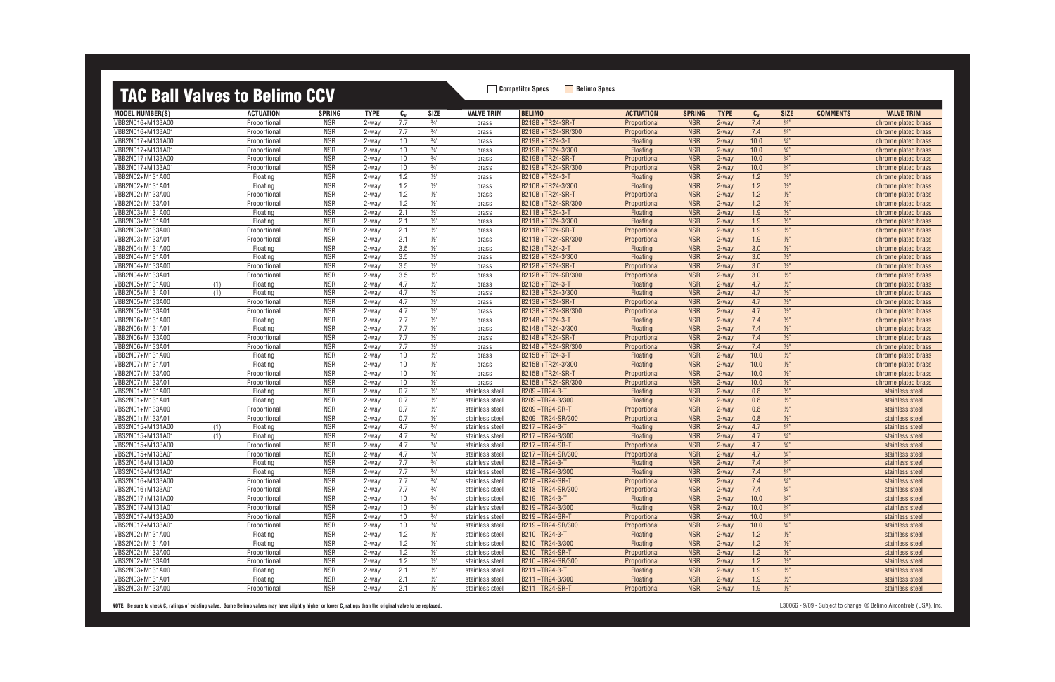# TAC Ball Valves to Belimo CCV

Competitor Specs | Belimo Specs

| MODEL NUMBER(S) | | ACTUATION | SPRING | TYPE | $C_v$ | SIZE | VALVE TRIM | BELIMO | ACTUATION | SPRING | TYPE | $C_v$ | SIZE | COMMENTS | VALVE TRIM |
|---|---|---|---|---|---|---|---|---|---|---|---|---|---|---|---|
| VBB2N016+M133A00 | | Proportional | NSR | 2-way | 7.7 | ¾" | brass | B218B +TR24-SR-T | Proportional | NSR | 2-way | 7.4 | ¾" | | chrome plated brass |
| VBB2N016+M133A01 | | Proportional | NSR | 2-way | 7.7 | ¾" | brass | B218B +TR24-SR/300 | Proportional | NSR | 2-way | 7.4 | ¾" | | chrome plated brass |
| VBB2N017+M131A00 | | Proportional | NSR | 2-way | 10 | ¾" | brass | B219B +TR24-3-T | Floating | NSR | 2-way | 10.0 | ¾" | | chrome plated brass |
| VBB2N017+M131A01 | | Proportional | NSR | 2-way | 10 | ¾" | brass | B219B +TR24-3/300 | Floating | NSR | 2-way | 10.0 | ¾" | | chrome plated brass |
| VBB2N017+M133A00 | | Proportional | NSR | 2-way | 10 | ¾" | brass | B219B +TR24-SR-T | Proportional | NSR | 2-way | 10.0 | ¾" | | chrome plated brass |
| VBB2N017+M133A01 | | Proportional | NSR | 2-way | 10 | ¾" | brass | B219B +TR24-SR/300 | Proportional | NSR | 2-way | 10.0 | ¾" | | chrome plated brass |
| VBB2N02+M131A00 | | Floating | NSR | 2-way | 1.2 | ½" | brass | B210B +TR24-3-T | Floating | NSR | 2-way | 1.2 | ½" | | chrome plated brass |
| VBB2N02+M131A01 | | Floating | NSR | 2-way | 1.2 | ½" | brass | B210B +TR24-3/300 | Floating | NSR | 2-way | 1.2 | ½" | | chrome plated brass |
| VBB2N02+M133A00 | | Proportional | NSR | 2-way | 1.2 | ½" | brass | B210B +TR24-SR-T | Proportional | NSR | 2-way | 1.2 | ½" | | chrome plated brass |
| VBB2N02+M133A01 | | Proportional | NSR | 2-way | 1.2 | ½" | brass | B210B +TR24-SR/300 | Proportional | NSR | 2-way | 1.2 | ½" | | chrome plated brass |
| VBB2N03+M131A00 | | Floating | NSR | 2-way | 2.1 | ½" | brass | B211B +TR24-3-T | Floating | NSR | 2-way | 1.9 | ½" | | chrome plated brass |
| VBB2N03+M131A01 | | Floating | NSR | 2-way | 2.1 | ½" | brass | B211B +TR24-3/300 | Floating | NSR | 2-way | 1.9 | ½" | | chrome plated brass |
| VBB2N03+M133A00 | | Proportional | NSR | 2-way | 2.1 | ½" | brass | B211B +TR24-SR-T | Proportional | NSR | 2-way | 1.9 | ½" | | chrome plated brass |
| VBB2N03+M133A01 | | Proportional | NSR | 2-way | 2.1 | ½" | brass | B211B +TR24-SR/300 | Proportional | NSR | 2-way | 1.9 | ½" | | chrome plated brass |
| VBB2N04+M131A00 | | Floating | NSR | 2-way | 3.5 | ½" | brass | B212B +TR24-3-T | Floating | NSR | 2-way | 3.0 | ½" | | chrome plated brass |
| VBB2N04+M131A01 | | Floating | NSR | 2-way | 3.5 | ½" | brass | B212B +TR24-3/300 | Floating | NSR | 2-way | 3.0 | ½" | | chrome plated brass |
| VBB2N04+M133A00 | | Proportional | NSR | 2-way | 3.5 | ½" | brass | B212B +TR24-SR-T | Proportional | NSR | 2-way | 3.0 | ½" | | chrome plated brass |
| VBB2N04+M133A01 | | Proportional | NSR | 2-way | 3.5 | ½" | brass | B212B +TR24-SR/300 | Proportional | NSR | 2-way | 3.0 | ½" | | chrome plated brass |
| VBB2N05+M131A00 | (1) | Floating | NSR | 2-way | 4.7 | ½" | brass | B213B +TR24-3-T | Floating | NSR | 2-way | 4.7 | ½" | | chrome plated brass |
| VBB2N05+M131A01 | (1) | Floating | NSR | 2-way | 4.7 | ½" | brass | B213B +TR24-3/300 | Floating | NSR | 2-way | 4.7 | ½" | | chrome plated brass |
| VBB2N05+M133A00 | | Proportional | NSR | 2-way | 4.7 | ½" | brass | B213B +TR24-SR-T | Proportional | NSR | 2-way | 4.7 | ½" | | chrome plated brass |
| VBB2N05+M133A01 | | Proportional | NSR | 2-way | 4.7 | ½" | brass | B213B +TR24-SR/300 | Proportional | NSR | 2-way | 4.7 | ½" | | chrome plated brass |
| VBB2N06+M131A00 | | Floating | NSR | 2-way | 7.7 | ½" | brass | B214B +TR24-3-T | Floating | NSR | 2-way | 7.4 | ½" | | chrome plated brass |
| VBB2N06+M131A01 | | Floating | NSR | 2-way | 7.7 | ½" | brass | B214B +TR24-3/300 | Floating | NSR | 2-way | 7.4 | ½" | | chrome plated brass |
| VBB2N06+M133A00 | | Proportional | NSR | 2-way | 7.7 | ½" | brass | B214B +TR24-SR-T | Proportional | NSR | 2-way | 7.4 | ½" | | chrome plated brass |
| VBB2N06+M133A01 | | Proportional | NSR | 2-way | 7.7 | ½" | brass | B214B +TR24-SR/300 | Proportional | NSR | 2-way | 7.4 | ½" | | chrome plated brass |
| VBB2N07+M131A00 | | Floating | NSR | 2-way | 10 | ½" | brass | B215B +TR24-3-T | Floating | NSR | 2-way | 10.0 | ½" | | chrome plated brass |
| VBB2N07+M131A01 | | Floating | NSR | 2-way | 10 | ½" | brass | B215B +TR24-3/300 | Floating | NSR | 2-way | 10.0 | ½" | | chrome plated brass |
| VBB2N07+M133A00 | | Proportional | NSR | 2-way | 10 | ½" | brass | B215B +TR24-SR-T | Proportional | NSR | 2-way | 10.0 | ½" | | chrome plated brass |
| VBB2N07+M133A01 | | Proportional | NSR | 2-way | 10 | ½" | brass | B215B +TR24-SR/300 | Proportional | NSR | 2-way | 10.0 | ½" | | chrome plated brass |
| VBS2N01+M131A00 | | Floating | NSR | 2-way | 0.7 | ½" | stainless steel | B209 +TR24-3-T | Floating | NSR | 2-way | 0.8 | ½" | | stainless steel |
| VBS2N01+M131A01 | | Floating | NSR | 2-way | 0.7 | ½" | stainless steel | B209 +TR24-3/300 | Floating | NSR | 2-way | 0.8 | ½" | | stainless steel |
| VBS2N01+M133A00 | | Proportional | NSR | 2-way | 0.7 | ½" | stainless steel | B209 +TR24-SR-T | Proportional | NSR | 2-way | 0.8 | ½" | | stainless steel |
| VBS2N01+M133A01 | | Proportional | NSR | 2-way | 0.7 | ½" | stainless steel | B209 +TR24-SR/300 | Proportional | NSR | 2-way | 0.8 | ½" | | stainless steel |
| VBS2N015+M131A00 | (1) | Floating | NSR | 2-way | 4.7 | ¾" | stainless steel | B217 +TR24-3-T | Floating | NSR | 2-way | 4.7 | ¾" | | stainless steel |
| VBS2N015+M131A01 | (1) | Floating | NSR | 2-way | 4.7 | ¾" | stainless steel | B217 +TR24-3/300 | Floating | NSR | 2-way | 4.7 | ¾" | | stainless steel |
| VBS2N015+M133A00 | | Proportional | NSR | 2-way | 4.7 | ¾" | stainless steel | B217 +TR24-SR-T | Proportional | NSR | 2-way | 4.7 | ¾" | | stainless steel |
| VBS2N015+M133A01 | | Proportional | NSR | 2-way | 4.7 | ¾" | stainless steel | B217 +TR24-SR/300 | Proportional | NSR | 2-way | 4.7 | ¾" | | stainless steel |
| VBS2N016+M131A00 | | Floating | NSR | 2-way | 7.7 | ¾" | stainless steel | B218 +TR24-3-T | Floating | NSR | 2-way | 7.4 | ¾" | | stainless steel |
| VBS2N016+M131A01 | | Floating | NSR | 2-way | 7.7 | ¾" | stainless steel | B218 +TR24-3/300 | Floating | NSR | 2-way | 7.4 | ¾" | | stainless steel |
| VBS2N016+M133A00 | | Proportional | NSR | 2-way | 7.7 | ¾" | stainless steel | B218 +TR24-SR-T | Proportional | NSR | 2-way | 7.4 | ¾" | | stainless steel |
| VBS2N016+M133A01 | | Proportional | NSR | 2-way | 7.7 | ¾" | stainless steel | B218 +TR24-SR/300 | Proportional | NSR | 2-way | 7.4 | ¾" | | stainless steel |
| VBS2N017+M131A00 | | Proportional | NSR | 2-way | 10 | ¾" | stainless steel | B219 +TR24-3-T | Floating | NSR | 2-way | 10.0 | ¾" | | stainless steel |
| VBS2N017+M131A01 | | Proportional | NSR | 2-way | 10 | ¾" | stainless steel | B219 +TR24-3/300 | Floating | NSR | 2-way | 10.0 | ¾" | | stainless steel |
| VBS2N017+M133A00 | | Proportional | NSR | 2-way | 10 | ¾" | stainless steel | B219 +TR24-SR-T | Proportional | NSR | 2-way | 10.0 | ¾" | | stainless steel |
| VBS2N017+M133A01 | | Proportional | NSR | 2-way | 10 | ¾" | stainless steel | B219 +TR24-SR/300 | Proportional | NSR | 2-way | 10.0 | ¾" | | stainless steel |
| VBS2N02+M131A00 | | Floating | NSR | 2-way | 1.2 | ½" | stainless steel | B210 +TR24-3-T | Floating | NSR | 2-way | 1.2 | ½" | | stainless steel |
| VBS2N02+M131A01 | | Floating | NSR | 2-way | 1.2 | ½" | stainless steel | B210 +TR24-3/300 | Floating | NSR | 2-way | 1.2 | ½" | | stainless steel |
| VBS2N02+M133A00 | | Proportional | NSR | 2-way | 1.2 | ½" | stainless steel | B210 +TR24-SR-T | Proportional | NSR | 2-way | 1.2 | ½" | | stainless steel |
| VBS2N02+M133A01 | | Proportional | NSR | 2-way | 1.2 | ½" | stainless steel | B210 +TR24-SR/300 | Proportional | NSR | 2-way | 1.2 | ½" | | stainless steel |
| VBS2N03+M131A00 | | Floating | NSR | 2-way | 2.1 | ½" | stainless steel | B211 +TR24-3-T | Floating | NSR | 2-way | 1.9 | ½" | | stainless steel |
| VBS2N03+M131A01 | | Floating | NSR | 2-way | 2.1 | ½" | stainless steel | B211 +TR24-3/300 | Floating | NSR | 2-way | 1.9 | ½" | | stainless steel |
| VBS2N03+M133A00 | | Proportional | NSR | 2-way | 2.1 | ½" | stainless steel | B211 +TR24-SR-T | Proportional | NSR | 2-way | 1.9 | ½" | | stainless steel |

**NOTE:** Be sure to check $C_v$ ratings of existing valve. Some Belimo valves may have slightly higher or lower $C_v$ ratings than the original valve to be replaced.

L30066 - 9/09 - Subject to change. © Belimo Aircontrols (USA), Inc.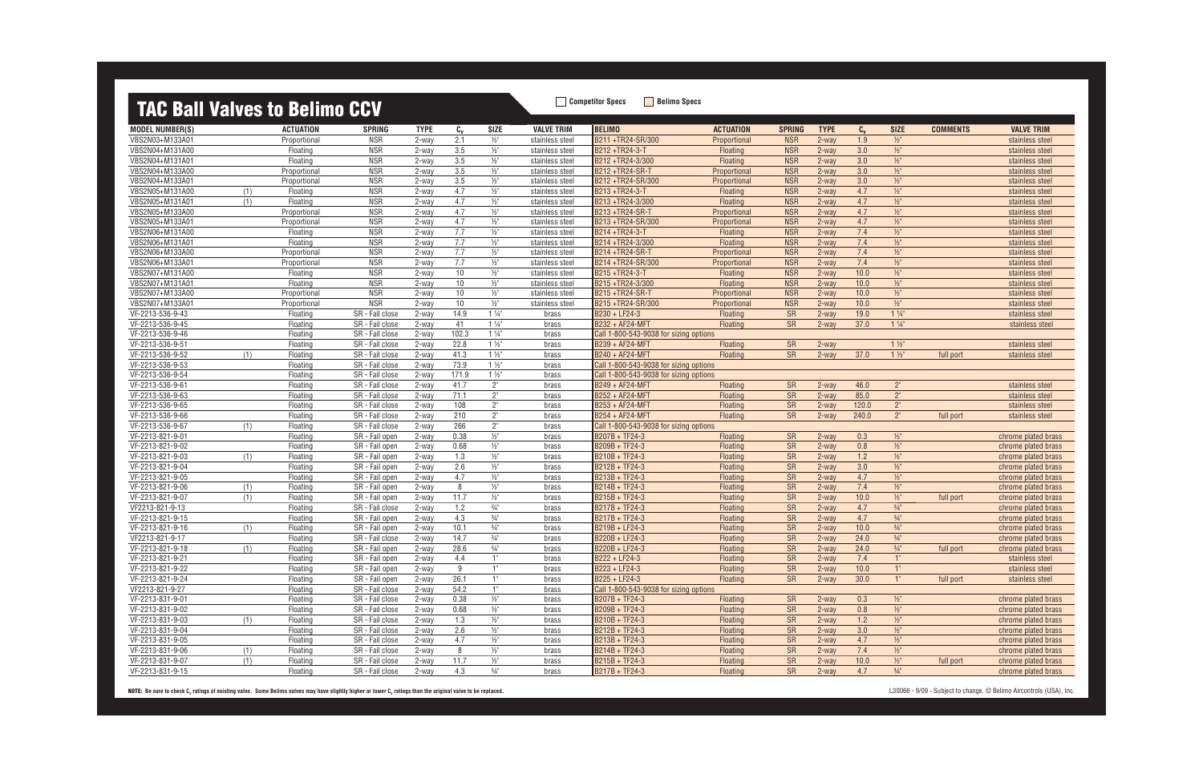# TAC Ball Valves to Belimo CCV

Competitor Specs | Belimo Specs

| MODEL NUMBER(S) | | ACTUATION | SPRING | TYPE | $C_v$ | SIZE | VALVE TRIM | BELIMO | ACTUATION | SPRING | TYPE | $C_v$ | SIZE | COMMENTS | VALVE TRIM |
|---|---|---|---|---|---|---|---|---|---|---|---|---|---|---|---|
| VBS2N03+M133A01 | | Proportional | NSR | 2-way | 2.1 | ½" | stainless steel | B211 +TR24-SR/300 | Proportional | NSR | 2-way | 1.9 | ½" | | stainless steel |
| VBS2N04+M131A00 | | Floating | NSR | 2-way | 3.5 | ½" | stainless steel | B212 +TR24-3-T | Floating | NSR | 2-way | 3.0 | ½" | | stainless steel |
| VBS2N04+M131A01 | | Floating | NSR | 2-way | 3.5 | ½" | stainless steel | B212 +TR24-3/300 | Floating | NSR | 2-way | 3.0 | ½" | | stainless steel |
| VBS2N04+M133A00 | | Proportional | NSR | 2-way | 3.5 | ½" | stainless steel | B212 +TR24-SR-T | Proportional | NSR | 2-way | 3.0 | ½" | | stainless steel |
| VBS2N04+M133A01 | | Proportional | NSR | 2-way | 3.5 | ½" | stainless steel | B212 +TR24-SR/300 | Proportional | NSR | 2-way | 3.0 | ½" | | stainless steel |
| VBS2N05+M131A00 | (1) | Floating | NSR | 2-way | 4.7 | ½" | stainless steel | B213 +TR24-3-T | Floating | NSR | 2-way | 4.7 | ½" | | stainless steel |
| VBS2N05+M131A01 | (1) | Floating | NSR | 2-way | 4.7 | ½" | stainless steel | B213 +TR24-3/300 | Floating | NSR | 2-way | 4.7 | ½" | | stainless steel |
| VBS2N05+M133A00 | | Proportional | NSR | 2-way | 4.7 | ½" | stainless steel | B213 +TR24-SR-T | Proportional | NSR | 2-way | 4.7 | ½" | | stainless steel |
| VBS2N05+M133A01 | | Proportional | NSR | 2-way | 4.7 | ½" | stainless steel | B213 +TR24-SR/300 | Proportional | NSR | 2-way | 4.7 | ½" | | stainless steel |
| VBS2N06+M131A00 | | Floating | NSR | 2-way | 7.7 | ½" | stainless steel | B214 +TR24-3-T | Floating | NSR | 2-way | 7.4 | ½" | | stainless steel |
| VBS2N06+M131A01 | | Floating | NSR | 2-way | 7.7 | ½" | stainless steel | B214 +TR24-3/300 | Floating | NSR | 2-way | 7.4 | ½" | | stainless steel |
| VBS2N06+M133A00 | | Proportional | NSR | 2-way | 7.7 | ½" | stainless steel | B214 +TR24-SR-T | Proportional | NSR | 2-way | 7.4 | ½" | | stainless steel |
| VBS2N06+M133A01 | | Proportional | NSR | 2-way | 7.7 | ½" | stainless steel | B214 +TR24-SR/300 | Proportional | NSR | 2-way | 7.4 | ½" | | stainless steel |
| VBS2N07+M131A00 | | Floating | NSR | 2-way | 10 | ½" | stainless steel | B215 +TR24-3-T | Floating | NSR | 2-way | 10.0 | ½" | | stainless steel |
| VBS2N07+M131A01 | | Floating | NSR | 2-way | 10 | ½" | stainless steel | B215 +TR24-3/300 | Floating | NSR | 2-way | 10.0 | ½" | | stainless steel |
| VBS2N07+M133A00 | | Proportional | NSR | 2-way | 10 | ½" | stainless steel | B215 +TR24-SR-T | Proportional | NSR | 2-way | 10.0 | ½" | | stainless steel |
| VBS2N07+M133A01 | | Proportional | NSR | 2-way | 10 | ½" | stainless steel | B215 +TR24-SR/300 | Proportional | NSR | 2-way | 10.0 | ½" | | stainless steel |
| VF-2213-536-9-43 | | Floating | SR - Fail close | 2-way | 14.9 | 1 ¼" | brass | B230 + LF24-3 | Floating | SR | 2-way | 19.0 | 1 ¼" | | stainless steel |
| VF-2213-536-9-45 | | Floating | SR - Fail close | 2-way | 41 | 1 ¼" | brass | B232 + AF24-MFT | Floating | SR | 2-way | 37.0 | 1 ¼" | | stainless steel |
| VF-2213-536-9-46 | | Floating | SR - Fail close | 2-way | 102.3 | 1 ¼" | brass | Call 1-800-543-9038 for sizing options | | | | | | | |
| VF-2213-536-9-51 | | Floating | SR - Fail close | 2-way | 22.8 | 1 ½" | brass | B239 + AF24-MFT | Floating | SR | 2-way | | 1 ½" | | stainless steel |
| VF-2213-536-9-52 | (1) | Floating | SR - Fail close | 2-way | 41.3 | 1 ½" | brass | B240 + AF24-MFT | Floating | SR | 2-way | 37.0 | 1 ½" | full port | stainless steel |
| VF-2213-536-9-53 | | Floating | SR - Fail close | 2-way | 73.9 | 1 ½" | brass | Call 1-800-543-9038 for sizing options | | | | | | | |
| VF-2213-536-9-54 | | Floating | SR - Fail close | 2-way | 171.9 | 1 ½" | brass | Call 1-800-543-9038 for sizing options | | | | | | | |
| VF-2213-536-9-61 | | Floating | SR - Fail close | 2-way | 41.7 | 2" | brass | B249 + AF24-MFT | Floating | SR | 2-way | 46.0 | 2" | | stainless steel |
| VF-2213-536-9-63 | | Floating | SR - Fail close | 2-way | 71.1 | 2" | brass | B252 + AF24-MFT | Floating | SR | 2-way | 85.0 | 2" | | stainless steel |
| VF-2213-536-9-65 | | Floating | SR - Fail close | 2-way | 108 | 2" | brass | B253 + AF24-MFT | Floating | SR | 2-way | 120.0 | 2" | | stainless steel |
| VF-2213-536-9-66 | | Floating | SR - Fail close | 2-way | 210 | 2" | brass | B254 + AF24-MFT | Floating | SR | 2-way | 240.0 | 2" | full port | stainless steel |
| VF-2213-536-9-67 | (1) | Floating | SR - Fail close | 2-way | 266 | 2" | brass | Call 1-800-543-9038 for sizing options | | | | | | | |
| VF-2213-821-9-01 | | Floating | SR - Fail open | 2-way | 0.38 | ½" | brass | B207B + TF24-3 | Floating | SR | 2-way | 0.3 | ½" | | chrome plated brass |
| VF-2213-821-9-02 | | Floating | SR - Fail open | 2-way | 0.68 | ½" | brass | B209B + TF24-3 | Floating | SR | 2-way | 0.8 | ½" | | chrome plated brass |
| VF-2213-821-9-03 | (1) | Floating | SR - Fail open | 2-way | 1.3 | ½" | brass | B210B + TF24-3 | Floating | SR | 2-way | 1.2 | ½" | | chrome plated brass |
| VF-2213-821-9-04 | | Floating | SR - Fail open | 2-way | 2.6 | ½" | brass | B212B + TF24-3 | Floating | SR | 2-way | 3.0 | ½" | | chrome plated brass |
| VF-2213-821-9-05 | | Floating | SR - Fail open | 2-way | 4.7 | ½" | brass | B213B + TF24-3 | Floating | SR | 2-way | 4.7 | ½" | | chrome plated brass |
| VF-2213-821-9-06 | (1) | Floating | SR - Fail open | 2-way | 8 | ½" | brass | B214B + TF24-3 | Floating | SR | 2-way | 7.4 | ½" | | chrome plated brass |
| VF-2213-821-9-07 | (1) | Floating | SR - Fail open | 2-way | 11.7 | ½" | brass | B215B + TF24-3 | Floating | SR | 2-way | 10.0 | ½" | full port | chrome plated brass |
| VF2213-821-9-13 | | Floating | SR - Fail close | 2-way | 1.2 | ¾" | brass | B217B + TF24-3 | Floating | SR | 2-way | 4.7 | ¾" | | chrome plated brass |
| VF-2213-821-9-15 | | Floating | SR - Fail open | 2-way | 4.3 | ¾" | brass | B217B + TF24-3 | Floating | SR | 2-way | 4.7 | ¾" | | chrome plated brass |
| VF-2213-821-9-16 | (1) | Floating | SR - Fail open | 2-way | 10.1 | ¾" | brass | B219B + LF24-3 | Floating | SR | 2-way | 10.0 | ¾" | | chrome plated brass |
| VF2213-821-9-17 | | Floating | SR - Fail close | 2-way | 14.7 | ¾" | brass | B220B + LF24-3 | Floating | SR | 2-way | 24.0 | ¾" | | chrome plated brass |
| VF-2213-821-9-18 | (1) | Floating | SR - Fail open | 2-way | 28.6 | ¾" | brass | B220B + LF24-3 | Floating | SR | 2-way | 24.0 | ¾" | full port | chrome plated brass |
| VF-2213-821-9-21 | | Floating | SR - Fail open | 2-way | 4.4 | 1" | brass | B222 + LF24-3 | Floating | SR | 2-way | 7.4 | 1" | | stainless steel |
| VF-2213-821-9-22 | | Floating | SR - Fail open | 2-way | 9 | 1" | brass | B223 + LF24-3 | Floating | SR | 2-way | 10.0 | 1" | | stainless steel |
| VF-2213-821-9-24 | | Floating | SR - Fail open | 2-way | 26.1 | 1" | brass | B225 + LF24-3 | Floating | SR | 2-way | 30.0 | 1" | full port | stainless steel |
| VF2213-821-9-27 | | Floating | SR - Fail close | 2-way | 54.2 | 1" | brass | Call 1-800-543-9038 for sizing options | | | | | | | |
| VF-2213-831-9-01 | | Floating | SR - Fail close | 2-way | 0.38 | ½" | brass | B207B + TF24-3 | Floating | SR | 2-way | 0.3 | ½" | | chrome plated brass |
| VF-2213-831-9-02 | | Floating | SR - Fail close | 2-way | 0.68 | ½" | brass | B209B + TF24-3 | Floating | SR | 2-way | 0.8 | ½" | | chrome plated brass |
| VF-2213-831-9-03 | (1) | Floating | SR - Fail close | 2-way | 1.3 | ½" | brass | B210B + TF24-3 | Floating | SR | 2-way | 1.2 | ½" | | chrome plated brass |
| VF-2213-831-9-04 | | Floating | SR - Fail close | 2-way | 2.6 | ½" | brass | B212B + TF24-3 | Floating | SR | 2-way | 3.0 | ½" | | chrome plated brass |
| VF-2213-831-9-05 | | Floating | SR - Fail close | 2-way | 4.7 | ½" | brass | B213B + TF24-3 | Floating | SR | 2-way | 4.7 | ½" | | chrome plated brass |
| VF-2213-831-9-06 | (1) | Floating | SR - Fail close | 2-way | 8 | ½" | brass | B214B + TF24-3 | Floating | SR | 2-way | 7.4 | ½" | | chrome plated brass |
| VF-2213-831-9-07 | (1) | Floating | SR - Fail close | 2-way | 11.7 | ½" | brass | B215B + TF24-3 | Floating | SR | 2-way | 10.0 | ½" | full port | chrome plated brass |
| VF-2213-831-9-15 | | Floating | SR - Fail close | 2-way | 4.3 | ¾" | brass | B217B + TF24-3 | Floating | SR | 2-way | 4.7 | ¾" | | chrome plated brass |

**NOTE:** Be sure to check $C_v$ ratings of existing valve. Some Belimo valves may have slightly higher or lower $C_v$ ratings than the original valve to be replaced.

L30066 - 9/09 - Subject to change. © Belimo Aircontrols (USA), Inc.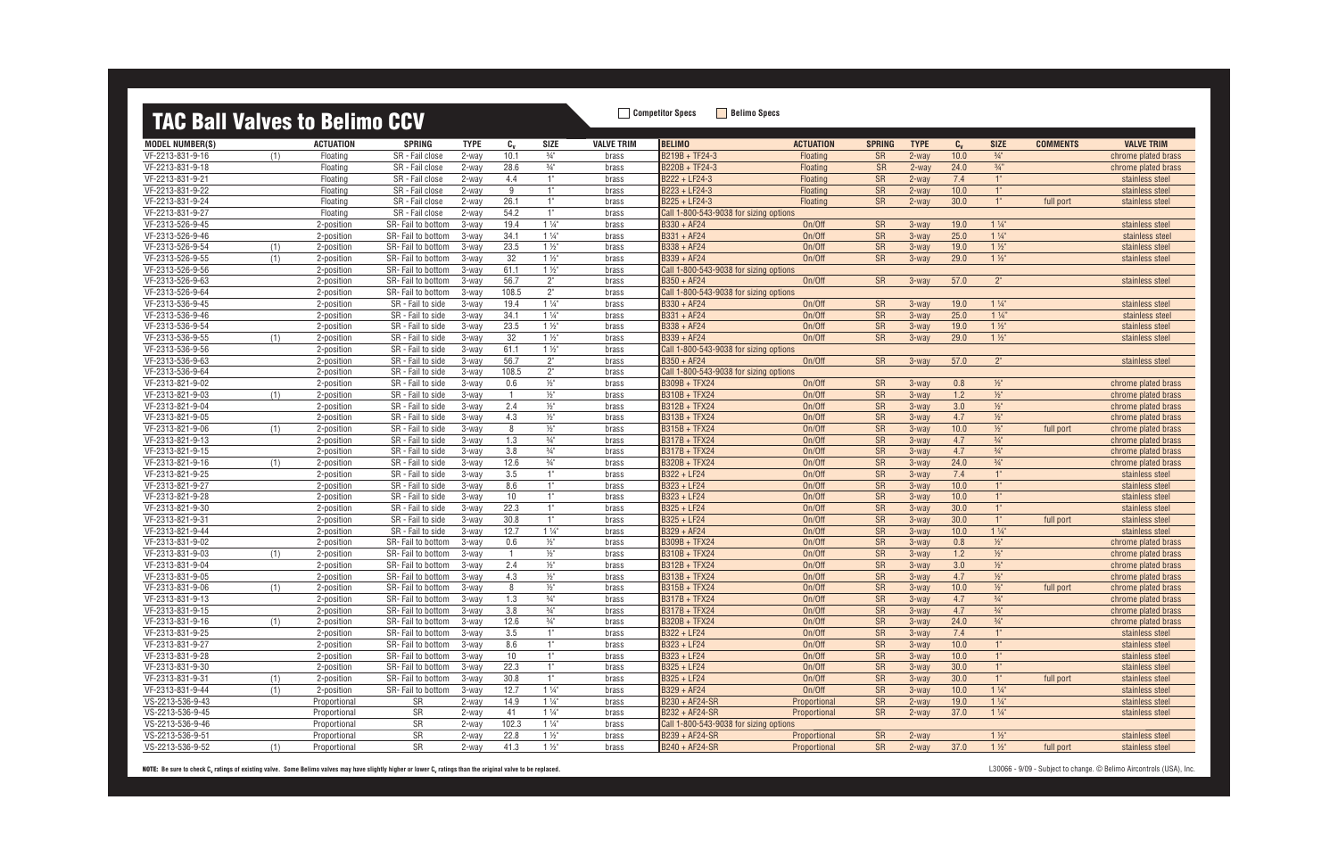## TAC Ball Valves to Belimo CCV

Competitor Specs | Belimo Specs

| MODEL NUMBER(S) | | ACTUATION | SPRING | TYPE | $C_v$ | SIZE | VALVE TRIM | BELIMO | ACTUATION | SPRING | TYPE | $C_v$ | SIZE | COMMENTS | VALVE TRIM |
|---|---|---|---|---|---|---|---|---|---|---|---|---|---|---|---|
| VF-2213-831-9-16 | (1) | Floating | SR - Fail close | 2-way | 10.1 | ¾" | brass | B219B + TF24-3 | Floating | SR | 2-way | 10.0 | ¾" | | chrome plated brass |
| VF-2213-831-9-18 | | Floating | SR - Fail close | 2-way | 28.6 | ¾" | brass | B220B + TF24-3 | Floating | SR | 2-way | 24.0 | ¾" | | chrome plated brass |
| VF-2213-831-9-21 | | Floating | SR - Fail close | 2-way | 4.4 | 1" | brass | B222 + LF24-3 | Floating | SR | 2-way | 7.4 | 1" | | stainless steel |
| VF-2213-831-9-22 | | Floating | SR - Fail close | 2-way | 9 | 1" | brass | B223 + LF24-3 | Floating | SR | 2-way | 10.0 | 1" | | stainless steel |
| VF-2213-831-9-24 | | Floating | SR - Fail close | 2-way | 26.1 | 1" | brass | B225 + LF24-3 | Floating | SR | 2-way | 30.0 | 1" | full port | stainless steel |
| VF-2213-831-9-27 | | Floating | SR - Fail close | 2-way | 54.2 | 1" | brass | Call 1-800-543-9038 for sizing options | | | | | | | |
| VF-2313-526-9-45 | | 2-position | SR- Fail to bottom | 3-way | 19.4 | 1 ¼" | brass | B330 + AF24 | On/Off | SR | 3-way | 19.0 | 1 ¼" | | stainless steel |
| VF-2313-526-9-46 | | 2-position | SR- Fail to bottom | 3-way | 34.1 | 1 ¼" | brass | B331 + AF24 | On/Off | SR | 3-way | 25.0 | 1 ¼" | | stainless steel |
| VF-2313-526-9-54 | (1) | 2-position | SR- Fail to bottom | 3-way | 23.5 | 1 ½" | brass | B338 + AF24 | On/Off | SR | 3-way | 19.0 | 1 ½" | | stainless steel |
| VF-2313-526-9-55 | (1) | 2-position | SR- Fail to bottom | 3-way | 32 | 1 ½" | brass | B339 + AF24 | On/Off | SR | 3-way | 29.0 | 1 ½" | | stainless steel |
| VF-2313-526-9-56 | | 2-position | SR- Fail to bottom | 3-way | 61.1 | 1 ½" | brass | Call 1-800-543-9038 for sizing options | | | | | | | |
| VF-2313-526-9-63 | | 2-position | SR- Fail to bottom | 3-way | 56.7 | 2" | brass | B350 + AF24 | On/Off | SR | 3-way | 57.0 | 2" | | stainless steel |
| VF-2313-526-9-64 | | 2-position | SR- Fail to bottom | 3-way | 108.5 | 2" | brass | Call 1-800-543-9038 for sizing options | | | | | | | |
| VF-2313-536-9-45 | | 2-position | SR - Fail to side | 3-way | 19.4 | 1 ¼" | brass | B330 + AF24 | On/Off | SR | 3-way | 19.0 | 1 ¼" | | stainless steel |
| VF-2313-536-9-46 | | 2-position | SR - Fail to side | 3-way | 34.1 | 1 ¼" | brass | B331 + AF24 | On/Off | SR | 3-way | 25.0 | 1 ¼" | | stainless steel |
| VF-2313-536-9-54 | | 2-position | SR - Fail to side | 3-way | 23.5 | 1 ½" | brass | B338 + AF24 | On/Off | SR | 3-way | 19.0 | 1 ½" | | stainless steel |
| VF-2313-536-9-55 | (1) | 2-position | SR - Fail to side | 3-way | 32 | 1 ½" | brass | B339 + AF24 | On/Off | SR | 3-way | 29.0 | 1 ½" | | stainless steel |
| VF-2313-536-9-56 | | 2-position | SR - Fail to side | 3-way | 61.1 | 1 ½" | brass | Call 1-800-543-9038 for sizing options | | | | | | | |
| VF-2313-536-9-63 | | 2-position | SR - Fail to side | 3-way | 56.7 | 2" | brass | B350 + AF24 | On/Off | SR | 3-way | 57.0 | 2" | | stainless steel |
| VF-2313-536-9-64 | | 2-position | SR - Fail to side | 3-way | 108.5 | 2" | brass | Call 1-800-543-9038 for sizing options | | | | | | | |
| VF-2313-821-9-02 | | 2-position | SR - Fail to side | 3-way | 0.6 | ½" | brass | B309B + TFX24 | On/Off | SR | 3-way | 0.8 | ½" | | chrome plated brass |
| VF-2313-821-9-03 | (1) | 2-position | SR - Fail to side | 3-way | 1 | ½" | brass | B310B + TFX24 | On/Off | SR | 3-way | 1.2 | ½" | | chrome plated brass |
| VF-2313-821-9-04 | | 2-position | SR - Fail to side | 3-way | 2.4 | ½" | brass | B312B + TFX24 | On/Off | SR | 3-way | 3.0 | ½" | | chrome plated brass |
| VF-2313-821-9-05 | | 2-position | SR - Fail to side | 3-way | 4.3 | ½" | brass | B313B + TFX24 | On/Off | SR | 3-way | 4.7 | ½" | | chrome plated brass |
| VF-2313-821-9-06 | (1) | 2-position | SR - Fail to side | 3-way | 8 | ½" | brass | B315B + TFX24 | On/Off | SR | 3-way | 10.0 | ½" | full port | chrome plated brass |
| VF-2313-821-9-13 | | 2-position | SR - Fail to side | 3-way | 1.3 | ¾" | brass | B317B + TFX24 | On/Off | SR | 3-way | 4.7 | ¾" | | chrome plated brass |
| VF-2313-821-9-15 | | 2-position | SR - Fail to side | 3-way | 3.8 | ¾" | brass | B317B + TFX24 | On/Off | SR | 3-way | 4.7 | ¾" | | chrome plated brass |
| VF-2313-821-9-16 | (1) | 2-position | SR - Fail to side | 3-way | 12.6 | ¾" | brass | B320B + TFX24 | On/Off | SR | 3-way | 24.0 | ¾" | | chrome plated brass |
| VF-2313-821-9-25 | | 2-position | SR - Fail to side | 3-way | 3.5 | 1" | brass | B322 + LF24 | On/Off | SR | 3-way | 7.4 | 1" | | stainless steel |
| VF-2313-821-9-27 | | 2-position | SR - Fail to side | 3-way | 8.6 | 1" | brass | B323 + LF24 | On/Off | SR | 3-way | 10.0 | 1" | | stainless steel |
| VF-2313-821-9-28 | | 2-position | SR - Fail to side | 3-way | 10 | 1" | brass | B323 + LF24 | On/Off | SR | 3-way | 10.0 | 1" | | stainless steel |
| VF-2313-821-9-30 | | 2-position | SR - Fail to side | 3-way | 22.3 | 1" | brass | B325 + LF24 | On/Off | SR | 3-way | 30.0 | 1" | | stainless steel |
| VF-2313-821-9-31 | | 2-position | SR - Fail to side | 3-way | 30.8 | 1" | brass | B325 + LF24 | On/Off | SR | 3-way | 30.0 | 1" | full port | stainless steel |
| VF-2313-821-9-44 | | 2-position | SR - Fail to side | 3-way | 12.7 | 1 ¼" | brass | B329 + AF24 | On/Off | SR | 3-way | 10.0 | 1 ¼" | | stainless steel |
| VF-2313-831-9-02 | | 2-position | SR- Fail to bottom | 3-way | 0.6 | ½" | brass | B309B + TFX24 | On/Off | SR | 3-way | 0.8 | ½" | | chrome plated brass |
| VF-2313-831-9-03 | (1) | 2-position | SR- Fail to bottom | 3-way | 1 | ½" | brass | B310B + TFX24 | On/Off | SR | 3-way | 1.2 | ½" | | chrome plated brass |
| VF-2313-831-9-04 | | 2-position | SR- Fail to bottom | 3-way | 2.4 | ½" | brass | B312B + TFX24 | On/Off | SR | 3-way | 3.0 | ½" | | chrome plated brass |
| VF-2313-831-9-05 | | 2-position | SR- Fail to bottom | 3-way | 4.3 | ½" | brass | B313B + TFX24 | On/Off | SR | 3-way | 4.7 | ½" | | chrome plated brass |
| VF-2313-831-9-06 | (1) | 2-position | SR- Fail to bottom | 3-way | 8 | ½" | brass | B315B + TFX24 | On/Off | SR | 3-way | 10.0 | ½" | full port | chrome plated brass |
| VF-2313-831-9-13 | | 2-position | SR- Fail to bottom | 3-way | 1.3 | ¾" | brass | B317B + TFX24 | On/Off | SR | 3-way | 4.7 | ¾" | | chrome plated brass |
| VF-2313-831-9-15 | | 2-position | SR- Fail to bottom | 3-way | 3.8 | ¾" | brass | B317B + TFX24 | On/Off | SR | 3-way | 4.7 | ¾" | | chrome plated brass |
| VF-2313-831-9-16 | (1) | 2-position | SR- Fail to bottom | 3-way | 12.6 | ¾" | brass | B320B + TFX24 | On/Off | SR | 3-way | 24.0 | ¾" | | chrome plated brass |
| VF-2313-831-9-25 | | 2-position | SR- Fail to bottom | 3-way | 3.5 | 1" | brass | B322 + LF24 | On/Off | SR | 3-way | 7.4 | 1" | | stainless steel |
| VF-2313-831-9-27 | | 2-position | SR- Fail to bottom | 3-way | 8.6 | 1" | brass | B323 + LF24 | On/Off | SR | 3-way | 10.0 | 1" | | stainless steel |
| VF-2313-831-9-28 | | 2-position | SR- Fail to bottom | 3-way | 10 | 1" | brass | B323 + LF24 | On/Off | SR | 3-way | 10.0 | 1" | | stainless steel |
| VF-2313-831-9-30 | | 2-position | SR- Fail to bottom | 3-way | 22.3 | 1" | brass | B325 + LF24 | On/Off | SR | 3-way | 30.0 | 1" | | stainless steel |
| VF-2313-831-9-31 | (1) | 2-position | SR- Fail to bottom | 3-way | 30.8 | 1" | brass | B325 + LF24 | On/Off | SR | 3-way | 30.0 | 1" | full port | stainless steel |
| VF-2313-831-9-44 | (1) | 2-position | SR- Fail to bottom | 3-way | 12.7 | 1 ¼" | brass | B329 + AF24 | On/Off | SR | 3-way | 10.0 | 1 ¼" | | stainless steel |
| VS-2213-536-9-43 | | Proportional | SR | 2-way | 14.9 | 1 ¼" | brass | B230 + AF24-SR | Proportional | SR | 2-way | 19.0 | 1 ¼" | | stainless steel |
| VS-2213-536-9-45 | | Proportional | SR | 2-way | 41 | 1 ¼" | brass | B232 + AF24-SR | Proportional | SR | 2-way | 37.0 | 1 ¼" | | stainless steel |
| VS-2213-536-9-46 | | Proportional | SR | 2-way | 102.3 | 1 ¼" | brass | Call 1-800-543-9038 for sizing options | | | | | | | |
| VS-2213-536-9-51 | | Proportional | SR | 2-way | 22.8 | 1 ½" | brass | B239 + AF24-SR | Proportional | SR | 2-way | | 1 ½" | | stainless steel |
| VS-2213-536-9-52 | (1) | Proportional | SR | 2-way | 41.3 | 1 ½" | brass | B240 + AF24-SR | Proportional | SR | 2-way | 37.0 | 1 ½" | full port | stainless steel |

**NOTE: Be sure to check $C_v$ ratings of existing valve. Some Belimo valves may have slightly higher or lower $C_v$ ratings than the original valve to be replaced.**

L30066 - 9/09 - Subject to change. © Belimo Aircontrols (USA), Inc.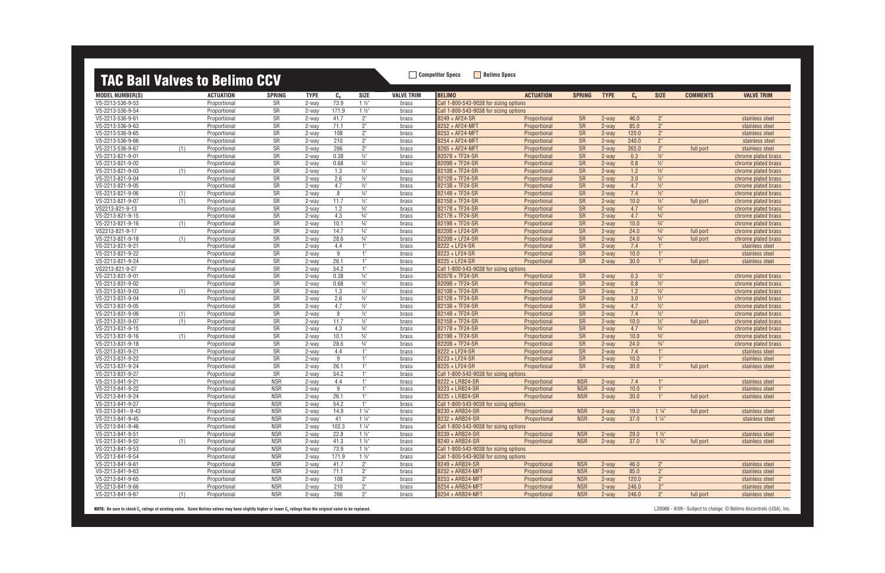# TAC Ball Valves to Belimo CCV

Competitor Specs | Belimo Specs

| MODEL NUMBER(S) | | ACTUATION | SPRING | TYPE | $C_v$ | SIZE | VALVE TRIM | BELIMO | ACTUATION | SPRING | TYPE | $C_v$ | SIZE | COMMENTS | VALVE TRIM |
|---|---|---|---|---|---|---|---|---|---|---|---|---|---|---|---|
| VS-2213-536-9-53 | | Proportional | SR | 2-way | 73.9 | 1 ½" | brass | Call 1-800-543-9038 for sizing options | | | | | | | |
| VS-2213-536-9-54 | | Proportional | SR | 2-way | 171.9 | 1 ½" | brass | Call 1-800-543-9038 for sizing options | | | | | | | |
| VS-2213-536-9-61 | | Proportional | SR | 2-way | 41.7 | 2" | brass | B249 + AF24-SR | Proportional | SR | 2-way | 46.0 | 2" | | stainless steel |
| VS-2213-536-9-63 | | Proportional | SR | 2-way | 71.1 | 2" | brass | B252 + AF24-MFT | Proportional | SR | 2-way | 85.0 | 2" | | stainless steel |
| VS-2213-536-9-65 | | Proportional | SR | 2-way | 108 | 2" | brass | B253 + AF24-MFT | Proportional | SR | 2-way | 120.0 | 2" | | stainless steel |
| VS-2213-536-9-66 | | Proportional | SR | 2-way | 210 | 2" | brass | B254 + AF24-MFT | Proportional | SR | 2-way | 240.0 | 2" | | stainless steel |
| VS-2213-536-9-67 | (1) | Proportional | SR | 2-way | 266 | 2" | brass | B265 + AF24-MFT | Proportional | SR | 2-way | 265.0 | 2" | full port | stainless steel |
| VS-2213-821-9-01 | | Proportional | SR | 2-way | 0.38 | ½" | brass | B207B + TF24-SR | Proportional | SR | 2-way | 0.3 | ½" | | chrome plated brass |
| VS-2213-821-9-02 | | Proportional | SR | 2-way | 0.68 | ½" | brass | B209B + TF24-SR | Proportional | SR | 2-way | 0.8 | ½" | | chrome plated brass |
| VS-2213-821-9-03 | (1) | Proportional | SR | 2-way | 1.3 | ½" | brass | B210B + TF24-SR | Proportional | SR | 2-way | 1.2 | ½" | | chrome plated brass |
| VS-2213-821-9-04 | | Proportional | SR | 2-way | 2.6 | ½" | brass | B212B + TF24-SR | Proportional | SR | 2-way | 3.0 | ½" | | chrome plated brass |
| VS-2213-821-9-05 | | Proportional | SR | 2-way | 4.7 | ½" | brass | B213B + TF24-SR | Proportional | SR | 2-way | 4.7 | ½" | | chrome plated brass |
| VS-2213-821-9-06 | (1) | Proportional | SR | 2-way | 8 | ½" | brass | B214B + TF24-SR | Proportional | SR | 2-way | 7.4 | ½" | | chrome plated brass |
| VS-2213-821-9-07 | (1) | Proportional | SR | 2-way | 11.7 | ½" | brass | B215B + TF24-SR | Proportional | SR | 2-way | 10.0 | ½" | full port | chrome plated brass |
| VS2213-821-9-13 | | Proportional | SR | 2-way | 1.2 | ¾" | brass | B217B + TF24-SR | Proportional | SR | 2-way | 4.7 | ¾" | | chrome plated brass |
| VS-2213-821-9-15 | | Proportional | SR | 2-way | 4.3 | ¾" | brass | B217B + TF24-SR | Proportional | SR | 2-way | 4.7 | ¾" | | chrome plated brass |
| VS-2213-821-9-16 | (1) | Proportional | SR | 2-way | 10.1 | ¾" | brass | B219B + TF24-SR | Proportional | SR | 2-way | 10.0 | ¾" | | chrome plated brass |
| VS2213-821-9-17 | | Proportional | SR | 2-way | 14.7 | ¾" | brass | B220B + LF24-SR | Proportional | SR | 2-way | 24.0 | ¾" | full port | chrome plated brass |
| VS-2213-821-9-18 | (1) | Proportional | SR | 2-way | 28.6 | ¾" | brass | B220B + LF24-SR | Proportional | SR | 2-way | 24.0 | ¾" | full port | chrome plated brass |
| VS-2213-821-9-21 | | Proportional | SR | 2-way | 4.4 | 1" | brass | B222 + LF24-SR | Proportional | SR | 2-way | 7.4 | 1" | | stainless steel |
| VS-2213-821-9-22 | | Proportional | SR | 2-way | 9 | 1" | brass | B223 + LF24-SR | Proportional | SR | 2-way | 10.0 | 1" | | stainless steel |
| VS-2213-821-9-24 | | Proportional | SR | 2-way | 26.1 | 1" | brass | B225 + LF24-SR | Proportional | SR | 2-way | 30.0 | 1" | full port | stainless steel |
| VS2213-821-9-27 | | Proportional | SR | 2-way | 54.2 | 1" | brass | Call 1-800-543-9038 for sizing options | | | | | | | |
| VS-2213-831-9-01 | | Proportional | SR | 2-way | 0.38 | ½" | brass | B207B + TF24-SR | Proportional | SR | 2-way | 0.3 | ½" | | chrome plated brass |
| VS-2213-831-9-02 | | Proportional | SR | 2-way | 0.68 | ½" | brass | B209B + TF24-SR | Proportional | SR | 2-way | 0.8 | ½" | | chrome plated brass |
| VS-2213-831-9-03 | (1) | Proportional | SR | 2-way | 1.3 | ½" | brass | B210B + TF24-SR | Proportional | SR | 2-way | 1.2 | ½" | | chrome plated brass |
| VS-2213-831-9-04 | | Proportional | SR | 2-way | 2.6 | ½" | brass | B212B + TF24-SR | Proportional | SR | 2-way | 3.0 | ½" | | chrome plated brass |
| VS-2213-831-9-05 | | Proportional | SR | 2-way | 4.7 | ½" | brass | B213B + TF24-SR | Proportional | SR | 2-way | 4.7 | ½" | | chrome plated brass |
| VS-2213-831-9-06 | (1) | Proportional | SR | 2-way | 8 | ½" | brass | B214B + TF24-SR | Proportional | SR | 2-way | 7.4 | ½" | | chrome plated brass |
| VS-2213-831-9-07 | (1) | Proportional | SR | 2-way | 11.7 | ½" | brass | B215B + TF24-SR | Proportional | SR | 2-way | 10.0 | ½" | full port | chrome plated brass |
| VS-2213-831-9-15 | | Proportional | SR | 2-way | 4.3 | ¾" | brass | B217B + TF24-SR | Proportional | SR | 2-way | 4.7 | ¾" | | chrome plated brass |
| VS-2213-831-9-16 | (1) | Proportional | SR | 2-way | 10.1 | ¾" | brass | B219B + TF24-SR | Proportional | SR | 2-way | 10.0 | ¾" | | chrome plated brass |
| VS-2213-831-9-18 | | Proportional | SR | 2-way | 28.6 | ¾" | brass | B220B + TF24-SR | Proportional | SR | 2-way | 24.0 | ¾" | | chrome plated brass |
| VS-2213-831-9-21 | | Proportional | SR | 2-way | 4.4 | 1" | brass | B222 + LF24-SR | Proportional | SR | 2-way | 7.4 | 1" | | stainless steel |
| VS-2213-831-9-22 | | Proportional | SR | 2-way | 9 | 1" | brass | B223 + LF24-SR | Proportional | SR | 2-way | 10.0 | 1" | | stainless steel |
| VS-2213-831-9-24 | | Proportional | SR | 2-way | 26.1 | 1" | brass | B225 + LF24-SR | Proportional | SR | 2-way | 30.0 | 1" | full port | stainless steel |
| VS-2213-831-9-27 | | Proportional | SR | 2-way | 54.2 | 1" | brass | Call 1-800-543-9038 for sizing options | | | | | | | |
| VS-2213-841-9-21 | | Proportional | NSR | 2-way | 4.4 | 1" | brass | B222 + LRB24-SR | Proportional | NSR | 2-way | 7.4 | 1" | | stainless steel |
| VS-2213-841-9-22 | | Proportional | NSR | 2-way | 9 | 1" | brass | B223 + LRB24-SR | Proportional | NSR | 2-way | 10.0 | 1" | | stainless steel |
| VS-2213-841-9-24 | | Proportional | NSR | 2-way | 26.1 | 1" | brass | B225 + LRB24-SR | Proportional | NSR | 2-way | 30.0 | 1" | full port | stainless steel |
| VS-2213-841-9-27 | | Proportional | NSR | 2-way | 54.2 | 1" | brass | Call 1-800-543-9038 for sizing options | | | | | | | |
| VS-2213-841--9-43 | | Proportional | NSR | 2-way | 14.9 | 1 ¼" | brass | B230 + ARB24-SR | Proportional | NSR | 2-way | 19.0 | 1 ¼" | full port | stainless steel |
| VS-2213-841-9-45 | | Proportional | NSR | 2-way | 41 | 1 ¼" | brass | B232 + ARB24-SR | Proportional | NSR | 2-way | 37.0 | 1 ¼" | | stainless steel |
| VS-2213-841-9-46 | | Proportional | NSR | 2-way | 102.3 | 1 ¼" | brass | Call 1-800-543-9038 for sizing options | | | | | | | |
| VS-2213-841-9-51 | | Proportional | NSR | 2-way | 22.8 | 1 ½" | brass | B239 + ARB24-SR | Proportional | NSR | 2-way | 29.0 | 1 ½" | | stainless steel |
| VS-2213-841-9-52 | (1) | Proportional | NSR | 2-way | 41.3 | 1 ½" | brass | B240 + ARB24-SR | Proportional | NSR | 2-way | 37.0 | 1 ½" | full port | stainless steel |
| VS-2213-841-9-53 | | Proportional | NSR | 2-way | 73.9 | 1 ½" | brass | Call 1-800-543-9038 for sizing options | | | | | | | |
| VS-2213-841-9-54 | | Proportional | NSR | 2-way | 171.9 | 1 ½" | brass | Call 1-800-543-9038 for sizing options | | | | | | | |
| VS-2213-841-9-61 | | Proportional | NSR | 2-way | 41.7 | 2" | brass | B249 + ARB24-SR | Proportional | NSR | 2-way | 46.0 | 2" | | stainless steel |
| VS-2213-841-9-63 | | Proportional | NSR | 2-way | 71.1 | 2" | brass | B252 + ARB24-MFT | Proportional | NSR | 2-way | 85.0 | 2" | | stainless steel |
| VS-2213-841-9-65 | | Proportional | NSR | 2-way | 108 | 2" | brass | B253 + ARB24-MFT | Proportional | NSR | 2-way | 120.0 | 2" | | stainless steel |
| VS-2213-841-9-66 | | Proportional | NSR | 2-way | 210 | 2" | brass | B254 + ARB24-MFT | Proportional | NSR | 2-way | 246.0 | 2" | | stainless steel |
| VS-2213-841-9-67 | (1) | Proportional | NSR | 2-way | 266 | 2" | brass | B254 + ARB24-MFT | Proportional | NSR | 2-way | 246.0 | 2" | full port | stainless steel |

**NOTE:** Be sure to check $C_v$ ratings of existing valve. Some Belimo valves may have slightly higher or lower $C_v$ ratings than the original valve to be replaced.

L30066 - 9/09 - Subject to change. © Belimo Aircontrols (USA), Inc.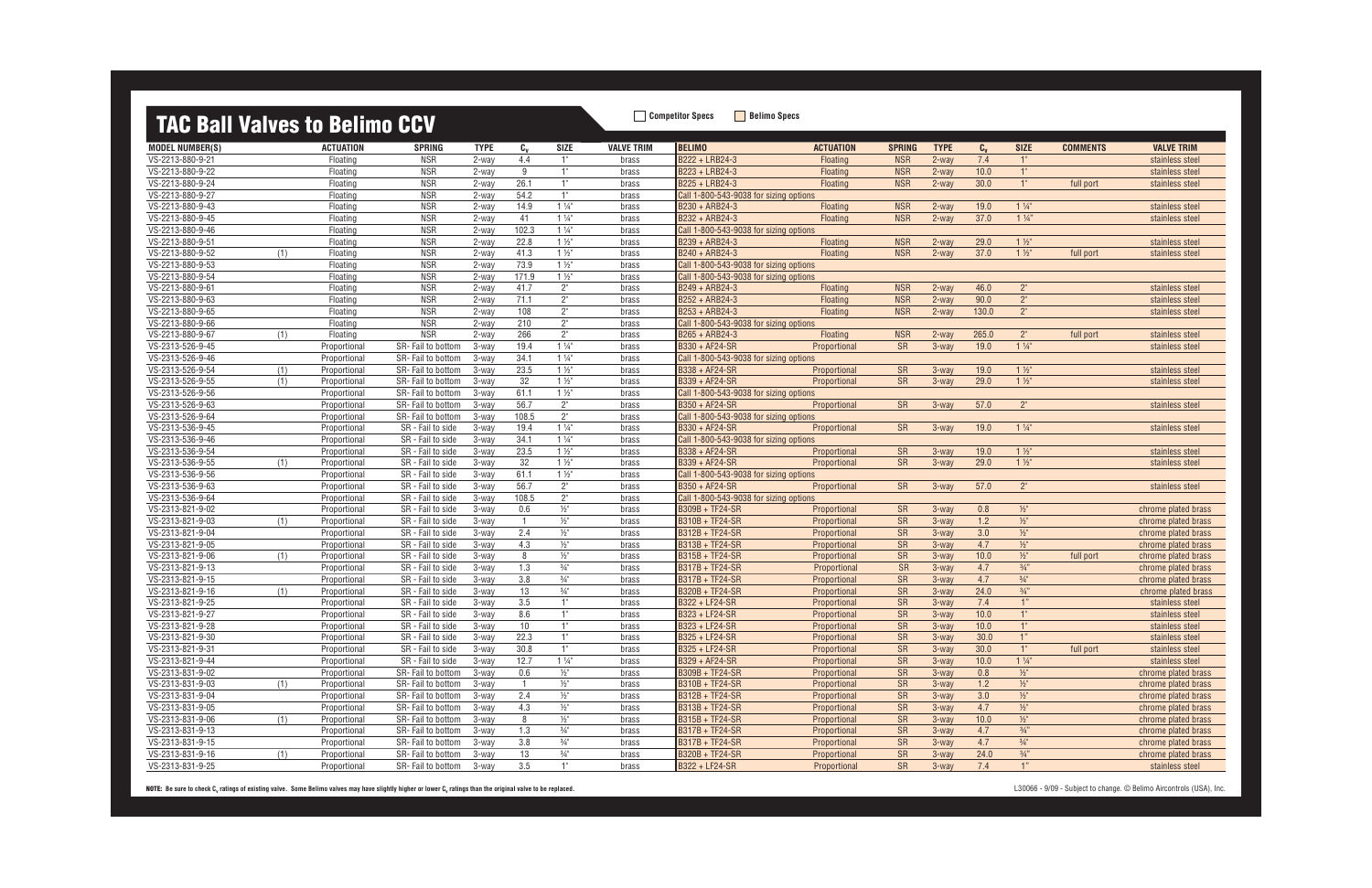# TAC Ball Valves to Belimo CCV

Competitor Specs | Belimo Specs

| MODEL NUMBER(S) | | ACTUATION | SPRING | TYPE | $C_v$ | SIZE | VALVE TRIM | BELIMO | ACTUATION | SPRING | TYPE | $C_v$ | SIZE | COMMENTS | VALVE TRIM |
|---|---|---|---|---|---|---|---|---|---|---|---|---|---|---|---|
| VS-2213-880-9-21 | | Floating | NSR | 2-way | 4.4 | 1" | brass | B222 + LRB24-3 | Floating | NSR | 2-way | 7.4 | 1" | | stainless steel |
| VS-2213-880-9-22 | | Floating | NSR | 2-way | 9 | 1" | brass | B223 + LRB24-3 | Floating | NSR | 2-way | 10.0 | 1" | | stainless steel |
| VS-2213-880-9-24 | | Floating | NSR | 2-way | 26.1 | 1" | brass | B225 + LRB24-3 | Floating | NSR | 2-way | 30.0 | 1" | full port | stainless steel |
| VS-2213-880-9-27 | | Floating | NSR | 2-way | 54.2 | 1" | brass | Call 1-800-543-9038 for sizing options | | | | | | | |
| VS-2213-880-9-43 | | Floating | NSR | 2-way | 14.9 | 1 ¼" | brass | B230 + ARB24-3 | Floating | NSR | 2-way | 19.0 | 1 ¼" | | stainless steel |
| VS-2213-880-9-45 | | Floating | NSR | 2-way | 41 | 1 ¼" | brass | B232 + ARB24-3 | Floating | NSR | 2-way | 37.0 | 1 ¼" | | stainless steel |
| VS-2213-880-9-46 | | Floating | NSR | 2-way | 102.3 | 1 ¼" | brass | Call 1-800-543-9038 for sizing options | | | | | | | |
| VS-2213-880-9-51 | | Floating | NSR | 2-way | 22.8 | 1 ½" | brass | B239 + ARB24-3 | Floating | NSR | 2-way | 29.0 | 1 ½" | | stainless steel |
| VS-2213-880-9-52 | (1) | Floating | NSR | 2-way | 41.3 | 1 ½" | brass | B240 + ARB24-3 | Floating | NSR | 2-way | 37.0 | 1 ½" | full port | stainless steel |
| VS-2213-880-9-53 | | Floating | NSR | 2-way | 73.9 | 1 ½" | brass | Call 1-800-543-9038 for sizing options | | | | | | | |
| VS-2213-880-9-54 | | Floating | NSR | 2-way | 171.9 | 1 ½" | brass | Call 1-800-543-9038 for sizing options | | | | | | | |
| VS-2213-880-9-61 | | Floating | NSR | 2-way | 41.7 | 2" | brass | B249 + ARB24-3 | Floating | NSR | 2-way | 46.0 | 2" | | stainless steel |
| VS-2213-880-9-63 | | Floating | NSR | 2-way | 71.1 | 2" | brass | B252 + ARB24-3 | Floating | NSR | 2-way | 90.0 | 2" | | stainless steel |
| VS-2213-880-9-65 | | Floating | NSR | 2-way | 108 | 2" | brass | B253 + ARB24-3 | Floating | NSR | 2-way | 130.0 | 2" | | stainless steel |
| VS-2213-880-9-66 | | Floating | NSR | 2-way | 210 | 2" | brass | Call 1-800-543-9038 for sizing options | | | | | | | |
| VS-2213-880-9-67 | (1) | Floating | NSR | 2-way | 266 | 2" | brass | B265 + ARB24-3 | Floating | NSR | 2-way | 265.0 | 2" | full port | stainless steel |
| VS-2313-526-9-45 | | Proportional | SR- Fail to bottom | 3-way | 19.4 | 1 ¼" | brass | B330 + AF24-SR | Proportional | SR | 3-way | 19.0 | 1 ¼" | | stainless steel |
| VS-2313-526-9-46 | | Proportional | SR- Fail to bottom | 3-way | 34.1 | 1 ¼" | brass | Call 1-800-543-9038 for sizing options | | | | | | | |
| VS-2313-526-9-54 | (1) | Proportional | SR- Fail to bottom | 3-way | 23.5 | 1 ½" | brass | B338 + AF24-SR | Proportional | SR | 3-way | 19.0 | 1 ½" | | stainless steel |
| VS-2313-526-9-55 | (1) | Proportional | SR- Fail to bottom | 3-way | 32 | 1 ½" | brass | B339 + AF24-SR | Proportional | SR | 3-way | 29.0 | 1 ½" | | stainless steel |
| VS-2313-526-9-56 | | Proportional | SR- Fail to bottom | 3-way | 61.1 | 1 ½" | brass | Call 1-800-543-9038 for sizing options | | | | | | | |
| VS-2313-526-9-63 | | Proportional | SR- Fail to bottom | 3-way | 56.7 | 2" | brass | B350 + AF24-SR | Proportional | SR | 3-way | 57.0 | 2" | | stainless steel |
| VS-2313-526-9-64 | | Proportional | SR- Fail to bottom | 3-way | 108.5 | 2" | brass | Call 1-800-543-9038 for sizing options | | | | | | | |
| VS-2313-536-9-45 | | Proportional | SR - Fail to side | 3-way | 19.4 | 1 ¼" | brass | B330 + AF24-SR | Proportional | SR | 3-way | 19.0 | 1 ¼" | | stainless steel |
| VS-2313-536-9-46 | | Proportional | SR - Fail to side | 3-way | 34.1 | 1 ¼" | brass | Call 1-800-543-9038 for sizing options | | | | | | | |
| VS-2313-536-9-54 | | Proportional | SR - Fail to side | 3-way | 23.5 | 1 ½" | brass | B338 + AF24-SR | Proportional | SR | 3-way | 19.0 | 1 ½" | | stainless steel |
| VS-2313-536-9-55 | (1) | Proportional | SR - Fail to side | 3-way | 32 | 1 ½" | brass | B339 + AF24-SR | Proportional | SR | 3-way | 29.0 | 1 ½" | | stainless steel |
| VS-2313-536-9-56 | | Proportional | SR - Fail to side | 3-way | 61.1 | 1 ½" | brass | Call 1-800-543-9038 for sizing options | | | | | | | |
| VS-2313-536-9-63 | | Proportional | SR - Fail to side | 3-way | 56.7 | 2" | brass | B350 + AF24-SR | Proportional | SR | 3-way | 57.0 | 2" | | stainless steel |
| VS-2313-536-9-64 | | Proportional | SR - Fail to side | 3-way | 108.5 | 2" | brass | Call 1-800-543-9038 for sizing options | | | | | | | |
| VS-2313-821-9-02 | | Proportional | SR - Fail to side | 3-way | 0.6 | ½" | brass | B309B + TF24-SR | Proportional | SR | 3-way | 0.8 | ½" | | chrome plated brass |
| VS-2313-821-9-03 | (1) | Proportional | SR - Fail to side | 3-way | 1 | ½" | brass | B310B + TF24-SR | Proportional | SR | 3-way | 1.2 | ½" | | chrome plated brass |
| VS-2313-821-9-04 | | Proportional | SR - Fail to side | 3-way | 2.4 | ½" | brass | B312B + TF24-SR | Proportional | SR | 3-way | 3.0 | ½" | | chrome plated brass |
| VS-2313-821-9-05 | | Proportional | SR - Fail to side | 3-way | 4.3 | ½" | brass | B313B + TF24-SR | Proportional | SR | 3-way | 4.7 | ½" | | chrome plated brass |
| VS-2313-821-9-06 | (1) | Proportional | SR - Fail to side | 3-way | 8 | ½" | brass | B315B + TF24-SR | Proportional | SR | 3-way | 10.0 | ½" | full port | chrome plated brass |
| VS-2313-821-9-13 | | Proportional | SR - Fail to side | 3-way | 1.3 | ¾" | brass | B317B + TF24-SR | Proportional | SR | 3-way | 4.7 | ¾" | | chrome plated brass |
| VS-2313-821-9-15 | | Proportional | SR - Fail to side | 3-way | 3.8 | ¾" | brass | B317B + TF24-SR | Proportional | SR | 3-way | 4.7 | ¾" | | chrome plated brass |
| VS-2313-821-9-16 | (1) | Proportional | SR - Fail to side | 3-way | 13 | ¾" | brass | B320B + TF24-SR | Proportional | SR | 3-way | 24.0 | ¾" | | chrome plated brass |
| VS-2313-821-9-25 | | Proportional | SR - Fail to side | 3-way | 3.5 | 1" | brass | B322 + LF24-SR | Proportional | SR | 3-way | 7.4 | 1" | | stainless steel |
| VS-2313-821-9-27 | | Proportional | SR - Fail to side | 3-way | 8.6 | 1" | brass | B323 + LF24-SR | Proportional | SR | 3-way | 10.0 | 1" | | stainless steel |
| VS-2313-821-9-28 | | Proportional | SR - Fail to side | 3-way | 10 | 1" | brass | B323 + LF24-SR | Proportional | SR | 3-way | 10.0 | 1" | | stainless steel |
| VS-2313-821-9-30 | | Proportional | SR - Fail to side | 3-way | 22.3 | 1" | brass | B325 + LF24-SR | Proportional | SR | 3-way | 30.0 | 1" | | stainless steel |
| VS-2313-821-9-31 | | Proportional | SR - Fail to side | 3-way | 30.8 | 1" | brass | B325 + LF24-SR | Proportional | SR | 3-way | 30.0 | 1" | full port | stainless steel |
| VS-2313-821-9-44 | | Proportional | SR - Fail to side | 3-way | 12.7 | 1 ¼" | brass | B329 + AF24-SR | Proportional | SR | 3-way | 10.0 | 1 ¼" | | stainless steel |
| VS-2313-831-9-02 | | Proportional | SR- Fail to bottom | 3-way | 0.6 | ½" | brass | B309B + TF24-SR | Proportional | SR | 3-way | 0.8 | ½" | | chrome plated brass |
| VS-2313-831-9-03 | (1) | Proportional | SR- Fail to bottom | 3-way | 1 | ½" | brass | B310B + TF24-SR | Proportional | SR | 3-way | 1.2 | ½" | | chrome plated brass |
| VS-2313-831-9-04 | | Proportional | SR- Fail to bottom | 3-way | 2.4 | ½" | brass | B312B + TF24-SR | Proportional | SR | 3-way | 3.0 | ½" | | chrome plated brass |
| VS-2313-831-9-05 | | Proportional | SR- Fail to bottom | 3-way | 4.3 | ½" | brass | B313B + TF24-SR | Proportional | SR | 3-way | 4.7 | ½" | | chrome plated brass |
| VS-2313-831-9-06 | (1) | Proportional | SR- Fail to bottom | 3-way | 8 | ½" | brass | B315B + TF24-SR | Proportional | SR | 3-way | 10.0 | ½" | | chrome plated brass |
| VS-2313-831-9-13 | | Proportional | SR- Fail to bottom | 3-way | 1.3 | ¾" | brass | B317B + TF24-SR | Proportional | SR | 3-way | 4.7 | ¾" | | chrome plated brass |
| VS-2313-831-9-15 | | Proportional | SR- Fail to bottom | 3-way | 3.8 | ¾" | brass | B317B + TF24-SR | Proportional | SR | 3-way | 4.7 | ¾" | | chrome plated brass |
| VS-2313-831-9-16 | (1) | Proportional | SR- Fail to bottom | 3-way | 13 | ¾" | brass | B320B + TF24-SR | Proportional | SR | 3-way | 24.0 | ¾" | | chrome plated brass |
| VS-2313-831-9-25 | | Proportional | SR- Fail to bottom | 3-way | 3.5 | 1" | brass | B322 + LF24-SR | Proportional | SR | 3-way | 7.4 | 1" | | stainless steel |

**NOTE: Be sure to check $C_v$ ratings of existing valve. Some Belimo valves may have slightly higher or lower $C_v$ ratings than the original valve to be replaced.**

L30066 - 9/09 - Subject to change. © Belimo Aircontrols (USA), Inc.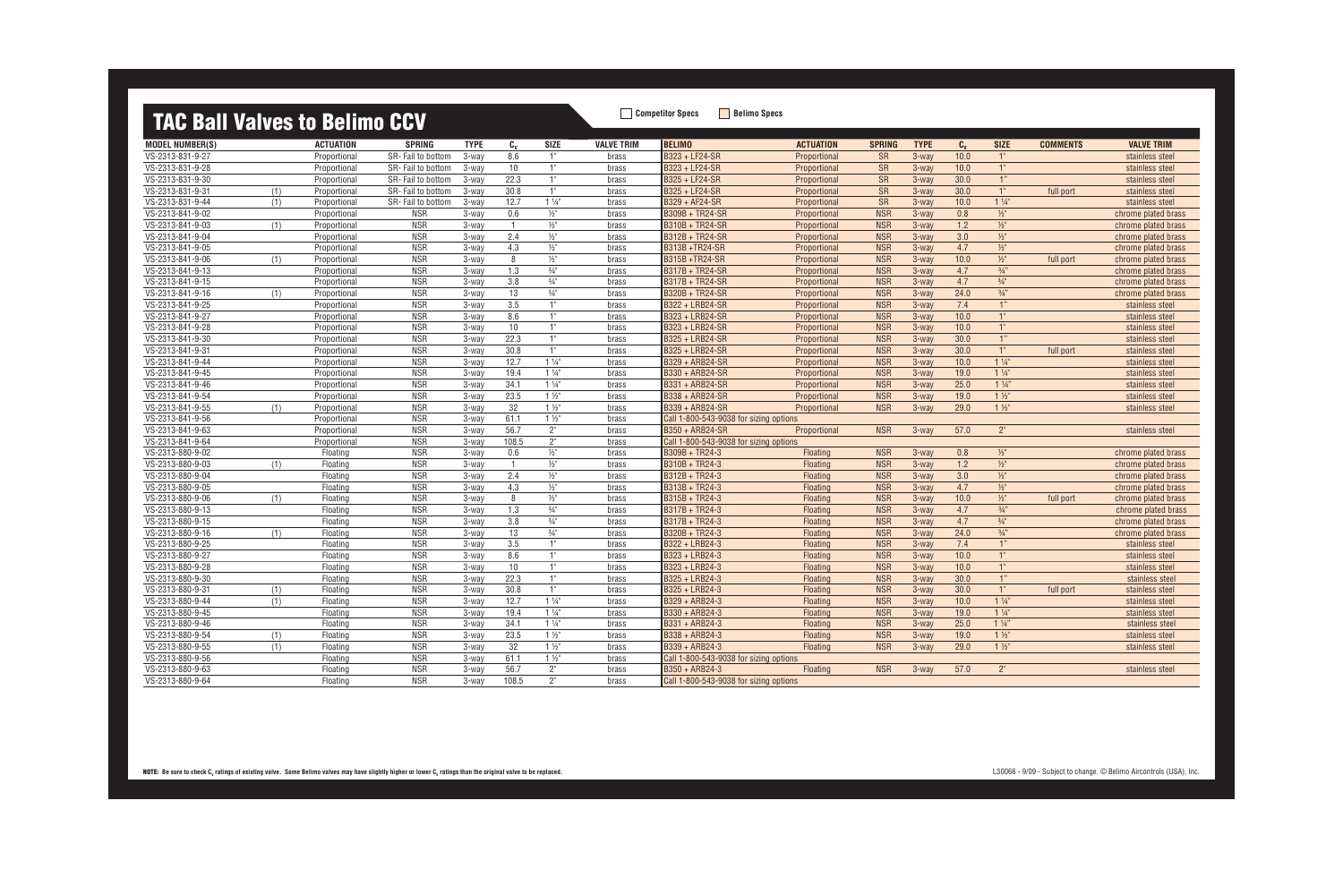# TAC Ball Valves to Belimo CCV

Competitor Specs | Belimo Specs

| MODEL NUMBER(S) | | ACTUATION | SPRING | TYPE | $C_v$ | SIZE | VALVE TRIM | BELIMO | ACTUATION | SPRING | TYPE | $C_v$ | SIZE | COMMENTS | VALVE TRIM |
|---|---|---|---|---|---|---|---|---|---|---|---|---|---|---|---|
| VS-2313-831-9-27 | | Proportional | SR- Fail to bottom | 3-way | 8.6 | 1" | brass | B323 + LF24-SR | Proportional | SR | 3-way | 10.0 | 1" | | stainless steel |
| VS-2313-831-9-28 | | Proportional | SR- Fail to bottom | 3-way | 10 | 1" | brass | B323 + LF24-SR | Proportional | SR | 3-way | 10.0 | 1" | | stainless steel |
| VS-2313-831-9-30 | | Proportional | SR- Fail to bottom | 3-way | 22.3 | 1" | brass | B325 + LF24-SR | Proportional | SR | 3-way | 30.0 | 1" | | stainless steel |
| VS-2313-831-9-31 | (1) | Proportional | SR- Fail to bottom | 3-way | 30.8 | 1" | brass | B325 + LF24-SR | Proportional | SR | 3-way | 30.0 | 1" | full port | stainless steel |
| VS-2313-831-9-44 | (1) | Proportional | SR- Fail to bottom | 3-way | 12.7 | 1 ¼" | brass | B329 + AF24-SR | Proportional | SR | 3-way | 10.0 | 1 ¼" | | stainless steel |
| VS-2313-841-9-02 | | Proportional | NSR | 3-way | 0.6 | ½" | brass | B309B + TR24-SR | Proportional | NSR | 3-way | 0.8 | ½" | | chrome plated brass |
| VS-2313-841-9-03 | (1) | Proportional | NSR | 3-way | 1 | ½" | brass | B310B + TR24-SR | Proportional | NSR | 3-way | 1.2 | ½" | | chrome plated brass |
| VS-2313-841-9-04 | | Proportional | NSR | 3-way | 2.4 | ½" | brass | B312B + TR24-SR | Proportional | NSR | 3-way | 3.0 | ½" | | chrome plated brass |
| VS-2313-841-9-05 | | Proportional | NSR | 3-way | 4.3 | ½" | brass | B313B +TR24-SR | Proportional | NSR | 3-way | 4.7 | ½" | | chrome plated brass |
| VS-2313-841-9-06 | (1) | Proportional | NSR | 3-way | 8 | ½" | brass | B315B +TR24-SR | Proportional | NSR | 3-way | 10.0 | ½" | full port | chrome plated brass |
| VS-2313-841-9-13 | | Proportional | NSR | 3-way | 1.3 | ¾" | brass | B317B + TR24-SR | Proportional | NSR | 3-way | 4.7 | ¾" | | chrome plated brass |
| VS-2313-841-9-15 | | Proportional | NSR | 3-way | 3.8 | ¾" | brass | B317B + TR24-SR | Proportional | NSR | 3-way | 4.7 | ¾" | | chrome plated brass |
| VS-2313-841-9-16 | (1) | Proportional | NSR | 3-way | 13 | ¾" | brass | B320B + TR24-SR | Proportional | NSR | 3-way | 24.0 | ¾" | | chrome plated brass |
| VS-2313-841-9-25 | | Proportional | NSR | 3-way | 3.5 | 1" | brass | B322 + LRB24-SR | Proportional | NSR | 3-way | 7.4 | 1" | | stainless steel |
| VS-2313-841-9-27 | | Proportional | NSR | 3-way | 8.6 | 1" | brass | B323 + LRB24-SR | Proportional | NSR | 3-way | 10.0 | 1" | | stainless steel |
| VS-2313-841-9-28 | | Proportional | NSR | 3-way | 10 | 1" | brass | B323 + LRB24-SR | Proportional | NSR | 3-way | 10.0 | 1" | | stainless steel |
| VS-2313-841-9-30 | | Proportional | NSR | 3-way | 22.3 | 1" | brass | B325 + LRB24-SR | Proportional | NSR | 3-way | 30.0 | 1" | | stainless steel |
| VS-2313-841-9-31 | | Proportional | NSR | 3-way | 30.8 | 1" | brass | B325 + LRB24-SR | Proportional | NSR | 3-way | 30.0 | 1" | full port | stainless steel |
| VS-2313-841-9-44 | | Proportional | NSR | 3-way | 12.7 | 1 ¼" | brass | B329 + ARB24-SR | Proportional | NSR | 3-way | 10.0 | 1 ¼" | | stainless steel |
| VS-2313-841-9-45 | | Proportional | NSR | 3-way | 19.4 | 1 ¼" | brass | B330 + ARB24-SR | Proportional | NSR | 3-way | 19.0 | 1 ¼" | | stainless steel |
| VS-2313-841-9-46 | | Proportional | NSR | 3-way | 34.1 | 1 ¼" | brass | B331 + ARB24-SR | Proportional | NSR | 3-way | 25.0 | 1 ¼" | | stainless steel |
| VS-2313-841-9-54 | | Proportional | NSR | 3-way | 23.5 | 1 ½" | brass | B338 + ARB24-SR | Proportional | NSR | 3-way | 19.0 | 1 ½" | | stainless steel |
| VS-2313-841-9-55 | (1) | Proportional | NSR | 3-way | 32 | 1 ½" | brass | B339 + ARB24-SR | Proportional | NSR | 3-way | 29.0 | 1 ½" | | stainless steel |
| VS-2313-841-9-56 | | Proportional | NSR | 3-way | 61.1 | 1 ½" | brass | Call 1-800-543-9038 for sizing options | | | | | | | |
| VS-2313-841-9-63 | | Proportional | NSR | 3-way | 56.7 | 2" | brass | B350 + ARB24-SR | Proportional | NSR | 3-way | 57.0 | 2" | | stainless steel |
| VS-2313-841-9-64 | | Proportional | NSR | 3-way | 108.5 | 2" | brass | Call 1-800-543-9038 for sizing options | | | | | | | |
| VS-2313-880-9-02 | | Floating | NSR | 3-way | 0.6 | ½" | brass | B309B + TR24-3 | Floating | NSR | 3-way | 0.8 | ½" | | chrome plated brass |
| VS-2313-880-9-03 | (1) | Floating | NSR | 3-way | 1 | ½" | brass | B310B + TR24-3 | Floating | NSR | 3-way | 1.2 | ½" | | chrome plated brass |
| VS-2313-880-9-04 | | Floating | NSR | 3-way | 2.4 | ½" | brass | B312B + TR24-3 | Floating | NSR | 3-way | 3.0 | ½" | | chrome plated brass |
| VS-2313-880-9-05 | | Floating | NSR | 3-way | 4.3 | ½" | brass | B313B + TR24-3 | Floating | NSR | 3-way | 4.7 | ½" | | chrome plated brass |
| VS-2313-880-9-06 | (1) | Floating | NSR | 3-way | 8 | ½" | brass | B315B + TR24-3 | Floating | NSR | 3-way | 10.0 | ½" | full port | chrome plated brass |
| VS-2313-880-9-13 | | Floating | NSR | 3-way | 1.3 | ¾" | brass | B317B + TR24-3 | Floating | NSR | 3-way | 4.7 | ¾" | | chrome plated brass |
| VS-2313-880-9-15 | | Floating | NSR | 3-way | 3.8 | ¾" | brass | B317B + TR24-3 | Floating | NSR | 3-way | 4.7 | ¾" | | chrome plated brass |
| VS-2313-880-9-16 | (1) | Floating | NSR | 3-way | 13 | ¾" | brass | B320B + TR24-3 | Floating | NSR | 3-way | 24.0 | ¾" | | chrome plated brass |
| VS-2313-880-9-25 | | Floating | NSR | 3-way | 3.5 | 1" | brass | B322 + LRB24-3 | Floating | NSR | 3-way | 7.4 | 1" | | stainless steel |
| VS-2313-880-9-27 | | Floating | NSR | 3-way | 8.6 | 1" | brass | B323 + LRB24-3 | Floating | NSR | 3-way | 10.0 | 1" | | stainless steel |
| VS-2313-880-9-28 | | Floating | NSR | 3-way | 10 | 1" | brass | B323 + LRB24-3 | Floating | NSR | 3-way | 10.0 | 1" | | stainless steel |
| VS-2313-880-9-30 | | Floating | NSR | 3-way | 22.3 | 1" | brass | B325 + LRB24-3 | Floating | NSR | 3-way | 30.0 | 1" | | stainless steel |
| VS-2313-880-9-31 | (1) | Floating | NSR | 3-way | 30.8 | 1" | brass | B325 + LRB24-3 | Floating | NSR | 3-way | 30.0 | 1" | full port | stainless steel |
| VS-2313-880-9-44 | (1) | Floating | NSR | 3-way | 12.7 | 1 ¼" | brass | B329 + ARB24-3 | Floating | NSR | 3-way | 10.0 | 1 ¼" | | stainless steel |
| VS-2313-880-9-45 | | Floating | NSR | 3-way | 19.4 | 1 ¼" | brass | B330 + ARB24-3 | Floating | NSR | 3-way | 19.0 | 1 ¼" | | stainless steel |
| VS-2313-880-9-46 | | Floating | NSR | 3-way | 34.1 | 1 ¼" | brass | B331 + ARB24-3 | Floating | NSR | 3-way | 25.0 | 1 ¼" | | stainless steel |
| VS-2313-880-9-54 | (1) | Floating | NSR | 3-way | 23.5 | 1 ½" | brass | B338 + ARB24-3 | Floating | NSR | 3-way | 19.0 | 1 ½" | | stainless steel |
| VS-2313-880-9-55 | (1) | Floating | NSR | 3-way | 32 | 1 ½" | brass | B339 + ARB24-3 | Floating | NSR | 3-way | 29.0 | 1 ½" | | stainless steel |
| VS-2313-880-9-56 | | Floating | NSR | 3-way | 61.1 | 1 ½" | brass | Call 1-800-543-9038 for sizing options | | | | | | | |
| VS-2313-880-9-63 | | Floating | NSR | 3-way | 56.7 | 2" | brass | B350 + ARB24-3 | Floating | NSR | 3-way | 57.0 | 2" | | stainless steel |
| VS-2313-880-9-64 | | Floating | NSR | 3-way | 108.5 | 2" | brass | Call 1-800-543-9038 for sizing options | | | | | | | |

**NOTE:** Be sure to check $C_v$ ratings of existing valve. Some Belimo valves may have slightly higher or lower $C_v$ ratings than the original valve to be replaced.

L30066 - 9/09 - Subject to change. © Belimo Aircontrols (USA), Inc.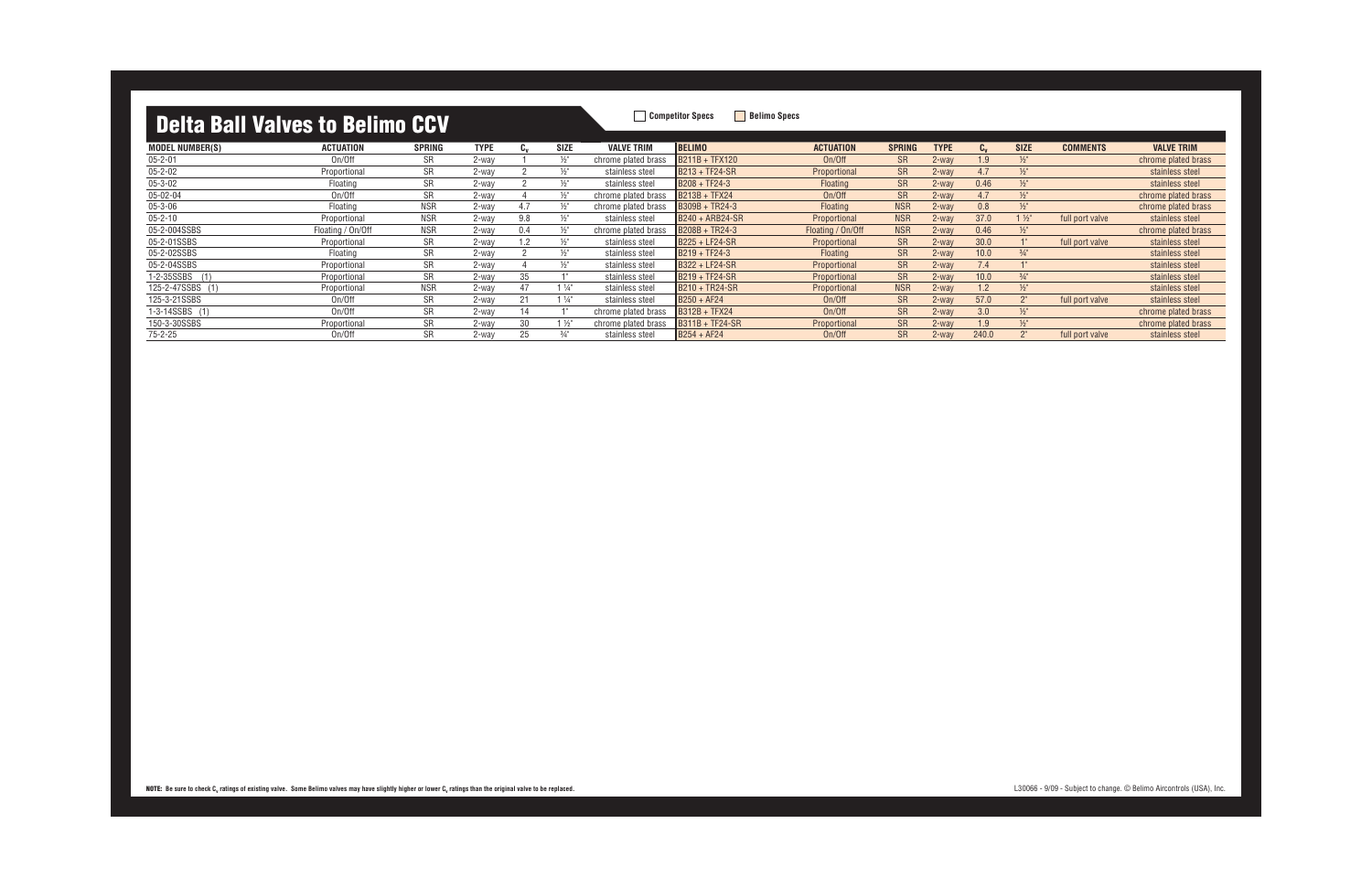# Delta Ball Valves to Belimo CCV

Competitor Specs | Belimo Specs

| MODEL NUMBER(S) | ACTUATION | SPRING | TYPE | $C_v$ | SIZE | VALVE TRIM | BELIMO | ACTUATION | SPRING | TYPE | $C_v$ | SIZE | COMMENTS | VALVE TRIM |
|---|---|---|---|---|---|---|---|---|---|---|---|---|---|---|
| 05-2-01 | On/Off | SR | 2-way | 1 | ½" | chrome plated brass | B211B + TFX120 | On/Off | SR | 2-way | 1.9 | ½" | | chrome plated brass |
| 05-2-02 | Proportional | SR | 2-way | 2 | ½" | stainless steel | B213 + TF24-SR | Proportional | SR | 2-way | 4.7 | ½" | | stainless steel |
| 05-3-02 | Floating | SR | 2-way | 2 | ½" | stainless steel | B208 + TF24-3 | Floating | SR | 2-way | 0.46 | ½" | | stainless steel |
| 05-02-04 | On/Off | SR | 2-way | 4 | ½" | chrome plated brass | B213B + TFX24 | On/Off | SR | 2-way | 4.7 | ½" | | chrome plated brass |
| 05-3-06 | Floating | NSR | 2-way | 4.7 | ½" | chrome plated brass | B309B + TR24-3 | Floating | NSR | 2-way | 0.8 | ½" | | chrome plated brass |
| 05-2-10 | Proportional | NSR | 2-way | 9.8 | ½" | stainless steel | B240 + ARB24-SR | Proportional | NSR | 2-way | 37.0 | 1 ½" | full port valve | stainless steel |
| 05-2-004SSBS | Floating / On/Off | NSR | 2-way | 0.4 | ½" | chrome plated brass | B208B + TR24-3 | Floating / On/Off | NSR | 2-way | 0.46 | ½" | | chrome plated brass |
| 05-2-01SSBS | Proportional | SR | 2-way | 1.2 | ½" | stainless steel | B225 + LF24-SR | Proportional | SR | 2-way | 30.0 | 1" | full port valve | stainless steel |
| 05-2-02SSBS | Floating | SR | 2-way | 2 | ½" | stainless steel | B219 + TF24-3 | Floating | SR | 2-way | 10.0 | ¾" | | stainless steel |
| 05-2-04SSBS | Proportional | SR | 2-way | 4 | ½" | stainless steel | B322 + LF24-SR | Proportional | SR | 2-way | 7.4 | 1" | | stainless steel |
| 1-2-35SSBS (1) | Proportional | SR | 2-way | 35 | 1" | stainless steel | B219 + TF24-SR | Proportional | SR | 2-way | 10.0 | ¾" | | stainless steel |
| 125-2-47SSBS (1) | Proportional | NSR | 2-way | 47 | 1 ¼" | stainless steel | B210 + TR24-SR | Proportional | NSR | 2-way | 1.2 | ½" | | stainless steel |
| 125-3-21SSBS | On/Off | SR | 2-way | 21 | 1 ¼" | stainless steel | B250 + AF24 | On/Off | SR | 2-way | 57.0 | 2" | full port valve | stainless steel |
| 1-3-14SSBS (1) | On/Off | SR | 2-way | 14 | 1" | chrome plated brass | B312B + TFX24 | On/Off | SR | 2-way | 3.0 | ½" | | chrome plated brass |
| 150-3-30SSBS | Proportional | SR | 2-way | 30 | 1 ½" | chrome plated brass | B311B + TF24-SR | Proportional | SR | 2-way | 1.9 | ½" | | chrome plated brass |
| 75-2-25 | On/Off | SR | 2-way | 25 | ¾" | stainless steel | B254 + AF24 | On/Off | SR | 2-way | 240.0 | 2" | full port valve | stainless steel |

**NOTE:** Be sure to check $C_v$ ratings of existing valve. Some Belimo valves may have slightly higher or lower $C_v$ ratings than the original valve to be replaced.

L30066 - 9/09 - Subject to change. © Belimo Aircontrols (USA), Inc.